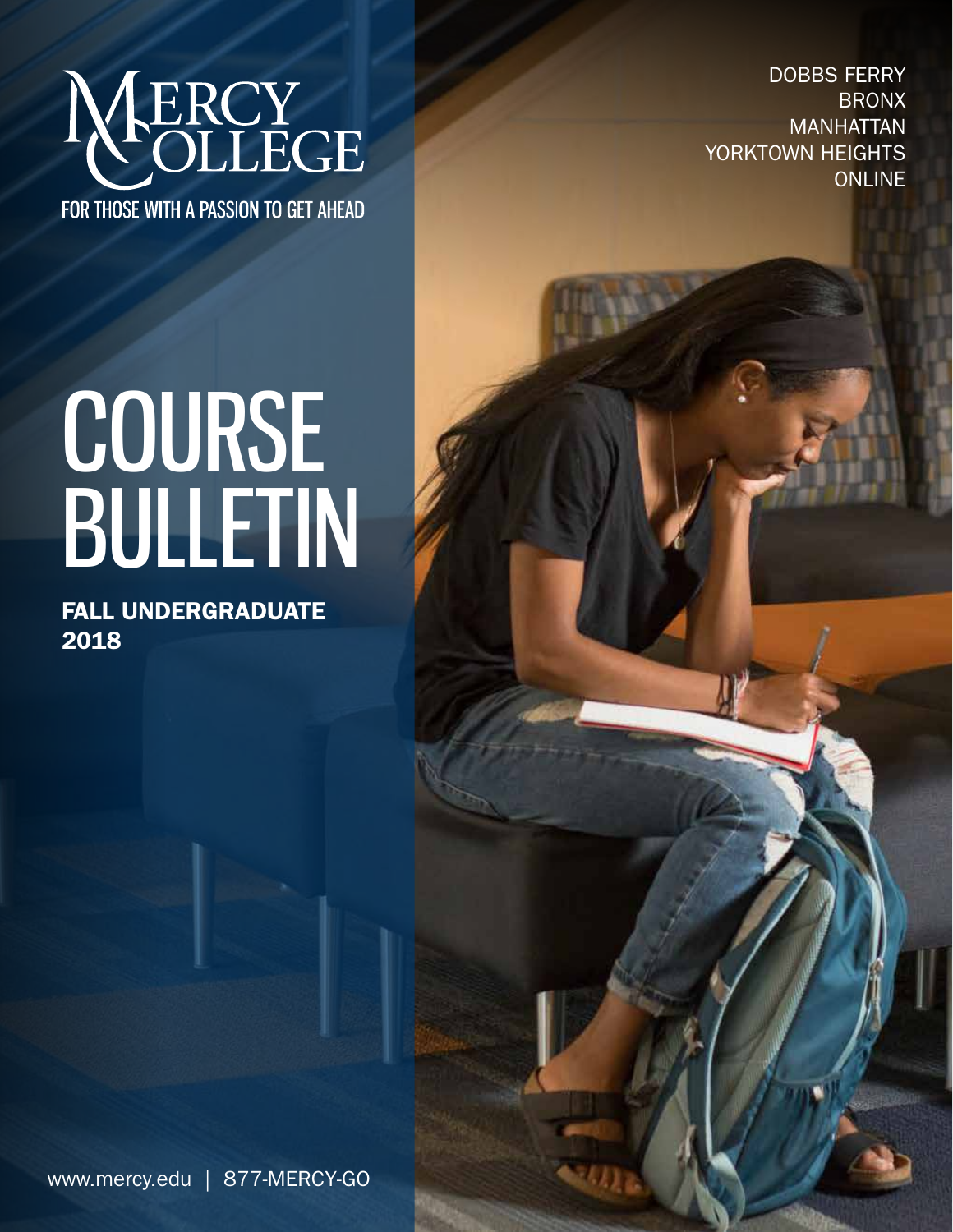# MERCY COLLEGE

FOR THOSE WITH A PASSION TO GET AHEAD

DOBBS FERRY
BRONX
MANHATTAN
YORKTOWN HEIGHTS
ONLINE

# COURSE BULLETIN

## FALL UNDERGRADUATE 2018

www.mercy.edu | 877-MERCY-GO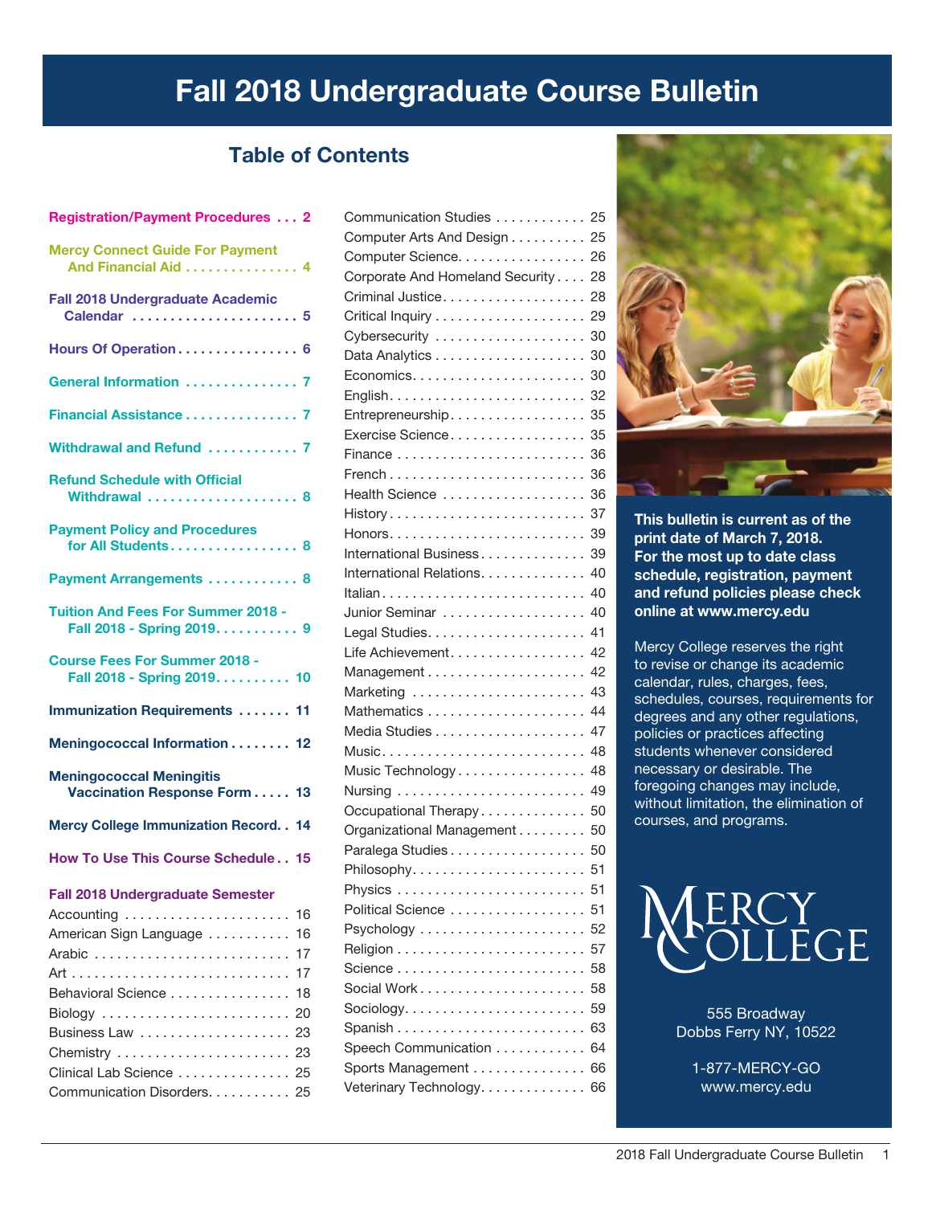# Fall 2018 Undergraduate Course Bulletin

## Table of Contents

- Registration/Payment Procedures . . . 2
- Mercy Connect Guide For Payment And Financial Aid . . . 4
- Fall 2018 Undergraduate Academic Calendar . . . 5
- Hours Of Operation . . . 6
- General Information . . . 7
- Financial Assistance . . . 7
- Withdrawal and Refund . . . 7
- Refund Schedule with Official Withdrawal . . . 8
- Payment Policy and Procedures for All Students . . . 8
- Payment Arrangements . . . 8
- Tuition And Fees For Summer 2018 - Fall 2018 - Spring 2019 . . . 9
- Course Fees For Summer 2018 - Fall 2018 - Spring 2019 . . . 10
- Immunization Requirements . . . 11
- Meningococcal Information . . . 12
- Meningococcal Meningitis Vaccination Response Form . . . 13
- Mercy College Immunization Record . . . 14
- How To Use This Course Schedule . . . 15

**Fall 2018 Undergraduate Semester**

- Accounting . . . 16
- American Sign Language . . . 16
- Arabic . . . 17
- Art . . . 17
- Behavioral Science . . . 18
- Biology . . . 20
- Business Law . . . 23
- Chemistry . . . 23
- Clinical Lab Science . . . 25
- Communication Disorders . . . 25
- Communication Studies . . . 25
- Computer Arts And Design . . . 25
- Computer Science . . . 26
- Corporate And Homeland Security . . . 28
- Criminal Justice . . . 28
- Critical Inquiry . . . 29
- Cybersecurity . . . 30
- Data Analytics . . . 30
- Economics . . . 30
- English . . . 32
- Entrepreneurship . . . 35
- Exercise Science . . . 35
- Finance . . . 36
- French . . . 36
- Health Science . . . 36
- History . . . 37
- Honors . . . 39
- International Business . . . 39
- International Relations . . . 40
- Italian . . . 40
- Junior Seminar . . . 40
- Legal Studies . . . 41
- Life Achievement . . . 42
- Management . . . 42
- Marketing . . . 43
- Mathematics . . . 44
- Media Studies . . . 47
- Music . . . 48
- Music Technology . . . 48
- Nursing . . . 49
- Occupational Therapy . . . 50
- Organizational Management . . . 50
- Paralega Studies . . . 50
- Philosophy . . . 51
- Physics . . . 51
- Political Science . . . 51
- Psychology . . . 52
- Religion . . . 57
- Science . . . 58
- Social Work . . . 58
- Sociology . . . 59
- Spanish . . . 63
- Speech Communication . . . 64
- Sports Management . . . 66
- Veterinary Technology . . . 66

**This bulletin is current as of the print date of March 7, 2018. For the most up to date class schedule, registration, payment and refund policies please check online at www.mercy.edu**

Mercy College reserves the right to revise or change its academic calendar, rules, charges, fees, schedules, courses, requirements for degrees and any other regulations, policies or practices affecting students whenever considered necessary or desirable. The foregoing changes may include, without limitation, the elimination of courses, and programs.

MERCY COLLEGE

555 Broadway
Dobbs Ferry NY, 10522

1-877-MERCY-GO
www.mercy.edu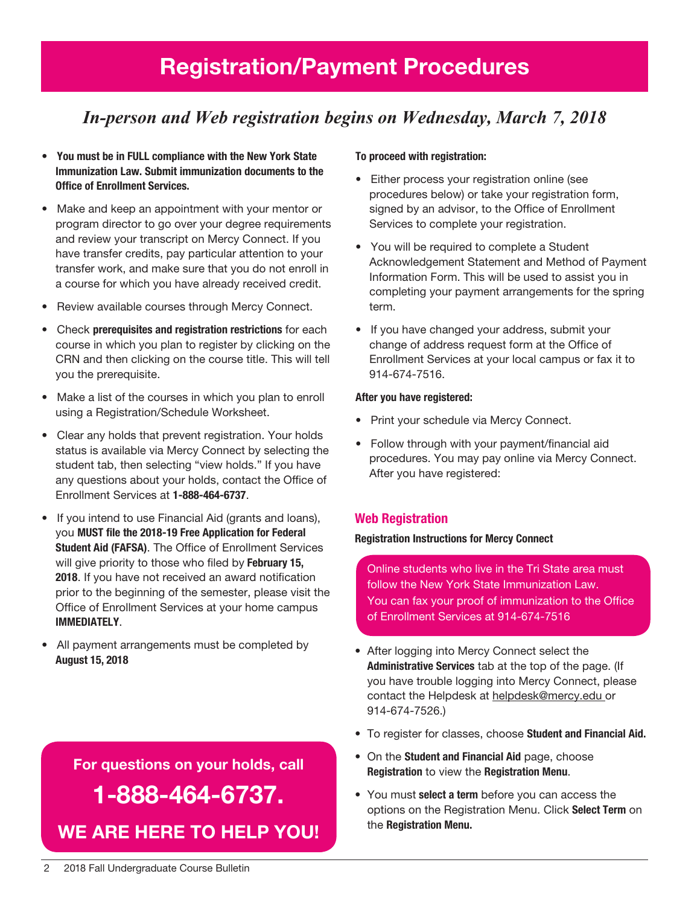# Registration/Payment Procedures

*In-person and Web registration begins on Wednesday, March 7, 2018*

- **You must be in FULL compliance with the New York State Immunization Law. Submit immunization documents to the Office of Enrollment Services.**
- Make and keep an appointment with your mentor or program director to go over your degree requirements and review your transcript on Mercy Connect. If you have transfer credits, pay particular attention to your transfer work, and make sure that you do not enroll in a course for which you have already received credit.
- Review available courses through Mercy Connect.
- Check **prerequisites and registration restrictions** for each course in which you plan to register by clicking on the CRN and then clicking on the course title. This will tell you the prerequisite.
- Make a list of the courses in which you plan to enroll using a Registration/Schedule Worksheet.
- Clear any holds that prevent registration. Your holds status is available via Mercy Connect by selecting the student tab, then selecting "view holds." If you have any questions about your holds, contact the Office of Enrollment Services at **1-888-464-6737**.
- If you intend to use Financial Aid (grants and loans), you **MUST file the 2018-19 Free Application for Federal Student Aid (FAFSA)**. The Office of Enrollment Services will give priority to those who filed by **February 15, 2018**. If you have not received an award notification prior to the beginning of the semester, please visit the Office of Enrollment Services at your home campus **IMMEDIATELY**.
- All payment arrangements must be completed by **August 15, 2018**

**For questions on your holds, call**

**1-888-464-6737.**

**WE ARE HERE TO HELP YOU!**

**To proceed with registration:**

- Either process your registration online (see procedures below) or take your registration form, signed by an advisor, to the Office of Enrollment Services to complete your registration.
- You will be required to complete a Student Acknowledgement Statement and Method of Payment Information Form. This will be used to assist you in completing your payment arrangements for the spring term.
- If you have changed your address, submit your change of address request form at the Office of Enrollment Services at your local campus or fax it to 914-674-7516.

**After you have registered:**

- Print your schedule via Mercy Connect.
- Follow through with your payment/financial aid procedures. You may pay online via Mercy Connect. After you have registered:

## Web Registration

**Registration Instructions for Mercy Connect**

Online students who live in the Tri State area must follow the New York State Immunization Law. You can fax your proof of immunization to the Office of Enrollment Services at 914-674-7516

- After logging into Mercy Connect select the **Administrative Services** tab at the top of the page. (If you have trouble logging into Mercy Connect, please contact the Helpdesk at helpdesk@mercy.edu or 914-674-7526.)
- To register for classes, choose **Student and Financial Aid.**
- On the **Student and Financial Aid** page, choose **Registration** to view the **Registration Menu**.
- You must **select a term** before you can access the options on the Registration Menu. Click **Select Term** on the **Registration Menu.**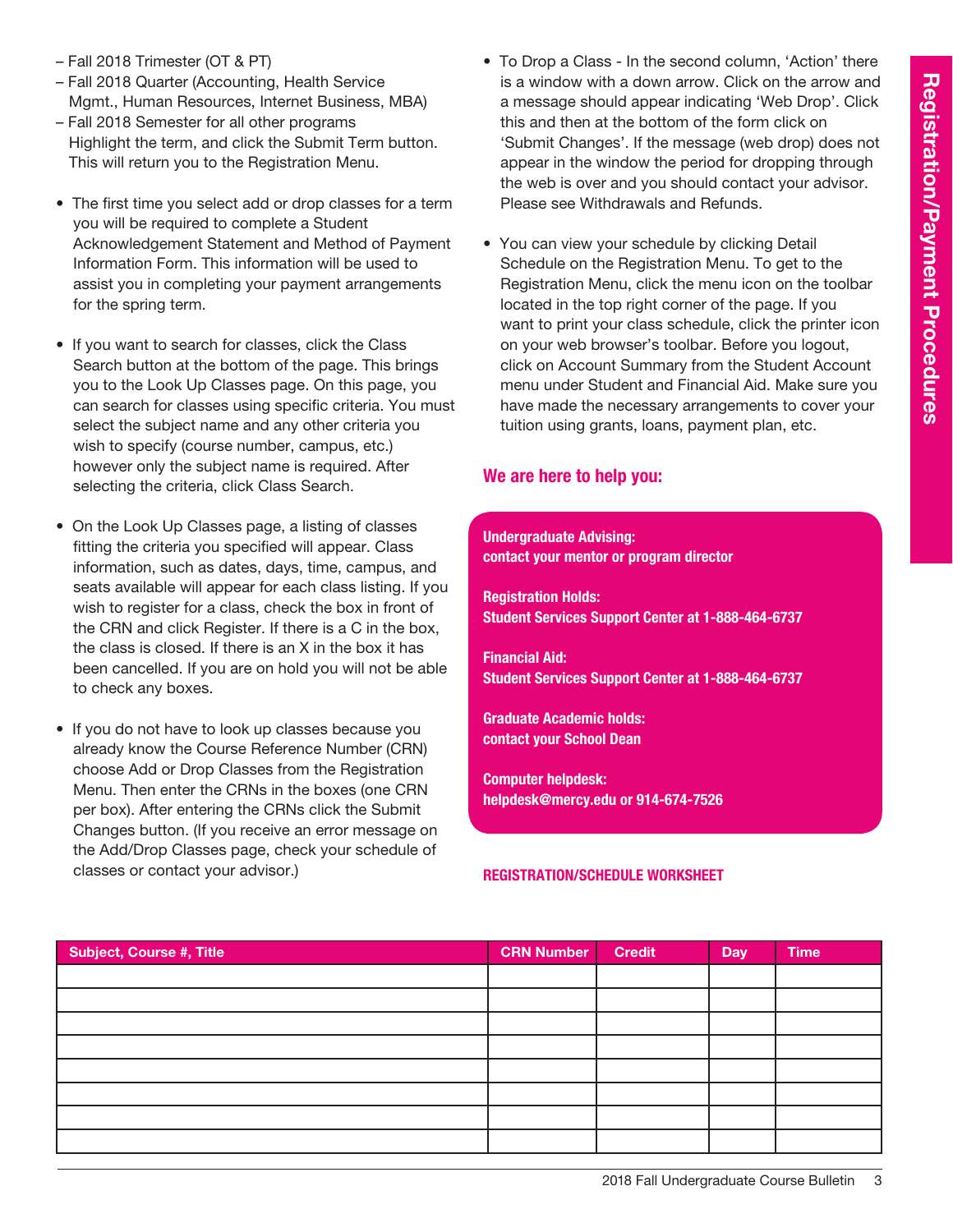– Fall 2018 Trimester (OT & PT)
– Fall 2018 Quarter (Accounting, Health Service Mgmt., Human Resources, Internet Business, MBA)
– Fall 2018 Semester for all other programs
Highlight the term, and click the Submit Term button. This will return you to the Registration Menu.

- The first time you select add or drop classes for a term you will be required to complete a Student Acknowledgement Statement and Method of Payment Information Form. This information will be used to assist you in completing your payment arrangements for the spring term.

- If you want to search for classes, click the Class Search button at the bottom of the page. This brings you to the Look Up Classes page. On this page, you can search for classes using specific criteria. You must select the subject name and any other criteria you wish to specify (course number, campus, etc.) however only the subject name is required. After selecting the criteria, click Class Search.

- On the Look Up Classes page, a listing of classes fitting the criteria you specified will appear. Class information, such as dates, days, time, campus, and seats available will appear for each class listing. If you wish to register for a class, check the box in front of the CRN and click Register. If there is a C in the box, the class is closed. If there is an X in the box it has been cancelled. If you are on hold you will not be able to check any boxes.

- If you do not have to look up classes because you already know the Course Reference Number (CRN) choose Add or Drop Classes from the Registration Menu. Then enter the CRNs in the boxes (one CRN per box). After entering the CRNs click the Submit Changes button. (If you receive an error message on the Add/Drop Classes page, check your schedule of classes or contact your advisor.)

- To Drop a Class - In the second column, 'Action' there is a window with a down arrow. Click on the arrow and a message should appear indicating 'Web Drop'. Click this and then at the bottom of the form click on 'Submit Changes'. If the message (web drop) does not appear in the window the period for dropping through the web is over and you should contact your advisor. Please see Withdrawals and Refunds.

- You can view your schedule by clicking Detail Schedule on the Registration Menu. To get to the Registration Menu, click the menu icon on the toolbar located in the top right corner of the page. If you want to print your class schedule, click the printer icon on your web browser's toolbar. Before you logout, click on Account Summary from the Student Account menu under Student and Financial Aid. Make sure you have made the necessary arrangements to cover your tuition using grants, loans, payment plan, etc.

## We are here to help you:

**Undergraduate Advising:**
**contact your mentor or program director**

**Registration Holds:**
**Student Services Support Center at 1-888-464-6737**

**Financial Aid:**
**Student Services Support Center at 1-888-464-6737**

**Graduate Academic holds:**
**contact your School Dean**

**Computer helpdesk:**
**helpdesk@mercy.edu or 914-674-7526**

**REGISTRATION/SCHEDULE WORKSHEET**

| Subject, Course #, Title | CRN Number | Credit | Day | Time |
|---|---|---|---|---|
| | | | | |
| | | | | |
| | | | | |
| | | | | |
| | | | | |
| | | | | |
| | | | | |
| | | | | |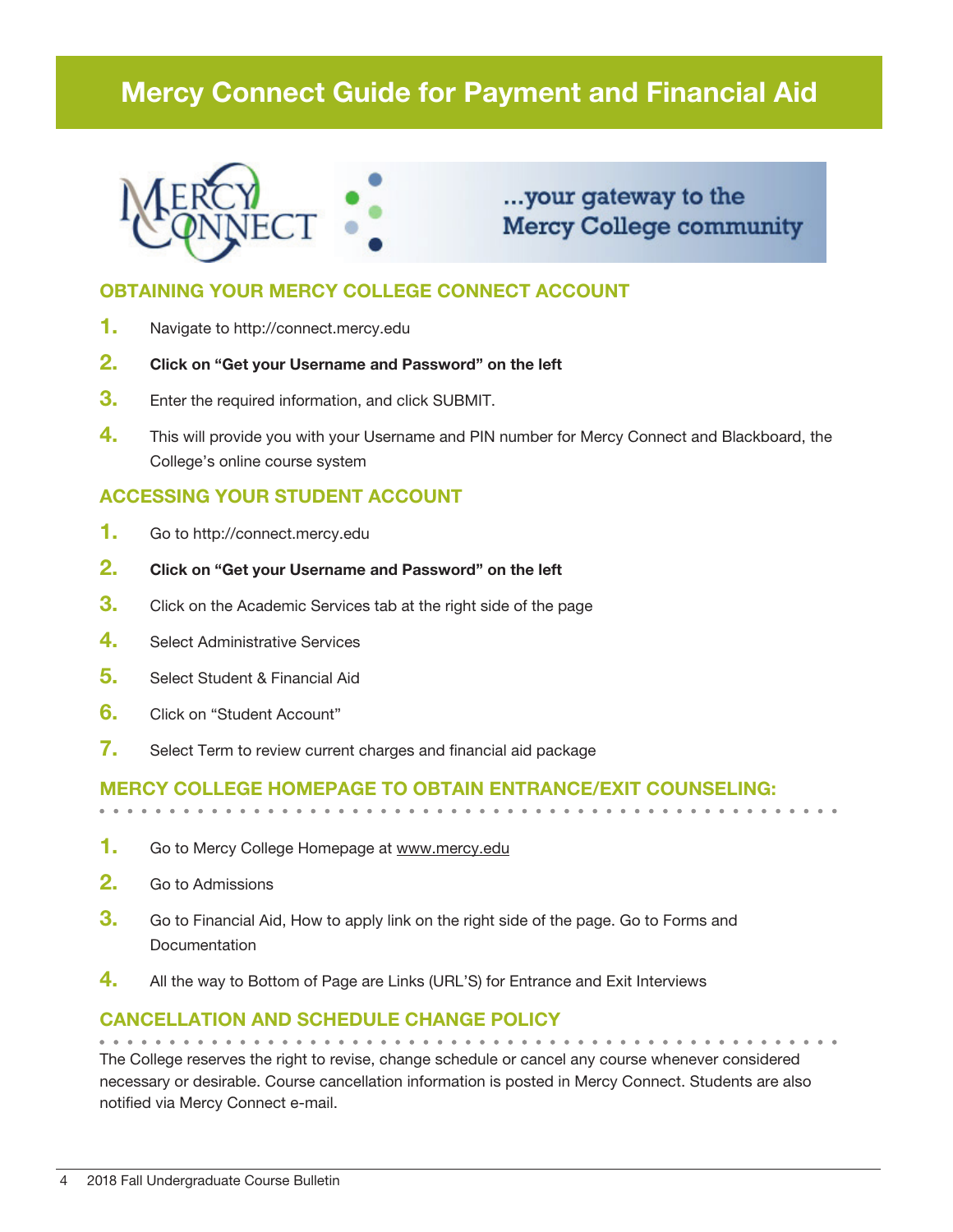# Mercy Connect Guide for Payment and Financial Aid

...your gateway to the Mercy College community

## OBTAINING YOUR MERCY COLLEGE CONNECT ACCOUNT

1. Navigate to http://connect.mercy.edu
2. **Click on "Get your Username and Password" on the left**
3. Enter the required information, and click SUBMIT.
4. This will provide you with your Username and PIN number for Mercy Connect and Blackboard, the College's online course system

## ACCESSING YOUR STUDENT ACCOUNT

1. Go to http://connect.mercy.edu
2. **Click on "Get your Username and Password" on the left**
3. Click on the Academic Services tab at the right side of the page
4. Select Administrative Services
5. Select Student & Financial Aid
6. Click on "Student Account"
7. Select Term to review current charges and financial aid package

## MERCY COLLEGE HOMEPAGE TO OBTAIN ENTRANCE/EXIT COUNSELING:

1. Go to Mercy College Homepage at www.mercy.edu
2. Go to Admissions
3. Go to Financial Aid, How to apply link on the right side of the page. Go to Forms and Documentation
4. All the way to Bottom of Page are Links (URL'S) for Entrance and Exit Interviews

## CANCELLATION AND SCHEDULE CHANGE POLICY

The College reserves the right to revise, change schedule or cancel any course whenever considered necessary or desirable. Course cancellation information is posted in Mercy Connect. Students are also notified via Mercy Connect e-mail.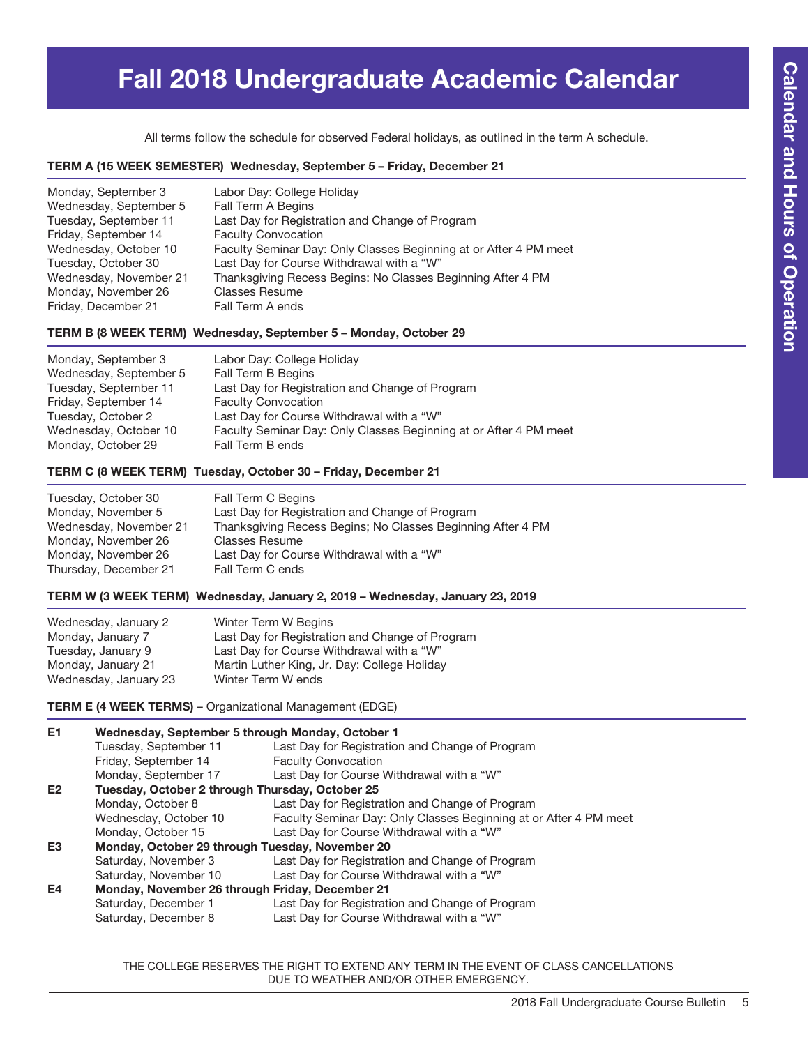# Fall 2018 Undergraduate Academic Calendar

All terms follow the schedule for observed Federal holidays, as outlined in the term A schedule.

## TERM A (15 WEEK SEMESTER) Wednesday, September 5 – Friday, December 21

| | |
|---|---|
| Monday, September 3 | Labor Day: College Holiday |
| Wednesday, September 5 | Fall Term A Begins |
| Tuesday, September 11 | Last Day for Registration and Change of Program |
| Friday, September 14 | Faculty Convocation |
| Wednesday, October 10 | Faculty Seminar Day: Only Classes Beginning at or After 4 PM meet |
| Tuesday, October 30 | Last Day for Course Withdrawal with a "W" |
| Wednesday, November 21 | Thanksgiving Recess Begins: No Classes Beginning After 4 PM |
| Monday, November 26 | Classes Resume |
| Friday, December 21 | Fall Term A ends |

## TERM B (8 WEEK TERM) Wednesday, September 5 – Monday, October 29

| | |
|---|---|
| Monday, September 3 | Labor Day: College Holiday |
| Wednesday, September 5 | Fall Term B Begins |
| Tuesday, September 11 | Last Day for Registration and Change of Program |
| Friday, September 14 | Faculty Convocation |
| Tuesday, October 2 | Last Day for Course Withdrawal with a "W" |
| Wednesday, October 10 | Faculty Seminar Day: Only Classes Beginning at or After 4 PM meet |
| Monday, October 29 | Fall Term B ends |

## TERM C (8 WEEK TERM) Tuesday, October 30 – Friday, December 21

| | |
|---|---|
| Tuesday, October 30 | Fall Term C Begins |
| Monday, November 5 | Last Day for Registration and Change of Program |
| Wednesday, November 21 | Thanksgiving Recess Begins; No Classes Beginning After 4 PM |
| Monday, November 26 | Classes Resume |
| Monday, November 26 | Last Day for Course Withdrawal with a "W" |
| Thursday, December 21 | Fall Term C ends |

## TERM W (3 WEEK TERM) Wednesday, January 2, 2019 – Wednesday, January 23, 2019

| | |
|---|---|
| Wednesday, January 2 | Winter Term W Begins |
| Monday, January 7 | Last Day for Registration and Change of Program |
| Tuesday, January 9 | Last Day for Course Withdrawal with a "W" |
| Monday, January 21 | Martin Luther King, Jr. Day: College Holiday |
| Wednesday, January 23 | Winter Term W ends |

## TERM E (4 WEEK TERMS) – Organizational Management (EDGE)

**E1 Wednesday, September 5 through Monday, October 1**

| | |
|---|---|
| Tuesday, September 11 | Last Day for Registration and Change of Program |
| Friday, September 14 | Faculty Convocation |
| Monday, September 17 | Last Day for Course Withdrawal with a "W" |

**E2 Tuesday, October 2 through Thursday, October 25**

| | |
|---|---|
| Monday, October 8 | Last Day for Registration and Change of Program |
| Wednesday, October 10 | Faculty Seminar Day: Only Classes Beginning at or After 4 PM meet |
| Monday, October 15 | Last Day for Course Withdrawal with a "W" |

**E3 Monday, October 29 through Tuesday, November 20**

| | |
|---|---|
| Saturday, November 3 | Last Day for Registration and Change of Program |
| Saturday, November 10 | Last Day for Course Withdrawal with a "W" |

**E4 Monday, November 26 through Friday, December 21**

| | |
|---|---|
| Saturday, December 1 | Last Day for Registration and Change of Program |
| Saturday, December 8 | Last Day for Course Withdrawal with a "W" |

THE COLLEGE RESERVES THE RIGHT TO EXTEND ANY TERM IN THE EVENT OF CLASS CANCELLATIONS DUE TO WEATHER AND/OR OTHER EMERGENCY.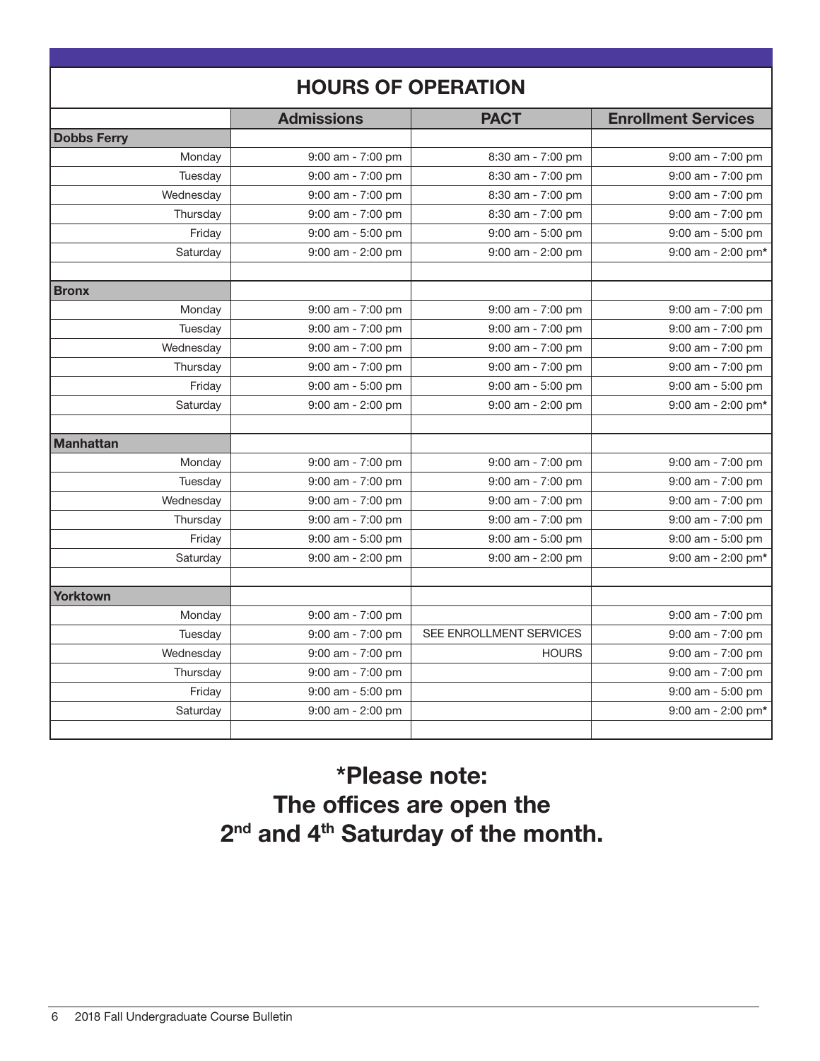## HOURS OF OPERATION

| | Admissions | PACT | Enrollment Services |
|---|---|---|---|
| **Dobbs Ferry** | | | |
| Monday | 9:00 am - 7:00 pm | 8:30 am - 7:00 pm | 9:00 am - 7:00 pm |
| Tuesday | 9:00 am - 7:00 pm | 8:30 am - 7:00 pm | 9:00 am - 7:00 pm |
| Wednesday | 9:00 am - 7:00 pm | 8:30 am - 7:00 pm | 9:00 am - 7:00 pm |
| Thursday | 9:00 am - 7:00 pm | 8:30 am - 7:00 pm | 9:00 am - 7:00 pm |
| Friday | 9:00 am - 5:00 pm | 9:00 am - 5:00 pm | 9:00 am - 5:00 pm |
| Saturday | 9:00 am - 2:00 pm | 9:00 am - 2:00 pm | 9:00 am - 2:00 pm* |
| | | | |
| **Bronx** | | | |
| Monday | 9:00 am - 7:00 pm | 9:00 am - 7:00 pm | 9:00 am - 7:00 pm |
| Tuesday | 9:00 am - 7:00 pm | 9:00 am - 7:00 pm | 9:00 am - 7:00 pm |
| Wednesday | 9:00 am - 7:00 pm | 9:00 am - 7:00 pm | 9:00 am - 7:00 pm |
| Thursday | 9:00 am - 7:00 pm | 9:00 am - 7:00 pm | 9:00 am - 7:00 pm |
| Friday | 9:00 am - 5:00 pm | 9:00 am - 5:00 pm | 9:00 am - 5:00 pm |
| Saturday | 9:00 am - 2:00 pm | 9:00 am - 2:00 pm | 9:00 am - 2:00 pm* |
| | | | |
| **Manhattan** | | | |
| Monday | 9:00 am - 7:00 pm | 9:00 am - 7:00 pm | 9:00 am - 7:00 pm |
| Tuesday | 9:00 am - 7:00 pm | 9:00 am - 7:00 pm | 9:00 am - 7:00 pm |
| Wednesday | 9:00 am - 7:00 pm | 9:00 am - 7:00 pm | 9:00 am - 7:00 pm |
| Thursday | 9:00 am - 7:00 pm | 9:00 am - 7:00 pm | 9:00 am - 7:00 pm |
| Friday | 9:00 am - 5:00 pm | 9:00 am - 5:00 pm | 9:00 am - 5:00 pm |
| Saturday | 9:00 am - 2:00 pm | 9:00 am - 2:00 pm | 9:00 am - 2:00 pm* |
| | | | |
| **Yorktown** | | | |
| Monday | 9:00 am - 7:00 pm | | 9:00 am - 7:00 pm |
| Tuesday | 9:00 am - 7:00 pm | SEE ENROLLMENT SERVICES | 9:00 am - 7:00 pm |
| Wednesday | 9:00 am - 7:00 pm | HOURS | 9:00 am - 7:00 pm |
| Thursday | 9:00 am - 7:00 pm | | 9:00 am - 7:00 pm |
| Friday | 9:00 am - 5:00 pm | | 9:00 am - 5:00 pm |
| Saturday | 9:00 am - 2:00 pm | | 9:00 am - 2:00 pm* |

**\*Please note:**
**The offices are open the 2nd and 4th Saturday of the month.**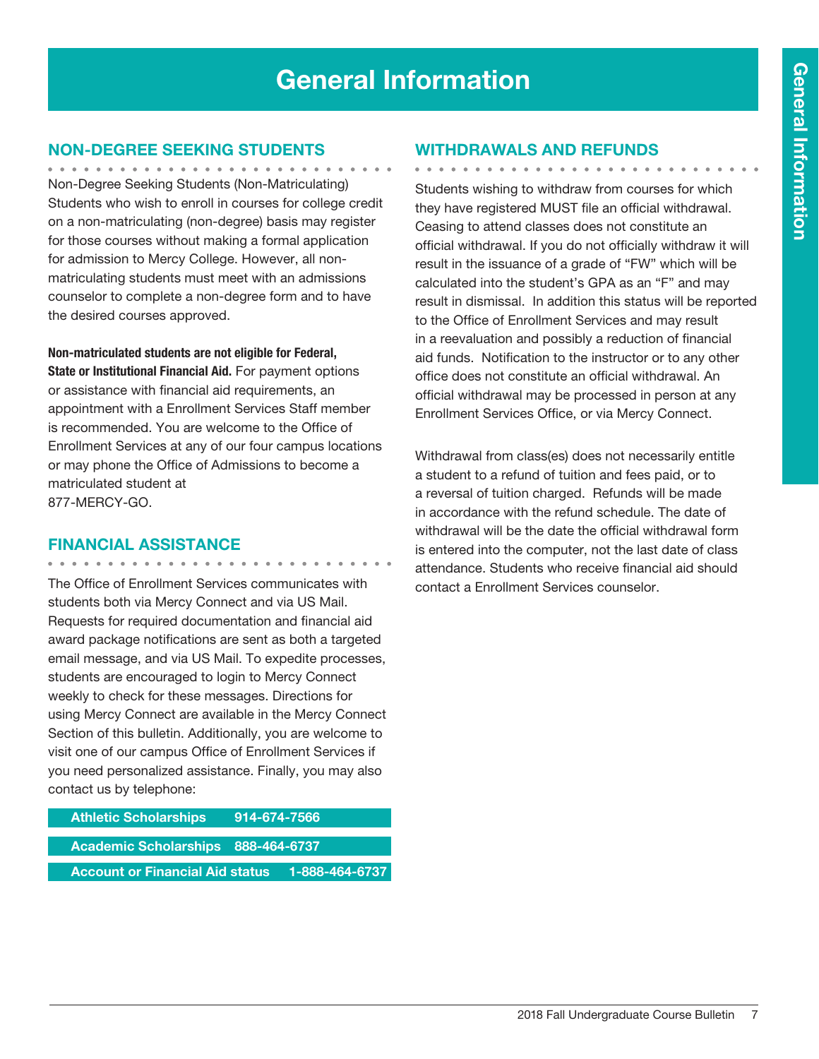# General Information

## NON-DEGREE SEEKING STUDENTS

Non-Degree Seeking Students (Non-Matriculating) Students who wish to enroll in courses for college credit on a non-matriculating (non-degree) basis may register for those courses without making a formal application for admission to Mercy College. However, all non-matriculating students must meet with an admissions counselor to complete a non-degree form and to have the desired courses approved.

**Non-matriculated students are not eligible for Federal, State or Institutional Financial Aid.** For payment options or assistance with financial aid requirements, an appointment with a Enrollment Services Staff member is recommended. You are welcome to the Office of Enrollment Services at any of our four campus locations or may phone the Office of Admissions to become a matriculated student at 877-MERCY-GO.

## FINANCIAL ASSISTANCE

The Office of Enrollment Services communicates with students both via Mercy Connect and via US Mail. Requests for required documentation and financial aid award package notifications are sent as both a targeted email message, and via US Mail. To expedite processes, students are encouraged to login to Mercy Connect weekly to check for these messages. Directions for using Mercy Connect are available in the Mercy Connect Section of this bulletin. Additionally, you are welcome to visit one of our campus Office of Enrollment Services if you need personalized assistance. Finally, you may also contact us by telephone:

| | |
|---|---|
| **Athletic Scholarships** | **914-674-7566** |
| **Academic Scholarships** | **888-464-6737** |
| **Account or Financial Aid status** | **1-888-464-6737** |

## WITHDRAWALS AND REFUNDS

Students wishing to withdraw from courses for which they have registered MUST file an official withdrawal. Ceasing to attend classes does not constitute an official withdrawal. If you do not officially withdraw it will result in the issuance of a grade of "FW" which will be calculated into the student's GPA as an "F" and may result in dismissal. In addition this status will be reported to the Office of Enrollment Services and may result in a reevaluation and possibly a reduction of financial aid funds. Notification to the instructor or to any other office does not constitute an official withdrawal. An official withdrawal may be processed in person at any Enrollment Services Office, or via Mercy Connect.

Withdrawal from class(es) does not necessarily entitle a student to a refund of tuition and fees paid, or to a reversal of tuition charged. Refunds will be made in accordance with the refund schedule. The date of withdrawal will be the date the official withdrawal form is entered into the computer, not the last date of class attendance. Students who receive financial aid should contact a Enrollment Services counselor.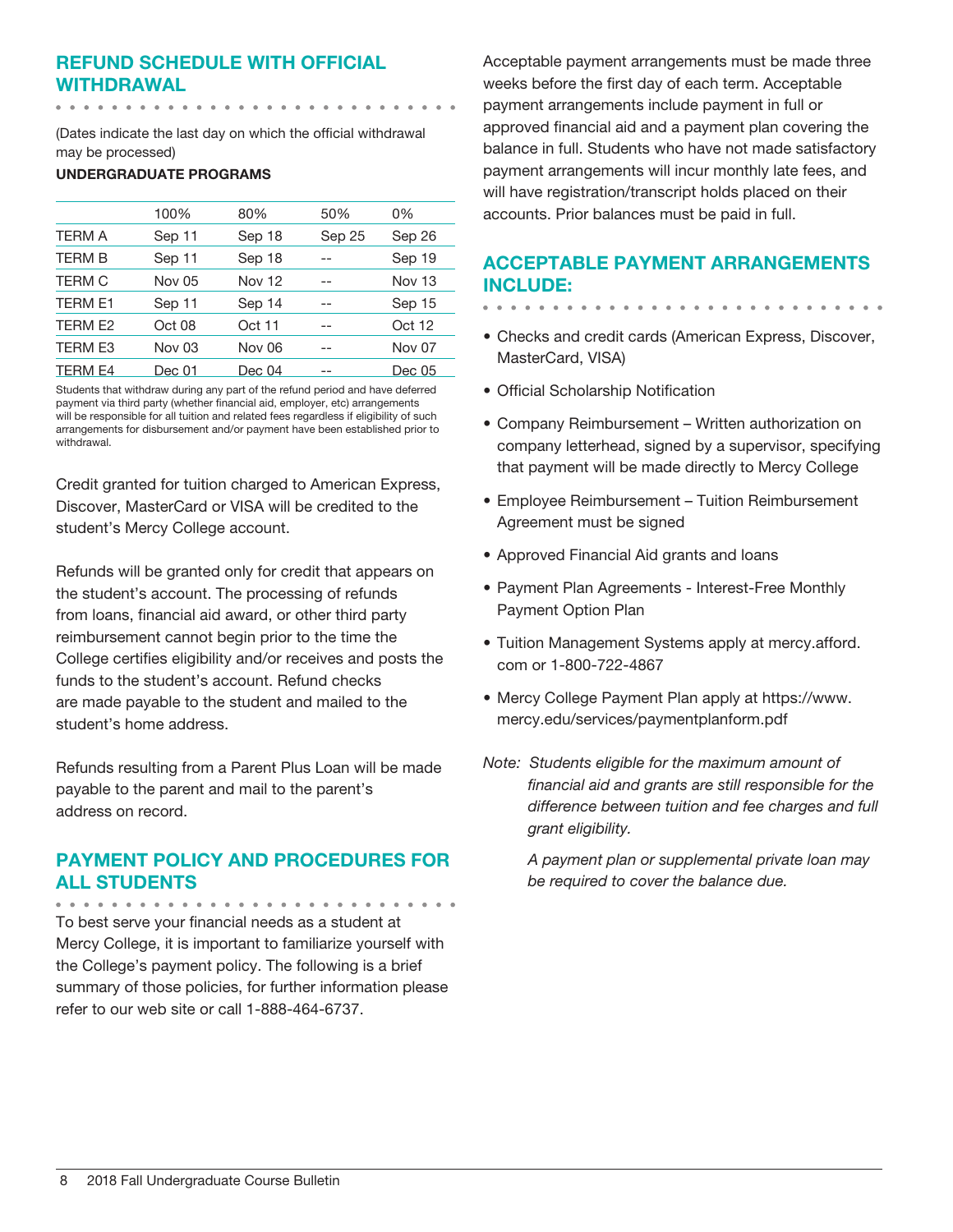## REFUND SCHEDULE WITH OFFICIAL WITHDRAWAL

(Dates indicate the last day on which the official withdrawal may be processed)

**UNDERGRADUATE PROGRAMS**

| | 100% | 80% | 50% | 0% |
|---|---|---|---|---|
| TERM A | Sep 11 | Sep 18 | Sep 25 | Sep 26 |
| TERM B | Sep 11 | Sep 18 | -- | Sep 19 |
| TERM C | Nov 05 | Nov 12 | -- | Nov 13 |
| TERM E1 | Sep 11 | Sep 14 | -- | Sep 15 |
| TERM E2 | Oct 08 | Oct 11 | -- | Oct 12 |
| TERM E3 | Nov 03 | Nov 06 | -- | Nov 07 |
| TERM E4 | Dec 01 | Dec 04 | -- | Dec 05 |

Students that withdraw during any part of the refund period and have deferred payment via third party (whether financial aid, employer, etc) arrangements will be responsible for all tuition and related fees regardless if eligibility of such arrangements for disbursement and/or payment have been established prior to withdrawal.

Credit granted for tuition charged to American Express, Discover, MasterCard or VISA will be credited to the student's Mercy College account.

Refunds will be granted only for credit that appears on the student's account. The processing of refunds from loans, financial aid award, or other third party reimbursement cannot begin prior to the time the College certifies eligibility and/or receives and posts the funds to the student's account. Refund checks are made payable to the student and mailed to the student's home address.

Refunds resulting from a Parent Plus Loan will be made payable to the parent and mail to the parent's address on record.

## PAYMENT POLICY AND PROCEDURES FOR ALL STUDENTS

To best serve your financial needs as a student at Mercy College, it is important to familiarize yourself with the College's payment policy. The following is a brief summary of those policies, for further information please refer to our web site or call 1-888-464-6737.

Acceptable payment arrangements must be made three weeks before the first day of each term. Acceptable payment arrangements include payment in full or approved financial aid and a payment plan covering the balance in full. Students who have not made satisfactory payment arrangements will incur monthly late fees, and will have registration/transcript holds placed on their accounts. Prior balances must be paid in full.

## ACCEPTABLE PAYMENT ARRANGEMENTS INCLUDE:

- Checks and credit cards (American Express, Discover, MasterCard, VISA)
- Official Scholarship Notification
- Company Reimbursement – Written authorization on company letterhead, signed by a supervisor, specifying that payment will be made directly to Mercy College
- Employee Reimbursement – Tuition Reimbursement Agreement must be signed
- Approved Financial Aid grants and loans
- Payment Plan Agreements - Interest-Free Monthly Payment Option Plan
- Tuition Management Systems apply at mercy.afford.com or 1-800-722-4867
- Mercy College Payment Plan apply at https://www.mercy.edu/services/paymentplanform.pdf

*Note: Students eligible for the maximum amount of financial aid and grants are still responsible for the difference between tuition and fee charges and full grant eligibility.*

*A payment plan or supplemental private loan may be required to cover the balance due.*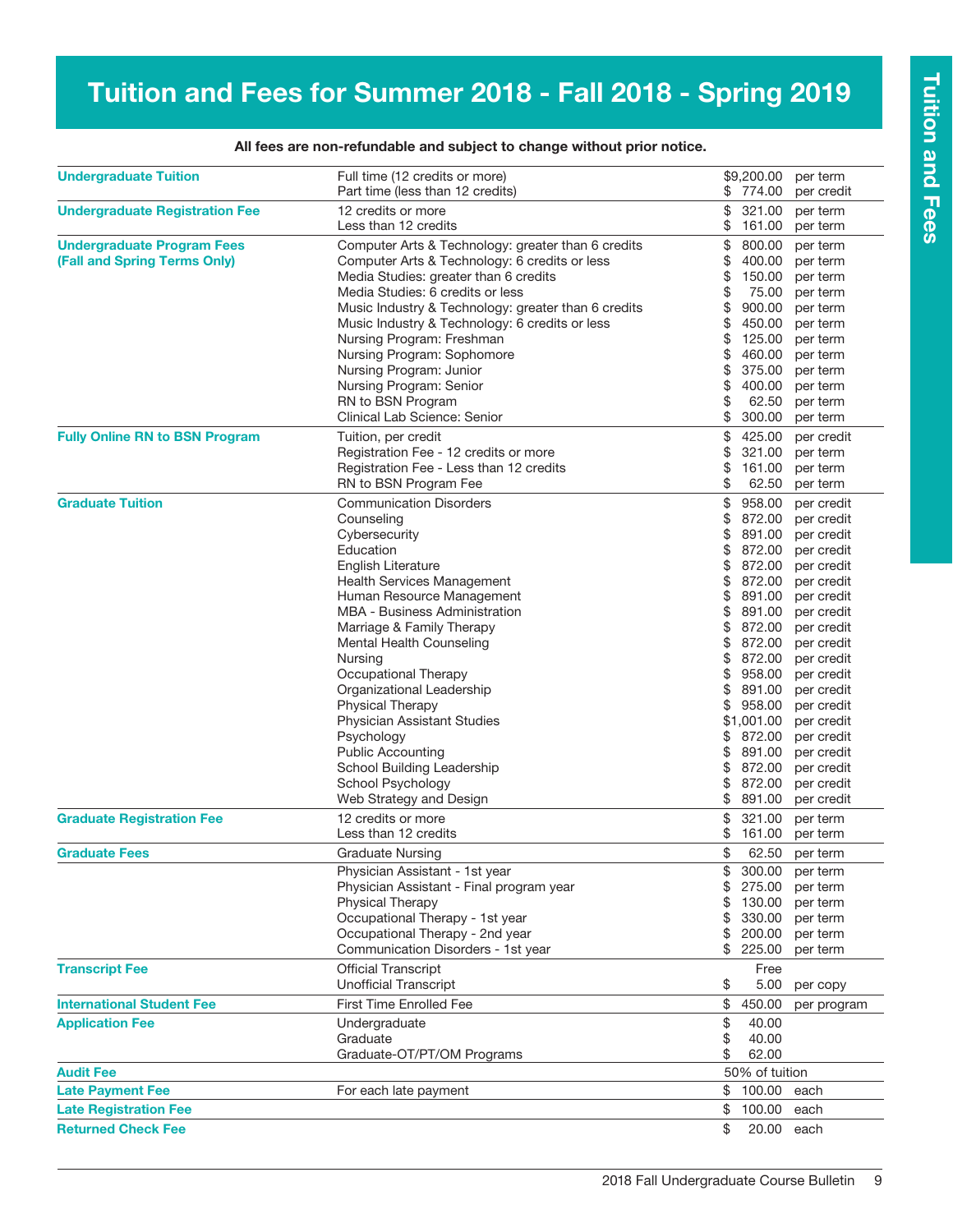# Tuition and Fees for Summer 2018 - Fall 2018 - Spring 2019

**All fees are non-refundable and subject to change without prior notice.**

| Category | Description | Amount | Unit |
|---|---|---|---|
| **Undergraduate Tuition** | Full time (12 credits or more) | $9,200.00 | per term |
| | Part time (less than 12 credits) | $ 774.00 | per credit |
| **Undergraduate Registration Fee** | 12 credits or more | $ 321.00 | per term |
| | Less than 12 credits | $ 161.00 | per term |
| **Undergraduate Program Fees (Fall and Spring Terms Only)** | Computer Arts & Technology: greater than 6 credits | $ 800.00 | per term |
| | Computer Arts & Technology: 6 credits or less | $ 400.00 | per term |
| | Media Studies: greater than 6 credits | $ 150.00 | per term |
| | Media Studies: 6 credits or less | $ 75.00 | per term |
| | Music Industry & Technology: greater than 6 credits | $ 900.00 | per term |
| | Music Industry & Technology: 6 credits or less | $ 450.00 | per term |
| | Nursing Program: Freshman | $ 125.00 | per term |
| | Nursing Program: Sophomore | $ 460.00 | per term |
| | Nursing Program: Junior | $ 375.00 | per term |
| | Nursing Program: Senior | $ 400.00 | per term |
| | RN to BSN Program | $ 62.50 | per term |
| | Clinical Lab Science: Senior | $ 300.00 | per term |
| **Fully Online RN to BSN Program** | Tuition, per credit | $ 425.00 | per credit |
| | Registration Fee - 12 credits or more | $ 321.00 | per term |
| | Registration Fee - Less than 12 credits | $ 161.00 | per term |
| | RN to BSN Program Fee | $ 62.50 | per term |
| **Graduate Tuition** | Communication Disorders | $ 958.00 | per credit |
| | Counseling | $ 872.00 | per credit |
| | Cybersecurity | $ 891.00 | per credit |
| | Education | $ 872.00 | per credit |
| | English Literature | $ 872.00 | per credit |
| | Health Services Management | $ 872.00 | per credit |
| | Human Resource Management | $ 891.00 | per credit |
| | MBA - Business Administration | $ 891.00 | per credit |
| | Marriage & Family Therapy | $ 872.00 | per credit |
| | Mental Health Counseling | $ 872.00 | per credit |
| | Nursing | $ 872.00 | per credit |
| | Occupational Therapy | $ 958.00 | per credit |
| | Organizational Leadership | $ 891.00 | per credit |
| | Physical Therapy | $ 958.00 | per credit |
| | Physician Assistant Studies | $1,001.00 | per credit |
| | Psychology | $ 872.00 | per credit |
| | Public Accounting | $ 891.00 | per credit |
| | School Building Leadership | $ 872.00 | per credit |
| | School Psychology | $ 872.00 | per credit |
| | Web Strategy and Design | $ 891.00 | per credit |
| **Graduate Registration Fee** | 12 credits or more | $ 321.00 | per term |
| | Less than 12 credits | $ 161.00 | per term |
| **Graduate Fees** | Graduate Nursing | $ 62.50 | per term |
| | Physician Assistant - 1st year | $ 300.00 | per term |
| | Physician Assistant - Final program year | $ 275.00 | per term |
| | Physical Therapy | $ 130.00 | per term |
| | Occupational Therapy - 1st year | $ 330.00 | per term |
| | Occupational Therapy - 2nd year | $ 200.00 | per term |
| | Communication Disorders - 1st year | $ 225.00 | per term |
| **Transcript Fee** | Official Transcript | Free | |
| | Unofficial Transcript | $ 5.00 | per copy |
| **International Student Fee** | First Time Enrolled Fee | $ 450.00 | per program |
| **Application Fee** | Undergraduate | $ 40.00 | |
| | Graduate | $ 40.00 | |
| | Graduate-OT/PT/OM Programs | $ 62.00 | |
| **Audit Fee** | | 50% of tuition | |
| **Late Payment Fee** | For each late payment | $ 100.00 | each |
| **Late Registration Fee** | | $ 100.00 | each |
| **Returned Check Fee** | | $ 20.00 | each |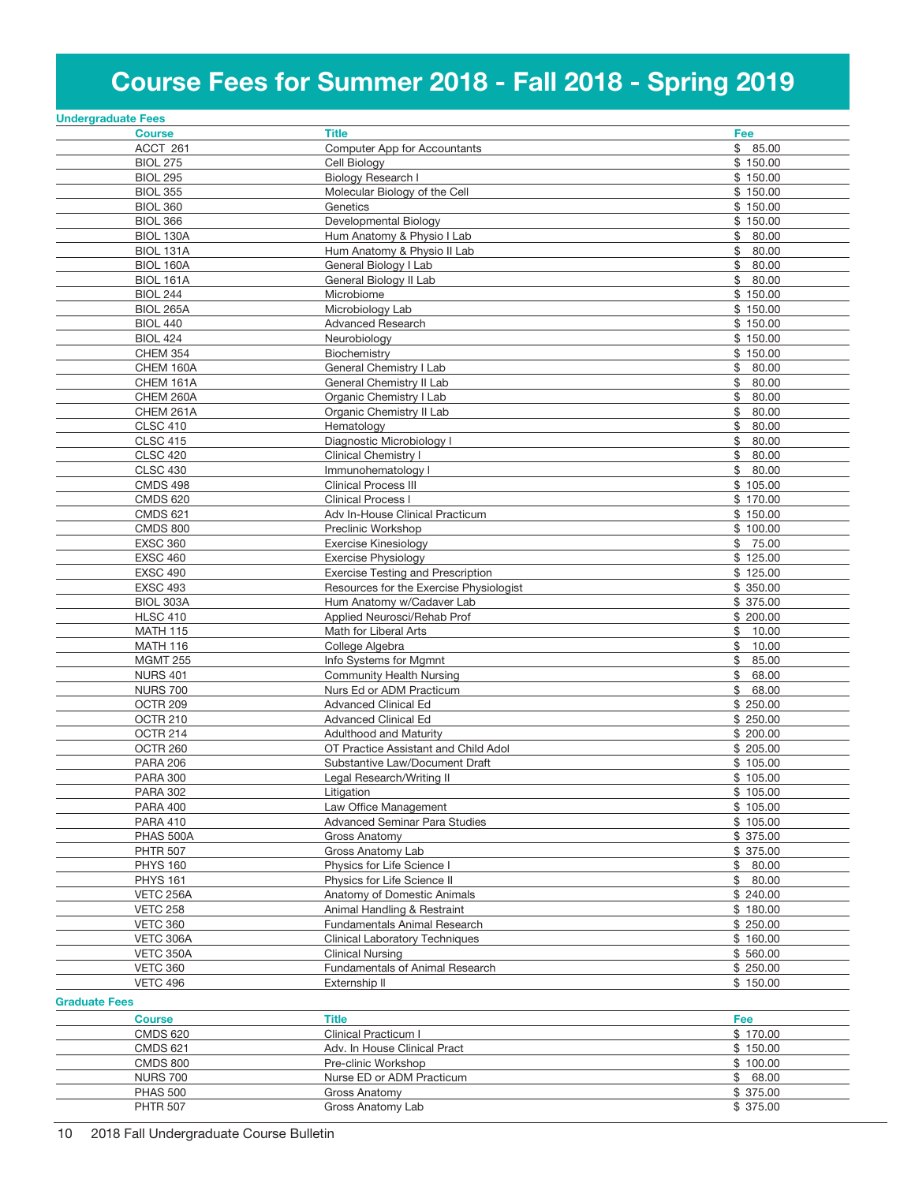# Course Fees for Summer 2018 - Fall 2018 - Spring 2019

## Undergraduate Fees

| Course | Title | Fee |
|---|---|---|
| ACCT 261 | Computer App for Accountants | $ 85.00 |
| BIOL 275 | Cell Biology | $ 150.00 |
| BIOL 295 | Biology Research I | $ 150.00 |
| BIOL 355 | Molecular Biology of the Cell | $ 150.00 |
| BIOL 360 | Genetics | $ 150.00 |
| BIOL 366 | Developmental Biology | $ 150.00 |
| BIOL 130A | Hum Anatomy & Physio I Lab | $ 80.00 |
| BIOL 131A | Hum Anatomy & Physio II Lab | $ 80.00 |
| BIOL 160A | General Biology I Lab | $ 80.00 |
| BIOL 161A | General Biology II Lab | $ 80.00 |
| BIOL 244 | Microbiome | $ 150.00 |
| BIOL 265A | Microbiology Lab | $ 150.00 |
| BIOL 440 | Advanced Research | $ 150.00 |
| BIOL 424 | Neurobiology | $ 150.00 |
| CHEM 354 | Biochemistry | $ 150.00 |
| CHEM 160A | General Chemistry I Lab | $ 80.00 |
| CHEM 161A | General Chemistry II Lab | $ 80.00 |
| CHEM 260A | Organic Chemistry I Lab | $ 80.00 |
| CHEM 261A | Organic Chemistry II Lab | $ 80.00 |
| CLSC 410 | Hematology | $ 80.00 |
| CLSC 415 | Diagnostic Microbiology I | $ 80.00 |
| CLSC 420 | Clinical Chemistry I | $ 80.00 |
| CLSC 430 | Immunohematology I | $ 80.00 |
| CMDS 498 | Clinical Process III | $ 105.00 |
| CMDS 620 | Clinical Process I | $ 170.00 |
| CMDS 621 | Adv In-House Clinical Practicum | $ 150.00 |
| CMDS 800 | Preclinic Workshop | $ 100.00 |
| EXSC 360 | Exercise Kinesiology | $ 75.00 |
| EXSC 460 | Exercise Physiology | $ 125.00 |
| EXSC 490 | Exercise Testing and Prescription | $ 125.00 |
| EXSC 493 | Resources for the Exercise Physiologist | $ 350.00 |
| BIOL 303A | Hum Anatomy w/Cadaver Lab | $ 375.00 |
| HLSC 410 | Applied Neurosci/Rehab Prof | $ 200.00 |
| MATH 115 | Math for Liberal Arts | $ 10.00 |
| MATH 116 | College Algebra | $ 10.00 |
| MGMT 255 | Info Systems for Mgmnt | $ 85.00 |
| NURS 401 | Community Health Nursing | $ 68.00 |
| NURS 700 | Nurs Ed or ADM Practicum | $ 68.00 |
| OCTR 209 | Advanced Clinical Ed | $ 250.00 |
| OCTR 210 | Advanced Clinical Ed | $ 250.00 |
| OCTR 214 | Adulthood and Maturity | $ 200.00 |
| OCTR 260 | OT Practice Assistant and Child Adol | $ 205.00 |
| PARA 206 | Substantive Law/Document Draft | $ 105.00 |
| PARA 300 | Legal Research/Writing II | $ 105.00 |
| PARA 302 | Litigation | $ 105.00 |
| PARA 400 | Law Office Management | $ 105.00 |
| PARA 410 | Advanced Seminar Para Studies | $ 105.00 |
| PHAS 500A | Gross Anatomy | $ 375.00 |
| PHTR 507 | Gross Anatomy Lab | $ 375.00 |
| PHYS 160 | Physics for Life Science I | $ 80.00 |
| PHYS 161 | Physics for Life Science II | $ 80.00 |
| VETC 256A | Anatomy of Domestic Animals | $ 240.00 |
| VETC 258 | Animal Handling & Restraint | $ 180.00 |
| VETC 360 | Fundamentals Animal Research | $ 250.00 |
| VETC 306A | Clinical Laboratory Techniques | $ 160.00 |
| VETC 350A | Clinical Nursing | $ 560.00 |
| VETC 360 | Fundamentals of Animal Research | $ 250.00 |
| VETC 496 | Externship II | $ 150.00 |

## Graduate Fees

| Course | Title | Fee |
|---|---|---|
| CMDS 620 | Clinical Practicum I | $ 170.00 |
| CMDS 621 | Adv. In House Clinical Pract | $ 150.00 |
| CMDS 800 | Pre-clinic Workshop | $ 100.00 |
| NURS 700 | Nurse ED or ADM Practicum | $ 68.00 |
| PHAS 500 | Gross Anatomy | $ 375.00 |
| PHTR 507 | Gross Anatomy Lab | $ 375.00 |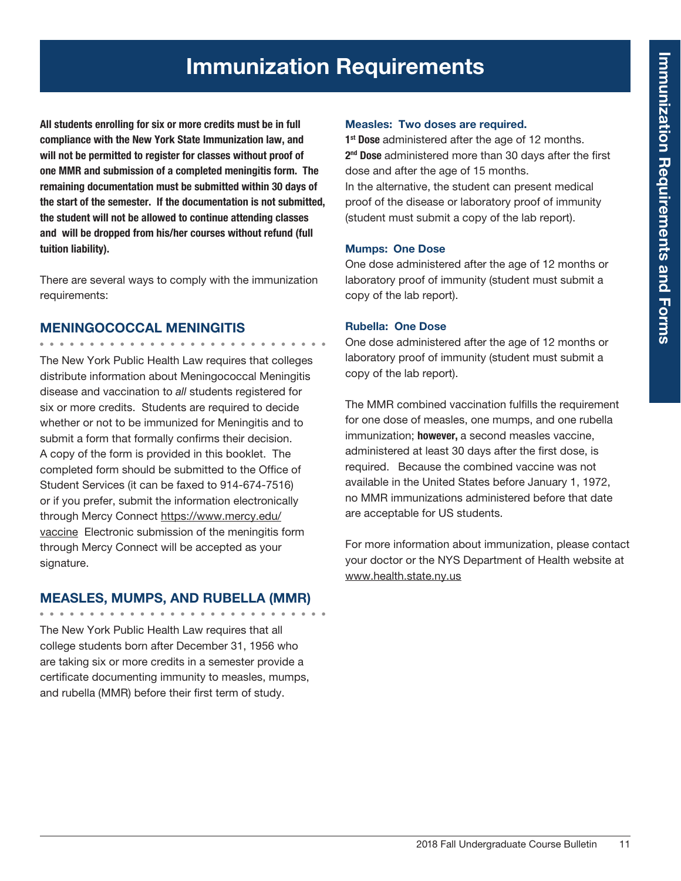# Immunization Requirements

**All students enrolling for six or more credits must be in full compliance with the New York State Immunization law, and will not be permitted to register for classes without proof of one MMR and submission of a completed meningitis form. The remaining documentation must be submitted within 30 days of the start of the semester. If the documentation is not submitted, the student will not be allowed to continue attending classes and will be dropped from his/her courses without refund (full tuition liability).**

There are several ways to comply with the immunization requirements:

## MENINGOCOCCAL MENINGITIS

The New York Public Health Law requires that colleges distribute information about Meningococcal Meningitis disease and vaccination to *all* students registered for six or more credits. Students are required to decide whether or not to be immunized for Meningitis and to submit a form that formally confirms their decision. A copy of the form is provided in this booklet. The completed form should be submitted to the Office of Student Services (it can be faxed to 914-674-7516) or if you prefer, submit the information electronically through Mercy Connect https://www.mercy.edu/vaccine Electronic submission of the meningitis form through Mercy Connect will be accepted as your signature.

## MEASLES, MUMPS, AND RUBELLA (MMR)

The New York Public Health Law requires that all college students born after December 31, 1956 who are taking six or more credits in a semester provide a certificate documenting immunity to measles, mumps, and rubella (MMR) before their first term of study.

### Measles: Two doses are required.

**1st Dose** administered after the age of 12 months.
**2nd Dose** administered more than 30 days after the first dose and after the age of 15 months.
In the alternative, the student can present medical proof of the disease or laboratory proof of immunity (student must submit a copy of the lab report).

### Mumps: One Dose

One dose administered after the age of 12 months or laboratory proof of immunity (student must submit a copy of the lab report).

### Rubella: One Dose

One dose administered after the age of 12 months or laboratory proof of immunity (student must submit a copy of the lab report).

The MMR combined vaccination fulfills the requirement for one dose of measles, one mumps, and one rubella immunization; **however,** a second measles vaccine, administered at least 30 days after the first dose, is required. Because the combined vaccine was not available in the United States before January 1, 1972, no MMR immunizations administered before that date are acceptable for US students.

For more information about immunization, please contact your doctor or the NYS Department of Health website at www.health.state.ny.us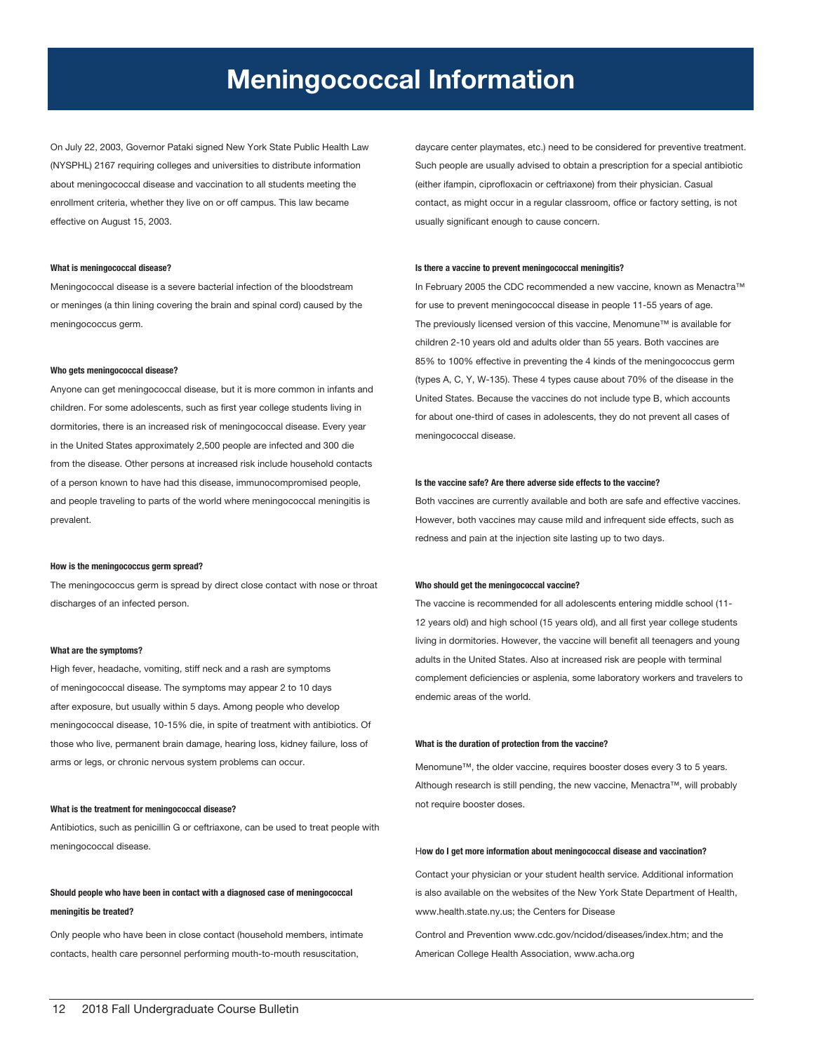# Meningococcal Information

On July 22, 2003, Governor Pataki signed New York State Public Health Law (NYSPHL) 2167 requiring colleges and universities to distribute information about meningococcal disease and vaccination to all students meeting the enrollment criteria, whether they live on or off campus. This law became effective on August 15, 2003.

**What is meningococcal disease?**

Meningococcal disease is a severe bacterial infection of the bloodstream or meninges (a thin lining covering the brain and spinal cord) caused by the meningococcus germ.

**Who gets meningococcal disease?**

Anyone can get meningococcal disease, but it is more common in infants and children. For some adolescents, such as first year college students living in dormitories, there is an increased risk of meningococcal disease. Every year in the United States approximately 2,500 people are infected and 300 die from the disease. Other persons at increased risk include household contacts of a person known to have had this disease, immunocompromised people, and people traveling to parts of the world where meningococcal meningitis is prevalent.

**How is the meningococcus germ spread?**

The meningococcus germ is spread by direct close contact with nose or throat discharges of an infected person.

**What are the symptoms?**

High fever, headache, vomiting, stiff neck and a rash are symptoms of meningococcal disease. The symptoms may appear 2 to 10 days after exposure, but usually within 5 days. Among people who develop meningococcal disease, 10-15% die, in spite of treatment with antibiotics. Of those who live, permanent brain damage, hearing loss, kidney failure, loss of arms or legs, or chronic nervous system problems can occur.

**What is the treatment for meningococcal disease?**

Antibiotics, such as penicillin G or ceftriaxone, can be used to treat people with meningococcal disease.

**Should people who have been in contact with a diagnosed case of meningococcal meningitis be treated?**

Only people who have been in close contact (household members, intimate contacts, health care personnel performing mouth-to-mouth resuscitation, daycare center playmates, etc.) need to be considered for preventive treatment. Such people are usually advised to obtain a prescription for a special antibiotic (either ifampin, ciprofloxacin or ceftriaxone) from their physician. Casual contact, as might occur in a regular classroom, office or factory setting, is not usually significant enough to cause concern.

**Is there a vaccine to prevent meningococcal meningitis?**

In February 2005 the CDC recommended a new vaccine, known as Menactra™ for use to prevent meningococcal disease in people 11-55 years of age. The previously licensed version of this vaccine, Menomune™ is available for children 2-10 years old and adults older than 55 years. Both vaccines are 85% to 100% effective in preventing the 4 kinds of the meningococcus germ (types A, C, Y, W-135). These 4 types cause about 70% of the disease in the United States. Because the vaccines do not include type B, which accounts for about one-third of cases in adolescents, they do not prevent all cases of meningococcal disease.

**Is the vaccine safe? Are there adverse side effects to the vaccine?**

Both vaccines are currently available and both are safe and effective vaccines. However, both vaccines may cause mild and infrequent side effects, such as redness and pain at the injection site lasting up to two days.

**Who should get the meningococcal vaccine?**

The vaccine is recommended for all adolescents entering middle school (11-12 years old) and high school (15 years old), and all first year college students living in dormitories. However, the vaccine will benefit all teenagers and young adults in the United States. Also at increased risk are people with terminal complement deficiencies or asplenia, some laboratory workers and travelers to endemic areas of the world.

**What is the duration of protection from the vaccine?**

Menomune™, the older vaccine, requires booster doses every 3 to 5 years. Although research is still pending, the new vaccine, Menactra™, will probably not require booster doses.

**How do I get more information about meningococcal disease and vaccination?**

Contact your physician or your student health service. Additional information is also available on the websites of the New York State Department of Health, www.health.state.ny.us; the Centers for Disease

Control and Prevention www.cdc.gov/ncidod/diseases/index.htm; and the American College Health Association, www.acha.org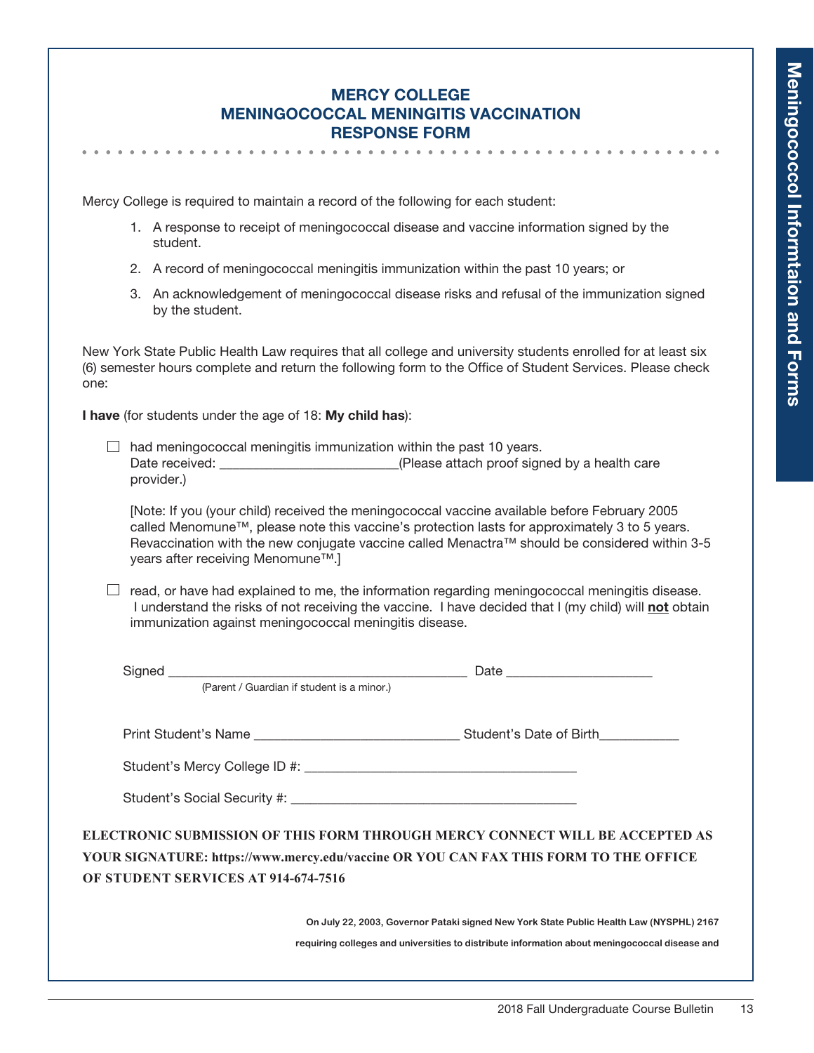# MERCY COLLEGE
# MENINGOCOCCAL MENINGITIS VACCINATION
# RESPONSE FORM

Mercy College is required to maintain a record of the following for each student:

1. A response to receipt of meningococcal disease and vaccine information signed by the student.
2. A record of meningococcal meningitis immunization within the past 10 years; or
3. An acknowledgement of meningococcal disease risks and refusal of the immunization signed by the student.

New York State Public Health Law requires that all college and university students enrolled for at least six (6) semester hours complete and return the following form to the Office of Student Services. Please check one:

**I have** (for students under the age of 18: **My child has**):

☐ had meningococcal meningitis immunization within the past 10 years.
Date received: _________________________(Please attach proof signed by a health care provider.)

[Note: If you (your child) received the meningococcal vaccine available before February 2005 called Menomune™, please note this vaccine's protection lasts for approximately 3 to 5 years. Revaccination with the new conjugate vaccine called Menactra™ should be considered within 3-5 years after receiving Menomune™.]

☐ read, or have had explained to me, the information regarding meningococcal meningitis disease. I understand the risks of not receiving the vaccine. I have decided that I (my child) will **<u>not</u>** obtain immunization against meningococcal meningitis disease.

Signed __________________________________________ Date ____________________
(Parent / Guardian if student is a minor.)

Print Student's Name _____________________________ Student's Date of Birth___________

Student's Mercy College ID #: ______________________________________

Student's Social Security #: ________________________________________

**ELECTRONIC SUBMISSION OF THIS FORM THROUGH MERCY CONNECT WILL BE ACCEPTED AS YOUR SIGNATURE: https://www.mercy.edu/vaccine OR YOU CAN FAX THIS FORM TO THE OFFICE OF STUDENT SERVICES AT 914-674-7516**

**On July 22, 2003, Governor Pataki signed New York State Public Health Law (NYSPHL) 2167 requiring colleges and universities to distribute information about meningococcal disease and**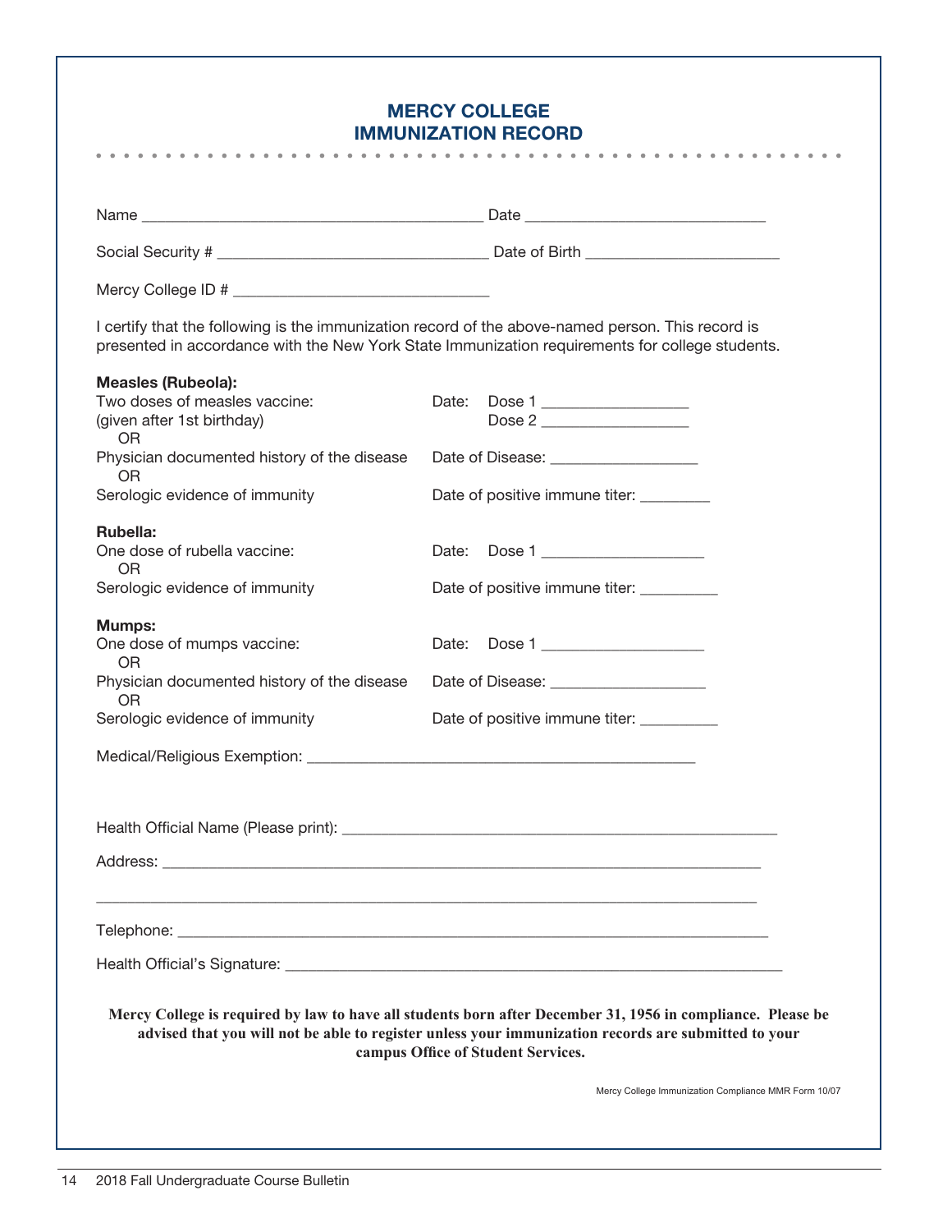# MERCY COLLEGE
# IMMUNIZATION RECORD

Name ________________________________________ Date ____________________________

Social Security # _______________________________ Date of Birth ______________________

Mercy College ID # ______________________________

I certify that the following is the immunization record of the above-named person. This record is presented in accordance with the New York State Immunization requirements for college students.

**Measles (Rubeola):**

| | |
|---|---|
| Two doses of measles vaccine: (given after 1st birthday) | Date: Dose 1 ________________ Dose 2 ________________ |
| OR | |
| Physician documented history of the disease | Date of Disease: ________________ |
| OR | |
| Serologic evidence of immunity | Date of positive immune titer: ________ |

**Rubella:**

| | |
|---|---|
| One dose of rubella vaccine: | Date: Dose 1 __________________ |
| OR | |
| Serologic evidence of immunity | Date of positive immune titer: _________ |

**Mumps:**

| | |
|---|---|
| One dose of mumps vaccine: | Date: Dose 1 __________________ |
| OR | |
| Physician documented history of the disease | Date of Disease: __________________ |
| OR | |
| Serologic evidence of immunity | Date of positive immune titer: _________ |

Medical/Religious Exemption: _____________________________________________

Health Official Name (Please print): ________________________________________________

Address: _____________________________________________________________________

______________________________________________________________________________

Telephone: ____________________________________________________________________

Health Official's Signature: ________________________________________________________

**Mercy College is required by law to have all students born after December 31, 1956 in compliance. Please be advised that you will not be able to register unless your immunization records are submitted to your campus Office of Student Services.**

Mercy College Immunization Compliance MMR Form 10/07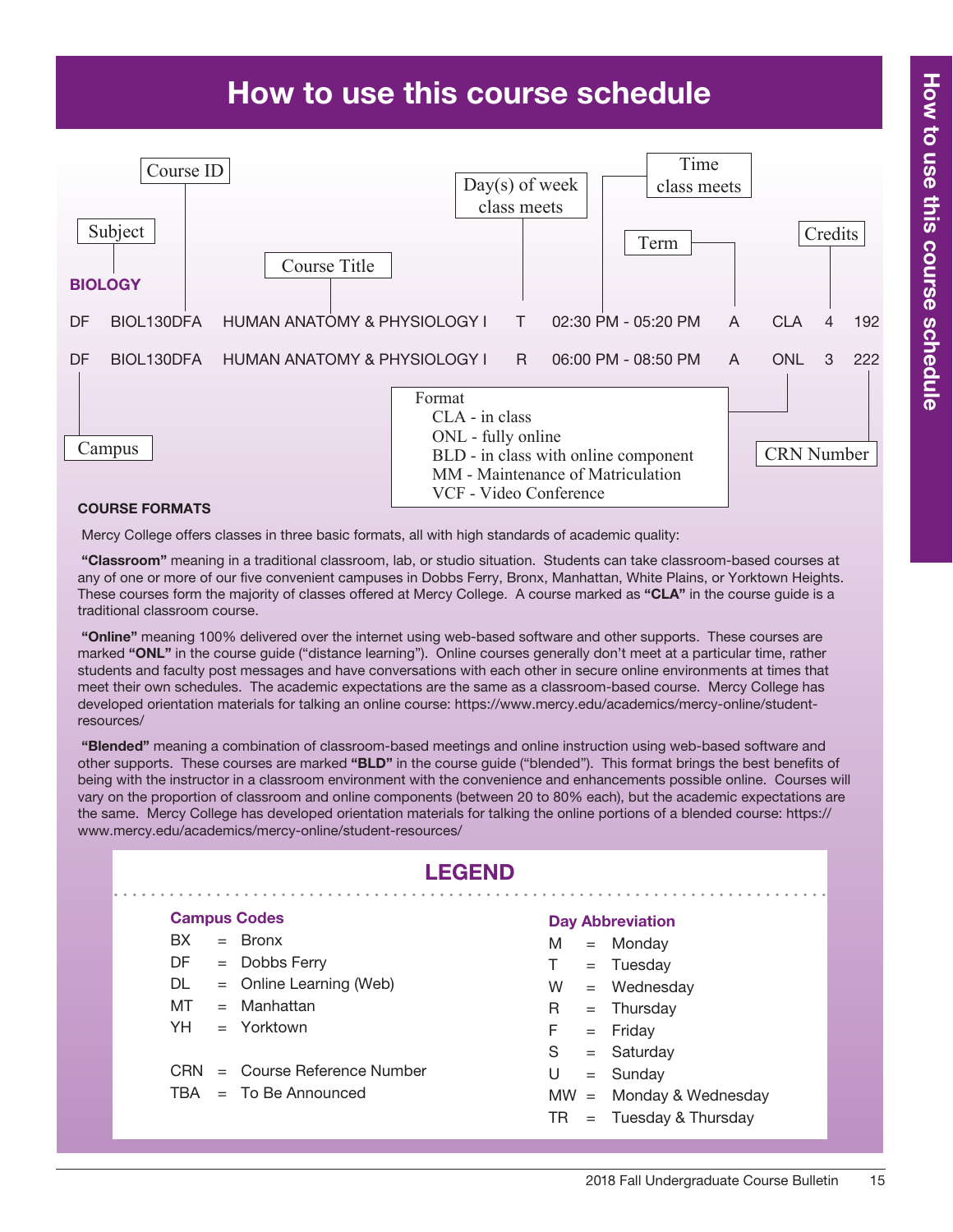# How to use this course schedule

Course ID | Subject | Course Title | Day(s) of week class meets | Time class meets | Term | Credits

**BIOLOGY**

| Campus | Course ID | Course Title | Day | Time | Term | Format | Credits | CRN Number |
|---|---|---|---|---|---|---|---|---|
| DF | BIOL130DFA | HUMAN ANATOMY & PHYSIOLOGY I | T | 02:30 PM - 05:20 PM | A | CLA | 4 | 192 |
| DF | BIOL130DFA | HUMAN ANATOMY & PHYSIOLOGY I | R | 06:00 PM - 08:50 PM | A | ONL | 3 | 222 |

Format
- CLA - in class
- ONL - fully online
- BLD - in class with online component
- MM - Maintenance of Matriculation
- VCF - Video Conference

**COURSE FORMATS**

Mercy College offers classes in three basic formats, all with high standards of academic quality:

**"Classroom"** meaning in a traditional classroom, lab, or studio situation. Students can take classroom-based courses at any of one or more of our five convenient campuses in Dobbs Ferry, Bronx, Manhattan, White Plains, or Yorktown Heights. These courses form the majority of classes offered at Mercy College. A course marked as **"CLA"** in the course guide is a traditional classroom course.

**"Online"** meaning 100% delivered over the internet using web-based software and other supports. These courses are marked **"ONL"** in the course guide ("distance learning"). Online courses generally don't meet at a particular time, rather students and faculty post messages and have conversations with each other in secure online environments at times that meet their own schedules. The academic expectations are the same as a classroom-based course. Mercy College has developed orientation materials for talking an online course: https://www.mercy.edu/academics/mercy-online/student-resources/

**"Blended"** meaning a combination of classroom-based meetings and online instruction using web-based software and other supports. These courses are marked **"BLD"** in the course guide ("blended"). This format brings the best benefits of being with the instructor in a classroom environment with the convenience and enhancements possible online. Courses will vary on the proportion of classroom and online components (between 20 to 80% each), but the academic expectations are the same. Mercy College has developed orientation materials for talking the online portions of a blended course: https://www.mercy.edu/academics/mercy-online/student-resources/

## LEGEND

**Campus Codes**

- BX = Bronx
- DF = Dobbs Ferry
- DL = Online Learning (Web)
- MT = Manhattan
- YH = Yorktown

- CRN = Course Reference Number
- TBA = To Be Announced

**Day Abbreviation**

- M = Monday
- T = Tuesday
- W = Wednesday
- R = Thursday
- F = Friday
- S = Saturday
- U = Sunday
- MW = Monday & Wednesday
- TR = Tuesday & Thursday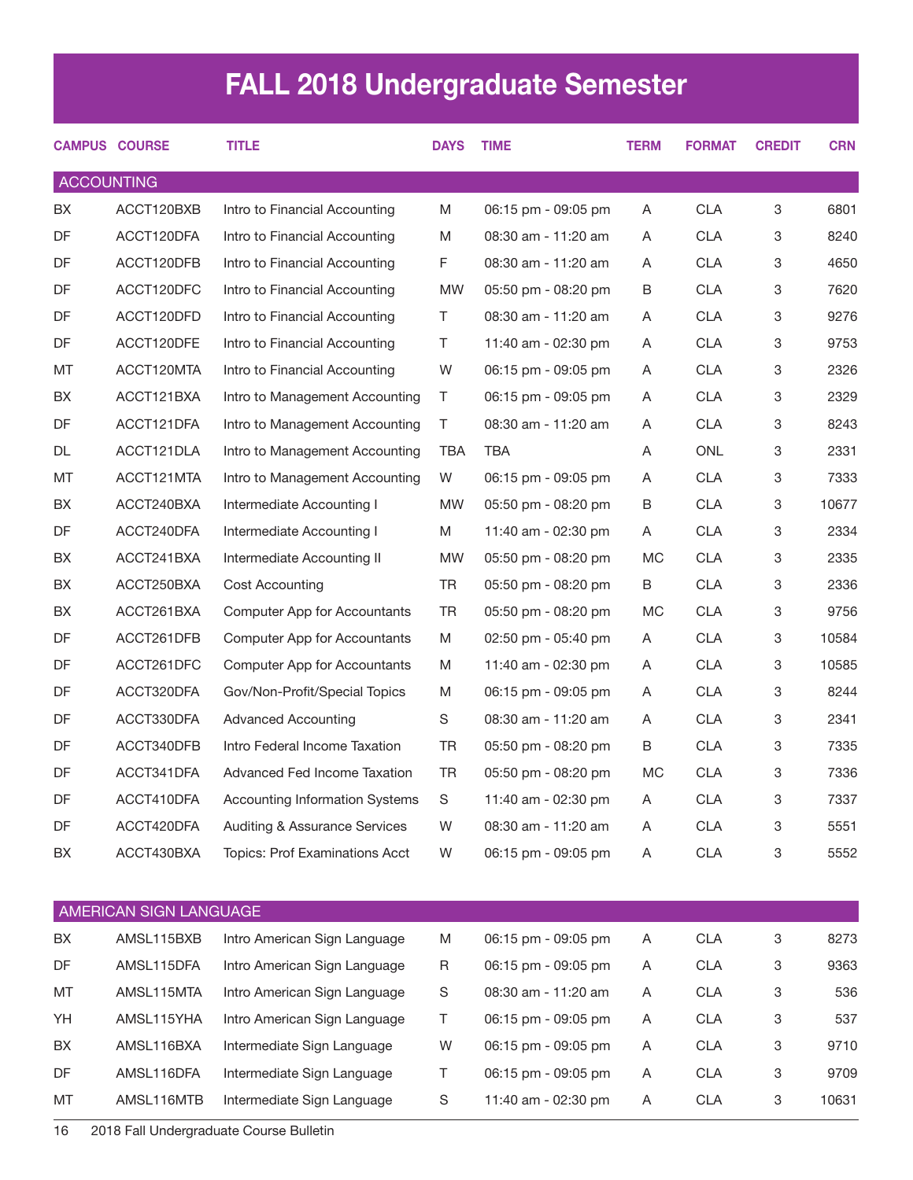# FALL 2018 Undergraduate Semester

| CAMPUS | COURSE | TITLE | DAYS | TIME | TERM | FORMAT | CREDIT | CRN |
|---|---|---|---|---|---|---|---|---|
| **ACCOUNTING** | | | | | | | | |
| BX | ACCT120BXB | Intro to Financial Accounting | M | 06:15 pm - 09:05 pm | A | CLA | 3 | 6801 |
| DF | ACCT120DFA | Intro to Financial Accounting | M | 08:30 am - 11:20 am | A | CLA | 3 | 8240 |
| DF | ACCT120DFB | Intro to Financial Accounting | F | 08:30 am - 11:20 am | A | CLA | 3 | 4650 |
| DF | ACCT120DFC | Intro to Financial Accounting | MW | 05:50 pm - 08:20 pm | B | CLA | 3 | 7620 |
| DF | ACCT120DFD | Intro to Financial Accounting | T | 08:30 am - 11:20 am | A | CLA | 3 | 9276 |
| DF | ACCT120DFE | Intro to Financial Accounting | T | 11:40 am - 02:30 pm | A | CLA | 3 | 9753 |
| MT | ACCT120MTA | Intro to Financial Accounting | W | 06:15 pm - 09:05 pm | A | CLA | 3 | 2326 |
| BX | ACCT121BXA | Intro to Management Accounting | T | 06:15 pm - 09:05 pm | A | CLA | 3 | 2329 |
| DF | ACCT121DFA | Intro to Management Accounting | T | 08:30 am - 11:20 am | A | CLA | 3 | 8243 |
| DL | ACCT121DLA | Intro to Management Accounting | TBA | TBA | A | ONL | 3 | 2331 |
| MT | ACCT121MTA | Intro to Management Accounting | W | 06:15 pm - 09:05 pm | A | CLA | 3 | 7333 |
| BX | ACCT240BXA | Intermediate Accounting I | MW | 05:50 pm - 08:20 pm | B | CLA | 3 | 10677 |
| DF | ACCT240DFA | Intermediate Accounting I | M | 11:40 am - 02:30 pm | A | CLA | 3 | 2334 |
| BX | ACCT241BXA | Intermediate Accounting II | MW | 05:50 pm - 08:20 pm | MC | CLA | 3 | 2335 |
| BX | ACCT250BXA | Cost Accounting | TR | 05:50 pm - 08:20 pm | B | CLA | 3 | 2336 |
| BX | ACCT261BXA | Computer App for Accountants | TR | 05:50 pm - 08:20 pm | MC | CLA | 3 | 9756 |
| DF | ACCT261DFB | Computer App for Accountants | M | 02:50 pm - 05:40 pm | A | CLA | 3 | 10584 |
| DF | ACCT261DFC | Computer App for Accountants | M | 11:40 am - 02:30 pm | A | CLA | 3 | 10585 |
| DF | ACCT320DFA | Gov/Non-Profit/Special Topics | M | 06:15 pm - 09:05 pm | A | CLA | 3 | 8244 |
| DF | ACCT330DFA | Advanced Accounting | S | 08:30 am - 11:20 am | A | CLA | 3 | 2341 |
| DF | ACCT340DFB | Intro Federal Income Taxation | TR | 05:50 pm - 08:20 pm | B | CLA | 3 | 7335 |
| DF | ACCT341DFA | Advanced Fed Income Taxation | TR | 05:50 pm - 08:20 pm | MC | CLA | 3 | 7336 |
| DF | ACCT410DFA | Accounting Information Systems | S | 11:40 am - 02:30 pm | A | CLA | 3 | 7337 |
| DF | ACCT420DFA | Auditing & Assurance Services | W | 08:30 am - 11:20 am | A | CLA | 3 | 5551 |
| BX | ACCT430BXA | Topics: Prof Examinations Acct | W | 06:15 pm - 09:05 pm | A | CLA | 3 | 5552 |
| **AMERICAN SIGN LANGUAGE** | | | | | | | | |
| BX | AMSL115BXB | Intro American Sign Language | M | 06:15 pm - 09:05 pm | A | CLA | 3 | 8273 |
| DF | AMSL115DFA | Intro American Sign Language | R | 06:15 pm - 09:05 pm | A | CLA | 3 | 9363 |
| MT | AMSL115MTA | Intro American Sign Language | S | 08:30 am - 11:20 am | A | CLA | 3 | 536 |
| YH | AMSL115YHA | Intro American Sign Language | T | 06:15 pm - 09:05 pm | A | CLA | 3 | 537 |
| BX | AMSL116BXA | Intermediate Sign Language | W | 06:15 pm - 09:05 pm | A | CLA | 3 | 9710 |
| DF | AMSL116DFA | Intermediate Sign Language | T | 06:15 pm - 09:05 pm | A | CLA | 3 | 9709 |
| MT | AMSL116MTB | Intermediate Sign Language | S | 11:40 am - 02:30 pm | A | CLA | 3 | 10631 |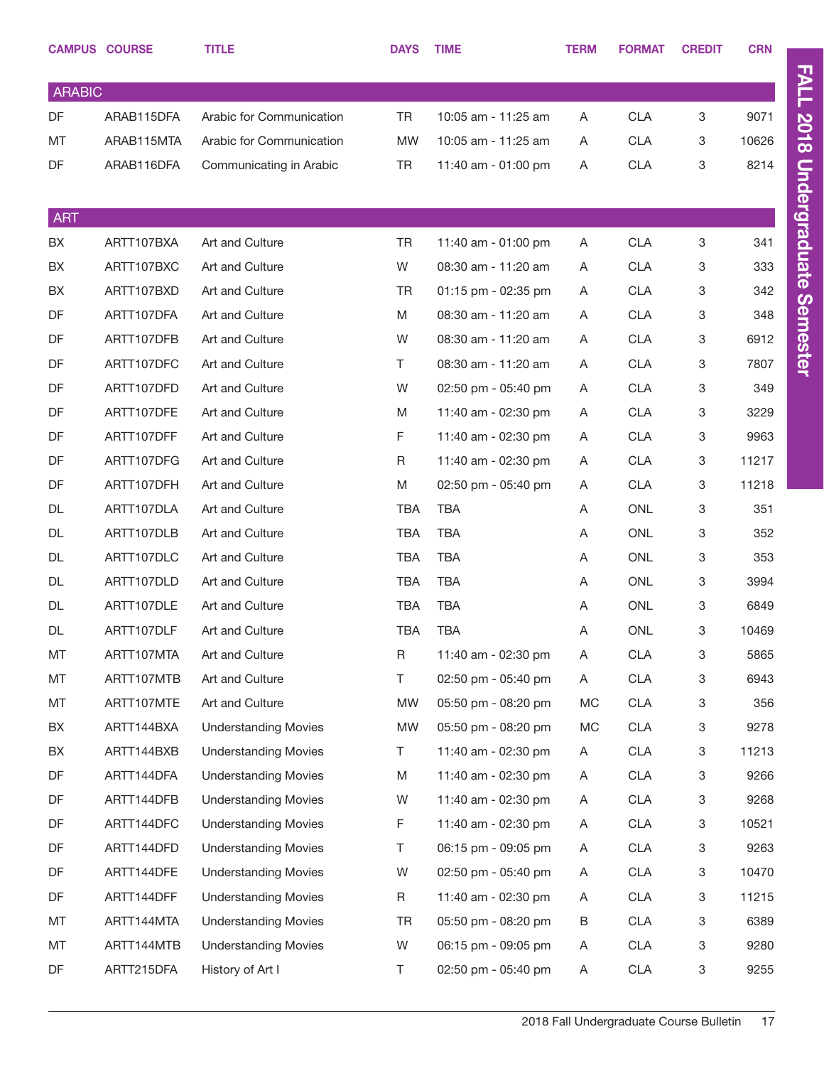| CAMPUS | COURSE | TITLE | DAYS | TIME | TERM | FORMAT | CREDIT | CRN |
|---|---|---|---|---|---|---|---|---|
| **ARABIC** | | | | | | | | |
| DF | ARAB115DFA | Arabic for Communication | TR | 10:05 am - 11:25 am | A | CLA | 3 | 9071 |
| MT | ARAB115MTA | Arabic for Communication | MW | 10:05 am - 11:25 am | A | CLA | 3 | 10626 |
| DF | ARAB116DFA | Communicating in Arabic | TR | 11:40 am - 01:00 pm | A | CLA | 3 | 8214 |
| **ART** | | | | | | | | |
| BX | ARTT107BXA | Art and Culture | TR | 11:40 am - 01:00 pm | A | CLA | 3 | 341 |
| BX | ARTT107BXC | Art and Culture | W | 08:30 am - 11:20 am | A | CLA | 3 | 333 |
| BX | ARTT107BXD | Art and Culture | TR | 01:15 pm - 02:35 pm | A | CLA | 3 | 342 |
| DF | ARTT107DFA | Art and Culture | M | 08:30 am - 11:20 am | A | CLA | 3 | 348 |
| DF | ARTT107DFB | Art and Culture | W | 08:30 am - 11:20 am | A | CLA | 3 | 6912 |
| DF | ARTT107DFC | Art and Culture | T | 08:30 am - 11:20 am | A | CLA | 3 | 7807 |
| DF | ARTT107DFD | Art and Culture | W | 02:50 pm - 05:40 pm | A | CLA | 3 | 349 |
| DF | ARTT107DFE | Art and Culture | M | 11:40 am - 02:30 pm | A | CLA | 3 | 3229 |
| DF | ARTT107DFF | Art and Culture | F | 11:40 am - 02:30 pm | A | CLA | 3 | 9963 |
| DF | ARTT107DFG | Art and Culture | R | 11:40 am - 02:30 pm | A | CLA | 3 | 11217 |
| DF | ARTT107DFH | Art and Culture | M | 02:50 pm - 05:40 pm | A | CLA | 3 | 11218 |
| DL | ARTT107DLA | Art and Culture | TBA | TBA | A | ONL | 3 | 351 |
| DL | ARTT107DLB | Art and Culture | TBA | TBA | A | ONL | 3 | 352 |
| DL | ARTT107DLC | Art and Culture | TBA | TBA | A | ONL | 3 | 353 |
| DL | ARTT107DLD | Art and Culture | TBA | TBA | A | ONL | 3 | 3994 |
| DL | ARTT107DLE | Art and Culture | TBA | TBA | A | ONL | 3 | 6849 |
| DL | ARTT107DLF | Art and Culture | TBA | TBA | A | ONL | 3 | 10469 |
| MT | ARTT107MTA | Art and Culture | R | 11:40 am - 02:30 pm | A | CLA | 3 | 5865 |
| MT | ARTT107MTB | Art and Culture | T | 02:50 pm - 05:40 pm | A | CLA | 3 | 6943 |
| MT | ARTT107MTE | Art and Culture | MW | 05:50 pm - 08:20 pm | MC | CLA | 3 | 356 |
| BX | ARTT144BXA | Understanding Movies | MW | 05:50 pm - 08:20 pm | MC | CLA | 3 | 9278 |
| BX | ARTT144BXB | Understanding Movies | T | 11:40 am - 02:30 pm | A | CLA | 3 | 11213 |
| DF | ARTT144DFA | Understanding Movies | M | 11:40 am - 02:30 pm | A | CLA | 3 | 9266 |
| DF | ARTT144DFB | Understanding Movies | W | 11:40 am - 02:30 pm | A | CLA | 3 | 9268 |
| DF | ARTT144DFC | Understanding Movies | F | 11:40 am - 02:30 pm | A | CLA | 3 | 10521 |
| DF | ARTT144DFD | Understanding Movies | T | 06:15 pm - 09:05 pm | A | CLA | 3 | 9263 |
| DF | ARTT144DFE | Understanding Movies | W | 02:50 pm - 05:40 pm | A | CLA | 3 | 10470 |
| DF | ARTT144DFF | Understanding Movies | R | 11:40 am - 02:30 pm | A | CLA | 3 | 11215 |
| MT | ARTT144MTA | Understanding Movies | TR | 05:50 pm - 08:20 pm | B | CLA | 3 | 6389 |
| MT | ARTT144MTB | Understanding Movies | W | 06:15 pm - 09:05 pm | A | CLA | 3 | 9280 |
| DF | ARTT215DFA | History of Art I | T | 02:50 pm - 05:40 pm | A | CLA | 3 | 9255 |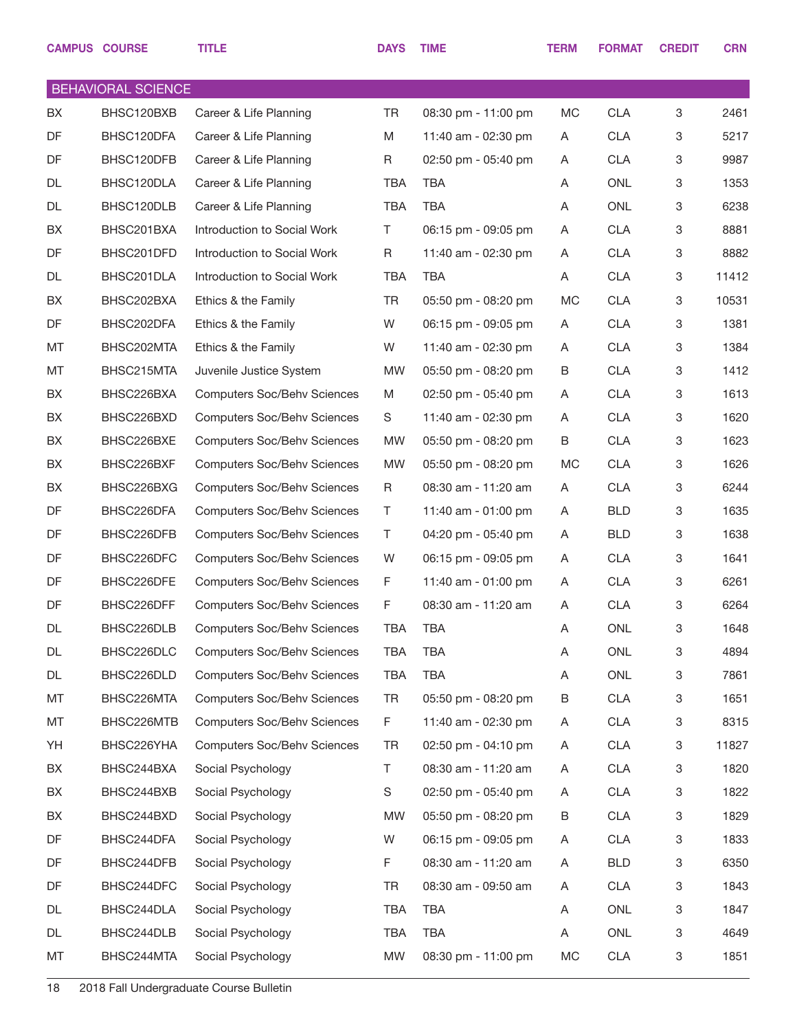| CAMPUS | COURSE | TITLE | DAYS | TIME | TERM | FORMAT | CREDIT | CRN |
|---|---|---|---|---|---|---|---|---|
| **BEHAVIORAL SCIENCE** | | | | | | | | |
| BX | BHSC120BXB | Career & Life Planning | TR | 08:30 pm - 11:00 pm | MC | CLA | 3 | 2461 |
| DF | BHSC120DFA | Career & Life Planning | M | 11:40 am - 02:30 pm | A | CLA | 3 | 5217 |
| DF | BHSC120DFB | Career & Life Planning | R | 02:50 pm - 05:40 pm | A | CLA | 3 | 9987 |
| DL | BHSC120DLA | Career & Life Planning | TBA | TBA | A | ONL | 3 | 1353 |
| DL | BHSC120DLB | Career & Life Planning | TBA | TBA | A | ONL | 3 | 6238 |
| BX | BHSC201BXA | Introduction to Social Work | T | 06:15 pm - 09:05 pm | A | CLA | 3 | 8881 |
| DF | BHSC201DFD | Introduction to Social Work | R | 11:40 am - 02:30 pm | A | CLA | 3 | 8882 |
| DL | BHSC201DLA | Introduction to Social Work | TBA | TBA | A | CLA | 3 | 11412 |
| BX | BHSC202BXA | Ethics & the Family | TR | 05:50 pm - 08:20 pm | MC | CLA | 3 | 10531 |
| DF | BHSC202DFA | Ethics & the Family | W | 06:15 pm - 09:05 pm | A | CLA | 3 | 1381 |
| MT | BHSC202MTA | Ethics & the Family | W | 11:40 am - 02:30 pm | A | CLA | 3 | 1384 |
| MT | BHSC215MTA | Juvenile Justice System | MW | 05:50 pm - 08:20 pm | B | CLA | 3 | 1412 |
| BX | BHSC226BXA | Computers Soc/Behv Sciences | M | 02:50 pm - 05:40 pm | A | CLA | 3 | 1613 |
| BX | BHSC226BXD | Computers Soc/Behv Sciences | S | 11:40 am - 02:30 pm | A | CLA | 3 | 1620 |
| BX | BHSC226BXE | Computers Soc/Behv Sciences | MW | 05:50 pm - 08:20 pm | B | CLA | 3 | 1623 |
| BX | BHSC226BXF | Computers Soc/Behv Sciences | MW | 05:50 pm - 08:20 pm | MC | CLA | 3 | 1626 |
| BX | BHSC226BXG | Computers Soc/Behv Sciences | R | 08:30 am - 11:20 am | A | CLA | 3 | 6244 |
| DF | BHSC226DFA | Computers Soc/Behv Sciences | T | 11:40 am - 01:00 pm | A | BLD | 3 | 1635 |
| DF | BHSC226DFB | Computers Soc/Behv Sciences | T | 04:20 pm - 05:40 pm | A | BLD | 3 | 1638 |
| DF | BHSC226DFC | Computers Soc/Behv Sciences | W | 06:15 pm - 09:05 pm | A | CLA | 3 | 1641 |
| DF | BHSC226DFE | Computers Soc/Behv Sciences | F | 11:40 am - 01:00 pm | A | CLA | 3 | 6261 |
| DF | BHSC226DFF | Computers Soc/Behv Sciences | F | 08:30 am - 11:20 am | A | CLA | 3 | 6264 |
| DL | BHSC226DLB | Computers Soc/Behv Sciences | TBA | TBA | A | ONL | 3 | 1648 |
| DL | BHSC226DLC | Computers Soc/Behv Sciences | TBA | TBA | A | ONL | 3 | 4894 |
| DL | BHSC226DLD | Computers Soc/Behv Sciences | TBA | TBA | A | ONL | 3 | 7861 |
| MT | BHSC226MTA | Computers Soc/Behv Sciences | TR | 05:50 pm - 08:20 pm | B | CLA | 3 | 1651 |
| MT | BHSC226MTB | Computers Soc/Behv Sciences | F | 11:40 am - 02:30 pm | A | CLA | 3 | 8315 |
| YH | BHSC226YHA | Computers Soc/Behv Sciences | TR | 02:50 pm - 04:10 pm | A | CLA | 3 | 11827 |
| BX | BHSC244BXA | Social Psychology | T | 08:30 am - 11:20 am | A | CLA | 3 | 1820 |
| BX | BHSC244BXB | Social Psychology | S | 02:50 pm - 05:40 pm | A | CLA | 3 | 1822 |
| BX | BHSC244BXD | Social Psychology | MW | 05:50 pm - 08:20 pm | B | CLA | 3 | 1829 |
| DF | BHSC244DFA | Social Psychology | W | 06:15 pm - 09:05 pm | A | CLA | 3 | 1833 |
| DF | BHSC244DFB | Social Psychology | F | 08:30 am - 11:20 am | A | BLD | 3 | 6350 |
| DF | BHSC244DFC | Social Psychology | TR | 08:30 am - 09:50 am | A | CLA | 3 | 1843 |
| DL | BHSC244DLA | Social Psychology | TBA | TBA | A | ONL | 3 | 1847 |
| DL | BHSC244DLB | Social Psychology | TBA | TBA | A | ONL | 3 | 4649 |
| MT | BHSC244MTA | Social Psychology | MW | 08:30 pm - 11:00 pm | MC | CLA | 3 | 1851 |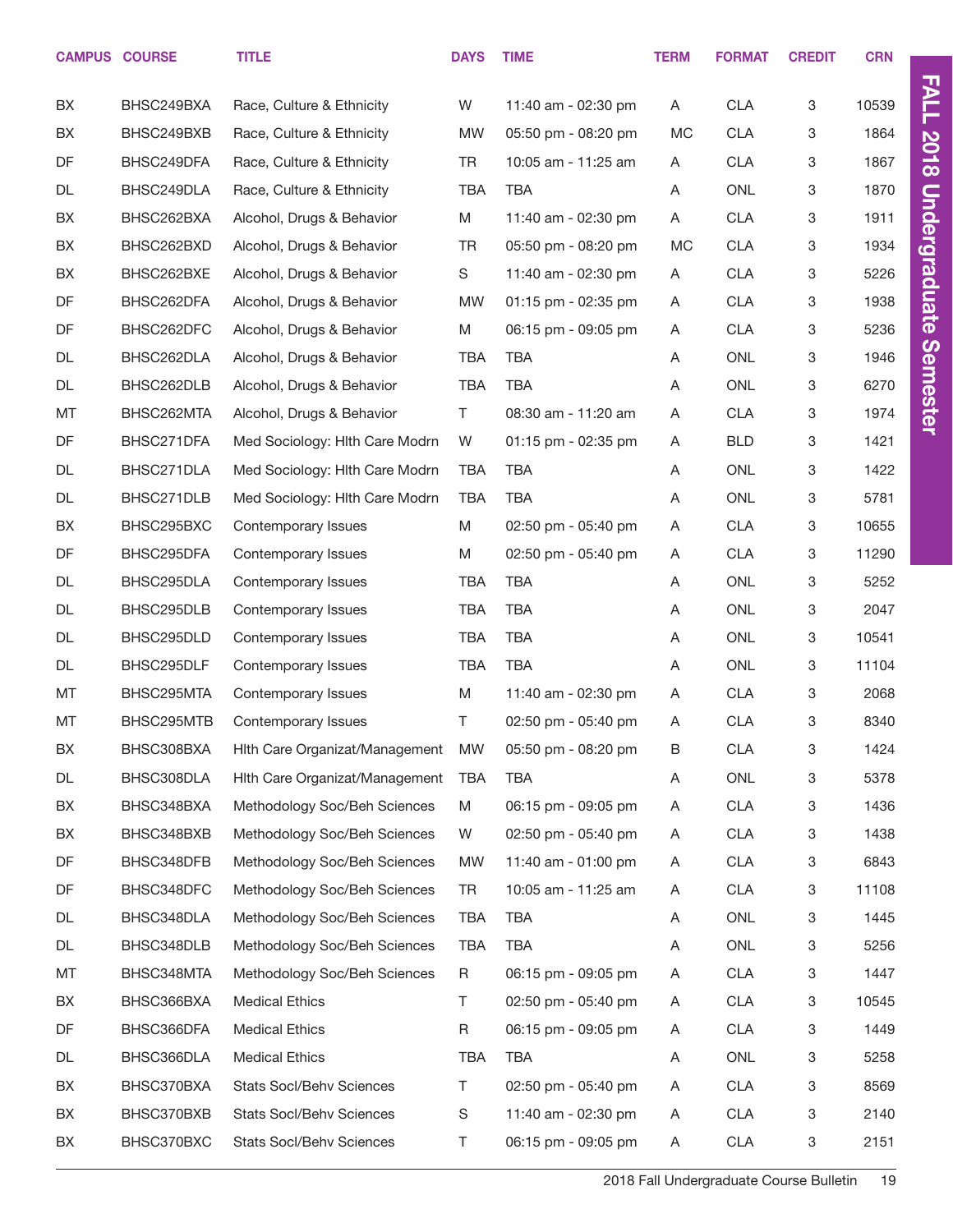| CAMPUS | COURSE | TITLE | DAYS | TIME | TERM | FORMAT | CREDIT | CRN |
|---|---|---|---|---|---|---|---|---|
| BX | BHSC249BXA | Race, Culture & Ethnicity | W | 11:40 am - 02:30 pm | A | CLA | 3 | 10539 |
| BX | BHSC249BXB | Race, Culture & Ethnicity | MW | 05:50 pm - 08:20 pm | MC | CLA | 3 | 1864 |
| DF | BHSC249DFA | Race, Culture & Ethnicity | TR | 10:05 am - 11:25 am | A | CLA | 3 | 1867 |
| DL | BHSC249DLA | Race, Culture & Ethnicity | TBA | TBA | A | ONL | 3 | 1870 |
| BX | BHSC262BXA | Alcohol, Drugs & Behavior | M | 11:40 am - 02:30 pm | A | CLA | 3 | 1911 |
| BX | BHSC262BXD | Alcohol, Drugs & Behavior | TR | 05:50 pm - 08:20 pm | MC | CLA | 3 | 1934 |
| BX | BHSC262BXE | Alcohol, Drugs & Behavior | S | 11:40 am - 02:30 pm | A | CLA | 3 | 5226 |
| DF | BHSC262DFA | Alcohol, Drugs & Behavior | MW | 01:15 pm - 02:35 pm | A | CLA | 3 | 1938 |
| DF | BHSC262DFC | Alcohol, Drugs & Behavior | M | 06:15 pm - 09:05 pm | A | CLA | 3 | 5236 |
| DL | BHSC262DLA | Alcohol, Drugs & Behavior | TBA | TBA | A | ONL | 3 | 1946 |
| DL | BHSC262DLB | Alcohol, Drugs & Behavior | TBA | TBA | A | ONL | 3 | 6270 |
| MT | BHSC262MTA | Alcohol, Drugs & Behavior | T | 08:30 am - 11:20 am | A | CLA | 3 | 1974 |
| DF | BHSC271DFA | Med Sociology: Hlth Care Modrn | W | 01:15 pm - 02:35 pm | A | BLD | 3 | 1421 |
| DL | BHSC271DLA | Med Sociology: Hlth Care Modrn | TBA | TBA | A | ONL | 3 | 1422 |
| DL | BHSC271DLB | Med Sociology: Hlth Care Modrn | TBA | TBA | A | ONL | 3 | 5781 |
| BX | BHSC295BXC | Contemporary Issues | M | 02:50 pm - 05:40 pm | A | CLA | 3 | 10655 |
| DF | BHSC295DFA | Contemporary Issues | M | 02:50 pm - 05:40 pm | A | CLA | 3 | 11290 |
| DL | BHSC295DLA | Contemporary Issues | TBA | TBA | A | ONL | 3 | 5252 |
| DL | BHSC295DLB | Contemporary Issues | TBA | TBA | A | ONL | 3 | 2047 |
| DL | BHSC295DLD | Contemporary Issues | TBA | TBA | A | ONL | 3 | 10541 |
| DL | BHSC295DLF | Contemporary Issues | TBA | TBA | A | ONL | 3 | 11104 |
| MT | BHSC295MTA | Contemporary Issues | M | 11:40 am - 02:30 pm | A | CLA | 3 | 2068 |
| MT | BHSC295MTB | Contemporary Issues | T | 02:50 pm - 05:40 pm | A | CLA | 3 | 8340 |
| BX | BHSC308BXA | Hlth Care Organizat/Management | MW | 05:50 pm - 08:20 pm | B | CLA | 3 | 1424 |
| DL | BHSC308DLA | Hlth Care Organizat/Management | TBA | TBA | A | ONL | 3 | 5378 |
| BX | BHSC348BXA | Methodology Soc/Beh Sciences | M | 06:15 pm - 09:05 pm | A | CLA | 3 | 1436 |
| BX | BHSC348BXB | Methodology Soc/Beh Sciences | W | 02:50 pm - 05:40 pm | A | CLA | 3 | 1438 |
| DF | BHSC348DFB | Methodology Soc/Beh Sciences | MW | 11:40 am - 01:00 pm | A | CLA | 3 | 6843 |
| DF | BHSC348DFC | Methodology Soc/Beh Sciences | TR | 10:05 am - 11:25 am | A | CLA | 3 | 11108 |
| DL | BHSC348DLA | Methodology Soc/Beh Sciences | TBA | TBA | A | ONL | 3 | 1445 |
| DL | BHSC348DLB | Methodology Soc/Beh Sciences | TBA | TBA | A | ONL | 3 | 5256 |
| MT | BHSC348MTA | Methodology Soc/Beh Sciences | R | 06:15 pm - 09:05 pm | A | CLA | 3 | 1447 |
| BX | BHSC366BXA | Medical Ethics | T | 02:50 pm - 05:40 pm | A | CLA | 3 | 10545 |
| DF | BHSC366DFA | Medical Ethics | R | 06:15 pm - 09:05 pm | A | CLA | 3 | 1449 |
| DL | BHSC366DLA | Medical Ethics | TBA | TBA | A | ONL | 3 | 5258 |
| BX | BHSC370BXA | Stats Socl/Behv Sciences | T | 02:50 pm - 05:40 pm | A | CLA | 3 | 8569 |
| BX | BHSC370BXB | Stats Socl/Behv Sciences | S | 11:40 am - 02:30 pm | A | CLA | 3 | 2140 |
| BX | BHSC370BXC | Stats Socl/Behv Sciences | T | 06:15 pm - 09:05 pm | A | CLA | 3 | 2151 |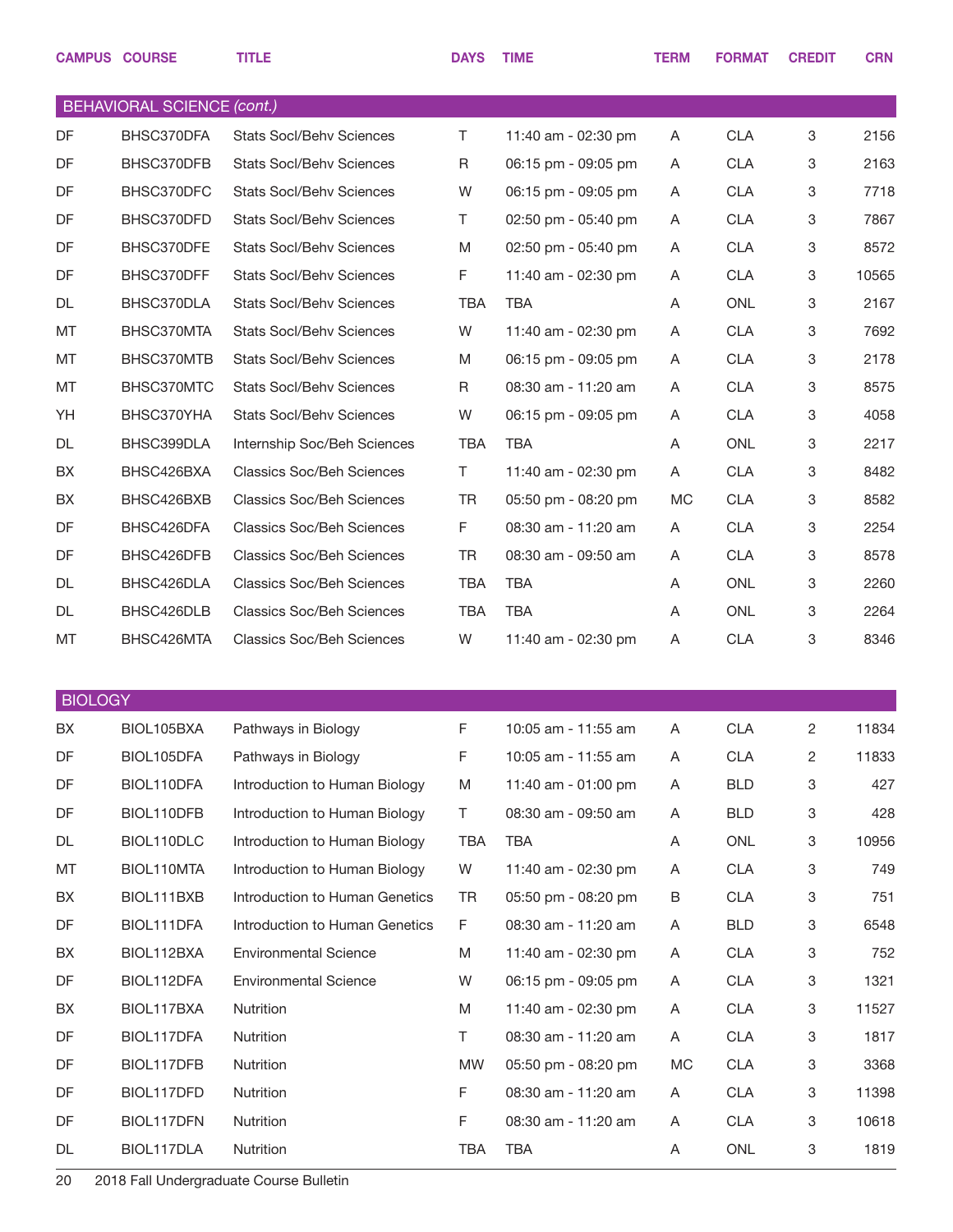| CAMPUS | COURSE | TITLE | DAYS | TIME | TERM | FORMAT | CREDIT | CRN |
|---|---|---|---|---|---|---|---|---|
| **BEHAVIORAL SCIENCE *(cont.)*** | | | | | | | | |
| DF | BHSC370DFA | Stats Socl/Behv Sciences | T | 11:40 am - 02:30 pm | A | CLA | 3 | 2156 |
| DF | BHSC370DFB | Stats Socl/Behv Sciences | R | 06:15 pm - 09:05 pm | A | CLA | 3 | 2163 |
| DF | BHSC370DFC | Stats Socl/Behv Sciences | W | 06:15 pm - 09:05 pm | A | CLA | 3 | 7718 |
| DF | BHSC370DFD | Stats Socl/Behv Sciences | T | 02:50 pm - 05:40 pm | A | CLA | 3 | 7867 |
| DF | BHSC370DFE | Stats Socl/Behv Sciences | M | 02:50 pm - 05:40 pm | A | CLA | 3 | 8572 |
| DF | BHSC370DFF | Stats Socl/Behv Sciences | F | 11:40 am - 02:30 pm | A | CLA | 3 | 10565 |
| DL | BHSC370DLA | Stats Socl/Behv Sciences | TBA | TBA | A | ONL | 3 | 2167 |
| MT | BHSC370MTA | Stats Socl/Behv Sciences | W | 11:40 am - 02:30 pm | A | CLA | 3 | 7692 |
| MT | BHSC370MTB | Stats Socl/Behv Sciences | M | 06:15 pm - 09:05 pm | A | CLA | 3 | 2178 |
| MT | BHSC370MTC | Stats Socl/Behv Sciences | R | 08:30 am - 11:20 am | A | CLA | 3 | 8575 |
| YH | BHSC370YHA | Stats Socl/Behv Sciences | W | 06:15 pm - 09:05 pm | A | CLA | 3 | 4058 |
| DL | BHSC399DLA | Internship Soc/Beh Sciences | TBA | TBA | A | ONL | 3 | 2217 |
| BX | BHSC426BXA | Classics Soc/Beh Sciences | T | 11:40 am - 02:30 pm | A | CLA | 3 | 8482 |
| BX | BHSC426BXB | Classics Soc/Beh Sciences | TR | 05:50 pm - 08:20 pm | MC | CLA | 3 | 8582 |
| DF | BHSC426DFA | Classics Soc/Beh Sciences | F | 08:30 am - 11:20 am | A | CLA | 3 | 2254 |
| DF | BHSC426DFB | Classics Soc/Beh Sciences | TR | 08:30 am - 09:50 am | A | CLA | 3 | 8578 |
| DL | BHSC426DLA | Classics Soc/Beh Sciences | TBA | TBA | A | ONL | 3 | 2260 |
| DL | BHSC426DLB | Classics Soc/Beh Sciences | TBA | TBA | A | ONL | 3 | 2264 |
| MT | BHSC426MTA | Classics Soc/Beh Sciences | W | 11:40 am - 02:30 pm | A | CLA | 3 | 8346 |
| **BIOLOGY** | | | | | | | | |
| BX | BIOL105BXA | Pathways in Biology | F | 10:05 am - 11:55 am | A | CLA | 2 | 11834 |
| DF | BIOL105DFA | Pathways in Biology | F | 10:05 am - 11:55 am | A | CLA | 2 | 11833 |
| DF | BIOL110DFA | Introduction to Human Biology | M | 11:40 am - 01:00 pm | A | BLD | 3 | 427 |
| DF | BIOL110DFB | Introduction to Human Biology | T | 08:30 am - 09:50 am | A | BLD | 3 | 428 |
| DL | BIOL110DLC | Introduction to Human Biology | TBA | TBA | A | ONL | 3 | 10956 |
| MT | BIOL110MTA | Introduction to Human Biology | W | 11:40 am - 02:30 pm | A | CLA | 3 | 749 |
| BX | BIOL111BXB | Introduction to Human Genetics | TR | 05:50 pm - 08:20 pm | B | CLA | 3 | 751 |
| DF | BIOL111DFA | Introduction to Human Genetics | F | 08:30 am - 11:20 am | A | BLD | 3 | 6548 |
| BX | BIOL112BXA | Environmental Science | M | 11:40 am - 02:30 pm | A | CLA | 3 | 752 |
| DF | BIOL112DFA | Environmental Science | W | 06:15 pm - 09:05 pm | A | CLA | 3 | 1321 |
| BX | BIOL117BXA | Nutrition | M | 11:40 am - 02:30 pm | A | CLA | 3 | 11527 |
| DF | BIOL117DFA | Nutrition | T | 08:30 am - 11:20 am | A | CLA | 3 | 1817 |
| DF | BIOL117DFB | Nutrition | MW | 05:50 pm - 08:20 pm | MC | CLA | 3 | 3368 |
| DF | BIOL117DFD | Nutrition | F | 08:30 am - 11:20 am | A | CLA | 3 | 11398 |
| DF | BIOL117DFN | Nutrition | F | 08:30 am - 11:20 am | A | CLA | 3 | 10618 |
| DL | BIOL117DLA | Nutrition | TBA | TBA | A | ONL | 3 | 1819 |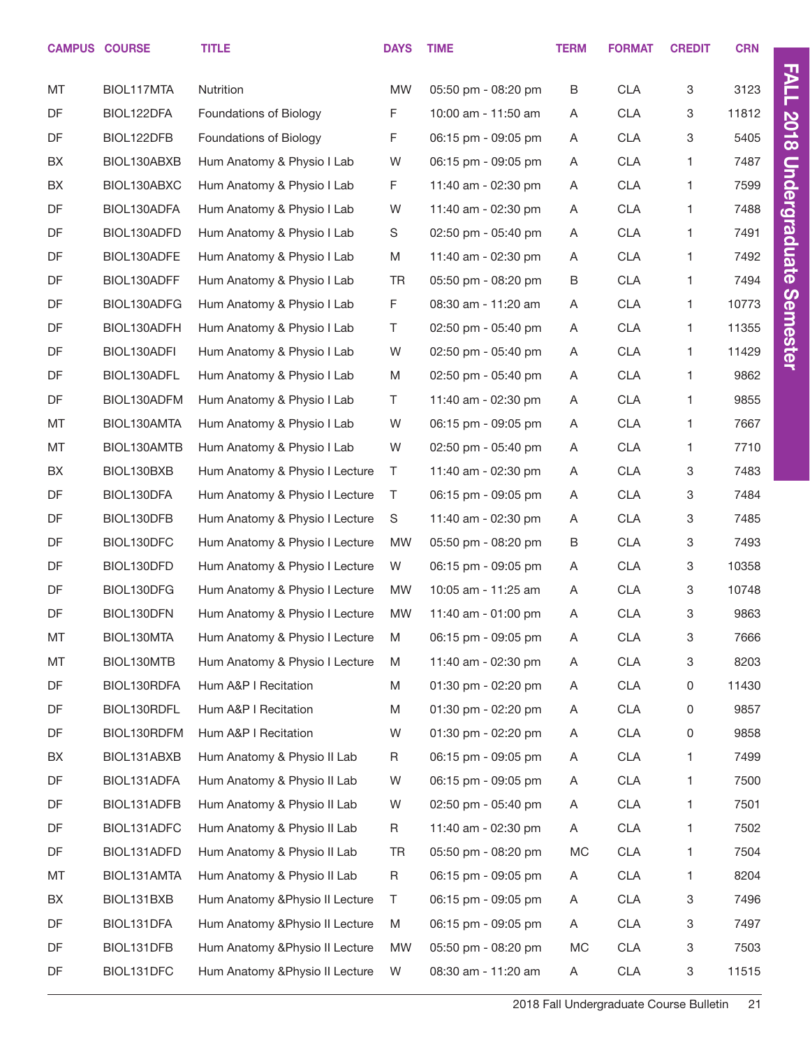| CAMPUS | COURSE | TITLE | DAYS | TIME | TERM | FORMAT | CREDIT | CRN |
|---|---|---|---|---|---|---|---|---|
| MT | BIOL117MTA | Nutrition | MW | 05:50 pm - 08:20 pm | B | CLA | 3 | 3123 |
| DF | BIOL122DFA | Foundations of Biology | F | 10:00 am - 11:50 am | A | CLA | 3 | 11812 |
| DF | BIOL122DFB | Foundations of Biology | F | 06:15 pm - 09:05 pm | A | CLA | 3 | 5405 |
| BX | BIOL130ABXB | Hum Anatomy & Physio I Lab | W | 06:15 pm - 09:05 pm | A | CLA | 1 | 7487 |
| BX | BIOL130ABXC | Hum Anatomy & Physio I Lab | F | 11:40 am - 02:30 pm | A | CLA | 1 | 7599 |
| DF | BIOL130ADFA | Hum Anatomy & Physio I Lab | W | 11:40 am - 02:30 pm | A | CLA | 1 | 7488 |
| DF | BIOL130ADFD | Hum Anatomy & Physio I Lab | S | 02:50 pm - 05:40 pm | A | CLA | 1 | 7491 |
| DF | BIOL130ADFE | Hum Anatomy & Physio I Lab | M | 11:40 am - 02:30 pm | A | CLA | 1 | 7492 |
| DF | BIOL130ADFF | Hum Anatomy & Physio I Lab | TR | 05:50 pm - 08:20 pm | B | CLA | 1 | 7494 |
| DF | BIOL130ADFG | Hum Anatomy & Physio I Lab | F | 08:30 am - 11:20 am | A | CLA | 1 | 10773 |
| DF | BIOL130ADFH | Hum Anatomy & Physio I Lab | T | 02:50 pm - 05:40 pm | A | CLA | 1 | 11355 |
| DF | BIOL130ADFI | Hum Anatomy & Physio I Lab | W | 02:50 pm - 05:40 pm | A | CLA | 1 | 11429 |
| DF | BIOL130ADFL | Hum Anatomy & Physio I Lab | M | 02:50 pm - 05:40 pm | A | CLA | 1 | 9862 |
| DF | BIOL130ADFM | Hum Anatomy & Physio I Lab | T | 11:40 am - 02:30 pm | A | CLA | 1 | 9855 |
| MT | BIOL130AMTA | Hum Anatomy & Physio I Lab | W | 06:15 pm - 09:05 pm | A | CLA | 1 | 7667 |
| MT | BIOL130AMTB | Hum Anatomy & Physio I Lab | W | 02:50 pm - 05:40 pm | A | CLA | 1 | 7710 |
| BX | BIOL130BXB | Hum Anatomy & Physio I Lecture | T | 11:40 am - 02:30 pm | A | CLA | 3 | 7483 |
| DF | BIOL130DFA | Hum Anatomy & Physio I Lecture | T | 06:15 pm - 09:05 pm | A | CLA | 3 | 7484 |
| DF | BIOL130DFB | Hum Anatomy & Physio I Lecture | S | 11:40 am - 02:30 pm | A | CLA | 3 | 7485 |
| DF | BIOL130DFC | Hum Anatomy & Physio I Lecture | MW | 05:50 pm - 08:20 pm | B | CLA | 3 | 7493 |
| DF | BIOL130DFD | Hum Anatomy & Physio I Lecture | W | 06:15 pm - 09:05 pm | A | CLA | 3 | 10358 |
| DF | BIOL130DFG | Hum Anatomy & Physio I Lecture | MW | 10:05 am - 11:25 am | A | CLA | 3 | 10748 |
| DF | BIOL130DFN | Hum Anatomy & Physio I Lecture | MW | 11:40 am - 01:00 pm | A | CLA | 3 | 9863 |
| MT | BIOL130MTA | Hum Anatomy & Physio I Lecture | M | 06:15 pm - 09:05 pm | A | CLA | 3 | 7666 |
| MT | BIOL130MTB | Hum Anatomy & Physio I Lecture | M | 11:40 am - 02:30 pm | A | CLA | 3 | 8203 |
| DF | BIOL130RDFA | Hum A&P I Recitation | M | 01:30 pm - 02:20 pm | A | CLA | 0 | 11430 |
| DF | BIOL130RDFL | Hum A&P I Recitation | M | 01:30 pm - 02:20 pm | A | CLA | 0 | 9857 |
| DF | BIOL130RDFM | Hum A&P I Recitation | W | 01:30 pm - 02:20 pm | A | CLA | 0 | 9858 |
| BX | BIOL131ABXB | Hum Anatomy & Physio II Lab | R | 06:15 pm - 09:05 pm | A | CLA | 1 | 7499 |
| DF | BIOL131ADFA | Hum Anatomy & Physio II Lab | W | 06:15 pm - 09:05 pm | A | CLA | 1 | 7500 |
| DF | BIOL131ADFB | Hum Anatomy & Physio II Lab | W | 02:50 pm - 05:40 pm | A | CLA | 1 | 7501 |
| DF | BIOL131ADFC | Hum Anatomy & Physio II Lab | R | 11:40 am - 02:30 pm | A | CLA | 1 | 7502 |
| DF | BIOL131ADFD | Hum Anatomy & Physio II Lab | TR | 05:50 pm - 08:20 pm | MC | CLA | 1 | 7504 |
| MT | BIOL131AMTA | Hum Anatomy & Physio II Lab | R | 06:15 pm - 09:05 pm | A | CLA | 1 | 8204 |
| BX | BIOL131BXB | Hum Anatomy &Physio II Lecture | T | 06:15 pm - 09:05 pm | A | CLA | 3 | 7496 |
| DF | BIOL131DFA | Hum Anatomy &Physio II Lecture | M | 06:15 pm - 09:05 pm | A | CLA | 3 | 7497 |
| DF | BIOL131DFB | Hum Anatomy &Physio II Lecture | MW | 05:50 pm - 08:20 pm | MC | CLA | 3 | 7503 |
| DF | BIOL131DFC | Hum Anatomy &Physio II Lecture | W | 08:30 am - 11:20 am | A | CLA | 3 | 11515 |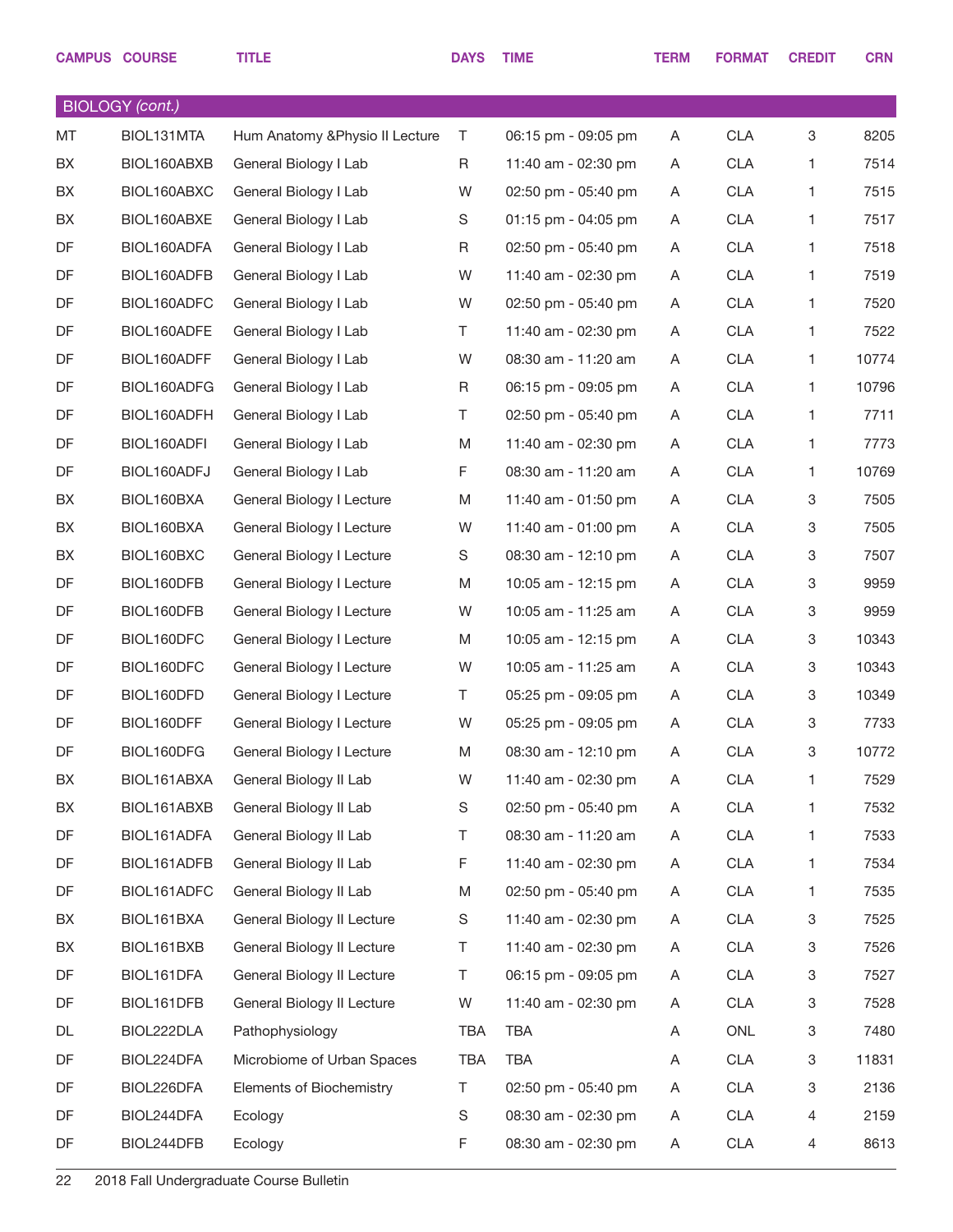| CAMPUS | COURSE | TITLE | DAYS | TIME | TERM | FORMAT | CREDIT | CRN |
|---|---|---|---|---|---|---|---|---|
| **BIOLOGY *(cont.)*** | | | | | | | | |
| MT | BIOL131MTA | Hum Anatomy &Physio II Lecture | T | 06:15 pm - 09:05 pm | A | CLA | 3 | 8205 |
| BX | BIOL160ABXB | General Biology I Lab | R | 11:40 am - 02:30 pm | A | CLA | 1 | 7514 |
| BX | BIOL160ABXC | General Biology I Lab | W | 02:50 pm - 05:40 pm | A | CLA | 1 | 7515 |
| BX | BIOL160ABXE | General Biology I Lab | S | 01:15 pm - 04:05 pm | A | CLA | 1 | 7517 |
| DF | BIOL160ADFA | General Biology I Lab | R | 02:50 pm - 05:40 pm | A | CLA | 1 | 7518 |
| DF | BIOL160ADFB | General Biology I Lab | W | 11:40 am - 02:30 pm | A | CLA | 1 | 7519 |
| DF | BIOL160ADFC | General Biology I Lab | W | 02:50 pm - 05:40 pm | A | CLA | 1 | 7520 |
| DF | BIOL160ADFE | General Biology I Lab | T | 11:40 am - 02:30 pm | A | CLA | 1 | 7522 |
| DF | BIOL160ADFF | General Biology I Lab | W | 08:30 am - 11:20 am | A | CLA | 1 | 10774 |
| DF | BIOL160ADFG | General Biology I Lab | R | 06:15 pm - 09:05 pm | A | CLA | 1 | 10796 |
| DF | BIOL160ADFH | General Biology I Lab | T | 02:50 pm - 05:40 pm | A | CLA | 1 | 7711 |
| DF | BIOL160ADFI | General Biology I Lab | M | 11:40 am - 02:30 pm | A | CLA | 1 | 7773 |
| DF | BIOL160ADFJ | General Biology I Lab | F | 08:30 am - 11:20 am | A | CLA | 1 | 10769 |
| BX | BIOL160BXA | General Biology I Lecture | M | 11:40 am - 01:50 pm | A | CLA | 3 | 7505 |
| BX | BIOL160BXA | General Biology I Lecture | W | 11:40 am - 01:00 pm | A | CLA | 3 | 7505 |
| BX | BIOL160BXC | General Biology I Lecture | S | 08:30 am - 12:10 pm | A | CLA | 3 | 7507 |
| DF | BIOL160DFB | General Biology I Lecture | M | 10:05 am - 12:15 pm | A | CLA | 3 | 9959 |
| DF | BIOL160DFB | General Biology I Lecture | W | 10:05 am - 11:25 am | A | CLA | 3 | 9959 |
| DF | BIOL160DFC | General Biology I Lecture | M | 10:05 am - 12:15 pm | A | CLA | 3 | 10343 |
| DF | BIOL160DFC | General Biology I Lecture | W | 10:05 am - 11:25 am | A | CLA | 3 | 10343 |
| DF | BIOL160DFD | General Biology I Lecture | T | 05:25 pm - 09:05 pm | A | CLA | 3 | 10349 |
| DF | BIOL160DFF | General Biology I Lecture | W | 05:25 pm - 09:05 pm | A | CLA | 3 | 7733 |
| DF | BIOL160DFG | General Biology I Lecture | M | 08:30 am - 12:10 pm | A | CLA | 3 | 10772 |
| BX | BIOL161ABXA | General Biology II Lab | W | 11:40 am - 02:30 pm | A | CLA | 1 | 7529 |
| BX | BIOL161ABXB | General Biology II Lab | S | 02:50 pm - 05:40 pm | A | CLA | 1 | 7532 |
| DF | BIOL161ADFA | General Biology II Lab | T | 08:30 am - 11:20 am | A | CLA | 1 | 7533 |
| DF | BIOL161ADFB | General Biology II Lab | F | 11:40 am - 02:30 pm | A | CLA | 1 | 7534 |
| DF | BIOL161ADFC | General Biology II Lab | M | 02:50 pm - 05:40 pm | A | CLA | 1 | 7535 |
| BX | BIOL161BXA | General Biology II Lecture | S | 11:40 am - 02:30 pm | A | CLA | 3 | 7525 |
| BX | BIOL161BXB | General Biology II Lecture | T | 11:40 am - 02:30 pm | A | CLA | 3 | 7526 |
| DF | BIOL161DFA | General Biology II Lecture | T | 06:15 pm - 09:05 pm | A | CLA | 3 | 7527 |
| DF | BIOL161DFB | General Biology II Lecture | W | 11:40 am - 02:30 pm | A | CLA | 3 | 7528 |
| DL | BIOL222DLA | Pathophysiology | TBA | TBA | A | ONL | 3 | 7480 |
| DF | BIOL224DFA | Microbiome of Urban Spaces | TBA | TBA | A | CLA | 3 | 11831 |
| DF | BIOL226DFA | Elements of Biochemistry | T | 02:50 pm - 05:40 pm | A | CLA | 3 | 2136 |
| DF | BIOL244DFA | Ecology | S | 08:30 am - 02:30 pm | A | CLA | 4 | 2159 |
| DF | BIOL244DFB | Ecology | F | 08:30 am - 02:30 pm | A | CLA | 4 | 8613 |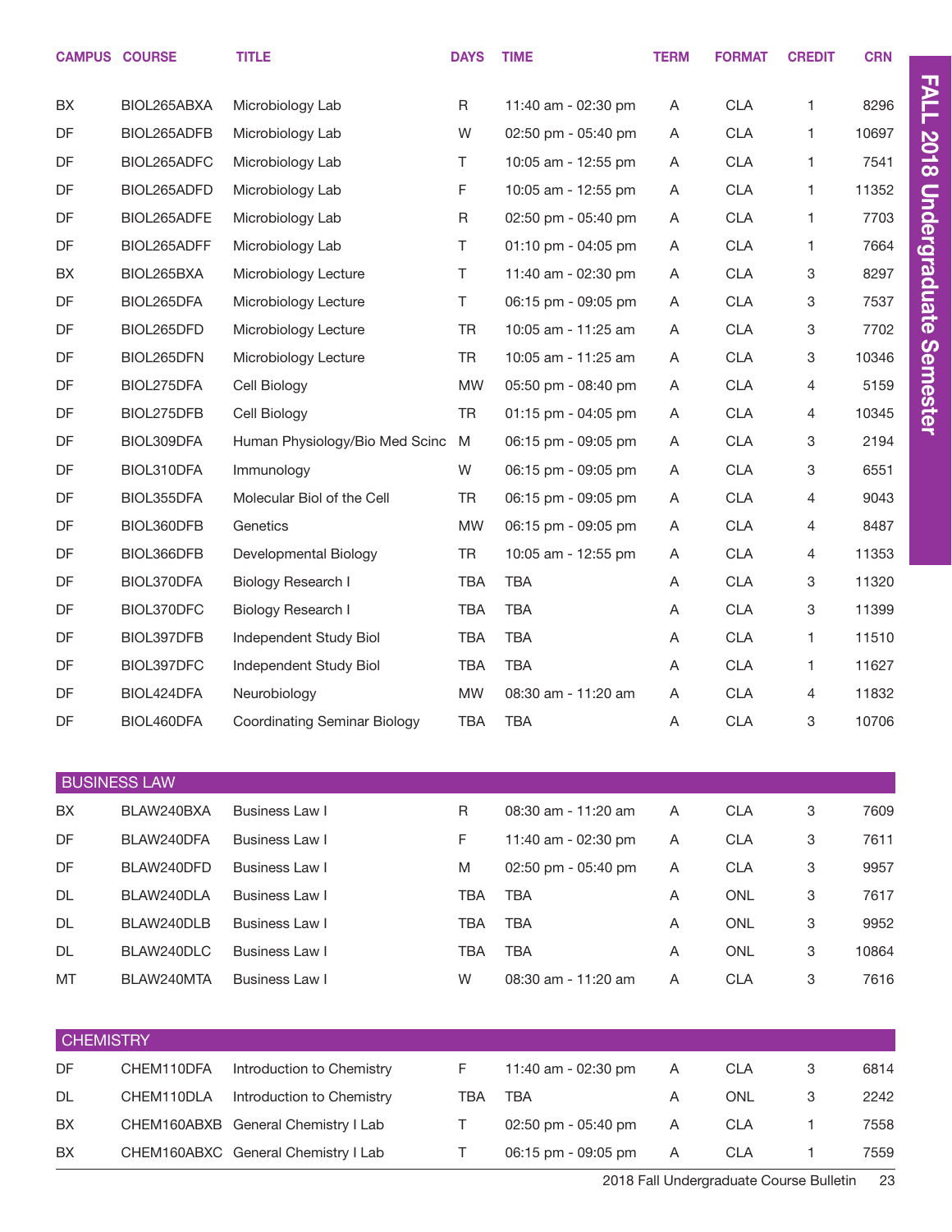| CAMPUS | COURSE | TITLE | DAYS | TIME | TERM | FORMAT | CREDIT | CRN |
|---|---|---|---|---|---|---|---|---|
| BX | BIOL265ABXA | Microbiology Lab | R | 11:40 am - 02:30 pm | A | CLA | 1 | 8296 |
| DF | BIOL265ADFB | Microbiology Lab | W | 02:50 pm - 05:40 pm | A | CLA | 1 | 10697 |
| DF | BIOL265ADFC | Microbiology Lab | T | 10:05 am - 12:55 pm | A | CLA | 1 | 7541 |
| DF | BIOL265ADFD | Microbiology Lab | F | 10:05 am - 12:55 pm | A | CLA | 1 | 11352 |
| DF | BIOL265ADFE | Microbiology Lab | R | 02:50 pm - 05:40 pm | A | CLA | 1 | 7703 |
| DF | BIOL265ADFF | Microbiology Lab | T | 01:10 pm - 04:05 pm | A | CLA | 1 | 7664 |
| BX | BIOL265BXA | Microbiology Lecture | T | 11:40 am - 02:30 pm | A | CLA | 3 | 8297 |
| DF | BIOL265DFA | Microbiology Lecture | T | 06:15 pm - 09:05 pm | A | CLA | 3 | 7537 |
| DF | BIOL265DFD | Microbiology Lecture | TR | 10:05 am - 11:25 am | A | CLA | 3 | 7702 |
| DF | BIOL265DFN | Microbiology Lecture | TR | 10:05 am - 11:25 am | A | CLA | 3 | 10346 |
| DF | BIOL275DFA | Cell Biology | MW | 05:50 pm - 08:40 pm | A | CLA | 4 | 5159 |
| DF | BIOL275DFB | Cell Biology | TR | 01:15 pm - 04:05 pm | A | CLA | 4 | 10345 |
| DF | BIOL309DFA | Human Physiology/Bio Med Scinc | M | 06:15 pm - 09:05 pm | A | CLA | 3 | 2194 |
| DF | BIOL310DFA | Immunology | W | 06:15 pm - 09:05 pm | A | CLA | 3 | 6551 |
| DF | BIOL355DFA | Molecular Biol of the Cell | TR | 06:15 pm - 09:05 pm | A | CLA | 4 | 9043 |
| DF | BIOL360DFB | Genetics | MW | 06:15 pm - 09:05 pm | A | CLA | 4 | 8487 |
| DF | BIOL366DFB | Developmental Biology | TR | 10:05 am - 12:55 pm | A | CLA | 4 | 11353 |
| DF | BIOL370DFA | Biology Research I | TBA | TBA | A | CLA | 3 | 11320 |
| DF | BIOL370DFC | Biology Research I | TBA | TBA | A | CLA | 3 | 11399 |
| DF | BIOL397DFB | Independent Study Biol | TBA | TBA | A | CLA | 1 | 11510 |
| DF | BIOL397DFC | Independent Study Biol | TBA | TBA | A | CLA | 1 | 11627 |
| DF | BIOL424DFA | Neurobiology | MW | 08:30 am - 11:20 am | A | CLA | 4 | 11832 |
| DF | BIOL460DFA | Coordinating Seminar Biology | TBA | TBA | A | CLA | 3 | 10706 |

## BUSINESS LAW

| CAMPUS | COURSE | TITLE | DAYS | TIME | TERM | FORMAT | CREDIT | CRN |
|---|---|---|---|---|---|---|---|---|
| BX | BLAW240BXA | Business Law I | R | 08:30 am - 11:20 am | A | CLA | 3 | 7609 |
| DF | BLAW240DFA | Business Law I | F | 11:40 am - 02:30 pm | A | CLA | 3 | 7611 |
| DF | BLAW240DFD | Business Law I | M | 02:50 pm - 05:40 pm | A | CLA | 3 | 9957 |
| DL | BLAW240DLA | Business Law I | TBA | TBA | A | ONL | 3 | 7617 |
| DL | BLAW240DLB | Business Law I | TBA | TBA | A | ONL | 3 | 9952 |
| DL | BLAW240DLC | Business Law I | TBA | TBA | A | ONL | 3 | 10864 |
| MT | BLAW240MTA | Business Law I | W | 08:30 am - 11:20 am | A | CLA | 3 | 7616 |

## CHEMISTRY

| CAMPUS | COURSE | TITLE | DAYS | TIME | TERM | FORMAT | CREDIT | CRN |
|---|---|---|---|---|---|---|---|---|
| DF | CHEM110DFA | Introduction to Chemistry | F | 11:40 am - 02:30 pm | A | CLA | 3 | 6814 |
| DL | CHEM110DLA | Introduction to Chemistry | TBA | TBA | A | ONL | 3 | 2242 |
| BX | CHEM160ABXB | General Chemistry I Lab | T | 02:50 pm - 05:40 pm | A | CLA | 1 | 7558 |
| BX | CHEM160ABXC | General Chemistry I Lab | T | 06:15 pm - 09:05 pm | A | CLA | 1 | 7559 |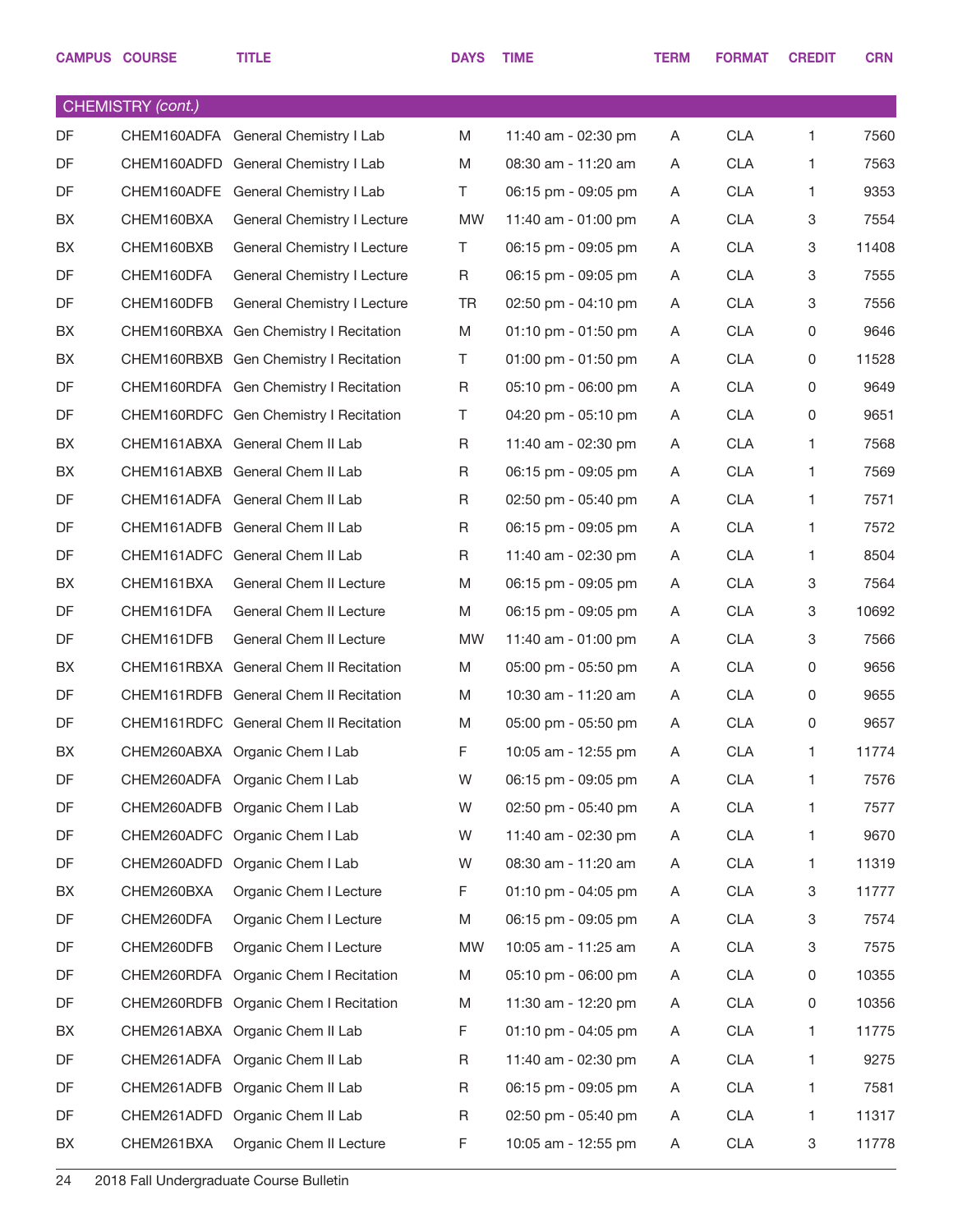| CAMPUS | COURSE | TITLE | DAYS | TIME | TERM | FORMAT | CREDIT | CRN |
|---|---|---|---|---|---|---|---|---|
| **CHEMISTRY *(cont.)*** | | | | | | | | |
| DF | CHEM160ADFA | General Chemistry I Lab | M | 11:40 am - 02:30 pm | A | CLA | 1 | 7560 |
| DF | CHEM160ADFD | General Chemistry I Lab | M | 08:30 am - 11:20 am | A | CLA | 1 | 7563 |
| DF | CHEM160ADFE | General Chemistry I Lab | T | 06:15 pm - 09:05 pm | A | CLA | 1 | 9353 |
| BX | CHEM160BXA | General Chemistry I Lecture | MW | 11:40 am - 01:00 pm | A | CLA | 3 | 7554 |
| BX | CHEM160BXB | General Chemistry I Lecture | T | 06:15 pm - 09:05 pm | A | CLA | 3 | 11408 |
| DF | CHEM160DFA | General Chemistry I Lecture | R | 06:15 pm - 09:05 pm | A | CLA | 3 | 7555 |
| DF | CHEM160DFB | General Chemistry I Lecture | TR | 02:50 pm - 04:10 pm | A | CLA | 3 | 7556 |
| BX | CHEM160RBXA | Gen Chemistry I Recitation | M | 01:10 pm - 01:50 pm | A | CLA | 0 | 9646 |
| BX | CHEM160RBXB | Gen Chemistry I Recitation | T | 01:00 pm - 01:50 pm | A | CLA | 0 | 11528 |
| DF | CHEM160RDFA | Gen Chemistry I Recitation | R | 05:10 pm - 06:00 pm | A | CLA | 0 | 9649 |
| DF | CHEM160RDFC | Gen Chemistry I Recitation | T | 04:20 pm - 05:10 pm | A | CLA | 0 | 9651 |
| BX | CHEM161ABXA | General Chem II Lab | R | 11:40 am - 02:30 pm | A | CLA | 1 | 7568 |
| BX | CHEM161ABXB | General Chem II Lab | R | 06:15 pm - 09:05 pm | A | CLA | 1 | 7569 |
| DF | CHEM161ADFA | General Chem II Lab | R | 02:50 pm - 05:40 pm | A | CLA | 1 | 7571 |
| DF | CHEM161ADFB | General Chem II Lab | R | 06:15 pm - 09:05 pm | A | CLA | 1 | 7572 |
| DF | CHEM161ADFC | General Chem II Lab | R | 11:40 am - 02:30 pm | A | CLA | 1 | 8504 |
| BX | CHEM161BXA | General Chem II Lecture | M | 06:15 pm - 09:05 pm | A | CLA | 3 | 7564 |
| DF | CHEM161DFA | General Chem II Lecture | M | 06:15 pm - 09:05 pm | A | CLA | 3 | 10692 |
| DF | CHEM161DFB | General Chem II Lecture | MW | 11:40 am - 01:00 pm | A | CLA | 3 | 7566 |
| BX | CHEM161RBXA | General Chem II Recitation | M | 05:00 pm - 05:50 pm | A | CLA | 0 | 9656 |
| DF | CHEM161RDFB | General Chem II Recitation | M | 10:30 am - 11:20 am | A | CLA | 0 | 9655 |
| DF | CHEM161RDFC | General Chem II Recitation | M | 05:00 pm - 05:50 pm | A | CLA | 0 | 9657 |
| BX | CHEM260ABXA | Organic Chem I Lab | F | 10:05 am - 12:55 pm | A | CLA | 1 | 11774 |
| DF | CHEM260ADFA | Organic Chem I Lab | W | 06:15 pm - 09:05 pm | A | CLA | 1 | 7576 |
| DF | CHEM260ADFB | Organic Chem I Lab | W | 02:50 pm - 05:40 pm | A | CLA | 1 | 7577 |
| DF | CHEM260ADFC | Organic Chem I Lab | W | 11:40 am - 02:30 pm | A | CLA | 1 | 9670 |
| DF | CHEM260ADFD | Organic Chem I Lab | W | 08:30 am - 11:20 am | A | CLA | 1 | 11319 |
| BX | CHEM260BXA | Organic Chem I Lecture | F | 01:10 pm - 04:05 pm | A | CLA | 3 | 11777 |
| DF | CHEM260DFA | Organic Chem I Lecture | M | 06:15 pm - 09:05 pm | A | CLA | 3 | 7574 |
| DF | CHEM260DFB | Organic Chem I Lecture | MW | 10:05 am - 11:25 am | A | CLA | 3 | 7575 |
| DF | CHEM260RDFA | Organic Chem I Recitation | M | 05:10 pm - 06:00 pm | A | CLA | 0 | 10355 |
| DF | CHEM260RDFB | Organic Chem I Recitation | M | 11:30 am - 12:20 pm | A | CLA | 0 | 10356 |
| BX | CHEM261ABXA | Organic Chem II Lab | F | 01:10 pm - 04:05 pm | A | CLA | 1 | 11775 |
| DF | CHEM261ADFA | Organic Chem II Lab | R | 11:40 am - 02:30 pm | A | CLA | 1 | 9275 |
| DF | CHEM261ADFB | Organic Chem II Lab | R | 06:15 pm - 09:05 pm | A | CLA | 1 | 7581 |
| DF | CHEM261ADFD | Organic Chem II Lab | R | 02:50 pm - 05:40 pm | A | CLA | 1 | 11317 |
| BX | CHEM261BXA | Organic Chem II Lecture | F | 10:05 am - 12:55 pm | A | CLA | 3 | 11778 |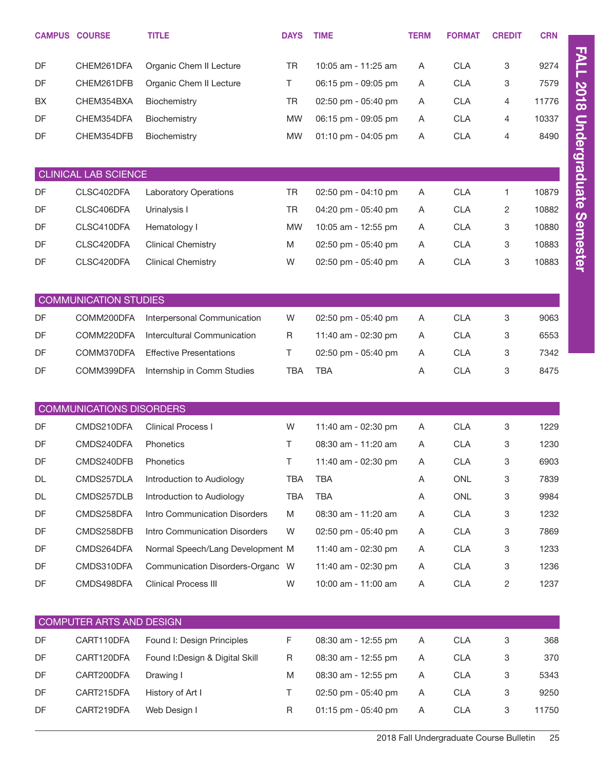| CAMPUS | COURSE | TITLE | DAYS | TIME | TERM | FORMAT | CREDIT | CRN |
|---|---|---|---|---|---|---|---|---|
| DF | CHEM261DFA | Organic Chem II Lecture | TR | 10:05 am - 11:25 am | A | CLA | 3 | 9274 |
| DF | CHEM261DFB | Organic Chem II Lecture | T | 06:15 pm - 09:05 pm | A | CLA | 3 | 7579 |
| BX | CHEM354BXA | Biochemistry | TR | 02:50 pm - 05:40 pm | A | CLA | 4 | 11776 |
| DF | CHEM354DFA | Biochemistry | MW | 06:15 pm - 09:05 pm | A | CLA | 4 | 10337 |
| DF | CHEM354DFB | Biochemistry | MW | 01:10 pm - 04:05 pm | A | CLA | 4 | 8490 |

## CLINICAL LAB SCIENCE

| CAMPUS | COURSE | TITLE | DAYS | TIME | TERM | FORMAT | CREDIT | CRN |
|---|---|---|---|---|---|---|---|---|
| DF | CLSC402DFA | Laboratory Operations | TR | 02:50 pm - 04:10 pm | A | CLA | 1 | 10879 |
| DF | CLSC406DFA | Urinalysis I | TR | 04:20 pm - 05:40 pm | A | CLA | 2 | 10882 |
| DF | CLSC410DFA | Hematology I | MW | 10:05 am - 12:55 pm | A | CLA | 3 | 10880 |
| DF | CLSC420DFA | Clinical Chemistry | M | 02:50 pm - 05:40 pm | A | CLA | 3 | 10883 |
| DF | CLSC420DFA | Clinical Chemistry | W | 02:50 pm - 05:40 pm | A | CLA | 3 | 10883 |

## COMMUNICATION STUDIES

| CAMPUS | COURSE | TITLE | DAYS | TIME | TERM | FORMAT | CREDIT | CRN |
|---|---|---|---|---|---|---|---|---|
| DF | COMM200DFA | Interpersonal Communication | W | 02:50 pm - 05:40 pm | A | CLA | 3 | 9063 |
| DF | COMM220DFA | Intercultural Communication | R | 11:40 am - 02:30 pm | A | CLA | 3 | 6553 |
| DF | COMM370DFA | Effective Presentations | T | 02:50 pm - 05:40 pm | A | CLA | 3 | 7342 |
| DF | COMM399DFA | Internship in Comm Studies | TBA | TBA | A | CLA | 3 | 8475 |

## COMMUNICATIONS DISORDERS

| CAMPUS | COURSE | TITLE | DAYS | TIME | TERM | FORMAT | CREDIT | CRN |
|---|---|---|---|---|---|---|---|---|
| DF | CMDS210DFA | Clinical Process I | W | 11:40 am - 02:30 pm | A | CLA | 3 | 1229 |
| DF | CMDS240DFA | Phonetics | T | 08:30 am - 11:20 am | A | CLA | 3 | 1230 |
| DF | CMDS240DFB | Phonetics | T | 11:40 am - 02:30 pm | A | CLA | 3 | 6903 |
| DL | CMDS257DLA | Introduction to Audiology | TBA | TBA | A | ONL | 3 | 7839 |
| DL | CMDS257DLB | Introduction to Audiology | TBA | TBA | A | ONL | 3 | 9984 |
| DF | CMDS258DFA | Intro Communication Disorders | M | 08:30 am - 11:20 am | A | CLA | 3 | 1232 |
| DF | CMDS258DFB | Intro Communication Disorders | W | 02:50 pm - 05:40 pm | A | CLA | 3 | 7869 |
| DF | CMDS264DFA | Normal Speech/Lang Development | M | 11:40 am - 02:30 pm | A | CLA | 3 | 1233 |
| DF | CMDS310DFA | Communication Disorders-Organc | W | 11:40 am - 02:30 pm | A | CLA | 3 | 1236 |
| DF | CMDS498DFA | Clinical Process III | W | 10:00 am - 11:00 am | A | CLA | 2 | 1237 |

## COMPUTER ARTS AND DESIGN

| CAMPUS | COURSE | TITLE | DAYS | TIME | TERM | FORMAT | CREDIT | CRN |
|---|---|---|---|---|---|---|---|---|
| DF | CART110DFA | Found I: Design Principles | F | 08:30 am - 12:55 pm | A | CLA | 3 | 368 |
| DF | CART120DFA | Found I:Design & Digital Skill | R | 08:30 am - 12:55 pm | A | CLA | 3 | 370 |
| DF | CART200DFA | Drawing I | M | 08:30 am - 12:55 pm | A | CLA | 3 | 5343 |
| DF | CART215DFA | History of Art I | T | 02:50 pm - 05:40 pm | A | CLA | 3 | 9250 |
| DF | CART219DFA | Web Design I | R | 01:15 pm - 05:40 pm | A | CLA | 3 | 11750 |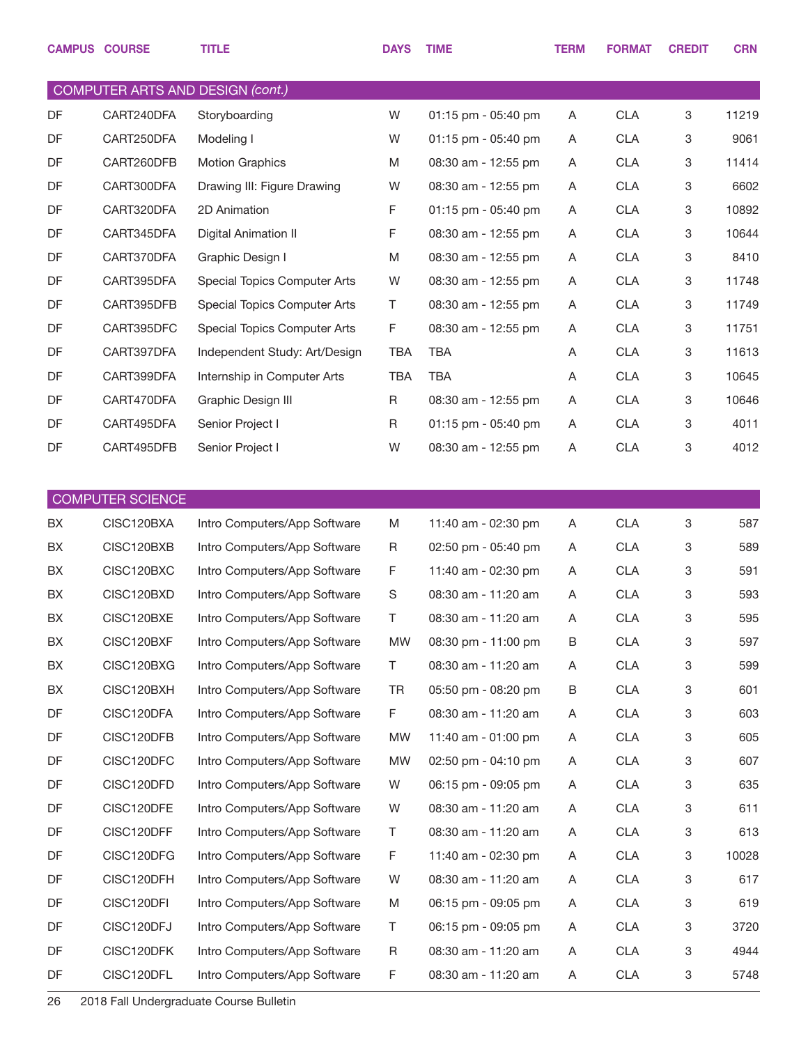| CAMPUS | COURSE | TITLE | DAYS | TIME | TERM | FORMAT | CREDIT | CRN |
|---|---|---|---|---|---|---|---|---|
| **COMPUTER ARTS AND DESIGN** *(cont.)* | | | | | | | | |
| DF | CART240DFA | Storyboarding | W | 01:15 pm - 05:40 pm | A | CLA | 3 | 11219 |
| DF | CART250DFA | Modeling I | W | 01:15 pm - 05:40 pm | A | CLA | 3 | 9061 |
| DF | CART260DFB | Motion Graphics | M | 08:30 am - 12:55 pm | A | CLA | 3 | 11414 |
| DF | CART300DFA | Drawing III: Figure Drawing | W | 08:30 am - 12:55 pm | A | CLA | 3 | 6602 |
| DF | CART320DFA | 2D Animation | F | 01:15 pm - 05:40 pm | A | CLA | 3 | 10892 |
| DF | CART345DFA | Digital Animation II | F | 08:30 am - 12:55 pm | A | CLA | 3 | 10644 |
| DF | CART370DFA | Graphic Design I | M | 08:30 am - 12:55 pm | A | CLA | 3 | 8410 |
| DF | CART395DFA | Special Topics Computer Arts | W | 08:30 am - 12:55 pm | A | CLA | 3 | 11748 |
| DF | CART395DFB | Special Topics Computer Arts | T | 08:30 am - 12:55 pm | A | CLA | 3 | 11749 |
| DF | CART395DFC | Special Topics Computer Arts | F | 08:30 am - 12:55 pm | A | CLA | 3 | 11751 |
| DF | CART397DFA | Independent Study: Art/Design | TBA | TBA | A | CLA | 3 | 11613 |
| DF | CART399DFA | Internship in Computer Arts | TBA | TBA | A | CLA | 3 | 10645 |
| DF | CART470DFA | Graphic Design III | R | 08:30 am - 12:55 pm | A | CLA | 3 | 10646 |
| DF | CART495DFA | Senior Project I | R | 01:15 pm - 05:40 pm | A | CLA | 3 | 4011 |
| DF | CART495DFB | Senior Project I | W | 08:30 am - 12:55 pm | A | CLA | 3 | 4012 |
| **COMPUTER SCIENCE** | | | | | | | | |
| BX | CISC120BXA | Intro Computers/App Software | M | 11:40 am - 02:30 pm | A | CLA | 3 | 587 |
| BX | CISC120BXB | Intro Computers/App Software | R | 02:50 pm - 05:40 pm | A | CLA | 3 | 589 |
| BX | CISC120BXC | Intro Computers/App Software | F | 11:40 am - 02:30 pm | A | CLA | 3 | 591 |
| BX | CISC120BXD | Intro Computers/App Software | S | 08:30 am - 11:20 am | A | CLA | 3 | 593 |
| BX | CISC120BXE | Intro Computers/App Software | T | 08:30 am - 11:20 am | A | CLA | 3 | 595 |
| BX | CISC120BXF | Intro Computers/App Software | MW | 08:30 pm - 11:00 pm | B | CLA | 3 | 597 |
| BX | CISC120BXG | Intro Computers/App Software | T | 08:30 am - 11:20 am | A | CLA | 3 | 599 |
| BX | CISC120BXH | Intro Computers/App Software | TR | 05:50 pm - 08:20 pm | B | CLA | 3 | 601 |
| DF | CISC120DFA | Intro Computers/App Software | F | 08:30 am - 11:20 am | A | CLA | 3 | 603 |
| DF | CISC120DFB | Intro Computers/App Software | MW | 11:40 am - 01:00 pm | A | CLA | 3 | 605 |
| DF | CISC120DFC | Intro Computers/App Software | MW | 02:50 pm - 04:10 pm | A | CLA | 3 | 607 |
| DF | CISC120DFD | Intro Computers/App Software | W | 06:15 pm - 09:05 pm | A | CLA | 3 | 635 |
| DF | CISC120DFE | Intro Computers/App Software | W | 08:30 am - 11:20 am | A | CLA | 3 | 611 |
| DF | CISC120DFF | Intro Computers/App Software | T | 08:30 am - 11:20 am | A | CLA | 3 | 613 |
| DF | CISC120DFG | Intro Computers/App Software | F | 11:40 am - 02:30 pm | A | CLA | 3 | 10028 |
| DF | CISC120DFH | Intro Computers/App Software | W | 08:30 am - 11:20 am | A | CLA | 3 | 617 |
| DF | CISC120DFI | Intro Computers/App Software | M | 06:15 pm - 09:05 pm | A | CLA | 3 | 619 |
| DF | CISC120DFJ | Intro Computers/App Software | T | 06:15 pm - 09:05 pm | A | CLA | 3 | 3720 |
| DF | CISC120DFK | Intro Computers/App Software | R | 08:30 am - 11:20 am | A | CLA | 3 | 4944 |
| DF | CISC120DFL | Intro Computers/App Software | F | 08:30 am - 11:20 am | A | CLA | 3 | 5748 |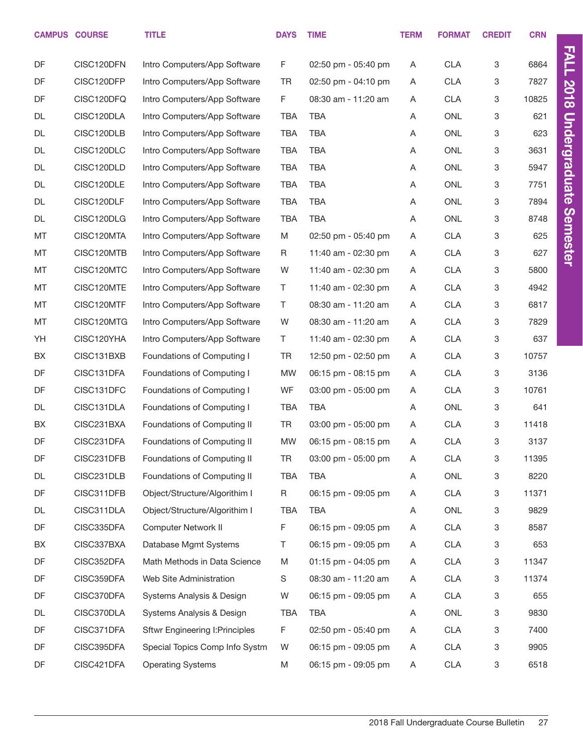| CAMPUS | COURSE | TITLE | DAYS | TIME | TERM | FORMAT | CREDIT | CRN |
|---|---|---|---|---|---|---|---|---|
| DF | CISC120DFN | Intro Computers/App Software | F | 02:50 pm - 05:40 pm | A | CLA | 3 | 6864 |
| DF | CISC120DFP | Intro Computers/App Software | TR | 02:50 pm - 04:10 pm | A | CLA | 3 | 7827 |
| DF | CISC120DFQ | Intro Computers/App Software | F | 08:30 am - 11:20 am | A | CLA | 3 | 10825 |
| DL | CISC120DLA | Intro Computers/App Software | TBA | TBA | A | ONL | 3 | 621 |
| DL | CISC120DLB | Intro Computers/App Software | TBA | TBA | A | ONL | 3 | 623 |
| DL | CISC120DLC | Intro Computers/App Software | TBA | TBA | A | ONL | 3 | 3631 |
| DL | CISC120DLD | Intro Computers/App Software | TBA | TBA | A | ONL | 3 | 5947 |
| DL | CISC120DLE | Intro Computers/App Software | TBA | TBA | A | ONL | 3 | 7751 |
| DL | CISC120DLF | Intro Computers/App Software | TBA | TBA | A | ONL | 3 | 7894 |
| DL | CISC120DLG | Intro Computers/App Software | TBA | TBA | A | ONL | 3 | 8748 |
| MT | CISC120MTA | Intro Computers/App Software | M | 02:50 pm - 05:40 pm | A | CLA | 3 | 625 |
| MT | CISC120MTB | Intro Computers/App Software | R | 11:40 am - 02:30 pm | A | CLA | 3 | 627 |
| MT | CISC120MTC | Intro Computers/App Software | W | 11:40 am - 02:30 pm | A | CLA | 3 | 5800 |
| MT | CISC120MTE | Intro Computers/App Software | T | 11:40 am - 02:30 pm | A | CLA | 3 | 4942 |
| MT | CISC120MTF | Intro Computers/App Software | T | 08:30 am - 11:20 am | A | CLA | 3 | 6817 |
| MT | CISC120MTG | Intro Computers/App Software | W | 08:30 am - 11:20 am | A | CLA | 3 | 7829 |
| YH | CISC120YHA | Intro Computers/App Software | T | 11:40 am - 02:30 pm | A | CLA | 3 | 637 |
| BX | CISC131BXB | Foundations of Computing I | TR | 12:50 pm - 02:50 pm | A | CLA | 3 | 10757 |
| DF | CISC131DFA | Foundations of Computing I | MW | 06:15 pm - 08:15 pm | A | CLA | 3 | 3136 |
| DF | CISC131DFC | Foundations of Computing I | WF | 03:00 pm - 05:00 pm | A | CLA | 3 | 10761 |
| DL | CISC131DLA | Foundations of Computing I | TBA | TBA | A | ONL | 3 | 641 |
| BX | CISC231BXA | Foundations of Computing II | TR | 03:00 pm - 05:00 pm | A | CLA | 3 | 11418 |
| DF | CISC231DFA | Foundations of Computing II | MW | 06:15 pm - 08:15 pm | A | CLA | 3 | 3137 |
| DF | CISC231DFB | Foundations of Computing II | TR | 03:00 pm - 05:00 pm | A | CLA | 3 | 11395 |
| DL | CISC231DLB | Foundations of Computing II | TBA | TBA | A | ONL | 3 | 8220 |
| DF | CISC311DFB | Object/Structure/Algorithim I | R | 06:15 pm - 09:05 pm | A | CLA | 3 | 11371 |
| DL | CISC311DLA | Object/Structure/Algorithim I | TBA | TBA | A | ONL | 3 | 9829 |
| DF | CISC335DFA | Computer Network II | F | 06:15 pm - 09:05 pm | A | CLA | 3 | 8587 |
| BX | CISC337BXA | Database Mgmt Systems | T | 06:15 pm - 09:05 pm | A | CLA | 3 | 653 |
| DF | CISC352DFA | Math Methods in Data Science | M | 01:15 pm - 04:05 pm | A | CLA | 3 | 11347 |
| DF | CISC359DFA | Web Site Administration | S | 08:30 am - 11:20 am | A | CLA | 3 | 11374 |
| DF | CISC370DFA | Systems Analysis & Design | W | 06:15 pm - 09:05 pm | A | CLA | 3 | 655 |
| DL | CISC370DLA | Systems Analysis & Design | TBA | TBA | A | ONL | 3 | 9830 |
| DF | CISC371DFA | Sftwr Engineering I:Principles | F | 02:50 pm - 05:40 pm | A | CLA | 3 | 7400 |
| DF | CISC395DFA | Special Topics Comp Info Systm | W | 06:15 pm - 09:05 pm | A | CLA | 3 | 9905 |
| DF | CISC421DFA | Operating Systems | M | 06:15 pm - 09:05 pm | A | CLA | 3 | 6518 |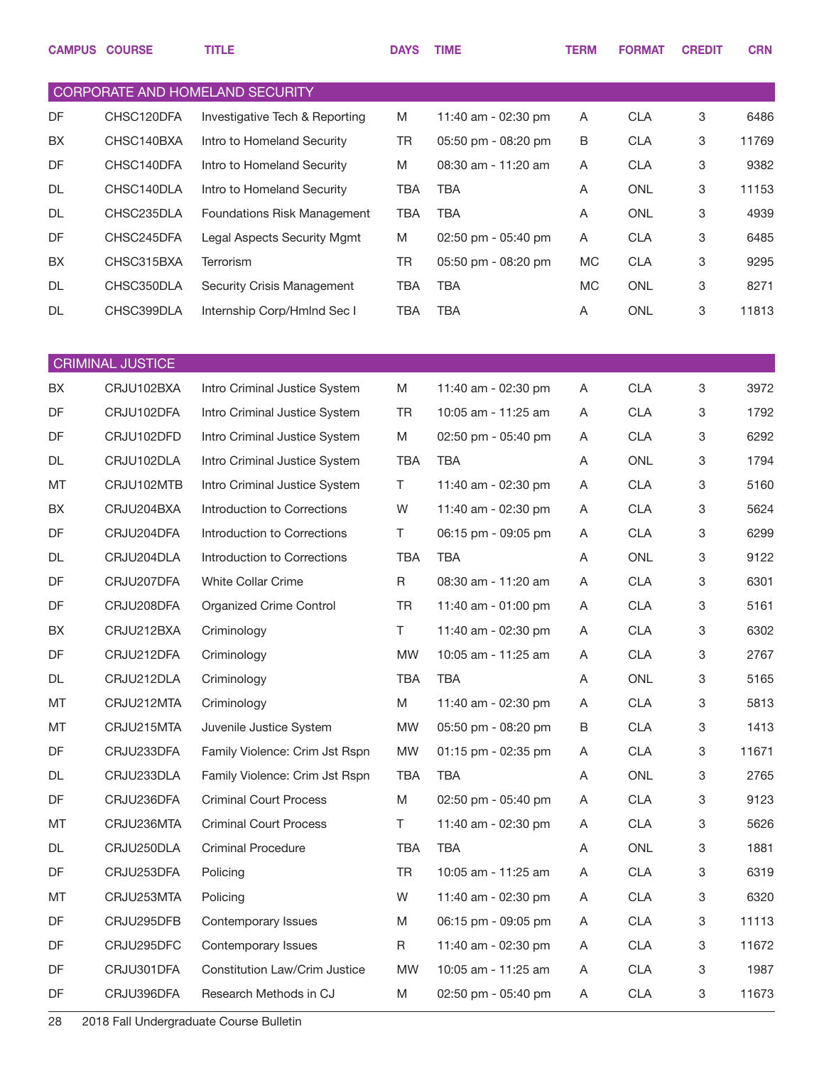| CAMPUS | COURSE | TITLE | DAYS | TIME | TERM | FORMAT | CREDIT | CRN |
|---|---|---|---|---|---|---|---|---|
| **CORPORATE AND HOMELAND SECURITY** | | | | | | | | |
| DF | CHSC120DFA | Investigative Tech & Reporting | M | 11:40 am - 02:30 pm | A | CLA | 3 | 6486 |
| BX | CHSC140BXA | Intro to Homeland Security | TR | 05:50 pm - 08:20 pm | B | CLA | 3 | 11769 |
| DF | CHSC140DFA | Intro to Homeland Security | M | 08:30 am - 11:20 am | A | CLA | 3 | 9382 |
| DL | CHSC140DLA | Intro to Homeland Security | TBA | TBA | A | ONL | 3 | 11153 |
| DL | CHSC235DLA | Foundations Risk Management | TBA | TBA | A | ONL | 3 | 4939 |
| DF | CHSC245DFA | Legal Aspects Security Mgmt | M | 02:50 pm - 05:40 pm | A | CLA | 3 | 6485 |
| BX | CHSC315BXA | Terrorism | TR | 05:50 pm - 08:20 pm | MC | CLA | 3 | 9295 |
| DL | CHSC350DLA | Security Crisis Management | TBA | TBA | MC | ONL | 3 | 8271 |
| DL | CHSC399DLA | Internship Corp/Hmlnd Sec I | TBA | TBA | A | ONL | 3 | 11813 |
| **CRIMINAL JUSTICE** | | | | | | | | |
| BX | CRJU102BXA | Intro Criminal Justice System | M | 11:40 am - 02:30 pm | A | CLA | 3 | 3972 |
| DF | CRJU102DFA | Intro Criminal Justice System | TR | 10:05 am - 11:25 am | A | CLA | 3 | 1792 |
| DF | CRJU102DFD | Intro Criminal Justice System | M | 02:50 pm - 05:40 pm | A | CLA | 3 | 6292 |
| DL | CRJU102DLA | Intro Criminal Justice System | TBA | TBA | A | ONL | 3 | 1794 |
| MT | CRJU102MTB | Intro Criminal Justice System | T | 11:40 am - 02:30 pm | A | CLA | 3 | 5160 |
| BX | CRJU204BXA | Introduction to Corrections | W | 11:40 am - 02:30 pm | A | CLA | 3 | 5624 |
| DF | CRJU204DFA | Introduction to Corrections | T | 06:15 pm - 09:05 pm | A | CLA | 3 | 6299 |
| DL | CRJU204DLA | Introduction to Corrections | TBA | TBA | A | ONL | 3 | 9122 |
| DF | CRJU207DFA | White Collar Crime | R | 08:30 am - 11:20 am | A | CLA | 3 | 6301 |
| DF | CRJU208DFA | Organized Crime Control | TR | 11:40 am - 01:00 pm | A | CLA | 3 | 5161 |
| BX | CRJU212BXA | Criminology | T | 11:40 am - 02:30 pm | A | CLA | 3 | 6302 |
| DF | CRJU212DFA | Criminology | MW | 10:05 am - 11:25 am | A | CLA | 3 | 2767 |
| DL | CRJU212DLA | Criminology | TBA | TBA | A | ONL | 3 | 5165 |
| MT | CRJU212MTA | Criminology | M | 11:40 am - 02:30 pm | A | CLA | 3 | 5813 |
| MT | CRJU215MTA | Juvenile Justice System | MW | 05:50 pm - 08:20 pm | B | CLA | 3 | 1413 |
| DF | CRJU233DFA | Family Violence: Crim Jst Rspn | MW | 01:15 pm - 02:35 pm | A | CLA | 3 | 11671 |
| DL | CRJU233DLA | Family Violence: Crim Jst Rspn | TBA | TBA | A | ONL | 3 | 2765 |
| DF | CRJU236DFA | Criminal Court Process | M | 02:50 pm - 05:40 pm | A | CLA | 3 | 9123 |
| MT | CRJU236MTA | Criminal Court Process | T | 11:40 am - 02:30 pm | A | CLA | 3 | 5626 |
| DL | CRJU250DLA | Criminal Procedure | TBA | TBA | A | ONL | 3 | 1881 |
| DF | CRJU253DFA | Policing | TR | 10:05 am - 11:25 am | A | CLA | 3 | 6319 |
| MT | CRJU253MTA | Policing | W | 11:40 am - 02:30 pm | A | CLA | 3 | 6320 |
| DF | CRJU295DFB | Contemporary Issues | M | 06:15 pm - 09:05 pm | A | CLA | 3 | 11113 |
| DF | CRJU295DFC | Contemporary Issues | R | 11:40 am - 02:30 pm | A | CLA | 3 | 11672 |
| DF | CRJU301DFA | Constitution Law/Crim Justice | MW | 10:05 am - 11:25 am | A | CLA | 3 | 1987 |
| DF | CRJU396DFA | Research Methods in CJ | M | 02:50 pm - 05:40 pm | A | CLA | 3 | 11673 |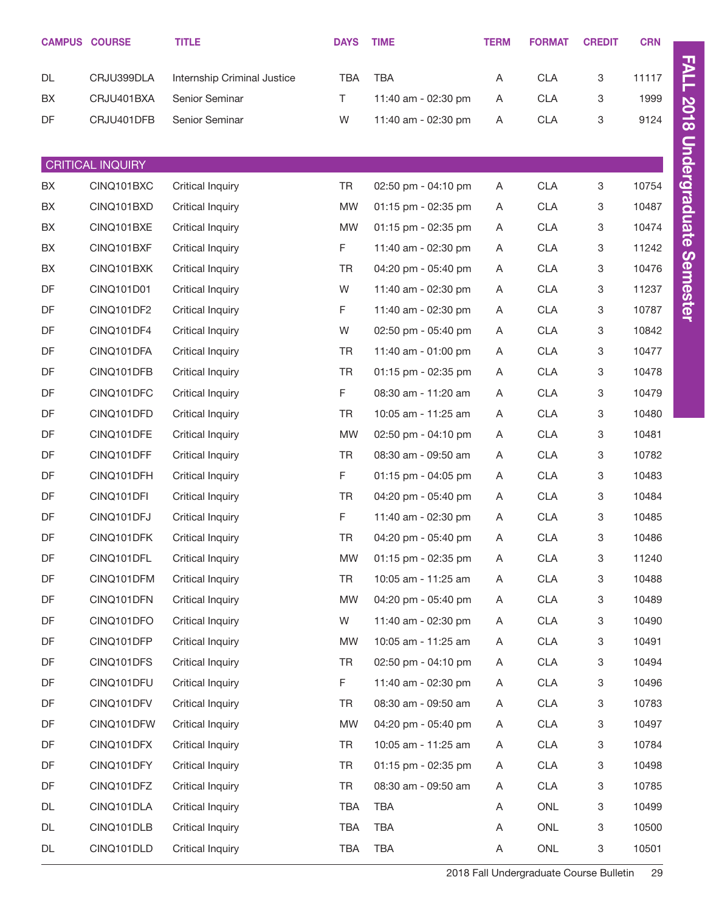| CAMPUS | COURSE | TITLE | DAYS | TIME | TERM | FORMAT | CREDIT | CRN |
|---|---|---|---|---|---|---|---|---|
| DL | CRJU399DLA | Internship Criminal Justice | TBA | TBA | A | CLA | 3 | 11117 |
| BX | CRJU401BXA | Senior Seminar | T | 11:40 am - 02:30 pm | A | CLA | 3 | 1999 |
| DF | CRJU401DFB | Senior Seminar | W | 11:40 am - 02:30 pm | A | CLA | 3 | 9124 |
| **CRITICAL INQUIRY** | | | | | | | | |
| BX | CINQ101BXC | Critical Inquiry | TR | 02:50 pm - 04:10 pm | A | CLA | 3 | 10754 |
| BX | CINQ101BXD | Critical Inquiry | MW | 01:15 pm - 02:35 pm | A | CLA | 3 | 10487 |
| BX | CINQ101BXE | Critical Inquiry | MW | 01:15 pm - 02:35 pm | A | CLA | 3 | 10474 |
| BX | CINQ101BXF | Critical Inquiry | F | 11:40 am - 02:30 pm | A | CLA | 3 | 11242 |
| BX | CINQ101BXK | Critical Inquiry | TR | 04:20 pm - 05:40 pm | A | CLA | 3 | 10476 |
| DF | CINQ101D01 | Critical Inquiry | W | 11:40 am - 02:30 pm | A | CLA | 3 | 11237 |
| DF | CINQ101DF2 | Critical Inquiry | F | 11:40 am - 02:30 pm | A | CLA | 3 | 10787 |
| DF | CINQ101DF4 | Critical Inquiry | W | 02:50 pm - 05:40 pm | A | CLA | 3 | 10842 |
| DF | CINQ101DFA | Critical Inquiry | TR | 11:40 am - 01:00 pm | A | CLA | 3 | 10477 |
| DF | CINQ101DFB | Critical Inquiry | TR | 01:15 pm - 02:35 pm | A | CLA | 3 | 10478 |
| DF | CINQ101DFC | Critical Inquiry | F | 08:30 am - 11:20 am | A | CLA | 3 | 10479 |
| DF | CINQ101DFD | Critical Inquiry | TR | 10:05 am - 11:25 am | A | CLA | 3 | 10480 |
| DF | CINQ101DFE | Critical Inquiry | MW | 02:50 pm - 04:10 pm | A | CLA | 3 | 10481 |
| DF | CINQ101DFF | Critical Inquiry | TR | 08:30 am - 09:50 am | A | CLA | 3 | 10782 |
| DF | CINQ101DFH | Critical Inquiry | F | 01:15 pm - 04:05 pm | A | CLA | 3 | 10483 |
| DF | CINQ101DFI | Critical Inquiry | TR | 04:20 pm - 05:40 pm | A | CLA | 3 | 10484 |
| DF | CINQ101DFJ | Critical Inquiry | F | 11:40 am - 02:30 pm | A | CLA | 3 | 10485 |
| DF | CINQ101DFK | Critical Inquiry | TR | 04:20 pm - 05:40 pm | A | CLA | 3 | 10486 |
| DF | CINQ101DFL | Critical Inquiry | MW | 01:15 pm - 02:35 pm | A | CLA | 3 | 11240 |
| DF | CINQ101DFM | Critical Inquiry | TR | 10:05 am - 11:25 am | A | CLA | 3 | 10488 |
| DF | CINQ101DFN | Critical Inquiry | MW | 04:20 pm - 05:40 pm | A | CLA | 3 | 10489 |
| DF | CINQ101DFO | Critical Inquiry | W | 11:40 am - 02:30 pm | A | CLA | 3 | 10490 |
| DF | CINQ101DFP | Critical Inquiry | MW | 10:05 am - 11:25 am | A | CLA | 3 | 10491 |
| DF | CINQ101DFS | Critical Inquiry | TR | 02:50 pm - 04:10 pm | A | CLA | 3 | 10494 |
| DF | CINQ101DFU | Critical Inquiry | F | 11:40 am - 02:30 pm | A | CLA | 3 | 10496 |
| DF | CINQ101DFV | Critical Inquiry | TR | 08:30 am - 09:50 am | A | CLA | 3 | 10783 |
| DF | CINQ101DFW | Critical Inquiry | MW | 04:20 pm - 05:40 pm | A | CLA | 3 | 10497 |
| DF | CINQ101DFX | Critical Inquiry | TR | 10:05 am - 11:25 am | A | CLA | 3 | 10784 |
| DF | CINQ101DFY | Critical Inquiry | TR | 01:15 pm - 02:35 pm | A | CLA | 3 | 10498 |
| DF | CINQ101DFZ | Critical Inquiry | TR | 08:30 am - 09:50 am | A | CLA | 3 | 10785 |
| DL | CINQ101DLA | Critical Inquiry | TBA | TBA | A | ONL | 3 | 10499 |
| DL | CINQ101DLB | Critical Inquiry | TBA | TBA | A | ONL | 3 | 10500 |
| DL | CINQ101DLD | Critical Inquiry | TBA | TBA | A | ONL | 3 | 10501 |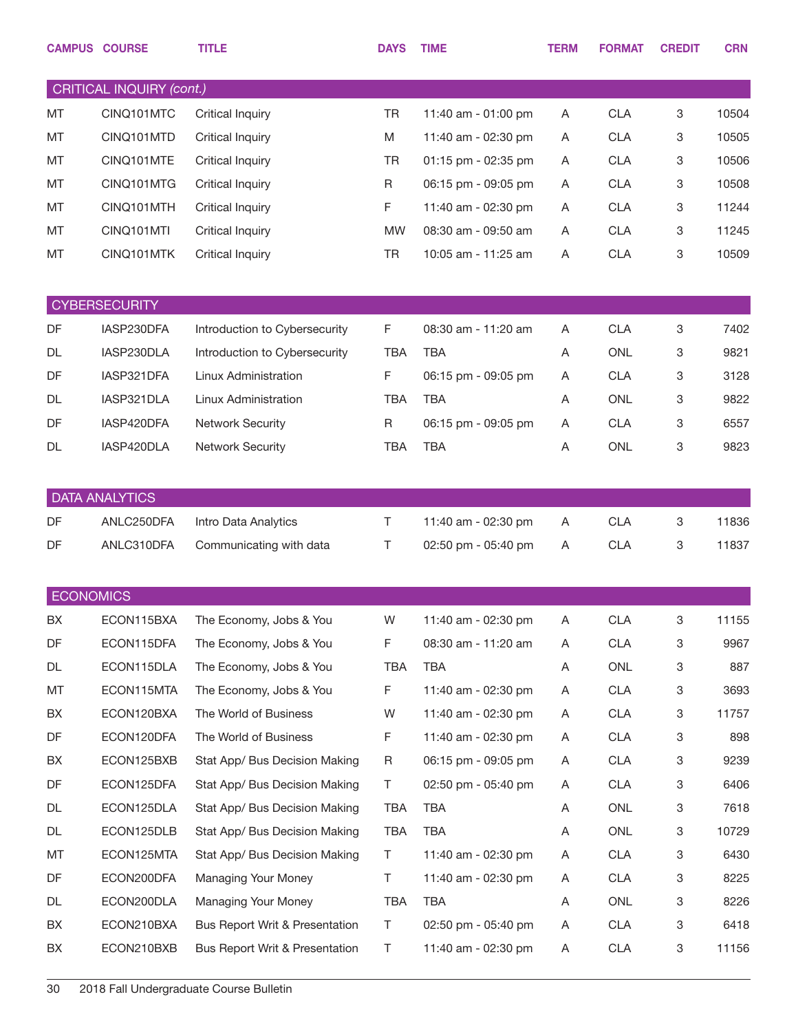| CAMPUS | COURSE | TITLE | DAYS | TIME | TERM | FORMAT | CREDIT | CRN |
|---|---|---|---|---|---|---|---|---|
| **CRITICAL INQUIRY *(cont.)*** | | | | | | | | |
| MT | CINQ101MTC | Critical Inquiry | TR | 11:40 am - 01:00 pm | A | CLA | 3 | 10504 |
| MT | CINQ101MTD | Critical Inquiry | M | 11:40 am - 02:30 pm | A | CLA | 3 | 10505 |
| MT | CINQ101MTE | Critical Inquiry | TR | 01:15 pm - 02:35 pm | A | CLA | 3 | 10506 |
| MT | CINQ101MTG | Critical Inquiry | R | 06:15 pm - 09:05 pm | A | CLA | 3 | 10508 |
| MT | CINQ101MTH | Critical Inquiry | F | 11:40 am - 02:30 pm | A | CLA | 3 | 11244 |
| MT | CINQ101MTI | Critical Inquiry | MW | 08:30 am - 09:50 am | A | CLA | 3 | 11245 |
| MT | CINQ101MTK | Critical Inquiry | TR | 10:05 am - 11:25 am | A | CLA | 3 | 10509 |
| **CYBERSECURITY** | | | | | | | | |
| DF | IASP230DFA | Introduction to Cybersecurity | F | 08:30 am - 11:20 am | A | CLA | 3 | 7402 |
| DL | IASP230DLA | Introduction to Cybersecurity | TBA | TBA | A | ONL | 3 | 9821 |
| DF | IASP321DFA | Linux Administration | F | 06:15 pm - 09:05 pm | A | CLA | 3 | 3128 |
| DL | IASP321DLA | Linux Administration | TBA | TBA | A | ONL | 3 | 9822 |
| DF | IASP420DFA | Network Security | R | 06:15 pm - 09:05 pm | A | CLA | 3 | 6557 |
| DL | IASP420DLA | Network Security | TBA | TBA | A | ONL | 3 | 9823 |
| **DATA ANALYTICS** | | | | | | | | |
| DF | ANLC250DFA | Intro Data Analytics | T | 11:40 am - 02:30 pm | A | CLA | 3 | 11836 |
| DF | ANLC310DFA | Communicating with data | T | 02:50 pm - 05:40 pm | A | CLA | 3 | 11837 |
| **ECONOMICS** | | | | | | | | |
| BX | ECON115BXA | The Economy, Jobs & You | W | 11:40 am - 02:30 pm | A | CLA | 3 | 11155 |
| DF | ECON115DFA | The Economy, Jobs & You | F | 08:30 am - 11:20 am | A | CLA | 3 | 9967 |
| DL | ECON115DLA | The Economy, Jobs & You | TBA | TBA | A | ONL | 3 | 887 |
| MT | ECON115MTA | The Economy, Jobs & You | F | 11:40 am - 02:30 pm | A | CLA | 3 | 3693 |
| BX | ECON120BXA | The World of Business | W | 11:40 am - 02:30 pm | A | CLA | 3 | 11757 |
| DF | ECON120DFA | The World of Business | F | 11:40 am - 02:30 pm | A | CLA | 3 | 898 |
| BX | ECON125BXB | Stat App/ Bus Decision Making | R | 06:15 pm - 09:05 pm | A | CLA | 3 | 9239 |
| DF | ECON125DFA | Stat App/ Bus Decision Making | T | 02:50 pm - 05:40 pm | A | CLA | 3 | 6406 |
| DL | ECON125DLA | Stat App/ Bus Decision Making | TBA | TBA | A | ONL | 3 | 7618 |
| DL | ECON125DLB | Stat App/ Bus Decision Making | TBA | TBA | A | ONL | 3 | 10729 |
| MT | ECON125MTA | Stat App/ Bus Decision Making | T | 11:40 am - 02:30 pm | A | CLA | 3 | 6430 |
| DF | ECON200DFA | Managing Your Money | T | 11:40 am - 02:30 pm | A | CLA | 3 | 8225 |
| DL | ECON200DLA | Managing Your Money | TBA | TBA | A | ONL | 3 | 8226 |
| BX | ECON210BXA | Bus Report Writ & Presentation | T | 02:50 pm - 05:40 pm | A | CLA | 3 | 6418 |
| BX | ECON210BXB | Bus Report Writ & Presentation | T | 11:40 am - 02:30 pm | A | CLA | 3 | 11156 |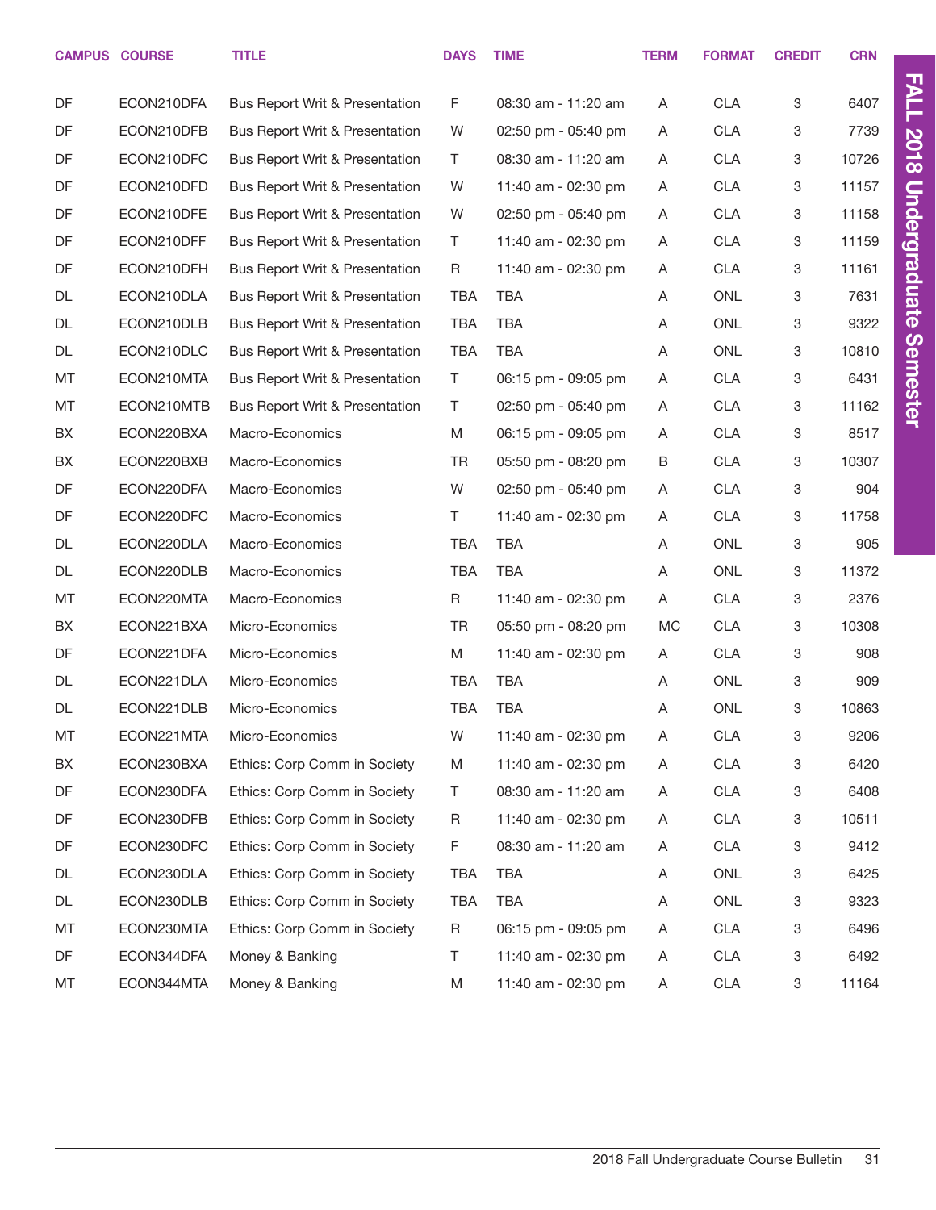| CAMPUS | COURSE | TITLE | DAYS | TIME | TERM | FORMAT | CREDIT | CRN |
|---|---|---|---|---|---|---|---|---|
| DF | ECON210DFA | Bus Report Writ & Presentation | F | 08:30 am - 11:20 am | A | CLA | 3 | 6407 |
| DF | ECON210DFB | Bus Report Writ & Presentation | W | 02:50 pm - 05:40 pm | A | CLA | 3 | 7739 |
| DF | ECON210DFC | Bus Report Writ & Presentation | T | 08:30 am - 11:20 am | A | CLA | 3 | 10726 |
| DF | ECON210DFD | Bus Report Writ & Presentation | W | 11:40 am - 02:30 pm | A | CLA | 3 | 11157 |
| DF | ECON210DFE | Bus Report Writ & Presentation | W | 02:50 pm - 05:40 pm | A | CLA | 3 | 11158 |
| DF | ECON210DFF | Bus Report Writ & Presentation | T | 11:40 am - 02:30 pm | A | CLA | 3 | 11159 |
| DF | ECON210DFH | Bus Report Writ & Presentation | R | 11:40 am - 02:30 pm | A | CLA | 3 | 11161 |
| DL | ECON210DLA | Bus Report Writ & Presentation | TBA | TBA | A | ONL | 3 | 7631 |
| DL | ECON210DLB | Bus Report Writ & Presentation | TBA | TBA | A | ONL | 3 | 9322 |
| DL | ECON210DLC | Bus Report Writ & Presentation | TBA | TBA | A | ONL | 3 | 10810 |
| MT | ECON210MTA | Bus Report Writ & Presentation | T | 06:15 pm - 09:05 pm | A | CLA | 3 | 6431 |
| MT | ECON210MTB | Bus Report Writ & Presentation | T | 02:50 pm - 05:40 pm | A | CLA | 3 | 11162 |
| BX | ECON220BXA | Macro-Economics | M | 06:15 pm - 09:05 pm | A | CLA | 3 | 8517 |
| BX | ECON220BXB | Macro-Economics | TR | 05:50 pm - 08:20 pm | B | CLA | 3 | 10307 |
| DF | ECON220DFA | Macro-Economics | W | 02:50 pm - 05:40 pm | A | CLA | 3 | 904 |
| DF | ECON220DFC | Macro-Economics | T | 11:40 am - 02:30 pm | A | CLA | 3 | 11758 |
| DL | ECON220DLA | Macro-Economics | TBA | TBA | A | ONL | 3 | 905 |
| DL | ECON220DLB | Macro-Economics | TBA | TBA | A | ONL | 3 | 11372 |
| MT | ECON220MTA | Macro-Economics | R | 11:40 am - 02:30 pm | A | CLA | 3 | 2376 |
| BX | ECON221BXA | Micro-Economics | TR | 05:50 pm - 08:20 pm | MC | CLA | 3 | 10308 |
| DF | ECON221DFA | Micro-Economics | M | 11:40 am - 02:30 pm | A | CLA | 3 | 908 |
| DL | ECON221DLA | Micro-Economics | TBA | TBA | A | ONL | 3 | 909 |
| DL | ECON221DLB | Micro-Economics | TBA | TBA | A | ONL | 3 | 10863 |
| MT | ECON221MTA | Micro-Economics | W | 11:40 am - 02:30 pm | A | CLA | 3 | 9206 |
| BX | ECON230BXA | Ethics: Corp Comm in Society | M | 11:40 am - 02:30 pm | A | CLA | 3 | 6420 |
| DF | ECON230DFA | Ethics: Corp Comm in Society | T | 08:30 am - 11:20 am | A | CLA | 3 | 6408 |
| DF | ECON230DFB | Ethics: Corp Comm in Society | R | 11:40 am - 02:30 pm | A | CLA | 3 | 10511 |
| DF | ECON230DFC | Ethics: Corp Comm in Society | F | 08:30 am - 11:20 am | A | CLA | 3 | 9412 |
| DL | ECON230DLA | Ethics: Corp Comm in Society | TBA | TBA | A | ONL | 3 | 6425 |
| DL | ECON230DLB | Ethics: Corp Comm in Society | TBA | TBA | A | ONL | 3 | 9323 |
| MT | ECON230MTA | Ethics: Corp Comm in Society | R | 06:15 pm - 09:05 pm | A | CLA | 3 | 6496 |
| DF | ECON344DFA | Money & Banking | T | 11:40 am - 02:30 pm | A | CLA | 3 | 6492 |
| MT | ECON344MTA | Money & Banking | M | 11:40 am - 02:30 pm | A | CLA | 3 | 11164 |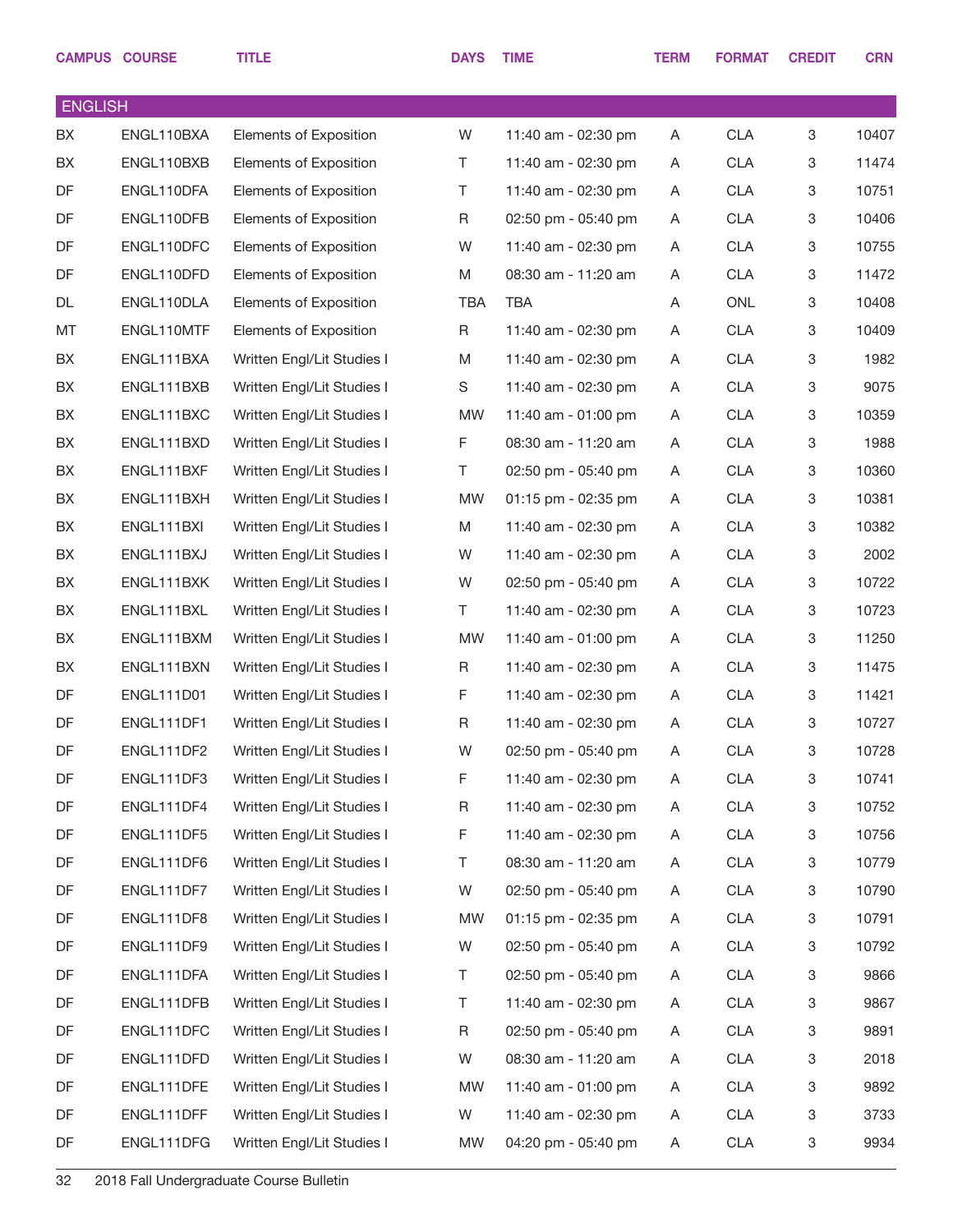| CAMPUS | COURSE | TITLE | DAYS | TIME | TERM | FORMAT | CREDIT | CRN |
|---|---|---|---|---|---|---|---|---|
| **ENGLISH** | | | | | | | | |
| BX | ENGL110BXA | Elements of Exposition | W | 11:40 am - 02:30 pm | A | CLA | 3 | 10407 |
| BX | ENGL110BXB | Elements of Exposition | T | 11:40 am - 02:30 pm | A | CLA | 3 | 11474 |
| DF | ENGL110DFA | Elements of Exposition | T | 11:40 am - 02:30 pm | A | CLA | 3 | 10751 |
| DF | ENGL110DFB | Elements of Exposition | R | 02:50 pm - 05:40 pm | A | CLA | 3 | 10406 |
| DF | ENGL110DFC | Elements of Exposition | W | 11:40 am - 02:30 pm | A | CLA | 3 | 10755 |
| DF | ENGL110DFD | Elements of Exposition | M | 08:30 am - 11:20 am | A | CLA | 3 | 11472 |
| DL | ENGL110DLA | Elements of Exposition | TBA | TBA | A | ONL | 3 | 10408 |
| MT | ENGL110MTF | Elements of Exposition | R | 11:40 am - 02:30 pm | A | CLA | 3 | 10409 |
| BX | ENGL111BXA | Written Engl/Lit Studies I | M | 11:40 am - 02:30 pm | A | CLA | 3 | 1982 |
| BX | ENGL111BXB | Written Engl/Lit Studies I | S | 11:40 am - 02:30 pm | A | CLA | 3 | 9075 |
| BX | ENGL111BXC | Written Engl/Lit Studies I | MW | 11:40 am - 01:00 pm | A | CLA | 3 | 10359 |
| BX | ENGL111BXD | Written Engl/Lit Studies I | F | 08:30 am - 11:20 am | A | CLA | 3 | 1988 |
| BX | ENGL111BXF | Written Engl/Lit Studies I | T | 02:50 pm - 05:40 pm | A | CLA | 3 | 10360 |
| BX | ENGL111BXH | Written Engl/Lit Studies I | MW | 01:15 pm - 02:35 pm | A | CLA | 3 | 10381 |
| BX | ENGL111BXI | Written Engl/Lit Studies I | M | 11:40 am - 02:30 pm | A | CLA | 3 | 10382 |
| BX | ENGL111BXJ | Written Engl/Lit Studies I | W | 11:40 am - 02:30 pm | A | CLA | 3 | 2002 |
| BX | ENGL111BXK | Written Engl/Lit Studies I | W | 02:50 pm - 05:40 pm | A | CLA | 3 | 10722 |
| BX | ENGL111BXL | Written Engl/Lit Studies I | T | 11:40 am - 02:30 pm | A | CLA | 3 | 10723 |
| BX | ENGL111BXM | Written Engl/Lit Studies I | MW | 11:40 am - 01:00 pm | A | CLA | 3 | 11250 |
| BX | ENGL111BXN | Written Engl/Lit Studies I | R | 11:40 am - 02:30 pm | A | CLA | 3 | 11475 |
| DF | ENGL111D01 | Written Engl/Lit Studies I | F | 11:40 am - 02:30 pm | A | CLA | 3 | 11421 |
| DF | ENGL111DF1 | Written Engl/Lit Studies I | R | 11:40 am - 02:30 pm | A | CLA | 3 | 10727 |
| DF | ENGL111DF2 | Written Engl/Lit Studies I | W | 02:50 pm - 05:40 pm | A | CLA | 3 | 10728 |
| DF | ENGL111DF3 | Written Engl/Lit Studies I | F | 11:40 am - 02:30 pm | A | CLA | 3 | 10741 |
| DF | ENGL111DF4 | Written Engl/Lit Studies I | R | 11:40 am - 02:30 pm | A | CLA | 3 | 10752 |
| DF | ENGL111DF5 | Written Engl/Lit Studies I | F | 11:40 am - 02:30 pm | A | CLA | 3 | 10756 |
| DF | ENGL111DF6 | Written Engl/Lit Studies I | T | 08:30 am - 11:20 am | A | CLA | 3 | 10779 |
| DF | ENGL111DF7 | Written Engl/Lit Studies I | W | 02:50 pm - 05:40 pm | A | CLA | 3 | 10790 |
| DF | ENGL111DF8 | Written Engl/Lit Studies I | MW | 01:15 pm - 02:35 pm | A | CLA | 3 | 10791 |
| DF | ENGL111DF9 | Written Engl/Lit Studies I | W | 02:50 pm - 05:40 pm | A | CLA | 3 | 10792 |
| DF | ENGL111DFA | Written Engl/Lit Studies I | T | 02:50 pm - 05:40 pm | A | CLA | 3 | 9866 |
| DF | ENGL111DFB | Written Engl/Lit Studies I | T | 11:40 am - 02:30 pm | A | CLA | 3 | 9867 |
| DF | ENGL111DFC | Written Engl/Lit Studies I | R | 02:50 pm - 05:40 pm | A | CLA | 3 | 9891 |
| DF | ENGL111DFD | Written Engl/Lit Studies I | W | 08:30 am - 11:20 am | A | CLA | 3 | 2018 |
| DF | ENGL111DFE | Written Engl/Lit Studies I | MW | 11:40 am - 01:00 pm | A | CLA | 3 | 9892 |
| DF | ENGL111DFF | Written Engl/Lit Studies I | W | 11:40 am - 02:30 pm | A | CLA | 3 | 3733 |
| DF | ENGL111DFG | Written Engl/Lit Studies I | MW | 04:20 pm - 05:40 pm | A | CLA | 3 | 9934 |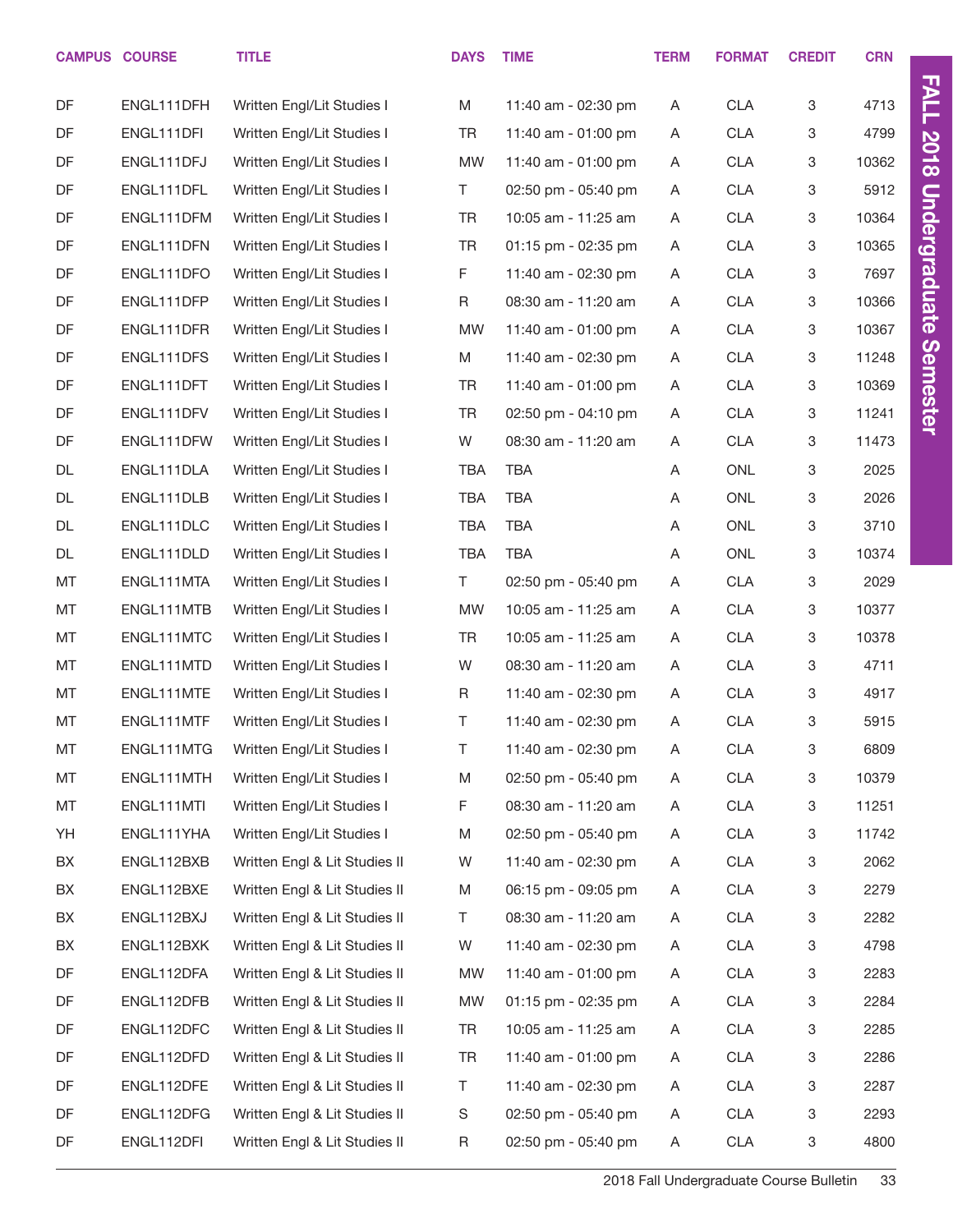| CAMPUS | COURSE | TITLE | DAYS | TIME | TERM | FORMAT | CREDIT | CRN |
|---|---|---|---|---|---|---|---|---|
| DF | ENGL111DFH | Written Engl/Lit Studies I | M | 11:40 am - 02:30 pm | A | CLA | 3 | 4713 |
| DF | ENGL111DFI | Written Engl/Lit Studies I | TR | 11:40 am - 01:00 pm | A | CLA | 3 | 4799 |
| DF | ENGL111DFJ | Written Engl/Lit Studies I | MW | 11:40 am - 01:00 pm | A | CLA | 3 | 10362 |
| DF | ENGL111DFL | Written Engl/Lit Studies I | T | 02:50 pm - 05:40 pm | A | CLA | 3 | 5912 |
| DF | ENGL111DFM | Written Engl/Lit Studies I | TR | 10:05 am - 11:25 am | A | CLA | 3 | 10364 |
| DF | ENGL111DFN | Written Engl/Lit Studies I | TR | 01:15 pm - 02:35 pm | A | CLA | 3 | 10365 |
| DF | ENGL111DFO | Written Engl/Lit Studies I | F | 11:40 am - 02:30 pm | A | CLA | 3 | 7697 |
| DF | ENGL111DFP | Written Engl/Lit Studies I | R | 08:30 am - 11:20 am | A | CLA | 3 | 10366 |
| DF | ENGL111DFR | Written Engl/Lit Studies I | MW | 11:40 am - 01:00 pm | A | CLA | 3 | 10367 |
| DF | ENGL111DFS | Written Engl/Lit Studies I | M | 11:40 am - 02:30 pm | A | CLA | 3 | 11248 |
| DF | ENGL111DFT | Written Engl/Lit Studies I | TR | 11:40 am - 01:00 pm | A | CLA | 3 | 10369 |
| DF | ENGL111DFV | Written Engl/Lit Studies I | TR | 02:50 pm - 04:10 pm | A | CLA | 3 | 11241 |
| DF | ENGL111DFW | Written Engl/Lit Studies I | W | 08:30 am - 11:20 am | A | CLA | 3 | 11473 |
| DL | ENGL111DLA | Written Engl/Lit Studies I | TBA | TBA | A | ONL | 3 | 2025 |
| DL | ENGL111DLB | Written Engl/Lit Studies I | TBA | TBA | A | ONL | 3 | 2026 |
| DL | ENGL111DLC | Written Engl/Lit Studies I | TBA | TBA | A | ONL | 3 | 3710 |
| DL | ENGL111DLD | Written Engl/Lit Studies I | TBA | TBA | A | ONL | 3 | 10374 |
| MT | ENGL111MTA | Written Engl/Lit Studies I | T | 02:50 pm - 05:40 pm | A | CLA | 3 | 2029 |
| MT | ENGL111MTB | Written Engl/Lit Studies I | MW | 10:05 am - 11:25 am | A | CLA | 3 | 10377 |
| MT | ENGL111MTC | Written Engl/Lit Studies I | TR | 10:05 am - 11:25 am | A | CLA | 3 | 10378 |
| MT | ENGL111MTD | Written Engl/Lit Studies I | W | 08:30 am - 11:20 am | A | CLA | 3 | 4711 |
| MT | ENGL111MTE | Written Engl/Lit Studies I | R | 11:40 am - 02:30 pm | A | CLA | 3 | 4917 |
| MT | ENGL111MTF | Written Engl/Lit Studies I | T | 11:40 am - 02:30 pm | A | CLA | 3 | 5915 |
| MT | ENGL111MTG | Written Engl/Lit Studies I | T | 11:40 am - 02:30 pm | A | CLA | 3 | 6809 |
| MT | ENGL111MTH | Written Engl/Lit Studies I | M | 02:50 pm - 05:40 pm | A | CLA | 3 | 10379 |
| MT | ENGL111MTI | Written Engl/Lit Studies I | F | 08:30 am - 11:20 am | A | CLA | 3 | 11251 |
| YH | ENGL111YHA | Written Engl/Lit Studies I | M | 02:50 pm - 05:40 pm | A | CLA | 3 | 11742 |
| BX | ENGL112BXB | Written Engl & Lit Studies II | W | 11:40 am - 02:30 pm | A | CLA | 3 | 2062 |
| BX | ENGL112BXE | Written Engl & Lit Studies II | M | 06:15 pm - 09:05 pm | A | CLA | 3 | 2279 |
| BX | ENGL112BXJ | Written Engl & Lit Studies II | T | 08:30 am - 11:20 am | A | CLA | 3 | 2282 |
| BX | ENGL112BXK | Written Engl & Lit Studies II | W | 11:40 am - 02:30 pm | A | CLA | 3 | 4798 |
| DF | ENGL112DFA | Written Engl & Lit Studies II | MW | 11:40 am - 01:00 pm | A | CLA | 3 | 2283 |
| DF | ENGL112DFB | Written Engl & Lit Studies II | MW | 01:15 pm - 02:35 pm | A | CLA | 3 | 2284 |
| DF | ENGL112DFC | Written Engl & Lit Studies II | TR | 10:05 am - 11:25 am | A | CLA | 3 | 2285 |
| DF | ENGL112DFD | Written Engl & Lit Studies II | TR | 11:40 am - 01:00 pm | A | CLA | 3 | 2286 |
| DF | ENGL112DFE | Written Engl & Lit Studies II | T | 11:40 am - 02:30 pm | A | CLA | 3 | 2287 |
| DF | ENGL112DFG | Written Engl & Lit Studies II | S | 02:50 pm - 05:40 pm | A | CLA | 3 | 2293 |
| DF | ENGL112DFI | Written Engl & Lit Studies II | R | 02:50 pm - 05:40 pm | A | CLA | 3 | 4800 |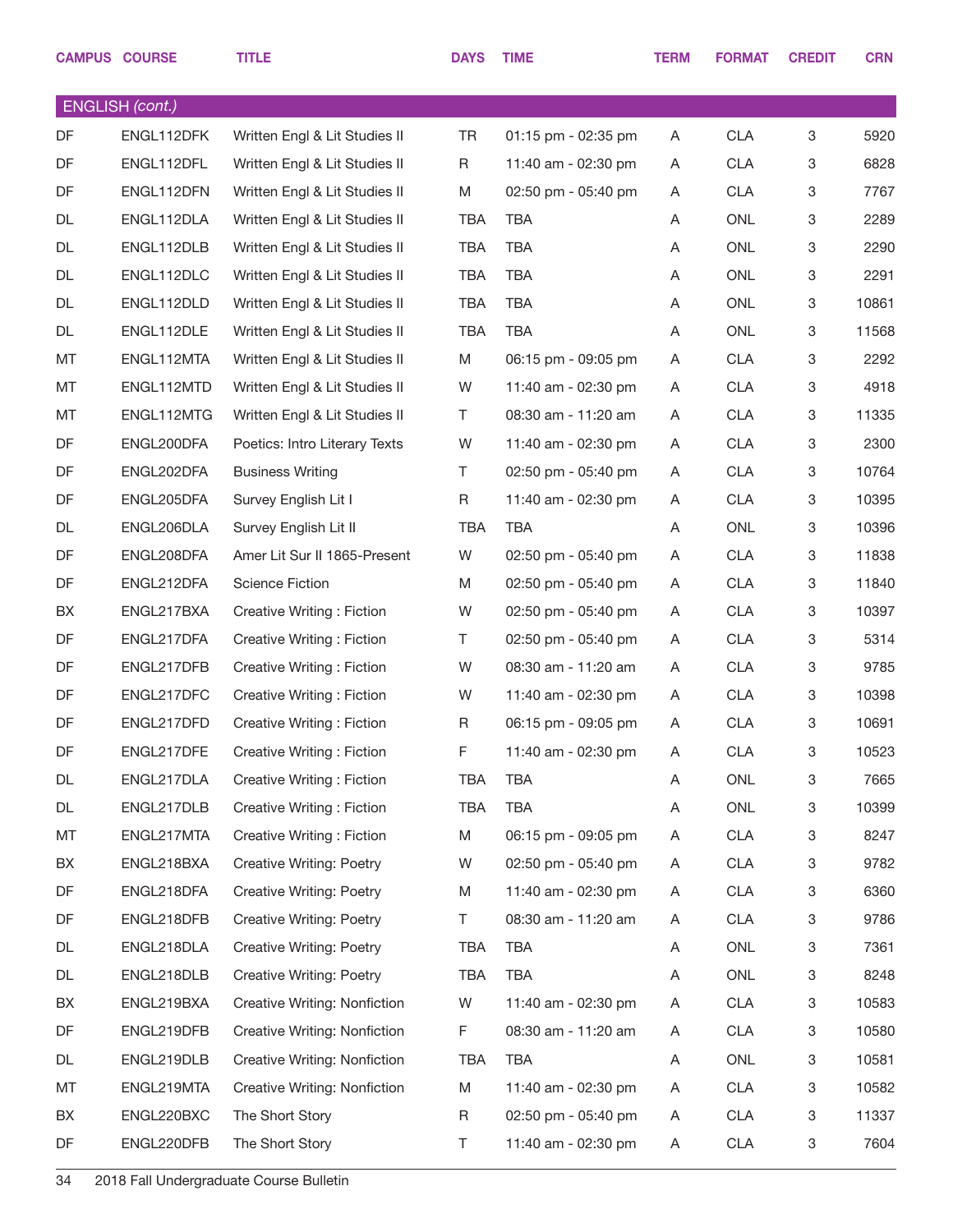| CAMPUS | COURSE | TITLE | DAYS | TIME | TERM | FORMAT | CREDIT | CRN |
|---|---|---|---|---|---|---|---|---|
| **ENGLISH** *(cont.)* | | | | | | | | |
| DF | ENGL112DFK | Written Engl & Lit Studies II | TR | 01:15 pm - 02:35 pm | A | CLA | 3 | 5920 |
| DF | ENGL112DFL | Written Engl & Lit Studies II | R | 11:40 am - 02:30 pm | A | CLA | 3 | 6828 |
| DF | ENGL112DFN | Written Engl & Lit Studies II | M | 02:50 pm - 05:40 pm | A | CLA | 3 | 7767 |
| DL | ENGL112DLA | Written Engl & Lit Studies II | TBA | TBA | A | ONL | 3 | 2289 |
| DL | ENGL112DLB | Written Engl & Lit Studies II | TBA | TBA | A | ONL | 3 | 2290 |
| DL | ENGL112DLC | Written Engl & Lit Studies II | TBA | TBA | A | ONL | 3 | 2291 |
| DL | ENGL112DLD | Written Engl & Lit Studies II | TBA | TBA | A | ONL | 3 | 10861 |
| DL | ENGL112DLE | Written Engl & Lit Studies II | TBA | TBA | A | ONL | 3 | 11568 |
| MT | ENGL112MTA | Written Engl & Lit Studies II | M | 06:15 pm - 09:05 pm | A | CLA | 3 | 2292 |
| MT | ENGL112MTD | Written Engl & Lit Studies II | W | 11:40 am - 02:30 pm | A | CLA | 3 | 4918 |
| MT | ENGL112MTG | Written Engl & Lit Studies II | T | 08:30 am - 11:20 am | A | CLA | 3 | 11335 |
| DF | ENGL200DFA | Poetics: Intro Literary Texts | W | 11:40 am - 02:30 pm | A | CLA | 3 | 2300 |
| DF | ENGL202DFA | Business Writing | T | 02:50 pm - 05:40 pm | A | CLA | 3 | 10764 |
| DF | ENGL205DFA | Survey English Lit I | R | 11:40 am - 02:30 pm | A | CLA | 3 | 10395 |
| DL | ENGL206DLA | Survey English Lit II | TBA | TBA | A | ONL | 3 | 10396 |
| DF | ENGL208DFA | Amer Lit Sur II 1865-Present | W | 02:50 pm - 05:40 pm | A | CLA | 3 | 11838 |
| DF | ENGL212DFA | Science Fiction | M | 02:50 pm - 05:40 pm | A | CLA | 3 | 11840 |
| BX | ENGL217BXA | Creative Writing : Fiction | W | 02:50 pm - 05:40 pm | A | CLA | 3 | 10397 |
| DF | ENGL217DFA | Creative Writing : Fiction | T | 02:50 pm - 05:40 pm | A | CLA | 3 | 5314 |
| DF | ENGL217DFB | Creative Writing : Fiction | W | 08:30 am - 11:20 am | A | CLA | 3 | 9785 |
| DF | ENGL217DFC | Creative Writing : Fiction | W | 11:40 am - 02:30 pm | A | CLA | 3 | 10398 |
| DF | ENGL217DFD | Creative Writing : Fiction | R | 06:15 pm - 09:05 pm | A | CLA | 3 | 10691 |
| DF | ENGL217DFE | Creative Writing : Fiction | F | 11:40 am - 02:30 pm | A | CLA | 3 | 10523 |
| DL | ENGL217DLA | Creative Writing : Fiction | TBA | TBA | A | ONL | 3 | 7665 |
| DL | ENGL217DLB | Creative Writing : Fiction | TBA | TBA | A | ONL | 3 | 10399 |
| MT | ENGL217MTA | Creative Writing : Fiction | M | 06:15 pm - 09:05 pm | A | CLA | 3 | 8247 |
| BX | ENGL218BXA | Creative Writing: Poetry | W | 02:50 pm - 05:40 pm | A | CLA | 3 | 9782 |
| DF | ENGL218DFA | Creative Writing: Poetry | M | 11:40 am - 02:30 pm | A | CLA | 3 | 6360 |
| DF | ENGL218DFB | Creative Writing: Poetry | T | 08:30 am - 11:20 am | A | CLA | 3 | 9786 |
| DL | ENGL218DLA | Creative Writing: Poetry | TBA | TBA | A | ONL | 3 | 7361 |
| DL | ENGL218DLB | Creative Writing: Poetry | TBA | TBA | A | ONL | 3 | 8248 |
| BX | ENGL219BXA | Creative Writing: Nonfiction | W | 11:40 am - 02:30 pm | A | CLA | 3 | 10583 |
| DF | ENGL219DFB | Creative Writing: Nonfiction | F | 08:30 am - 11:20 am | A | CLA | 3 | 10580 |
| DL | ENGL219DLB | Creative Writing: Nonfiction | TBA | TBA | A | ONL | 3 | 10581 |
| MT | ENGL219MTA | Creative Writing: Nonfiction | M | 11:40 am - 02:30 pm | A | CLA | 3 | 10582 |
| BX | ENGL220BXC | The Short Story | R | 02:50 pm - 05:40 pm | A | CLA | 3 | 11337 |
| DF | ENGL220DFB | The Short Story | T | 11:40 am - 02:30 pm | A | CLA | 3 | 7604 |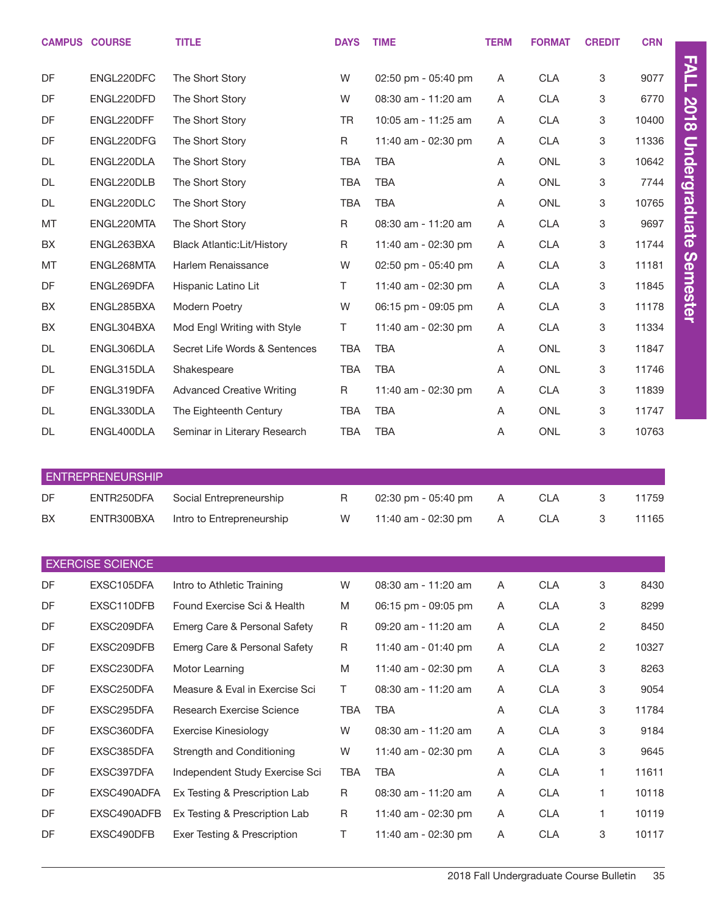| CAMPUS | COURSE | TITLE | DAYS | TIME | TERM | FORMAT | CREDIT | CRN |
|---|---|---|---|---|---|---|---|---|
| DF | ENGL220DFC | The Short Story | W | 02:50 pm - 05:40 pm | A | CLA | 3 | 9077 |
| DF | ENGL220DFD | The Short Story | W | 08:30 am - 11:20 am | A | CLA | 3 | 6770 |
| DF | ENGL220DFF | The Short Story | TR | 10:05 am - 11:25 am | A | CLA | 3 | 10400 |
| DF | ENGL220DFG | The Short Story | R | 11:40 am - 02:30 pm | A | CLA | 3 | 11336 |
| DL | ENGL220DLA | The Short Story | TBA | TBA | A | ONL | 3 | 10642 |
| DL | ENGL220DLB | The Short Story | TBA | TBA | A | ONL | 3 | 7744 |
| DL | ENGL220DLC | The Short Story | TBA | TBA | A | ONL | 3 | 10765 |
| MT | ENGL220MTA | The Short Story | R | 08:30 am - 11:20 am | A | CLA | 3 | 9697 |
| BX | ENGL263BXA | Black Atlantic:Lit/History | R | 11:40 am - 02:30 pm | A | CLA | 3 | 11744 |
| MT | ENGL268MTA | Harlem Renaissance | W | 02:50 pm - 05:40 pm | A | CLA | 3 | 11181 |
| DF | ENGL269DFA | Hispanic Latino Lit | T | 11:40 am - 02:30 pm | A | CLA | 3 | 11845 |
| BX | ENGL285BXA | Modern Poetry | W | 06:15 pm - 09:05 pm | A | CLA | 3 | 11178 |
| BX | ENGL304BXA | Mod Engl Writing with Style | T | 11:40 am - 02:30 pm | A | CLA | 3 | 11334 |
| DL | ENGL306DLA | Secret Life Words & Sentences | TBA | TBA | A | ONL | 3 | 11847 |
| DL | ENGL315DLA | Shakespeare | TBA | TBA | A | ONL | 3 | 11746 |
| DF | ENGL319DFA | Advanced Creative Writing | R | 11:40 am - 02:30 pm | A | CLA | 3 | 11839 |
| DL | ENGL330DLA | The Eighteenth Century | TBA | TBA | A | ONL | 3 | 11747 |
| DL | ENGL400DLA | Seminar in Literary Research | TBA | TBA | A | ONL | 3 | 10763 |

## ENTREPRENEURSHIP

| CAMPUS | COURSE | TITLE | DAYS | TIME | TERM | FORMAT | CREDIT | CRN |
|---|---|---|---|---|---|---|---|---|
| DF | ENTR250DFA | Social Entrepreneurship | R | 02:30 pm - 05:40 pm | A | CLA | 3 | 11759 |
| BX | ENTR300BXA | Intro to Entrepreneurship | W | 11:40 am - 02:30 pm | A | CLA | 3 | 11165 |

## EXERCISE SCIENCE

| CAMPUS | COURSE | TITLE | DAYS | TIME | TERM | FORMAT | CREDIT | CRN |
|---|---|---|---|---|---|---|---|---|
| DF | EXSC105DFA | Intro to Athletic Training | W | 08:30 am - 11:20 am | A | CLA | 3 | 8430 |
| DF | EXSC110DFB | Found Exercise Sci & Health | M | 06:15 pm - 09:05 pm | A | CLA | 3 | 8299 |
| DF | EXSC209DFA | Emerg Care & Personal Safety | R | 09:20 am - 11:20 am | A | CLA | 2 | 8450 |
| DF | EXSC209DFB | Emerg Care & Personal Safety | R | 11:40 am - 01:40 pm | A | CLA | 2 | 10327 |
| DF | EXSC230DFA | Motor Learning | M | 11:40 am - 02:30 pm | A | CLA | 3 | 8263 |
| DF | EXSC250DFA | Measure & Eval in Exercise Sci | T | 08:30 am - 11:20 am | A | CLA | 3 | 9054 |
| DF | EXSC295DFA | Research Exercise Science | TBA | TBA | A | CLA | 3 | 11784 |
| DF | EXSC360DFA | Exercise Kinesiology | W | 08:30 am - 11:20 am | A | CLA | 3 | 9184 |
| DF | EXSC385DFA | Strength and Conditioning | W | 11:40 am - 02:30 pm | A | CLA | 3 | 9645 |
| DF | EXSC397DFA | Independent Study Exercise Sci | TBA | TBA | A | CLA | 1 | 11611 |
| DF | EXSC490ADFA | Ex Testing & Prescription Lab | R | 08:30 am - 11:20 am | A | CLA | 1 | 10118 |
| DF | EXSC490ADFB | Ex Testing & Prescription Lab | R | 11:40 am - 02:30 pm | A | CLA | 1 | 10119 |
| DF | EXSC490DFB | Exer Testing & Prescription | T | 11:40 am - 02:30 pm | A | CLA | 3 | 10117 |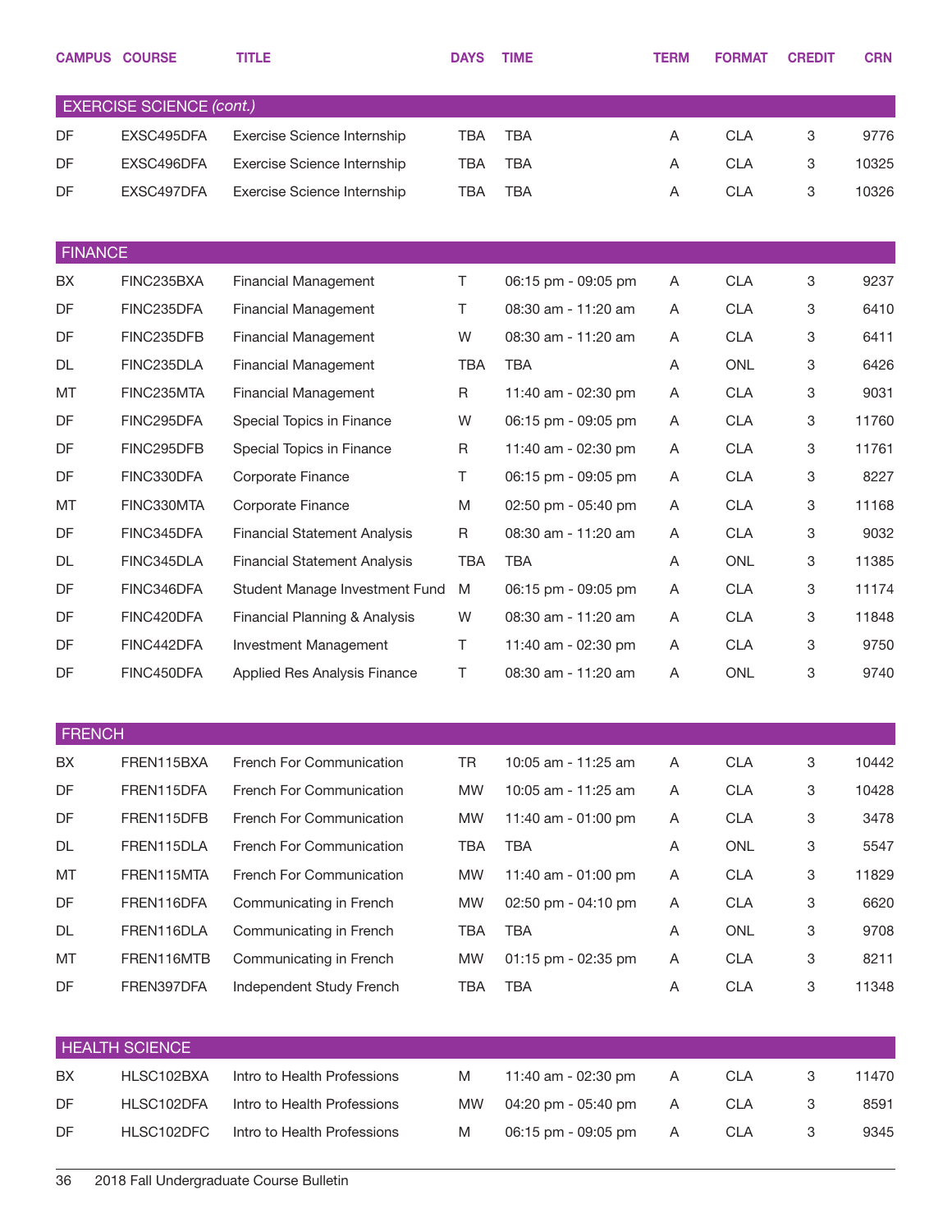| CAMPUS | COURSE | TITLE | DAYS | TIME | TERM | FORMAT | CREDIT | CRN |
|---|---|---|---|---|---|---|---|---|
| **EXERCISE SCIENCE *(cont.)*** | | | | | | | | |
| DF | EXSC495DFA | Exercise Science Internship | TBA | TBA | A | CLA | 3 | 9776 |
| DF | EXSC496DFA | Exercise Science Internship | TBA | TBA | A | CLA | 3 | 10325 |
| DF | EXSC497DFA | Exercise Science Internship | TBA | TBA | A | CLA | 3 | 10326 |
| **FINANCE** | | | | | | | | |
| BX | FINC235BXA | Financial Management | T | 06:15 pm - 09:05 pm | A | CLA | 3 | 9237 |
| DF | FINC235DFA | Financial Management | T | 08:30 am - 11:20 am | A | CLA | 3 | 6410 |
| DF | FINC235DFB | Financial Management | W | 08:30 am - 11:20 am | A | CLA | 3 | 6411 |
| DL | FINC235DLA | Financial Management | TBA | TBA | A | ONL | 3 | 6426 |
| MT | FINC235MTA | Financial Management | R | 11:40 am - 02:30 pm | A | CLA | 3 | 9031 |
| DF | FINC295DFA | Special Topics in Finance | W | 06:15 pm - 09:05 pm | A | CLA | 3 | 11760 |
| DF | FINC295DFB | Special Topics in Finance | R | 11:40 am - 02:30 pm | A | CLA | 3 | 11761 |
| DF | FINC330DFA | Corporate Finance | T | 06:15 pm - 09:05 pm | A | CLA | 3 | 8227 |
| MT | FINC330MTA | Corporate Finance | M | 02:50 pm - 05:40 pm | A | CLA | 3 | 11168 |
| DF | FINC345DFA | Financial Statement Analysis | R | 08:30 am - 11:20 am | A | CLA | 3 | 9032 |
| DL | FINC345DLA | Financial Statement Analysis | TBA | TBA | A | ONL | 3 | 11385 |
| DF | FINC346DFA | Student Manage Investment Fund | M | 06:15 pm - 09:05 pm | A | CLA | 3 | 11174 |
| DF | FINC420DFA | Financial Planning & Analysis | W | 08:30 am - 11:20 am | A | CLA | 3 | 11848 |
| DF | FINC442DFA | Investment Management | T | 11:40 am - 02:30 pm | A | CLA | 3 | 9750 |
| DF | FINC450DFA | Applied Res Analysis Finance | T | 08:30 am - 11:20 am | A | ONL | 3 | 9740 |
| **FRENCH** | | | | | | | | |
| BX | FREN115BXA | French For Communication | TR | 10:05 am - 11:25 am | A | CLA | 3 | 10442 |
| DF | FREN115DFA | French For Communication | MW | 10:05 am - 11:25 am | A | CLA | 3 | 10428 |
| DF | FREN115DFB | French For Communication | MW | 11:40 am - 01:00 pm | A | CLA | 3 | 3478 |
| DL | FREN115DLA | French For Communication | TBA | TBA | A | ONL | 3 | 5547 |
| MT | FREN115MTA | French For Communication | MW | 11:40 am - 01:00 pm | A | CLA | 3 | 11829 |
| DF | FREN116DFA | Communicating in French | MW | 02:50 pm - 04:10 pm | A | CLA | 3 | 6620 |
| DL | FREN116DLA | Communicating in French | TBA | TBA | A | ONL | 3 | 9708 |
| MT | FREN116MTB | Communicating in French | MW | 01:15 pm - 02:35 pm | A | CLA | 3 | 8211 |
| DF | FREN397DFA | Independent Study French | TBA | TBA | A | CLA | 3 | 11348 |
| **HEALTH SCIENCE** | | | | | | | | |
| BX | HLSC102BXA | Intro to Health Professions | M | 11:40 am - 02:30 pm | A | CLA | 3 | 11470 |
| DF | HLSC102DFA | Intro to Health Professions | MW | 04:20 pm - 05:40 pm | A | CLA | 3 | 8591 |
| DF | HLSC102DFC | Intro to Health Professions | M | 06:15 pm - 09:05 pm | A | CLA | 3 | 9345 |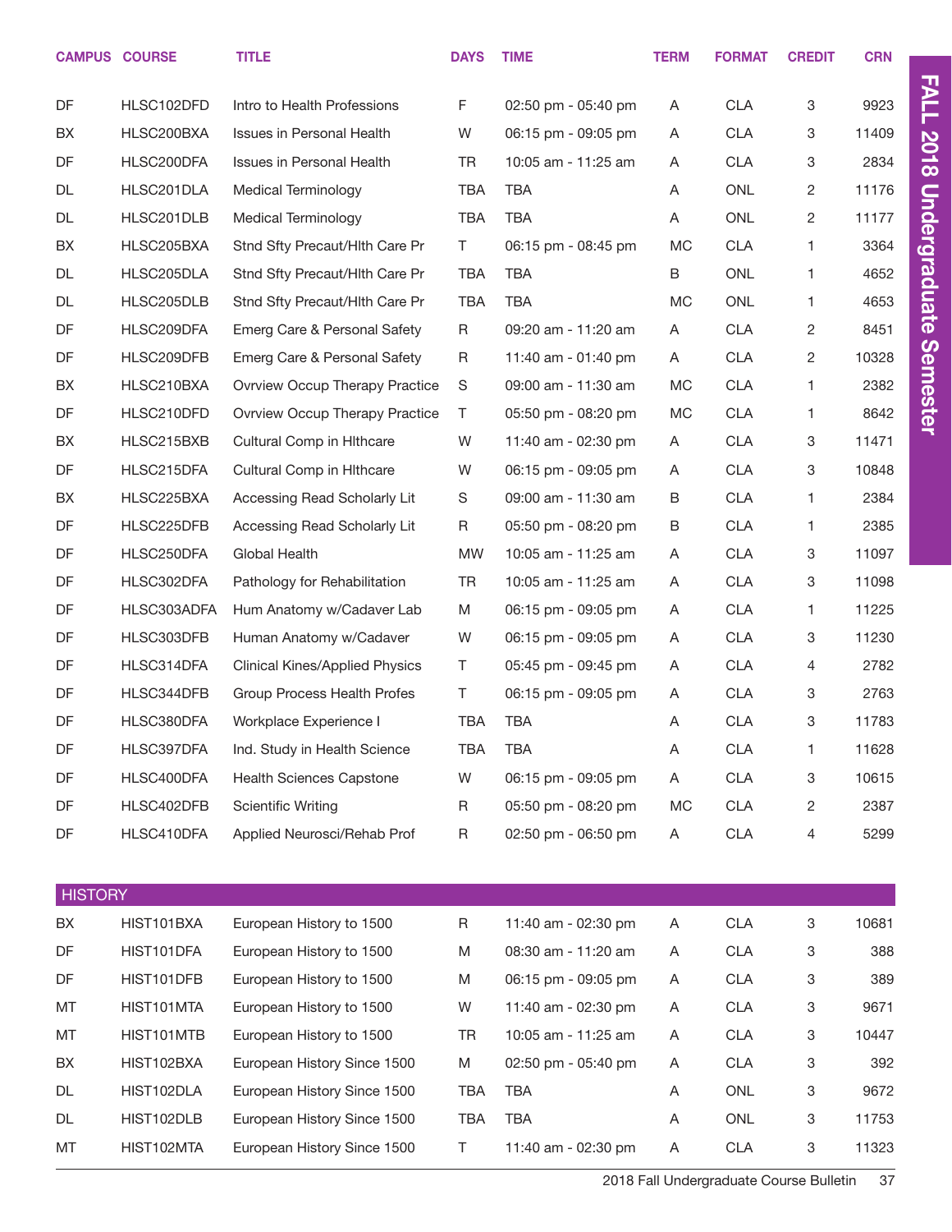| CAMPUS | COURSE | TITLE | DAYS | TIME | TERM | FORMAT | CREDIT | CRN |
|---|---|---|---|---|---|---|---|---|
| DF | HLSC102DFD | Intro to Health Professions | F | 02:50 pm - 05:40 pm | A | CLA | 3 | 9923 |
| BX | HLSC200BXA | Issues in Personal Health | W | 06:15 pm - 09:05 pm | A | CLA | 3 | 11409 |
| DF | HLSC200DFA | Issues in Personal Health | TR | 10:05 am - 11:25 am | A | CLA | 3 | 2834 |
| DL | HLSC201DLA | Medical Terminology | TBA | TBA | A | ONL | 2 | 11176 |
| DL | HLSC201DLB | Medical Terminology | TBA | TBA | A | ONL | 2 | 11177 |
| BX | HLSC205BXA | Stnd Sfty Precaut/Hlth Care Pr | T | 06:15 pm - 08:45 pm | MC | CLA | 1 | 3364 |
| DL | HLSC205DLA | Stnd Sfty Precaut/Hlth Care Pr | TBA | TBA | B | ONL | 1 | 4652 |
| DL | HLSC205DLB | Stnd Sfty Precaut/Hlth Care Pr | TBA | TBA | MC | ONL | 1 | 4653 |
| DF | HLSC209DFA | Emerg Care & Personal Safety | R | 09:20 am - 11:20 am | A | CLA | 2 | 8451 |
| DF | HLSC209DFB | Emerg Care & Personal Safety | R | 11:40 am - 01:40 pm | A | CLA | 2 | 10328 |
| BX | HLSC210BXA | Ovrview Occup Therapy Practice | S | 09:00 am - 11:30 am | MC | CLA | 1 | 2382 |
| DF | HLSC210DFD | Ovrview Occup Therapy Practice | T | 05:50 pm - 08:20 pm | MC | CLA | 1 | 8642 |
| BX | HLSC215BXB | Cultural Comp in Hlthcare | W | 11:40 am - 02:30 pm | A | CLA | 3 | 11471 |
| DF | HLSC215DFA | Cultural Comp in Hlthcare | W | 06:15 pm - 09:05 pm | A | CLA | 3 | 10848 |
| BX | HLSC225BXA | Accessing Read Scholarly Lit | S | 09:00 am - 11:30 am | B | CLA | 1 | 2384 |
| DF | HLSC225DFB | Accessing Read Scholarly Lit | R | 05:50 pm - 08:20 pm | B | CLA | 1 | 2385 |
| DF | HLSC250DFA | Global Health | MW | 10:05 am - 11:25 am | A | CLA | 3 | 11097 |
| DF | HLSC302DFA | Pathology for Rehabilitation | TR | 10:05 am - 11:25 am | A | CLA | 3 | 11098 |
| DF | HLSC303ADFA | Hum Anatomy w/Cadaver Lab | M | 06:15 pm - 09:05 pm | A | CLA | 1 | 11225 |
| DF | HLSC303DFB | Human Anatomy w/Cadaver | W | 06:15 pm - 09:05 pm | A | CLA | 3 | 11230 |
| DF | HLSC314DFA | Clinical Kines/Applied Physics | T | 05:45 pm - 09:45 pm | A | CLA | 4 | 2782 |
| DF | HLSC344DFB | Group Process Health Profes | T | 06:15 pm - 09:05 pm | A | CLA | 3 | 2763 |
| DF | HLSC380DFA | Workplace Experience I | TBA | TBA | A | CLA | 3 | 11783 |
| DF | HLSC397DFA | Ind. Study in Health Science | TBA | TBA | A | CLA | 1 | 11628 |
| DF | HLSC400DFA | Health Sciences Capstone | W | 06:15 pm - 09:05 pm | A | CLA | 3 | 10615 |
| DF | HLSC402DFB | Scientific Writing | R | 05:50 pm - 08:20 pm | MC | CLA | 2 | 2387 |
| DF | HLSC410DFA | Applied Neurosci/Rehab Prof | R | 02:50 pm - 06:50 pm | A | CLA | 4 | 5299 |

## HISTORY

| CAMPUS | COURSE | TITLE | DAYS | TIME | TERM | FORMAT | CREDIT | CRN |
|---|---|---|---|---|---|---|---|---|
| BX | HIST101BXA | European History to 1500 | R | 11:40 am - 02:30 pm | A | CLA | 3 | 10681 |
| DF | HIST101DFA | European History to 1500 | M | 08:30 am - 11:20 am | A | CLA | 3 | 388 |
| DF | HIST101DFB | European History to 1500 | M | 06:15 pm - 09:05 pm | A | CLA | 3 | 389 |
| MT | HIST101MTA | European History to 1500 | W | 11:40 am - 02:30 pm | A | CLA | 3 | 9671 |
| MT | HIST101MTB | European History to 1500 | TR | 10:05 am - 11:25 am | A | CLA | 3 | 10447 |
| BX | HIST102BXA | European History Since 1500 | M | 02:50 pm - 05:40 pm | A | CLA | 3 | 392 |
| DL | HIST102DLA | European History Since 1500 | TBA | TBA | A | ONL | 3 | 9672 |
| DL | HIST102DLB | European History Since 1500 | TBA | TBA | A | ONL | 3 | 11753 |
| MT | HIST102MTA | European History Since 1500 | T | 11:40 am - 02:30 pm | A | CLA | 3 | 11323 |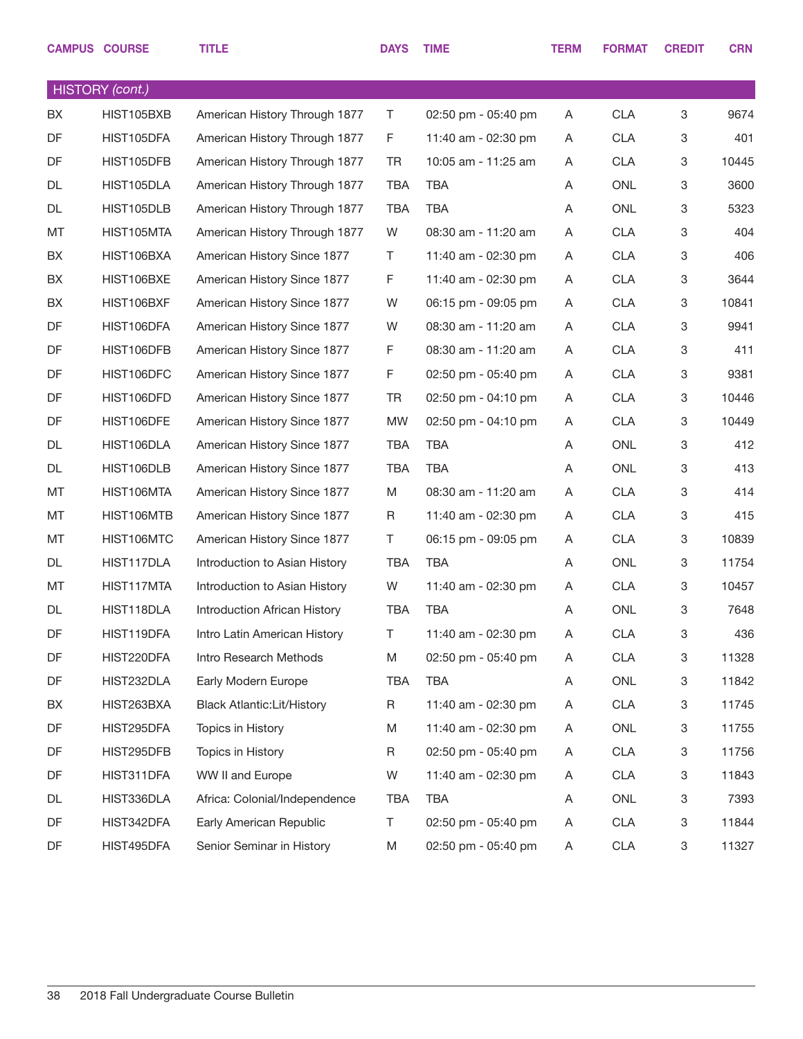| CAMPUS | COURSE | TITLE | DAYS | TIME | TERM | FORMAT | CREDIT | CRN |
|---|---|---|---|---|---|---|---|---|
| **HISTORY *(cont.)*** | | | | | | | | |
| BX | HIST105BXB | American History Through 1877 | T | 02:50 pm - 05:40 pm | A | CLA | 3 | 9674 |
| DF | HIST105DFA | American History Through 1877 | F | 11:40 am - 02:30 pm | A | CLA | 3 | 401 |
| DF | HIST105DFB | American History Through 1877 | TR | 10:05 am - 11:25 am | A | CLA | 3 | 10445 |
| DL | HIST105DLA | American History Through 1877 | TBA | TBA | A | ONL | 3 | 3600 |
| DL | HIST105DLB | American History Through 1877 | TBA | TBA | A | ONL | 3 | 5323 |
| MT | HIST105MTA | American History Through 1877 | W | 08:30 am - 11:20 am | A | CLA | 3 | 404 |
| BX | HIST106BXA | American History Since 1877 | T | 11:40 am - 02:30 pm | A | CLA | 3 | 406 |
| BX | HIST106BXE | American History Since 1877 | F | 11:40 am - 02:30 pm | A | CLA | 3 | 3644 |
| BX | HIST106BXF | American History Since 1877 | W | 06:15 pm - 09:05 pm | A | CLA | 3 | 10841 |
| DF | HIST106DFA | American History Since 1877 | W | 08:30 am - 11:20 am | A | CLA | 3 | 9941 |
| DF | HIST106DFB | American History Since 1877 | F | 08:30 am - 11:20 am | A | CLA | 3 | 411 |
| DF | HIST106DFC | American History Since 1877 | F | 02:50 pm - 05:40 pm | A | CLA | 3 | 9381 |
| DF | HIST106DFD | American History Since 1877 | TR | 02:50 pm - 04:10 pm | A | CLA | 3 | 10446 |
| DF | HIST106DFE | American History Since 1877 | MW | 02:50 pm - 04:10 pm | A | CLA | 3 | 10449 |
| DL | HIST106DLA | American History Since 1877 | TBA | TBA | A | ONL | 3 | 412 |
| DL | HIST106DLB | American History Since 1877 | TBA | TBA | A | ONL | 3 | 413 |
| MT | HIST106MTA | American History Since 1877 | M | 08:30 am - 11:20 am | A | CLA | 3 | 414 |
| MT | HIST106MTB | American History Since 1877 | R | 11:40 am - 02:30 pm | A | CLA | 3 | 415 |
| MT | HIST106MTC | American History Since 1877 | T | 06:15 pm - 09:05 pm | A | CLA | 3 | 10839 |
| DL | HIST117DLA | Introduction to Asian History | TBA | TBA | A | ONL | 3 | 11754 |
| MT | HIST117MTA | Introduction to Asian History | W | 11:40 am - 02:30 pm | A | CLA | 3 | 10457 |
| DL | HIST118DLA | Introduction African History | TBA | TBA | A | ONL | 3 | 7648 |
| DF | HIST119DFA | Intro Latin American History | T | 11:40 am - 02:30 pm | A | CLA | 3 | 436 |
| DF | HIST220DFA | Intro Research Methods | M | 02:50 pm - 05:40 pm | A | CLA | 3 | 11328 |
| DF | HIST232DLA | Early Modern Europe | TBA | TBA | A | ONL | 3 | 11842 |
| BX | HIST263BXA | Black Atlantic:Lit/History | R | 11:40 am - 02:30 pm | A | CLA | 3 | 11745 |
| DF | HIST295DFA | Topics in History | M | 11:40 am - 02:30 pm | A | ONL | 3 | 11755 |
| DF | HIST295DFB | Topics in History | R | 02:50 pm - 05:40 pm | A | CLA | 3 | 11756 |
| DF | HIST311DFA | WW II and Europe | W | 11:40 am - 02:30 pm | A | CLA | 3 | 11843 |
| DL | HIST336DLA | Africa: Colonial/Independence | TBA | TBA | A | ONL | 3 | 7393 |
| DF | HIST342DFA | Early American Republic | T | 02:50 pm - 05:40 pm | A | CLA | 3 | 11844 |
| DF | HIST495DFA | Senior Seminar in History | M | 02:50 pm - 05:40 pm | A | CLA | 3 | 11327 |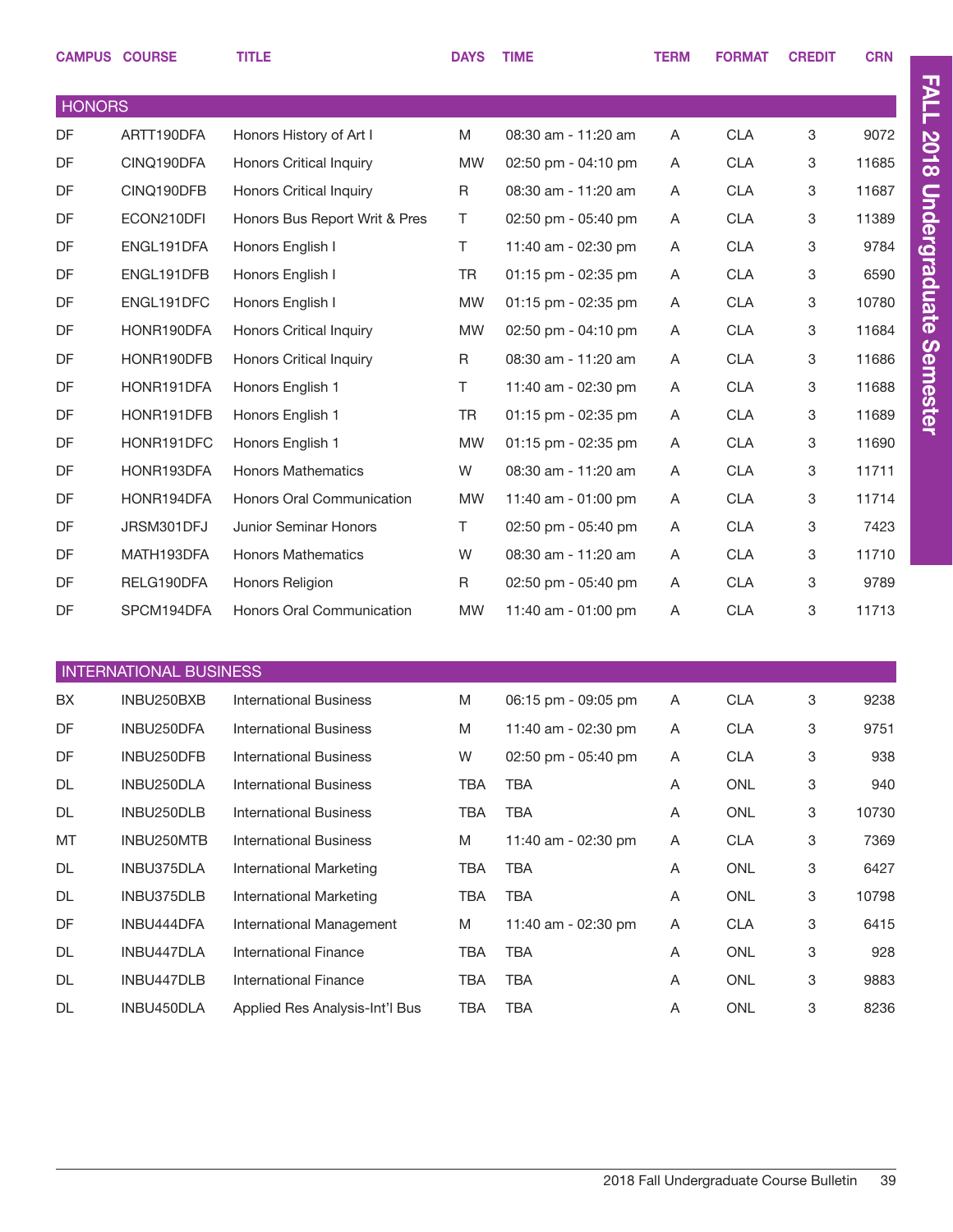| CAMPUS | COURSE | TITLE | DAYS | TIME | TERM | FORMAT | CREDIT | CRN |
|---|---|---|---|---|---|---|---|---|
| **HONORS** | | | | | | | | |
| DF | ARTT190DFA | Honors History of Art I | M | 08:30 am - 11:20 am | A | CLA | 3 | 9072 |
| DF | CINQ190DFA | Honors Critical Inquiry | MW | 02:50 pm - 04:10 pm | A | CLA | 3 | 11685 |
| DF | CINQ190DFB | Honors Critical Inquiry | R | 08:30 am - 11:20 am | A | CLA | 3 | 11687 |
| DF | ECON210DFI | Honors Bus Report Writ & Pres | T | 02:50 pm - 05:40 pm | A | CLA | 3 | 11389 |
| DF | ENGL191DFA | Honors English I | T | 11:40 am - 02:30 pm | A | CLA | 3 | 9784 |
| DF | ENGL191DFB | Honors English I | TR | 01:15 pm - 02:35 pm | A | CLA | 3 | 6590 |
| DF | ENGL191DFC | Honors English I | MW | 01:15 pm - 02:35 pm | A | CLA | 3 | 10780 |
| DF | HONR190DFA | Honors Critical Inquiry | MW | 02:50 pm - 04:10 pm | A | CLA | 3 | 11684 |
| DF | HONR190DFB | Honors Critical Inquiry | R | 08:30 am - 11:20 am | A | CLA | 3 | 11686 |
| DF | HONR191DFA | Honors English 1 | T | 11:40 am - 02:30 pm | A | CLA | 3 | 11688 |
| DF | HONR191DFB | Honors English 1 | TR | 01:15 pm - 02:35 pm | A | CLA | 3 | 11689 |
| DF | HONR191DFC | Honors English 1 | MW | 01:15 pm - 02:35 pm | A | CLA | 3 | 11690 |
| DF | HONR193DFA | Honors Mathematics | W | 08:30 am - 11:20 am | A | CLA | 3 | 11711 |
| DF | HONR194DFA | Honors Oral Communication | MW | 11:40 am - 01:00 pm | A | CLA | 3 | 11714 |
| DF | JRSM301DFJ | Junior Seminar Honors | T | 02:50 pm - 05:40 pm | A | CLA | 3 | 7423 |
| DF | MATH193DFA | Honors Mathematics | W | 08:30 am - 11:20 am | A | CLA | 3 | 11710 |
| DF | RELG190DFA | Honors Religion | R | 02:50 pm - 05:40 pm | A | CLA | 3 | 9789 |
| DF | SPCM194DFA | Honors Oral Communication | MW | 11:40 am - 01:00 pm | A | CLA | 3 | 11713 |
| **INTERNATIONAL BUSINESS** | | | | | | | | |
| BX | INBU250BXB | International Business | M | 06:15 pm - 09:05 pm | A | CLA | 3 | 9238 |
| DF | INBU250DFA | International Business | M | 11:40 am - 02:30 pm | A | CLA | 3 | 9751 |
| DF | INBU250DFB | International Business | W | 02:50 pm - 05:40 pm | A | CLA | 3 | 938 |
| DL | INBU250DLA | International Business | TBA | TBA | A | ONL | 3 | 940 |
| DL | INBU250DLB | International Business | TBA | TBA | A | ONL | 3 | 10730 |
| MT | INBU250MTB | International Business | M | 11:40 am - 02:30 pm | A | CLA | 3 | 7369 |
| DL | INBU375DLA | International Marketing | TBA | TBA | A | ONL | 3 | 6427 |
| DL | INBU375DLB | International Marketing | TBA | TBA | A | ONL | 3 | 10798 |
| DF | INBU444DFA | International Management | M | 11:40 am - 02:30 pm | A | CLA | 3 | 6415 |
| DL | INBU447DLA | International Finance | TBA | TBA | A | ONL | 3 | 928 |
| DL | INBU447DLB | International Finance | TBA | TBA | A | ONL | 3 | 9883 |
| DL | INBU450DLA | Applied Res Analysis-Int'l Bus | TBA | TBA | A | ONL | 3 | 8236 |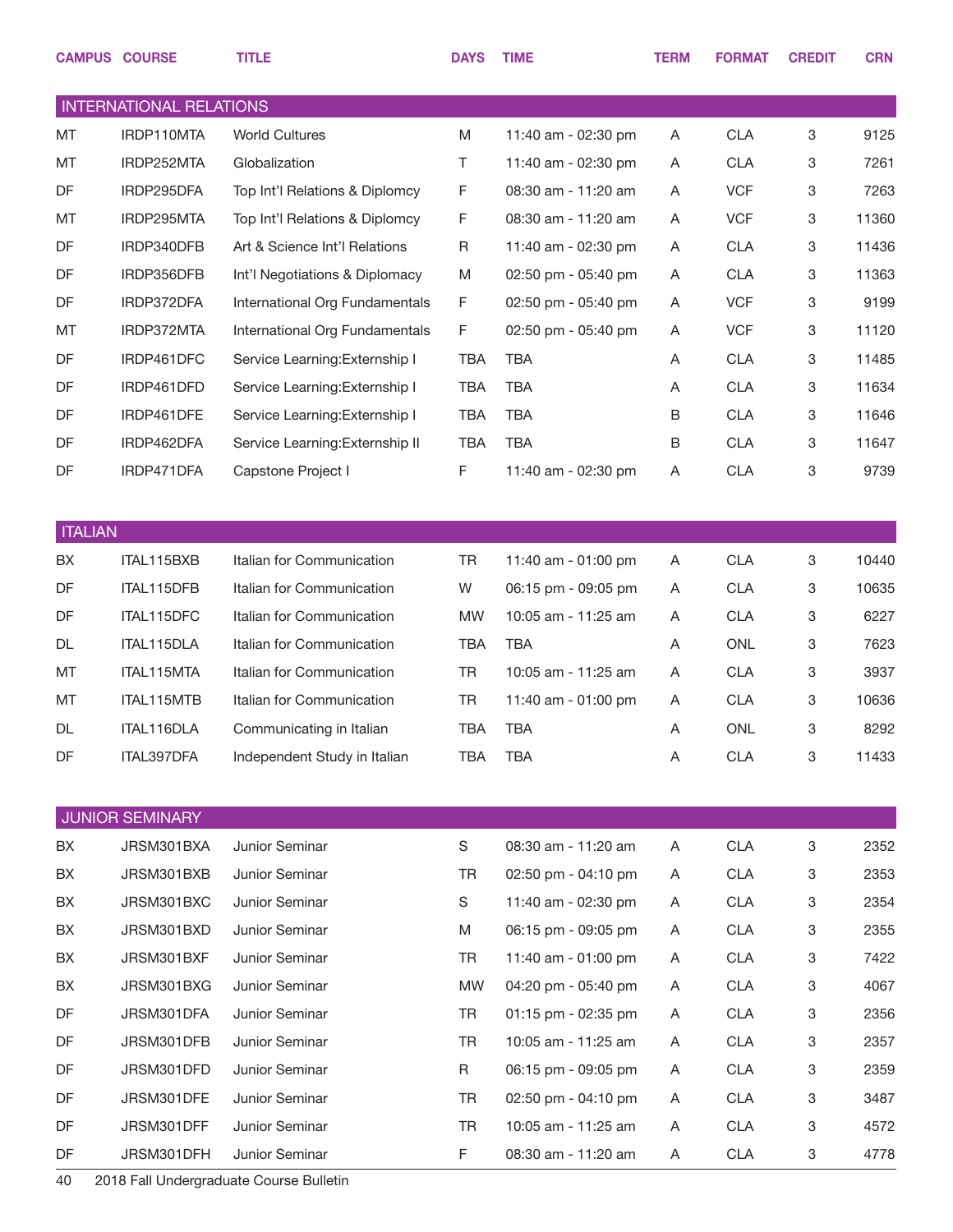| CAMPUS | COURSE | TITLE | DAYS | TIME | TERM | FORMAT | CREDIT | CRN |
|---|---|---|---|---|---|---|---|---|
| **INTERNATIONAL RELATIONS** | | | | | | | | |
| MT | IRDP110MTA | World Cultures | M | 11:40 am - 02:30 pm | A | CLA | 3 | 9125 |
| MT | IRDP252MTA | Globalization | T | 11:40 am - 02:30 pm | A | CLA | 3 | 7261 |
| DF | IRDP295DFA | Top Int'l Relations & Diplomcy | F | 08:30 am - 11:20 am | A | VCF | 3 | 7263 |
| MT | IRDP295MTA | Top Int'l Relations & Diplomcy | F | 08:30 am - 11:20 am | A | VCF | 3 | 11360 |
| DF | IRDP340DFB | Art & Science Int'l Relations | R | 11:40 am - 02:30 pm | A | CLA | 3 | 11436 |
| DF | IRDP356DFB | Int'l Negotiations & Diplomacy | M | 02:50 pm - 05:40 pm | A | CLA | 3 | 11363 |
| DF | IRDP372DFA | International Org Fundamentals | F | 02:50 pm - 05:40 pm | A | VCF | 3 | 9199 |
| MT | IRDP372MTA | International Org Fundamentals | F | 02:50 pm - 05:40 pm | A | VCF | 3 | 11120 |
| DF | IRDP461DFC | Service Learning:Externship I | TBA | TBA | A | CLA | 3 | 11485 |
| DF | IRDP461DFD | Service Learning:Externship I | TBA | TBA | A | CLA | 3 | 11634 |
| DF | IRDP461DFE | Service Learning:Externship I | TBA | TBA | B | CLA | 3 | 11646 |
| DF | IRDP462DFA | Service Learning:Externship II | TBA | TBA | B | CLA | 3 | 11647 |
| DF | IRDP471DFA | Capstone Project I | F | 11:40 am - 02:30 pm | A | CLA | 3 | 9739 |
| **ITALIAN** | | | | | | | | |
| BX | ITAL115BXB | Italian for Communication | TR | 11:40 am - 01:00 pm | A | CLA | 3 | 10440 |
| DF | ITAL115DFB | Italian for Communication | W | 06:15 pm - 09:05 pm | A | CLA | 3 | 10635 |
| DF | ITAL115DFC | Italian for Communication | MW | 10:05 am - 11:25 am | A | CLA | 3 | 6227 |
| DL | ITAL115DLA | Italian for Communication | TBA | TBA | A | ONL | 3 | 7623 |
| MT | ITAL115MTA | Italian for Communication | TR | 10:05 am - 11:25 am | A | CLA | 3 | 3937 |
| MT | ITAL115MTB | Italian for Communication | TR | 11:40 am - 01:00 pm | A | CLA | 3 | 10636 |
| DL | ITAL116DLA | Communicating in Italian | TBA | TBA | A | ONL | 3 | 8292 |
| DF | ITAL397DFA | Independent Study in Italian | TBA | TBA | A | CLA | 3 | 11433 |
| **JUNIOR SEMINARY** | | | | | | | | |
| BX | JRSM301BXA | Junior Seminar | S | 08:30 am - 11:20 am | A | CLA | 3 | 2352 |
| BX | JRSM301BXB | Junior Seminar | TR | 02:50 pm - 04:10 pm | A | CLA | 3 | 2353 |
| BX | JRSM301BXC | Junior Seminar | S | 11:40 am - 02:30 pm | A | CLA | 3 | 2354 |
| BX | JRSM301BXD | Junior Seminar | M | 06:15 pm - 09:05 pm | A | CLA | 3 | 2355 |
| BX | JRSM301BXF | Junior Seminar | TR | 11:40 am - 01:00 pm | A | CLA | 3 | 7422 |
| BX | JRSM301BXG | Junior Seminar | MW | 04:20 pm - 05:40 pm | A | CLA | 3 | 4067 |
| DF | JRSM301DFA | Junior Seminar | TR | 01:15 pm - 02:35 pm | A | CLA | 3 | 2356 |
| DF | JRSM301DFB | Junior Seminar | TR | 10:05 am - 11:25 am | A | CLA | 3 | 2357 |
| DF | JRSM301DFD | Junior Seminar | R | 06:15 pm - 09:05 pm | A | CLA | 3 | 2359 |
| DF | JRSM301DFE | Junior Seminar | TR | 02:50 pm - 04:10 pm | A | CLA | 3 | 3487 |
| DF | JRSM301DFF | Junior Seminar | TR | 10:05 am - 11:25 am | A | CLA | 3 | 4572 |
| DF | JRSM301DFH | Junior Seminar | F | 08:30 am - 11:20 am | A | CLA | 3 | 4778 |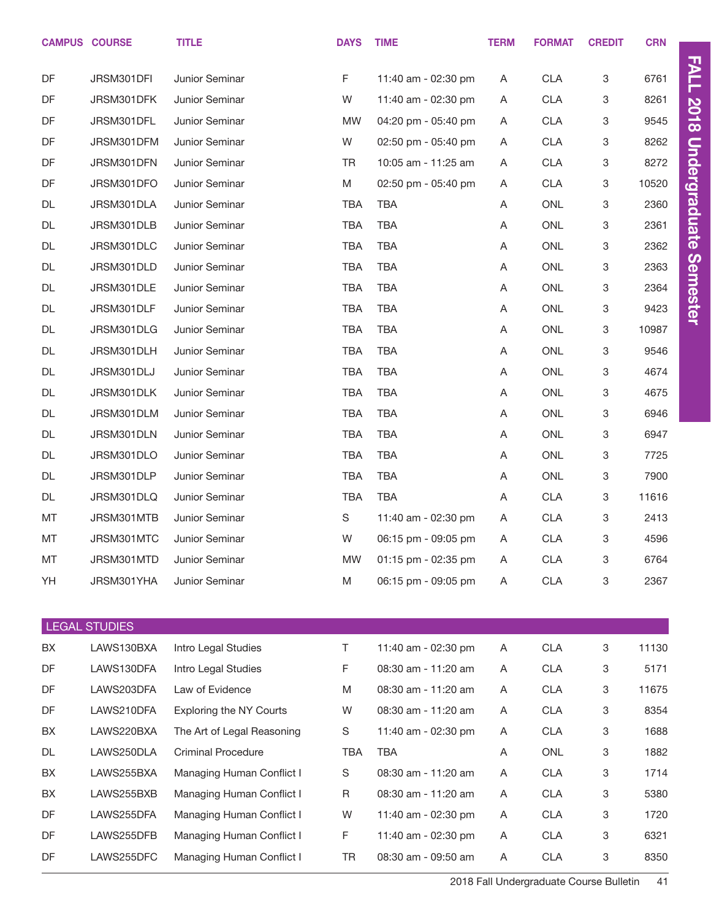| CAMPUS | COURSE | TITLE | DAYS | TIME | TERM | FORMAT | CREDIT | CRN |
|---|---|---|---|---|---|---|---|---|
| DF | JRSM301DFI | Junior Seminar | F | 11:40 am - 02:30 pm | A | CLA | 3 | 6761 |
| DF | JRSM301DFK | Junior Seminar | W | 11:40 am - 02:30 pm | A | CLA | 3 | 8261 |
| DF | JRSM301DFL | Junior Seminar | MW | 04:20 pm - 05:40 pm | A | CLA | 3 | 9545 |
| DF | JRSM301DFM | Junior Seminar | W | 02:50 pm - 05:40 pm | A | CLA | 3 | 8262 |
| DF | JRSM301DFN | Junior Seminar | TR | 10:05 am - 11:25 am | A | CLA | 3 | 8272 |
| DF | JRSM301DFO | Junior Seminar | M | 02:50 pm - 05:40 pm | A | CLA | 3 | 10520 |
| DL | JRSM301DLA | Junior Seminar | TBA | TBA | A | ONL | 3 | 2360 |
| DL | JRSM301DLB | Junior Seminar | TBA | TBA | A | ONL | 3 | 2361 |
| DL | JRSM301DLC | Junior Seminar | TBA | TBA | A | ONL | 3 | 2362 |
| DL | JRSM301DLD | Junior Seminar | TBA | TBA | A | ONL | 3 | 2363 |
| DL | JRSM301DLE | Junior Seminar | TBA | TBA | A | ONL | 3 | 2364 |
| DL | JRSM301DLF | Junior Seminar | TBA | TBA | A | ONL | 3 | 9423 |
| DL | JRSM301DLG | Junior Seminar | TBA | TBA | A | ONL | 3 | 10987 |
| DL | JRSM301DLH | Junior Seminar | TBA | TBA | A | ONL | 3 | 9546 |
| DL | JRSM301DLJ | Junior Seminar | TBA | TBA | A | ONL | 3 | 4674 |
| DL | JRSM301DLK | Junior Seminar | TBA | TBA | A | ONL | 3 | 4675 |
| DL | JRSM301DLM | Junior Seminar | TBA | TBA | A | ONL | 3 | 6946 |
| DL | JRSM301DLN | Junior Seminar | TBA | TBA | A | ONL | 3 | 6947 |
| DL | JRSM301DLO | Junior Seminar | TBA | TBA | A | ONL | 3 | 7725 |
| DL | JRSM301DLP | Junior Seminar | TBA | TBA | A | ONL | 3 | 7900 |
| DL | JRSM301DLQ | Junior Seminar | TBA | TBA | A | CLA | 3 | 11616 |
| MT | JRSM301MTB | Junior Seminar | S | 11:40 am - 02:30 pm | A | CLA | 3 | 2413 |
| MT | JRSM301MTC | Junior Seminar | W | 06:15 pm - 09:05 pm | A | CLA | 3 | 4596 |
| MT | JRSM301MTD | Junior Seminar | MW | 01:15 pm - 02:35 pm | A | CLA | 3 | 6764 |
| YH | JRSM301YHA | Junior Seminar | M | 06:15 pm - 09:05 pm | A | CLA | 3 | 2367 |

## LEGAL STUDIES

| CAMPUS | COURSE | TITLE | DAYS | TIME | TERM | FORMAT | CREDIT | CRN |
|---|---|---|---|---|---|---|---|---|
| BX | LAWS130BXA | Intro Legal Studies | T | 11:40 am - 02:30 pm | A | CLA | 3 | 11130 |
| DF | LAWS130DFA | Intro Legal Studies | F | 08:30 am - 11:20 am | A | CLA | 3 | 5171 |
| DF | LAWS203DFA | Law of Evidence | M | 08:30 am - 11:20 am | A | CLA | 3 | 11675 |
| DF | LAWS210DFA | Exploring the NY Courts | W | 08:30 am - 11:20 am | A | CLA | 3 | 8354 |
| BX | LAWS220BXA | The Art of Legal Reasoning | S | 11:40 am - 02:30 pm | A | CLA | 3 | 1688 |
| DL | LAWS250DLA | Criminal Procedure | TBA | TBA | A | ONL | 3 | 1882 |
| BX | LAWS255BXA | Managing Human Conflict I | S | 08:30 am - 11:20 am | A | CLA | 3 | 1714 |
| BX | LAWS255BXB | Managing Human Conflict I | R | 08:30 am - 11:20 am | A | CLA | 3 | 5380 |
| DF | LAWS255DFA | Managing Human Conflict I | W | 11:40 am - 02:30 pm | A | CLA | 3 | 1720 |
| DF | LAWS255DFB | Managing Human Conflict I | F | 11:40 am - 02:30 pm | A | CLA | 3 | 6321 |
| DF | LAWS255DFC | Managing Human Conflict I | TR | 08:30 am - 09:50 am | A | CLA | 3 | 8350 |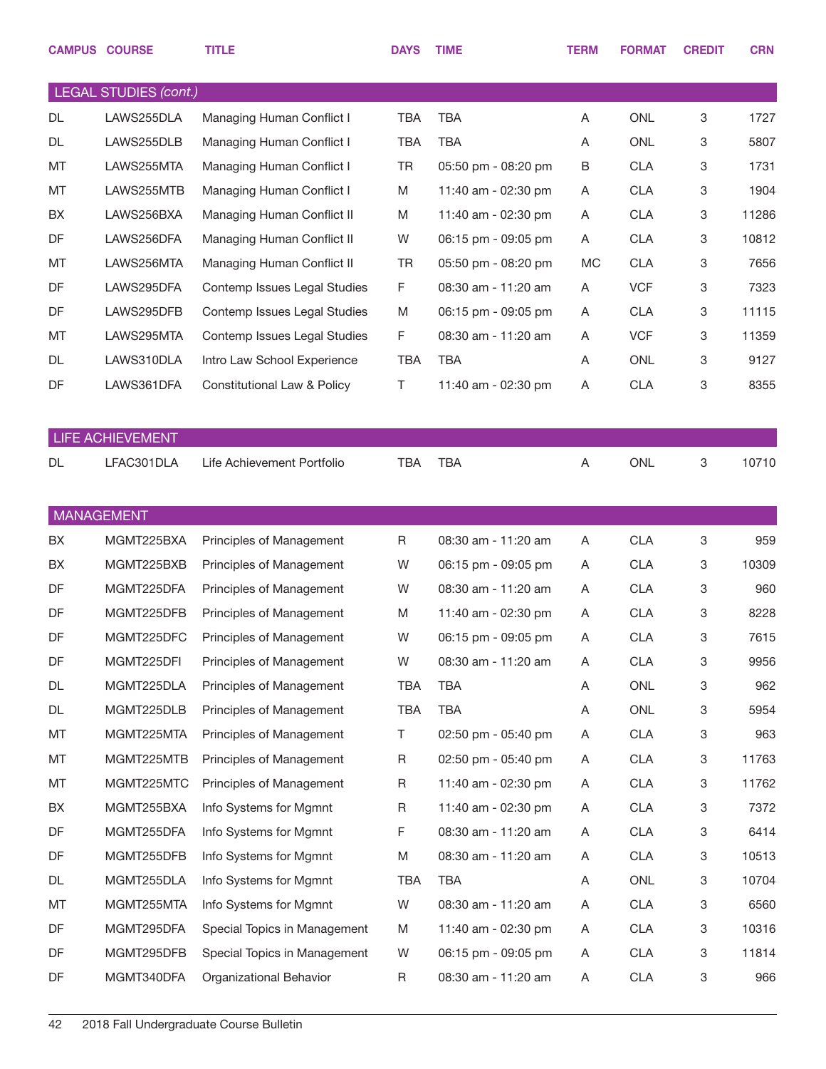| CAMPUS | COURSE | TITLE | DAYS | TIME | TERM | FORMAT | CREDIT | CRN |
|---|---|---|---|---|---|---|---|---|
| **LEGAL STUDIES *(cont.)*** | | | | | | | | |
| DL | LAWS255DLA | Managing Human Conflict I | TBA | TBA | A | ONL | 3 | 1727 |
| DL | LAWS255DLB | Managing Human Conflict I | TBA | TBA | A | ONL | 3 | 5807 |
| MT | LAWS255MTA | Managing Human Conflict I | TR | 05:50 pm - 08:20 pm | B | CLA | 3 | 1731 |
| MT | LAWS255MTB | Managing Human Conflict I | M | 11:40 am - 02:30 pm | A | CLA | 3 | 1904 |
| BX | LAWS256BXA | Managing Human Conflict II | M | 11:40 am - 02:30 pm | A | CLA | 3 | 11286 |
| DF | LAWS256DFA | Managing Human Conflict II | W | 06:15 pm - 09:05 pm | A | CLA | 3 | 10812 |
| MT | LAWS256MTA | Managing Human Conflict II | TR | 05:50 pm - 08:20 pm | MC | CLA | 3 | 7656 |
| DF | LAWS295DFA | Contemp Issues Legal Studies | F | 08:30 am - 11:20 am | A | VCF | 3 | 7323 |
| DF | LAWS295DFB | Contemp Issues Legal Studies | M | 06:15 pm - 09:05 pm | A | CLA | 3 | 11115 |
| MT | LAWS295MTA | Contemp Issues Legal Studies | F | 08:30 am - 11:20 am | A | VCF | 3 | 11359 |
| DL | LAWS310DLA | Intro Law School Experience | TBA | TBA | A | ONL | 3 | 9127 |
| DF | LAWS361DFA | Constitutional Law & Policy | T | 11:40 am - 02:30 pm | A | CLA | 3 | 8355 |
| **LIFE ACHIEVEMENT** | | | | | | | | |
| DL | LFAC301DLA | Life Achievement Portfolio | TBA | TBA | A | ONL | 3 | 10710 |
| **MANAGEMENT** | | | | | | | | |
| BX | MGMT225BXA | Principles of Management | R | 08:30 am - 11:20 am | A | CLA | 3 | 959 |
| BX | MGMT225BXB | Principles of Management | W | 06:15 pm - 09:05 pm | A | CLA | 3 | 10309 |
| DF | MGMT225DFA | Principles of Management | W | 08:30 am - 11:20 am | A | CLA | 3 | 960 |
| DF | MGMT225DFB | Principles of Management | M | 11:40 am - 02:30 pm | A | CLA | 3 | 8228 |
| DF | MGMT225DFC | Principles of Management | W | 06:15 pm - 09:05 pm | A | CLA | 3 | 7615 |
| DF | MGMT225DFI | Principles of Management | W | 08:30 am - 11:20 am | A | CLA | 3 | 9956 |
| DL | MGMT225DLA | Principles of Management | TBA | TBA | A | ONL | 3 | 962 |
| DL | MGMT225DLB | Principles of Management | TBA | TBA | A | ONL | 3 | 5954 |
| MT | MGMT225MTA | Principles of Management | T | 02:50 pm - 05:40 pm | A | CLA | 3 | 963 |
| MT | MGMT225MTB | Principles of Management | R | 02:50 pm - 05:40 pm | A | CLA | 3 | 11763 |
| MT | MGMT225MTC | Principles of Management | R | 11:40 am - 02:30 pm | A | CLA | 3 | 11762 |
| BX | MGMT255BXA | Info Systems for Mgmnt | R | 11:40 am - 02:30 pm | A | CLA | 3 | 7372 |
| DF | MGMT255DFA | Info Systems for Mgmnt | F | 08:30 am - 11:20 am | A | CLA | 3 | 6414 |
| DF | MGMT255DFB | Info Systems for Mgmnt | M | 08:30 am - 11:20 am | A | CLA | 3 | 10513 |
| DL | MGMT255DLA | Info Systems for Mgmnt | TBA | TBA | A | ONL | 3 | 10704 |
| MT | MGMT255MTA | Info Systems for Mgmnt | W | 08:30 am - 11:20 am | A | CLA | 3 | 6560 |
| DF | MGMT295DFA | Special Topics in Management | M | 11:40 am - 02:30 pm | A | CLA | 3 | 10316 |
| DF | MGMT295DFB | Special Topics in Management | W | 06:15 pm - 09:05 pm | A | CLA | 3 | 11814 |
| DF | MGMT340DFA | Organizational Behavior | R | 08:30 am - 11:20 am | A | CLA | 3 | 966 |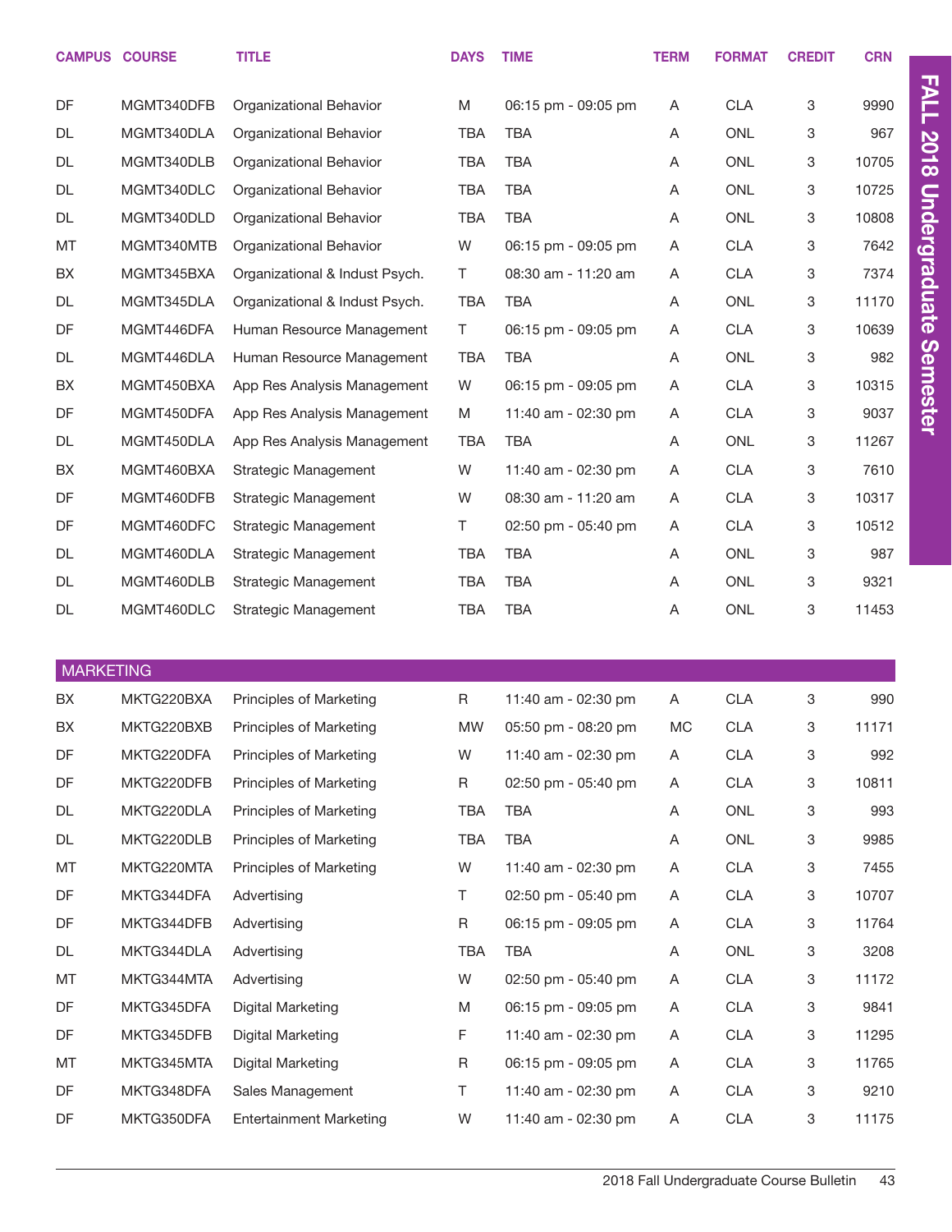| CAMPUS | COURSE | TITLE | DAYS | TIME | TERM | FORMAT | CREDIT | CRN |
|---|---|---|---|---|---|---|---|---|
| DF | MGMT340DFB | Organizational Behavior | M | 06:15 pm - 09:05 pm | A | CLA | 3 | 9990 |
| DL | MGMT340DLA | Organizational Behavior | TBA | TBA | A | ONL | 3 | 967 |
| DL | MGMT340DLB | Organizational Behavior | TBA | TBA | A | ONL | 3 | 10705 |
| DL | MGMT340DLC | Organizational Behavior | TBA | TBA | A | ONL | 3 | 10725 |
| DL | MGMT340DLD | Organizational Behavior | TBA | TBA | A | ONL | 3 | 10808 |
| MT | MGMT340MTB | Organizational Behavior | W | 06:15 pm - 09:05 pm | A | CLA | 3 | 7642 |
| BX | MGMT345BXA | Organizational & Indust Psych. | T | 08:30 am - 11:20 am | A | CLA | 3 | 7374 |
| DL | MGMT345DLA | Organizational & Indust Psych. | TBA | TBA | A | ONL | 3 | 11170 |
| DF | MGMT446DFA | Human Resource Management | T | 06:15 pm - 09:05 pm | A | CLA | 3 | 10639 |
| DL | MGMT446DLA | Human Resource Management | TBA | TBA | A | ONL | 3 | 982 |
| BX | MGMT450BXA | App Res Analysis Management | W | 06:15 pm - 09:05 pm | A | CLA | 3 | 10315 |
| DF | MGMT450DFA | App Res Analysis Management | M | 11:40 am - 02:30 pm | A | CLA | 3 | 9037 |
| DL | MGMT450DLA | App Res Analysis Management | TBA | TBA | A | ONL | 3 | 11267 |
| BX | MGMT460BXA | Strategic Management | W | 11:40 am - 02:30 pm | A | CLA | 3 | 7610 |
| DF | MGMT460DFB | Strategic Management | W | 08:30 am - 11:20 am | A | CLA | 3 | 10317 |
| DF | MGMT460DFC | Strategic Management | T | 02:50 pm - 05:40 pm | A | CLA | 3 | 10512 |
| DL | MGMT460DLA | Strategic Management | TBA | TBA | A | ONL | 3 | 987 |
| DL | MGMT460DLB | Strategic Management | TBA | TBA | A | ONL | 3 | 9321 |
| DL | MGMT460DLC | Strategic Management | TBA | TBA | A | ONL | 3 | 11453 |

## MARKETING

| CAMPUS | COURSE | TITLE | DAYS | TIME | TERM | FORMAT | CREDIT | CRN |
|---|---|---|---|---|---|---|---|---|
| BX | MKTG220BXA | Principles of Marketing | R | 11:40 am - 02:30 pm | A | CLA | 3 | 990 |
| BX | MKTG220BXB | Principles of Marketing | MW | 05:50 pm - 08:20 pm | MC | CLA | 3 | 11171 |
| DF | MKTG220DFA | Principles of Marketing | W | 11:40 am - 02:30 pm | A | CLA | 3 | 992 |
| DF | MKTG220DFB | Principles of Marketing | R | 02:50 pm - 05:40 pm | A | CLA | 3 | 10811 |
| DL | MKTG220DLA | Principles of Marketing | TBA | TBA | A | ONL | 3 | 993 |
| DL | MKTG220DLB | Principles of Marketing | TBA | TBA | A | ONL | 3 | 9985 |
| MT | MKTG220MTA | Principles of Marketing | W | 11:40 am - 02:30 pm | A | CLA | 3 | 7455 |
| DF | MKTG344DFA | Advertising | T | 02:50 pm - 05:40 pm | A | CLA | 3 | 10707 |
| DF | MKTG344DFB | Advertising | R | 06:15 pm - 09:05 pm | A | CLA | 3 | 11764 |
| DL | MKTG344DLA | Advertising | TBA | TBA | A | ONL | 3 | 3208 |
| MT | MKTG344MTA | Advertising | W | 02:50 pm - 05:40 pm | A | CLA | 3 | 11172 |
| DF | MKTG345DFA | Digital Marketing | M | 06:15 pm - 09:05 pm | A | CLA | 3 | 9841 |
| DF | MKTG345DFB | Digital Marketing | F | 11:40 am - 02:30 pm | A | CLA | 3 | 11295 |
| MT | MKTG345MTA | Digital Marketing | R | 06:15 pm - 09:05 pm | A | CLA | 3 | 11765 |
| DF | MKTG348DFA | Sales Management | T | 11:40 am - 02:30 pm | A | CLA | 3 | 9210 |
| DF | MKTG350DFA | Entertainment Marketing | W | 11:40 am - 02:30 pm | A | CLA | 3 | 11175 |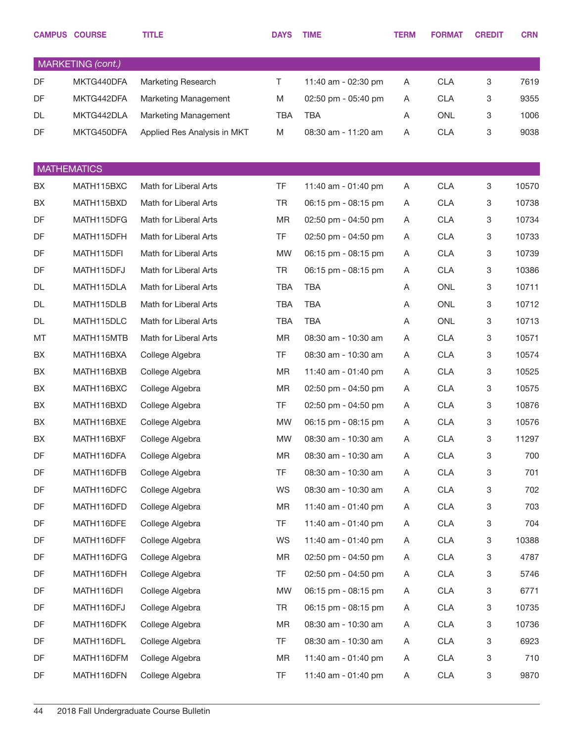| CAMPUS | COURSE | TITLE | DAYS | TIME | TERM | FORMAT | CREDIT | CRN |
|---|---|---|---|---|---|---|---|---|
| **MARKETING *(cont.)*** | | | | | | | | |
| DF | MKTG440DFA | Marketing Research | T | 11:40 am - 02:30 pm | A | CLA | 3 | 7619 |
| DF | MKTG442DFA | Marketing Management | M | 02:50 pm - 05:40 pm | A | CLA | 3 | 9355 |
| DL | MKTG442DLA | Marketing Management | TBA | TBA | A | ONL | 3 | 1006 |
| DF | MKTG450DFA | Applied Res Analysis in MKT | M | 08:30 am - 11:20 am | A | CLA | 3 | 9038 |
| **MATHEMATICS** | | | | | | | | |
| BX | MATH115BXC | Math for Liberal Arts | TF | 11:40 am - 01:40 pm | A | CLA | 3 | 10570 |
| BX | MATH115BXD | Math for Liberal Arts | TR | 06:15 pm - 08:15 pm | A | CLA | 3 | 10738 |
| DF | MATH115DFG | Math for Liberal Arts | MR | 02:50 pm - 04:50 pm | A | CLA | 3 | 10734 |
| DF | MATH115DFH | Math for Liberal Arts | TF | 02:50 pm - 04:50 pm | A | CLA | 3 | 10733 |
| DF | MATH115DFI | Math for Liberal Arts | MW | 06:15 pm - 08:15 pm | A | CLA | 3 | 10739 |
| DF | MATH115DFJ | Math for Liberal Arts | TR | 06:15 pm - 08:15 pm | A | CLA | 3 | 10386 |
| DL | MATH115DLA | Math for Liberal Arts | TBA | TBA | A | ONL | 3 | 10711 |
| DL | MATH115DLB | Math for Liberal Arts | TBA | TBA | A | ONL | 3 | 10712 |
| DL | MATH115DLC | Math for Liberal Arts | TBA | TBA | A | ONL | 3 | 10713 |
| MT | MATH115MTB | Math for Liberal Arts | MR | 08:30 am - 10:30 am | A | CLA | 3 | 10571 |
| BX | MATH116BXA | College Algebra | TF | 08:30 am - 10:30 am | A | CLA | 3 | 10574 |
| BX | MATH116BXB | College Algebra | MR | 11:40 am - 01:40 pm | A | CLA | 3 | 10525 |
| BX | MATH116BXC | College Algebra | MR | 02:50 pm - 04:50 pm | A | CLA | 3 | 10575 |
| BX | MATH116BXD | College Algebra | TF | 02:50 pm - 04:50 pm | A | CLA | 3 | 10876 |
| BX | MATH116BXE | College Algebra | MW | 06:15 pm - 08:15 pm | A | CLA | 3 | 10576 |
| BX | MATH116BXF | College Algebra | MW | 08:30 am - 10:30 am | A | CLA | 3 | 11297 |
| DF | MATH116DFA | College Algebra | MR | 08:30 am - 10:30 am | A | CLA | 3 | 700 |
| DF | MATH116DFB | College Algebra | TF | 08:30 am - 10:30 am | A | CLA | 3 | 701 |
| DF | MATH116DFC | College Algebra | WS | 08:30 am - 10:30 am | A | CLA | 3 | 702 |
| DF | MATH116DFD | College Algebra | MR | 11:40 am - 01:40 pm | A | CLA | 3 | 703 |
| DF | MATH116DFE | College Algebra | TF | 11:40 am - 01:40 pm | A | CLA | 3 | 704 |
| DF | MATH116DFF | College Algebra | WS | 11:40 am - 01:40 pm | A | CLA | 3 | 10388 |
| DF | MATH116DFG | College Algebra | MR | 02:50 pm - 04:50 pm | A | CLA | 3 | 4787 |
| DF | MATH116DFH | College Algebra | TF | 02:50 pm - 04:50 pm | A | CLA | 3 | 5746 |
| DF | MATH116DFI | College Algebra | MW | 06:15 pm - 08:15 pm | A | CLA | 3 | 6771 |
| DF | MATH116DFJ | College Algebra | TR | 06:15 pm - 08:15 pm | A | CLA | 3 | 10735 |
| DF | MATH116DFK | College Algebra | MR | 08:30 am - 10:30 am | A | CLA | 3 | 10736 |
| DF | MATH116DFL | College Algebra | TF | 08:30 am - 10:30 am | A | CLA | 3 | 6923 |
| DF | MATH116DFM | College Algebra | MR | 11:40 am - 01:40 pm | A | CLA | 3 | 710 |
| DF | MATH116DFN | College Algebra | TF | 11:40 am - 01:40 pm | A | CLA | 3 | 9870 |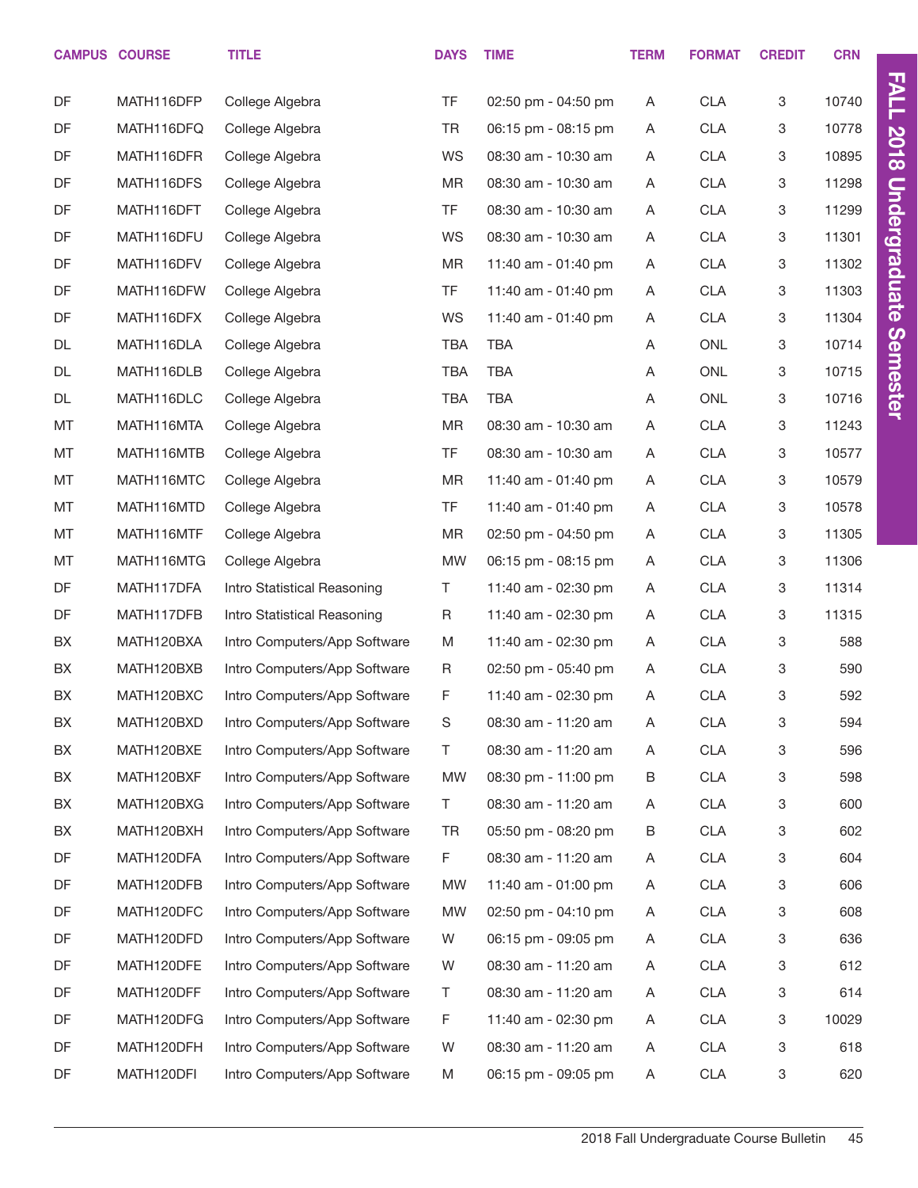| CAMPUS | COURSE | TITLE | DAYS | TIME | TERM | FORMAT | CREDIT | CRN |
|---|---|---|---|---|---|---|---|---|
| DF | MATH116DFP | College Algebra | TF | 02:50 pm - 04:50 pm | A | CLA | 3 | 10740 |
| DF | MATH116DFQ | College Algebra | TR | 06:15 pm - 08:15 pm | A | CLA | 3 | 10778 |
| DF | MATH116DFR | College Algebra | WS | 08:30 am - 10:30 am | A | CLA | 3 | 10895 |
| DF | MATH116DFS | College Algebra | MR | 08:30 am - 10:30 am | A | CLA | 3 | 11298 |
| DF | MATH116DFT | College Algebra | TF | 08:30 am - 10:30 am | A | CLA | 3 | 11299 |
| DF | MATH116DFU | College Algebra | WS | 08:30 am - 10:30 am | A | CLA | 3 | 11301 |
| DF | MATH116DFV | College Algebra | MR | 11:40 am - 01:40 pm | A | CLA | 3 | 11302 |
| DF | MATH116DFW | College Algebra | TF | 11:40 am - 01:40 pm | A | CLA | 3 | 11303 |
| DF | MATH116DFX | College Algebra | WS | 11:40 am - 01:40 pm | A | CLA | 3 | 11304 |
| DL | MATH116DLA | College Algebra | TBA | TBA | A | ONL | 3 | 10714 |
| DL | MATH116DLB | College Algebra | TBA | TBA | A | ONL | 3 | 10715 |
| DL | MATH116DLC | College Algebra | TBA | TBA | A | ONL | 3 | 10716 |
| MT | MATH116MTA | College Algebra | MR | 08:30 am - 10:30 am | A | CLA | 3 | 11243 |
| MT | MATH116MTB | College Algebra | TF | 08:30 am - 10:30 am | A | CLA | 3 | 10577 |
| MT | MATH116MTC | College Algebra | MR | 11:40 am - 01:40 pm | A | CLA | 3 | 10579 |
| MT | MATH116MTD | College Algebra | TF | 11:40 am - 01:40 pm | A | CLA | 3 | 10578 |
| MT | MATH116MTF | College Algebra | MR | 02:50 pm - 04:50 pm | A | CLA | 3 | 11305 |
| MT | MATH116MTG | College Algebra | MW | 06:15 pm - 08:15 pm | A | CLA | 3 | 11306 |
| DF | MATH117DFA | Intro Statistical Reasoning | T | 11:40 am - 02:30 pm | A | CLA | 3 | 11314 |
| DF | MATH117DFB | Intro Statistical Reasoning | R | 11:40 am - 02:30 pm | A | CLA | 3 | 11315 |
| BX | MATH120BXA | Intro Computers/App Software | M | 11:40 am - 02:30 pm | A | CLA | 3 | 588 |
| BX | MATH120BXB | Intro Computers/App Software | R | 02:50 pm - 05:40 pm | A | CLA | 3 | 590 |
| BX | MATH120BXC | Intro Computers/App Software | F | 11:40 am - 02:30 pm | A | CLA | 3 | 592 |
| BX | MATH120BXD | Intro Computers/App Software | S | 08:30 am - 11:20 am | A | CLA | 3 | 594 |
| BX | MATH120BXE | Intro Computers/App Software | T | 08:30 am - 11:20 am | A | CLA | 3 | 596 |
| BX | MATH120BXF | Intro Computers/App Software | MW | 08:30 pm - 11:00 pm | B | CLA | 3 | 598 |
| BX | MATH120BXG | Intro Computers/App Software | T | 08:30 am - 11:20 am | A | CLA | 3 | 600 |
| BX | MATH120BXH | Intro Computers/App Software | TR | 05:50 pm - 08:20 pm | B | CLA | 3 | 602 |
| DF | MATH120DFA | Intro Computers/App Software | F | 08:30 am - 11:20 am | A | CLA | 3 | 604 |
| DF | MATH120DFB | Intro Computers/App Software | MW | 11:40 am - 01:00 pm | A | CLA | 3 | 606 |
| DF | MATH120DFC | Intro Computers/App Software | MW | 02:50 pm - 04:10 pm | A | CLA | 3 | 608 |
| DF | MATH120DFD | Intro Computers/App Software | W | 06:15 pm - 09:05 pm | A | CLA | 3 | 636 |
| DF | MATH120DFE | Intro Computers/App Software | W | 08:30 am - 11:20 am | A | CLA | 3 | 612 |
| DF | MATH120DFF | Intro Computers/App Software | T | 08:30 am - 11:20 am | A | CLA | 3 | 614 |
| DF | MATH120DFG | Intro Computers/App Software | F | 11:40 am - 02:30 pm | A | CLA | 3 | 10029 |
| DF | MATH120DFH | Intro Computers/App Software | W | 08:30 am - 11:20 am | A | CLA | 3 | 618 |
| DF | MATH120DFI | Intro Computers/App Software | M | 06:15 pm - 09:05 pm | A | CLA | 3 | 620 |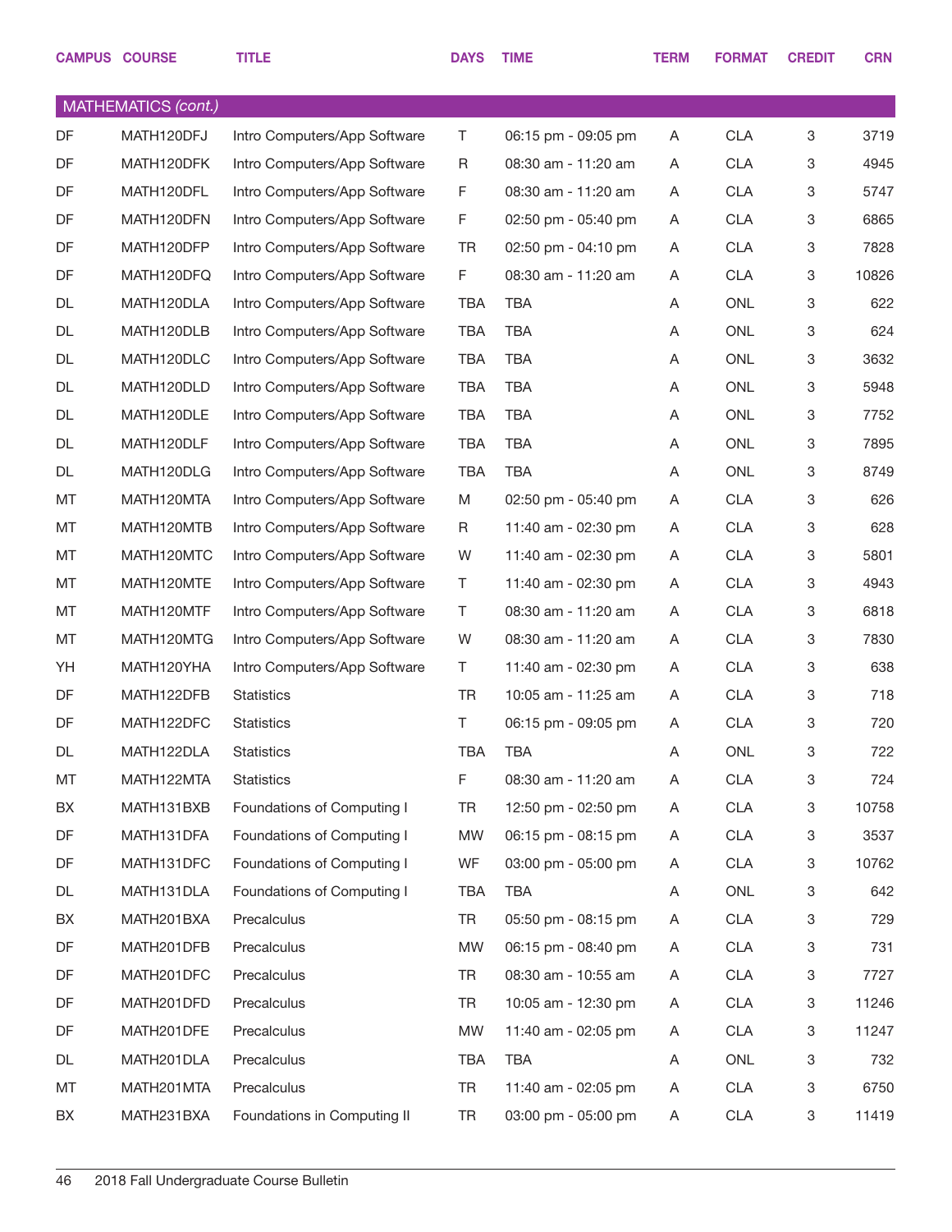| CAMPUS | COURSE | TITLE | DAYS | TIME | TERM | FORMAT | CREDIT | CRN |
|---|---|---|---|---|---|---|---|---|
| **MATHEMATICS *(cont.)*** | | | | | | | | |
| DF | MATH120DFJ | Intro Computers/App Software | T | 06:15 pm - 09:05 pm | A | CLA | 3 | 3719 |
| DF | MATH120DFK | Intro Computers/App Software | R | 08:30 am - 11:20 am | A | CLA | 3 | 4945 |
| DF | MATH120DFL | Intro Computers/App Software | F | 08:30 am - 11:20 am | A | CLA | 3 | 5747 |
| DF | MATH120DFN | Intro Computers/App Software | F | 02:50 pm - 05:40 pm | A | CLA | 3 | 6865 |
| DF | MATH120DFP | Intro Computers/App Software | TR | 02:50 pm - 04:10 pm | A | CLA | 3 | 7828 |
| DF | MATH120DFQ | Intro Computers/App Software | F | 08:30 am - 11:20 am | A | CLA | 3 | 10826 |
| DL | MATH120DLA | Intro Computers/App Software | TBA | TBA | A | ONL | 3 | 622 |
| DL | MATH120DLB | Intro Computers/App Software | TBA | TBA | A | ONL | 3 | 624 |
| DL | MATH120DLC | Intro Computers/App Software | TBA | TBA | A | ONL | 3 | 3632 |
| DL | MATH120DLD | Intro Computers/App Software | TBA | TBA | A | ONL | 3 | 5948 |
| DL | MATH120DLE | Intro Computers/App Software | TBA | TBA | A | ONL | 3 | 7752 |
| DL | MATH120DLF | Intro Computers/App Software | TBA | TBA | A | ONL | 3 | 7895 |
| DL | MATH120DLG | Intro Computers/App Software | TBA | TBA | A | ONL | 3 | 8749 |
| MT | MATH120MTA | Intro Computers/App Software | M | 02:50 pm - 05:40 pm | A | CLA | 3 | 626 |
| MT | MATH120MTB | Intro Computers/App Software | R | 11:40 am - 02:30 pm | A | CLA | 3 | 628 |
| MT | MATH120MTC | Intro Computers/App Software | W | 11:40 am - 02:30 pm | A | CLA | 3 | 5801 |
| MT | MATH120MTE | Intro Computers/App Software | T | 11:40 am - 02:30 pm | A | CLA | 3 | 4943 |
| MT | MATH120MTF | Intro Computers/App Software | T | 08:30 am - 11:20 am | A | CLA | 3 | 6818 |
| MT | MATH120MTG | Intro Computers/App Software | W | 08:30 am - 11:20 am | A | CLA | 3 | 7830 |
| YH | MATH120YHA | Intro Computers/App Software | T | 11:40 am - 02:30 pm | A | CLA | 3 | 638 |
| DF | MATH122DFB | Statistics | TR | 10:05 am - 11:25 am | A | CLA | 3 | 718 |
| DF | MATH122DFC | Statistics | T | 06:15 pm - 09:05 pm | A | CLA | 3 | 720 |
| DL | MATH122DLA | Statistics | TBA | TBA | A | ONL | 3 | 722 |
| MT | MATH122MTA | Statistics | F | 08:30 am - 11:20 am | A | CLA | 3 | 724 |
| BX | MATH131BXB | Foundations of Computing I | TR | 12:50 pm - 02:50 pm | A | CLA | 3 | 10758 |
| DF | MATH131DFA | Foundations of Computing I | MW | 06:15 pm - 08:15 pm | A | CLA | 3 | 3537 |
| DF | MATH131DFC | Foundations of Computing I | WF | 03:00 pm - 05:00 pm | A | CLA | 3 | 10762 |
| DL | MATH131DLA | Foundations of Computing I | TBA | TBA | A | ONL | 3 | 642 |
| BX | MATH201BXA | Precalculus | TR | 05:50 pm - 08:15 pm | A | CLA | 3 | 729 |
| DF | MATH201DFB | Precalculus | MW | 06:15 pm - 08:40 pm | A | CLA | 3 | 731 |
| DF | MATH201DFC | Precalculus | TR | 08:30 am - 10:55 am | A | CLA | 3 | 7727 |
| DF | MATH201DFD | Precalculus | TR | 10:05 am - 12:30 pm | A | CLA | 3 | 11246 |
| DF | MATH201DFE | Precalculus | MW | 11:40 am - 02:05 pm | A | CLA | 3 | 11247 |
| DL | MATH201DLA | Precalculus | TBA | TBA | A | ONL | 3 | 732 |
| MT | MATH201MTA | Precalculus | TR | 11:40 am - 02:05 pm | A | CLA | 3 | 6750 |
| BX | MATH231BXA | Foundations in Computing II | TR | 03:00 pm - 05:00 pm | A | CLA | 3 | 11419 |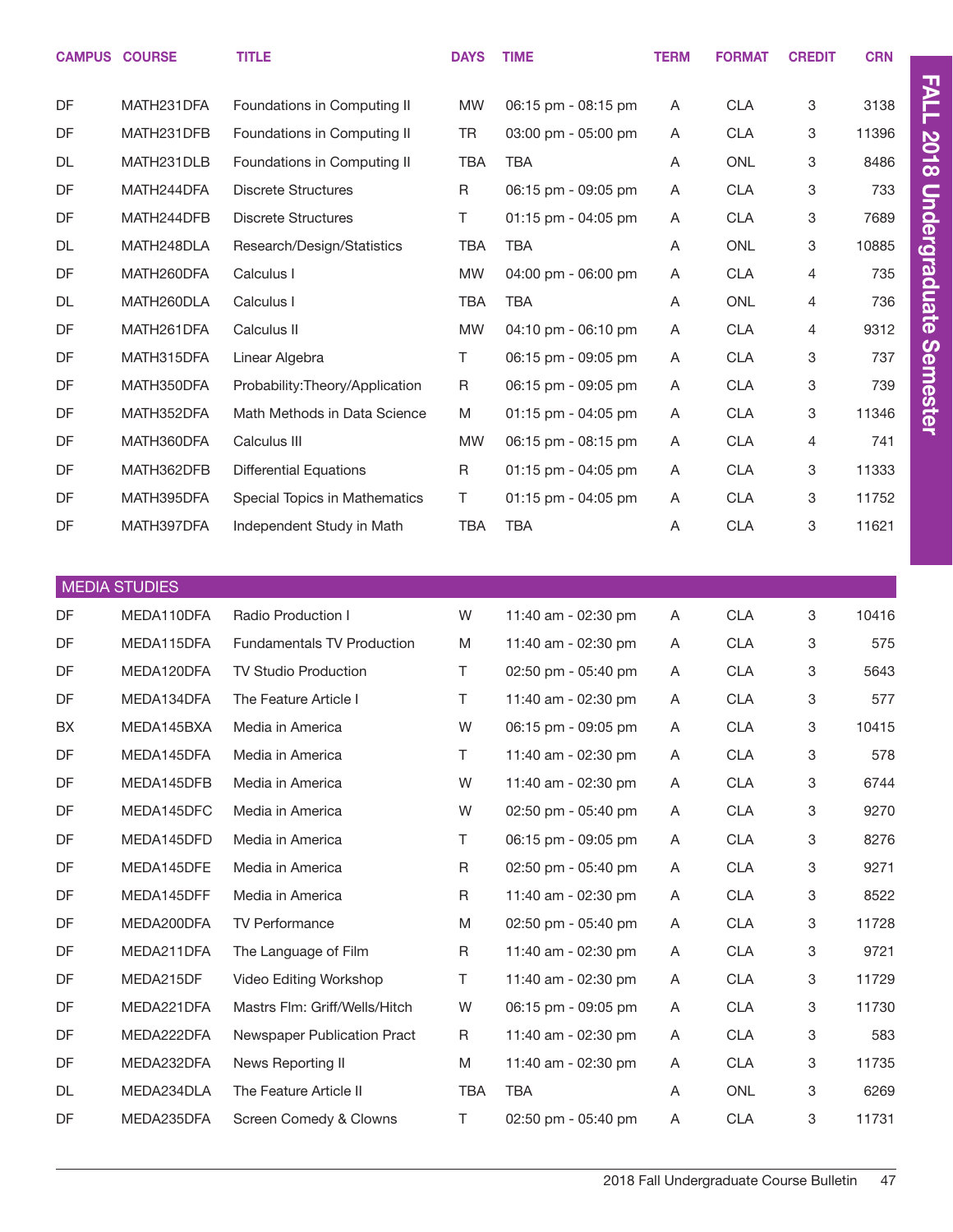| CAMPUS | COURSE | TITLE | DAYS | TIME | TERM | FORMAT | CREDIT | CRN |
|---|---|---|---|---|---|---|---|---|
| DF | MATH231DFA | Foundations in Computing II | MW | 06:15 pm - 08:15 pm | A | CLA | 3 | 3138 |
| DF | MATH231DFB | Foundations in Computing II | TR | 03:00 pm - 05:00 pm | A | CLA | 3 | 11396 |
| DL | MATH231DLB | Foundations in Computing II | TBA | TBA | A | ONL | 3 | 8486 |
| DF | MATH244DFA | Discrete Structures | R | 06:15 pm - 09:05 pm | A | CLA | 3 | 733 |
| DF | MATH244DFB | Discrete Structures | T | 01:15 pm - 04:05 pm | A | CLA | 3 | 7689 |
| DL | MATH248DLA | Research/Design/Statistics | TBA | TBA | A | ONL | 3 | 10885 |
| DF | MATH260DFA | Calculus I | MW | 04:00 pm - 06:00 pm | A | CLA | 4 | 735 |
| DL | MATH260DLA | Calculus I | TBA | TBA | A | ONL | 4 | 736 |
| DF | MATH261DFA | Calculus II | MW | 04:10 pm - 06:10 pm | A | CLA | 4 | 9312 |
| DF | MATH315DFA | Linear Algebra | T | 06:15 pm - 09:05 pm | A | CLA | 3 | 737 |
| DF | MATH350DFA | Probability:Theory/Application | R | 06:15 pm - 09:05 pm | A | CLA | 3 | 739 |
| DF | MATH352DFA | Math Methods in Data Science | M | 01:15 pm - 04:05 pm | A | CLA | 3 | 11346 |
| DF | MATH360DFA | Calculus III | MW | 06:15 pm - 08:15 pm | A | CLA | 4 | 741 |
| DF | MATH362DFB | Differential Equations | R | 01:15 pm - 04:05 pm | A | CLA | 3 | 11333 |
| DF | MATH395DFA | Special Topics in Mathematics | T | 01:15 pm - 04:05 pm | A | CLA | 3 | 11752 |
| DF | MATH397DFA | Independent Study in Math | TBA | TBA | A | CLA | 3 | 11621 |

## MEDIA STUDIES

| CAMPUS | COURSE | TITLE | DAYS | TIME | TERM | FORMAT | CREDIT | CRN |
|---|---|---|---|---|---|---|---|---|
| DF | MEDA110DFA | Radio Production I | W | 11:40 am - 02:30 pm | A | CLA | 3 | 10416 |
| DF | MEDA115DFA | Fundamentals TV Production | M | 11:40 am - 02:30 pm | A | CLA | 3 | 575 |
| DF | MEDA120DFA | TV Studio Production | T | 02:50 pm - 05:40 pm | A | CLA | 3 | 5643 |
| DF | MEDA134DFA | The Feature Article I | T | 11:40 am - 02:30 pm | A | CLA | 3 | 577 |
| BX | MEDA145BXA | Media in America | W | 06:15 pm - 09:05 pm | A | CLA | 3 | 10415 |
| DF | MEDA145DFA | Media in America | T | 11:40 am - 02:30 pm | A | CLA | 3 | 578 |
| DF | MEDA145DFB | Media in America | W | 11:40 am - 02:30 pm | A | CLA | 3 | 6744 |
| DF | MEDA145DFC | Media in America | W | 02:50 pm - 05:40 pm | A | CLA | 3 | 9270 |
| DF | MEDA145DFD | Media in America | T | 06:15 pm - 09:05 pm | A | CLA | 3 | 8276 |
| DF | MEDA145DFE | Media in America | R | 02:50 pm - 05:40 pm | A | CLA | 3 | 9271 |
| DF | MEDA145DFF | Media in America | R | 11:40 am - 02:30 pm | A | CLA | 3 | 8522 |
| DF | MEDA200DFA | TV Performance | M | 02:50 pm - 05:40 pm | A | CLA | 3 | 11728 |
| DF | MEDA211DFA | The Language of Film | R | 11:40 am - 02:30 pm | A | CLA | 3 | 9721 |
| DF | MEDA215DF | Video Editing Workshop | T | 11:40 am - 02:30 pm | A | CLA | 3 | 11729 |
| DF | MEDA221DFA | Mastrs Flm: Griff/Wells/Hitch | W | 06:15 pm - 09:05 pm | A | CLA | 3 | 11730 |
| DF | MEDA222DFA | Newspaper Publication Pract | R | 11:40 am - 02:30 pm | A | CLA | 3 | 583 |
| DF | MEDA232DFA | News Reporting II | M | 11:40 am - 02:30 pm | A | CLA | 3 | 11735 |
| DL | MEDA234DLA | The Feature Article II | TBA | TBA | A | ONL | 3 | 6269 |
| DF | MEDA235DFA | Screen Comedy & Clowns | T | 02:50 pm - 05:40 pm | A | CLA | 3 | 11731 |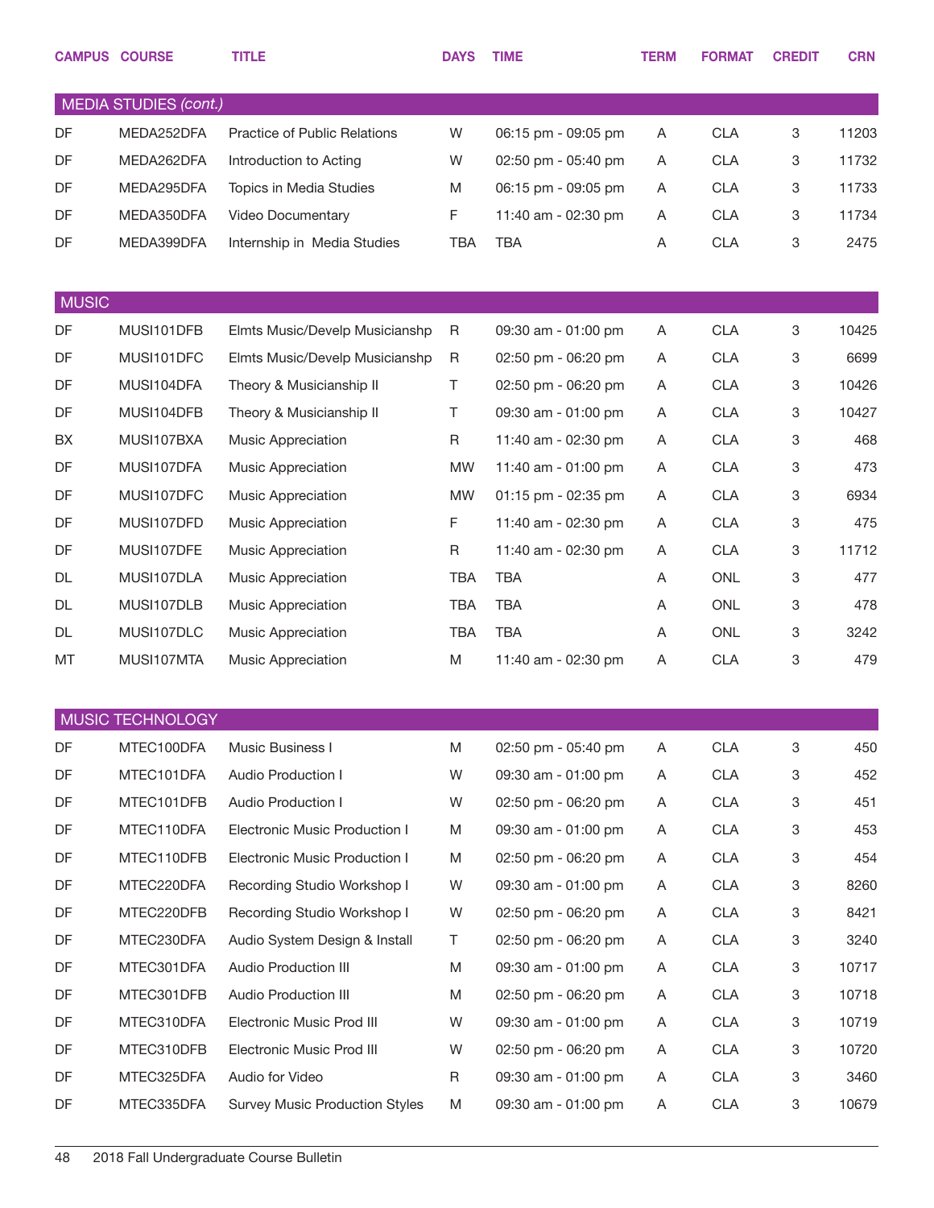| CAMPUS | COURSE | TITLE | DAYS | TIME | TERM | FORMAT | CREDIT | CRN |
|---|---|---|---|---|---|---|---|---|
| **MEDIA STUDIES *(cont.)*** | | | | | | | | |
| DF | MEDA252DFA | Practice of Public Relations | W | 06:15 pm - 09:05 pm | A | CLA | 3 | 11203 |
| DF | MEDA262DFA | Introduction to Acting | W | 02:50 pm - 05:40 pm | A | CLA | 3 | 11732 |
| DF | MEDA295DFA | Topics in Media Studies | M | 06:15 pm - 09:05 pm | A | CLA | 3 | 11733 |
| DF | MEDA350DFA | Video Documentary | F | 11:40 am - 02:30 pm | A | CLA | 3 | 11734 |
| DF | MEDA399DFA | Internship in Media Studies | TBA | TBA | A | CLA | 3 | 2475 |
| **MUSIC** | | | | | | | | |
| DF | MUSI101DFB | Elmts Music/Develp Musicianshp | R | 09:30 am - 01:00 pm | A | CLA | 3 | 10425 |
| DF | MUSI101DFC | Elmts Music/Develp Musicianshp | R | 02:50 pm - 06:20 pm | A | CLA | 3 | 6699 |
| DF | MUSI104DFA | Theory & Musicianship II | T | 02:50 pm - 06:20 pm | A | CLA | 3 | 10426 |
| DF | MUSI104DFB | Theory & Musicianship II | T | 09:30 am - 01:00 pm | A | CLA | 3 | 10427 |
| BX | MUSI107BXA | Music Appreciation | R | 11:40 am - 02:30 pm | A | CLA | 3 | 468 |
| DF | MUSI107DFA | Music Appreciation | MW | 11:40 am - 01:00 pm | A | CLA | 3 | 473 |
| DF | MUSI107DFC | Music Appreciation | MW | 01:15 pm - 02:35 pm | A | CLA | 3 | 6934 |
| DF | MUSI107DFD | Music Appreciation | F | 11:40 am - 02:30 pm | A | CLA | 3 | 475 |
| DF | MUSI107DFE | Music Appreciation | R | 11:40 am - 02:30 pm | A | CLA | 3 | 11712 |
| DL | MUSI107DLA | Music Appreciation | TBA | TBA | A | ONL | 3 | 477 |
| DL | MUSI107DLB | Music Appreciation | TBA | TBA | A | ONL | 3 | 478 |
| DL | MUSI107DLC | Music Appreciation | TBA | TBA | A | ONL | 3 | 3242 |
| MT | MUSI107MTA | Music Appreciation | M | 11:40 am - 02:30 pm | A | CLA | 3 | 479 |
| **MUSIC TECHNOLOGY** | | | | | | | | |
| DF | MTEC100DFA | Music Business I | M | 02:50 pm - 05:40 pm | A | CLA | 3 | 450 |
| DF | MTEC101DFA | Audio Production I | W | 09:30 am - 01:00 pm | A | CLA | 3 | 452 |
| DF | MTEC101DFB | Audio Production I | W | 02:50 pm - 06:20 pm | A | CLA | 3 | 451 |
| DF | MTEC110DFA | Electronic Music Production I | M | 09:30 am - 01:00 pm | A | CLA | 3 | 453 |
| DF | MTEC110DFB | Electronic Music Production I | M | 02:50 pm - 06:20 pm | A | CLA | 3 | 454 |
| DF | MTEC220DFA | Recording Studio Workshop I | W | 09:30 am - 01:00 pm | A | CLA | 3 | 8260 |
| DF | MTEC220DFB | Recording Studio Workshop I | W | 02:50 pm - 06:20 pm | A | CLA | 3 | 8421 |
| DF | MTEC230DFA | Audio System Design & Install | T | 02:50 pm - 06:20 pm | A | CLA | 3 | 3240 |
| DF | MTEC301DFA | Audio Production III | M | 09:30 am - 01:00 pm | A | CLA | 3 | 10717 |
| DF | MTEC301DFB | Audio Production III | M | 02:50 pm - 06:20 pm | A | CLA | 3 | 10718 |
| DF | MTEC310DFA | Electronic Music Prod III | W | 09:30 am - 01:00 pm | A | CLA | 3 | 10719 |
| DF | MTEC310DFB | Electronic Music Prod III | W | 02:50 pm - 06:20 pm | A | CLA | 3 | 10720 |
| DF | MTEC325DFA | Audio for Video | R | 09:30 am - 01:00 pm | A | CLA | 3 | 3460 |
| DF | MTEC335DFA | Survey Music Production Styles | M | 09:30 am - 01:00 pm | A | CLA | 3 | 10679 |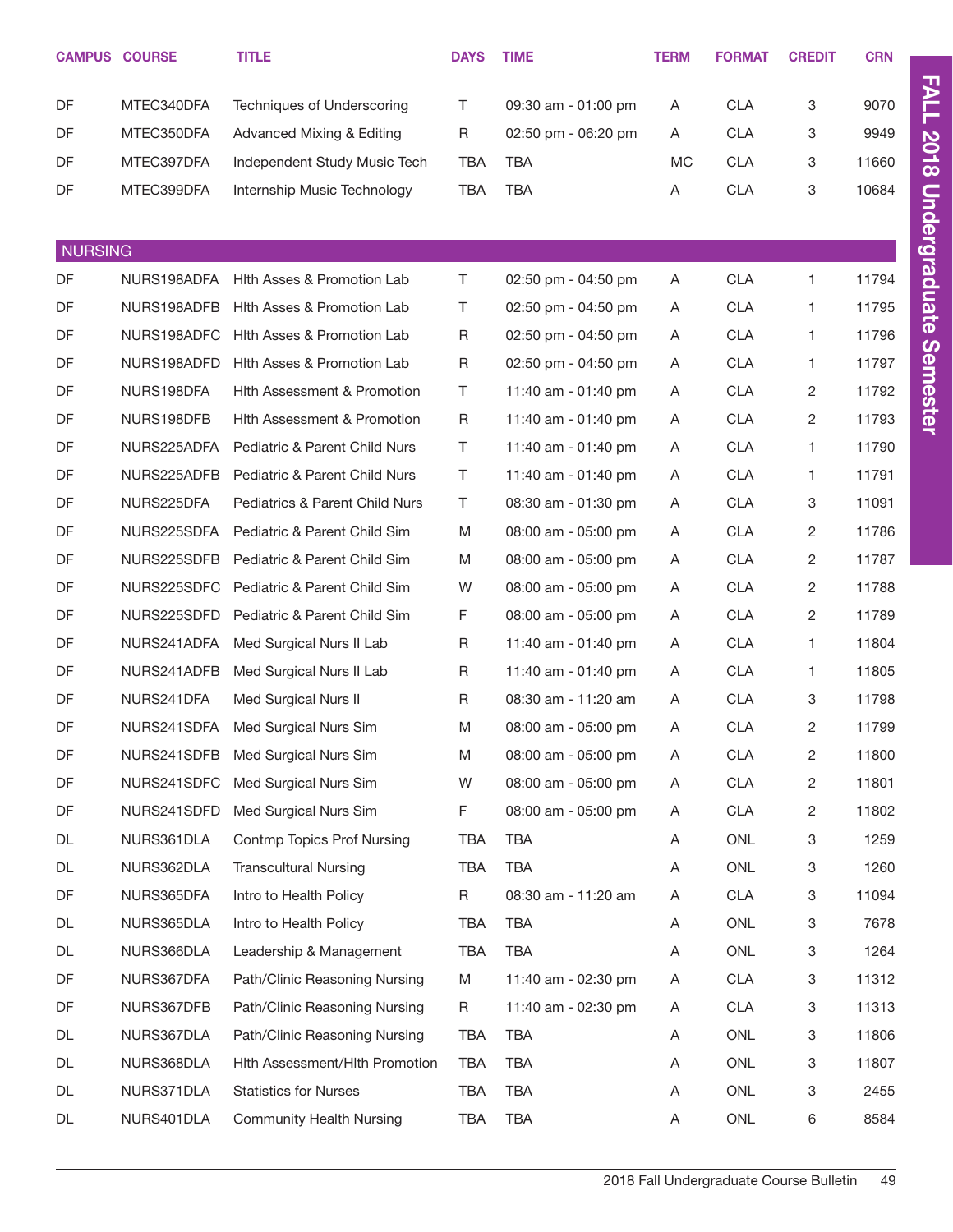| CAMPUS | COURSE | TITLE | DAYS | TIME | TERM | FORMAT | CREDIT | CRN |
|---|---|---|---|---|---|---|---|---|
| DF | MTEC340DFA | Techniques of Underscoring | T | 09:30 am - 01:00 pm | A | CLA | 3 | 9070 |
| DF | MTEC350DFA | Advanced Mixing & Editing | R | 02:50 pm - 06:20 pm | A | CLA | 3 | 9949 |
| DF | MTEC397DFA | Independent Study Music Tech | TBA | TBA | MC | CLA | 3 | 11660 |
| DF | MTEC399DFA | Internship Music Technology | TBA | TBA | A | CLA | 3 | 10684 |
| **NURSING** | | | | | | | | |
| DF | NURS198ADFA | Hlth Asses & Promotion Lab | T | 02:50 pm - 04:50 pm | A | CLA | 1 | 11794 |
| DF | NURS198ADFB | Hlth Asses & Promotion Lab | T | 02:50 pm - 04:50 pm | A | CLA | 1 | 11795 |
| DF | NURS198ADFC | Hlth Asses & Promotion Lab | R | 02:50 pm - 04:50 pm | A | CLA | 1 | 11796 |
| DF | NURS198ADFD | Hlth Asses & Promotion Lab | R | 02:50 pm - 04:50 pm | A | CLA | 1 | 11797 |
| DF | NURS198DFA | Hlth Assessment & Promotion | T | 11:40 am - 01:40 pm | A | CLA | 2 | 11792 |
| DF | NURS198DFB | Hlth Assessment & Promotion | R | 11:40 am - 01:40 pm | A | CLA | 2 | 11793 |
| DF | NURS225ADFA | Pediatric & Parent Child Nurs | T | 11:40 am - 01:40 pm | A | CLA | 1 | 11790 |
| DF | NURS225ADFB | Pediatric & Parent Child Nurs | T | 11:40 am - 01:40 pm | A | CLA | 1 | 11791 |
| DF | NURS225DFA | Pediatrics & Parent Child Nurs | T | 08:30 am - 01:30 pm | A | CLA | 3 | 11091 |
| DF | NURS225SDFA | Pediatric & Parent Child Sim | M | 08:00 am - 05:00 pm | A | CLA | 2 | 11786 |
| DF | NURS225SDFB | Pediatric & Parent Child Sim | M | 08:00 am - 05:00 pm | A | CLA | 2 | 11787 |
| DF | NURS225SDFC | Pediatric & Parent Child Sim | W | 08:00 am - 05:00 pm | A | CLA | 2 | 11788 |
| DF | NURS225SDFD | Pediatric & Parent Child Sim | F | 08:00 am - 05:00 pm | A | CLA | 2 | 11789 |
| DF | NURS241ADFA | Med Surgical Nurs II Lab | R | 11:40 am - 01:40 pm | A | CLA | 1 | 11804 |
| DF | NURS241ADFB | Med Surgical Nurs II Lab | R | 11:40 am - 01:40 pm | A | CLA | 1 | 11805 |
| DF | NURS241DFA | Med Surgical Nurs II | R | 08:30 am - 11:20 am | A | CLA | 3 | 11798 |
| DF | NURS241SDFA | Med Surgical Nurs Sim | M | 08:00 am - 05:00 pm | A | CLA | 2 | 11799 |
| DF | NURS241SDFB | Med Surgical Nurs Sim | M | 08:00 am - 05:00 pm | A | CLA | 2 | 11800 |
| DF | NURS241SDFC | Med Surgical Nurs Sim | W | 08:00 am - 05:00 pm | A | CLA | 2 | 11801 |
| DF | NURS241SDFD | Med Surgical Nurs Sim | F | 08:00 am - 05:00 pm | A | CLA | 2 | 11802 |
| DL | NURS361DLA | Contmp Topics Prof Nursing | TBA | TBA | A | ONL | 3 | 1259 |
| DL | NURS362DLA | Transcultural Nursing | TBA | TBA | A | ONL | 3 | 1260 |
| DF | NURS365DFA | Intro to Health Policy | R | 08:30 am - 11:20 am | A | CLA | 3 | 11094 |
| DL | NURS365DLA | Intro to Health Policy | TBA | TBA | A | ONL | 3 | 7678 |
| DL | NURS366DLA | Leadership & Management | TBA | TBA | A | ONL | 3 | 1264 |
| DF | NURS367DFA | Path/Clinic Reasoning Nursing | M | 11:40 am - 02:30 pm | A | CLA | 3 | 11312 |
| DF | NURS367DFB | Path/Clinic Reasoning Nursing | R | 11:40 am - 02:30 pm | A | CLA | 3 | 11313 |
| DL | NURS367DLA | Path/Clinic Reasoning Nursing | TBA | TBA | A | ONL | 3 | 11806 |
| DL | NURS368DLA | Hlth Assessment/Hlth Promotion | TBA | TBA | A | ONL | 3 | 11807 |
| DL | NURS371DLA | Statistics for Nurses | TBA | TBA | A | ONL | 3 | 2455 |
| DL | NURS401DLA | Community Health Nursing | TBA | TBA | A | ONL | 6 | 8584 |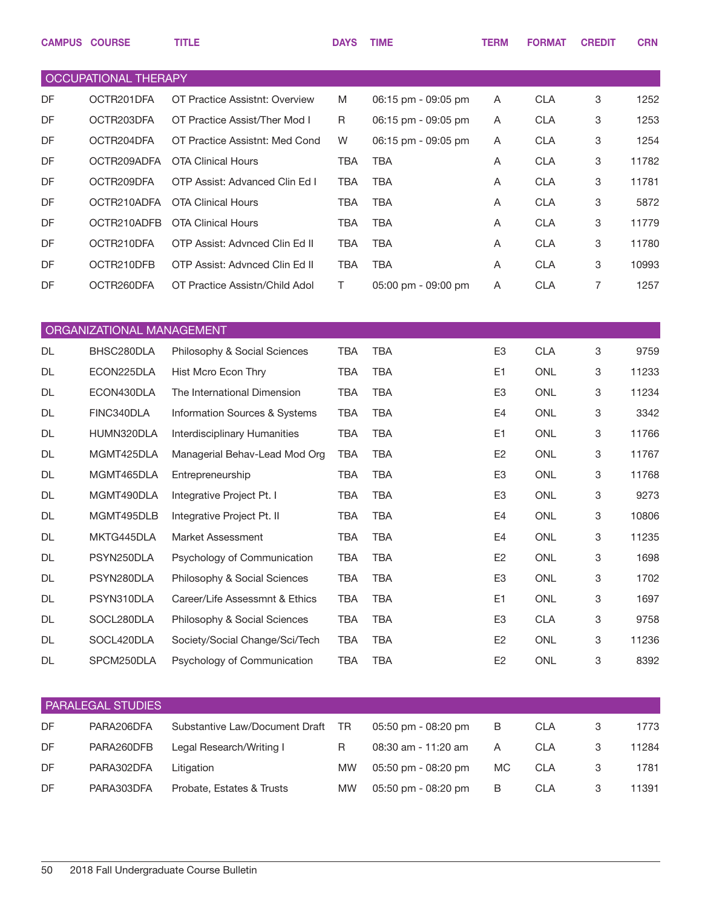| CAMPUS | COURSE | TITLE | DAYS | TIME | TERM | FORMAT | CREDIT | CRN |
|---|---|---|---|---|---|---|---|---|
| **OCCUPATIONAL THERAPY** | | | | | | | | |
| DF | OCTR201DFA | OT Practice Assistnt: Overview | M | 06:15 pm - 09:05 pm | A | CLA | 3 | 1252 |
| DF | OCTR203DFA | OT Practice Assist/Ther Mod I | R | 06:15 pm - 09:05 pm | A | CLA | 3 | 1253 |
| DF | OCTR204DFA | OT Practice Assistnt: Med Cond | W | 06:15 pm - 09:05 pm | A | CLA | 3 | 1254 |
| DF | OCTR209ADFA | OTA Clinical Hours | TBA | TBA | A | CLA | 3 | 11782 |
| DF | OCTR209DFA | OTP Assist: Advanced Clin Ed I | TBA | TBA | A | CLA | 3 | 11781 |
| DF | OCTR210ADFA | OTA Clinical Hours | TBA | TBA | A | CLA | 3 | 5872 |
| DF | OCTR210ADFB | OTA Clinical Hours | TBA | TBA | A | CLA | 3 | 11779 |
| DF | OCTR210DFA | OTP Assist: Advnced Clin Ed II | TBA | TBA | A | CLA | 3 | 11780 |
| DF | OCTR210DFB | OTP Assist: Advnced Clin Ed II | TBA | TBA | A | CLA | 3 | 10993 |
| DF | OCTR260DFA | OT Practice Assistn/Child Adol | T | 05:00 pm - 09:00 pm | A | CLA | 7 | 1257 |
| **ORGANIZATIONAL MANAGEMENT** | | | | | | | | |
| DL | BHSC280DLA | Philosophy & Social Sciences | TBA | TBA | E3 | CLA | 3 | 9759 |
| DL | ECON225DLA | Hist Mcro Econ Thry | TBA | TBA | E1 | ONL | 3 | 11233 |
| DL | ECON430DLA | The International Dimension | TBA | TBA | E3 | ONL | 3 | 11234 |
| DL | FINC340DLA | Information Sources & Systems | TBA | TBA | E4 | ONL | 3 | 3342 |
| DL | HUMN320DLA | Interdisciplinary Humanities | TBA | TBA | E1 | ONL | 3 | 11766 |
| DL | MGMT425DLA | Managerial Behav-Lead Mod Org | TBA | TBA | E2 | ONL | 3 | 11767 |
| DL | MGMT465DLA | Entrepreneurship | TBA | TBA | E3 | ONL | 3 | 11768 |
| DL | MGMT490DLA | Integrative Project Pt. I | TBA | TBA | E3 | ONL | 3 | 9273 |
| DL | MGMT495DLB | Integrative Project Pt. II | TBA | TBA | E4 | ONL | 3 | 10806 |
| DL | MKTG445DLA | Market Assessment | TBA | TBA | E4 | ONL | 3 | 11235 |
| DL | PSYN250DLA | Psychology of Communication | TBA | TBA | E2 | ONL | 3 | 1698 |
| DL | PSYN280DLA | Philosophy & Social Sciences | TBA | TBA | E3 | ONL | 3 | 1702 |
| DL | PSYN310DLA | Career/Life Assessmnt & Ethics | TBA | TBA | E1 | ONL | 3 | 1697 |
| DL | SOCL280DLA | Philosophy & Social Sciences | TBA | TBA | E3 | CLA | 3 | 9758 |
| DL | SOCL420DLA | Society/Social Change/Sci/Tech | TBA | TBA | E2 | ONL | 3 | 11236 |
| DL | SPCM250DLA | Psychology of Communication | TBA | TBA | E2 | ONL | 3 | 8392 |
| **PARALEGAL STUDIES** | | | | | | | | |
| DF | PARA206DFA | Substantive Law/Document Draft | TR | 05:50 pm - 08:20 pm | B | CLA | 3 | 1773 |
| DF | PARA260DFB | Legal Research/Writing I | R | 08:30 am - 11:20 am | A | CLA | 3 | 11284 |
| DF | PARA302DFA | Litigation | MW | 05:50 pm - 08:20 pm | MC | CLA | 3 | 1781 |
| DF | PARA303DFA | Probate, Estates & Trusts | MW | 05:50 pm - 08:20 pm | B | CLA | 3 | 11391 |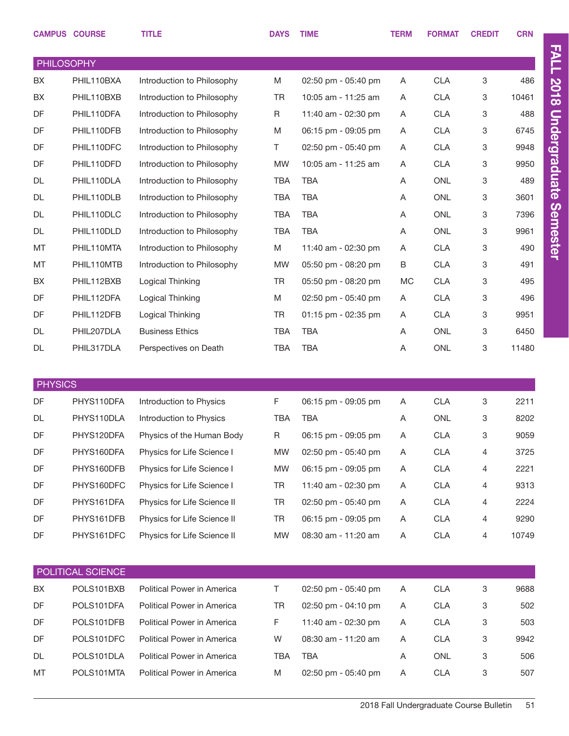| CAMPUS | COURSE | TITLE | DAYS | TIME | TERM | FORMAT | CREDIT | CRN |
|---|---|---|---|---|---|---|---|---|
| **PHILOSOPHY** | | | | | | | | |
| BX | PHIL110BXA | Introduction to Philosophy | M | 02:50 pm - 05:40 pm | A | CLA | 3 | 486 |
| BX | PHIL110BXB | Introduction to Philosophy | TR | 10:05 am - 11:25 am | A | CLA | 3 | 10461 |
| DF | PHIL110DFA | Introduction to Philosophy | R | 11:40 am - 02:30 pm | A | CLA | 3 | 488 |
| DF | PHIL110DFB | Introduction to Philosophy | M | 06:15 pm - 09:05 pm | A | CLA | 3 | 6745 |
| DF | PHIL110DFC | Introduction to Philosophy | T | 02:50 pm - 05:40 pm | A | CLA | 3 | 9948 |
| DF | PHIL110DFD | Introduction to Philosophy | MW | 10:05 am - 11:25 am | A | CLA | 3 | 9950 |
| DL | PHIL110DLA | Introduction to Philosophy | TBA | TBA | A | ONL | 3 | 489 |
| DL | PHIL110DLB | Introduction to Philosophy | TBA | TBA | A | ONL | 3 | 3601 |
| DL | PHIL110DLC | Introduction to Philosophy | TBA | TBA | A | ONL | 3 | 7396 |
| DL | PHIL110DLD | Introduction to Philosophy | TBA | TBA | A | ONL | 3 | 9961 |
| MT | PHIL110MTA | Introduction to Philosophy | M | 11:40 am - 02:30 pm | A | CLA | 3 | 490 |
| MT | PHIL110MTB | Introduction to Philosophy | MW | 05:50 pm - 08:20 pm | B | CLA | 3 | 491 |
| BX | PHIL112BXB | Logical Thinking | TR | 05:50 pm - 08:20 pm | MC | CLA | 3 | 495 |
| DF | PHIL112DFA | Logical Thinking | M | 02:50 pm - 05:40 pm | A | CLA | 3 | 496 |
| DF | PHIL112DFB | Logical Thinking | TR | 01:15 pm - 02:35 pm | A | CLA | 3 | 9951 |
| DL | PHIL207DLA | Business Ethics | TBA | TBA | A | ONL | 3 | 6450 |
| DL | PHIL317DLA | Perspectives on Death | TBA | TBA | A | ONL | 3 | 11480 |
| **PHYSICS** | | | | | | | | |
| DF | PHYS110DFA | Introduction to Physics | F | 06:15 pm - 09:05 pm | A | CLA | 3 | 2211 |
| DL | PHYS110DLA | Introduction to Physics | TBA | TBA | A | ONL | 3 | 8202 |
| DF | PHYS120DFA | Physics of the Human Body | R | 06:15 pm - 09:05 pm | A | CLA | 3 | 9059 |
| DF | PHYS160DFA | Physics for Life Science I | MW | 02:50 pm - 05:40 pm | A | CLA | 4 | 3725 |
| DF | PHYS160DFB | Physics for Life Science I | MW | 06:15 pm - 09:05 pm | A | CLA | 4 | 2221 |
| DF | PHYS160DFC | Physics for Life Science I | TR | 11:40 am - 02:30 pm | A | CLA | 4 | 9313 |
| DF | PHYS161DFA | Physics for Life Science II | TR | 02:50 pm - 05:40 pm | A | CLA | 4 | 2224 |
| DF | PHYS161DFB | Physics for Life Science II | TR | 06:15 pm - 09:05 pm | A | CLA | 4 | 9290 |
| DF | PHYS161DFC | Physics for Life Science II | MW | 08:30 am - 11:20 am | A | CLA | 4 | 10749 |
| **POLITICAL SCIENCE** | | | | | | | | |
| BX | POLS101BXB | Political Power in America | T | 02:50 pm - 05:40 pm | A | CLA | 3 | 9688 |
| DF | POLS101DFA | Political Power in America | TR | 02:50 pm - 04:10 pm | A | CLA | 3 | 502 |
| DF | POLS101DFB | Political Power in America | F | 11:40 am - 02:30 pm | A | CLA | 3 | 503 |
| DF | POLS101DFC | Political Power in America | W | 08:30 am - 11:20 am | A | CLA | 3 | 9942 |
| DL | POLS101DLA | Political Power in America | TBA | TBA | A | ONL | 3 | 506 |
| MT | POLS101MTA | Political Power in America | M | 02:50 pm - 05:40 pm | A | CLA | 3 | 507 |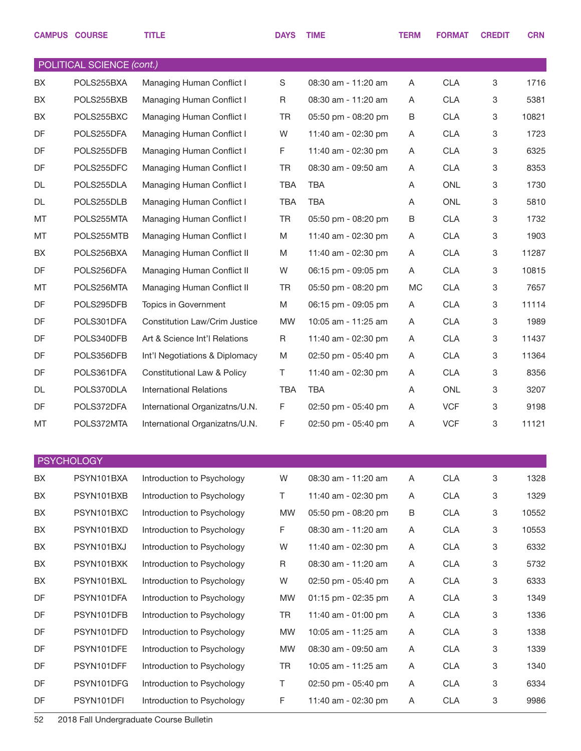| CAMPUS | COURSE | TITLE | DAYS | TIME | TERM | FORMAT | CREDIT | CRN |
|---|---|---|---|---|---|---|---|---|
| **POLITICAL SCIENCE** *(cont.)* | | | | | | | | |
| BX | POLS255BXA | Managing Human Conflict I | S | 08:30 am - 11:20 am | A | CLA | 3 | 1716 |
| BX | POLS255BXB | Managing Human Conflict I | R | 08:30 am - 11:20 am | A | CLA | 3 | 5381 |
| BX | POLS255BXC | Managing Human Conflict I | TR | 05:50 pm - 08:20 pm | B | CLA | 3 | 10821 |
| DF | POLS255DFA | Managing Human Conflict I | W | 11:40 am - 02:30 pm | A | CLA | 3 | 1723 |
| DF | POLS255DFB | Managing Human Conflict I | F | 11:40 am - 02:30 pm | A | CLA | 3 | 6325 |
| DF | POLS255DFC | Managing Human Conflict I | TR | 08:30 am - 09:50 am | A | CLA | 3 | 8353 |
| DL | POLS255DLA | Managing Human Conflict I | TBA | TBA | A | ONL | 3 | 1730 |
| DL | POLS255DLB | Managing Human Conflict I | TBA | TBA | A | ONL | 3 | 5810 |
| MT | POLS255MTA | Managing Human Conflict I | TR | 05:50 pm - 08:20 pm | B | CLA | 3 | 1732 |
| MT | POLS255MTB | Managing Human Conflict I | M | 11:40 am - 02:30 pm | A | CLA | 3 | 1903 |
| BX | POLS256BXA | Managing Human Conflict II | M | 11:40 am - 02:30 pm | A | CLA | 3 | 11287 |
| DF | POLS256DFA | Managing Human Conflict II | W | 06:15 pm - 09:05 pm | A | CLA | 3 | 10815 |
| MT | POLS256MTA | Managing Human Conflict II | TR | 05:50 pm - 08:20 pm | MC | CLA | 3 | 7657 |
| DF | POLS295DFB | Topics in Government | M | 06:15 pm - 09:05 pm | A | CLA | 3 | 11114 |
| DF | POLS301DFA | Constitution Law/Crim Justice | MW | 10:05 am - 11:25 am | A | CLA | 3 | 1989 |
| DF | POLS340DFB | Art & Science Int'l Relations | R | 11:40 am - 02:30 pm | A | CLA | 3 | 11437 |
| DF | POLS356DFB | Int'l Negotiations & Diplomacy | M | 02:50 pm - 05:40 pm | A | CLA | 3 | 11364 |
| DF | POLS361DFA | Constitutional Law & Policy | T | 11:40 am - 02:30 pm | A | CLA | 3 | 8356 |
| DL | POLS370DLA | International Relations | TBA | TBA | A | ONL | 3 | 3207 |
| DF | POLS372DFA | International Organizatns/U.N. | F | 02:50 pm - 05:40 pm | A | VCF | 3 | 9198 |
| MT | POLS372MTA | International Organizatns/U.N. | F | 02:50 pm - 05:40 pm | A | VCF | 3 | 11121 |
| **PSYCHOLOGY** | | | | | | | | |
| BX | PSYN101BXA | Introduction to Psychology | W | 08:30 am - 11:20 am | A | CLA | 3 | 1328 |
| BX | PSYN101BXB | Introduction to Psychology | T | 11:40 am - 02:30 pm | A | CLA | 3 | 1329 |
| BX | PSYN101BXC | Introduction to Psychology | MW | 05:50 pm - 08:20 pm | B | CLA | 3 | 10552 |
| BX | PSYN101BXD | Introduction to Psychology | F | 08:30 am - 11:20 am | A | CLA | 3 | 10553 |
| BX | PSYN101BXJ | Introduction to Psychology | W | 11:40 am - 02:30 pm | A | CLA | 3 | 6332 |
| BX | PSYN101BXK | Introduction to Psychology | R | 08:30 am - 11:20 am | A | CLA | 3 | 5732 |
| BX | PSYN101BXL | Introduction to Psychology | W | 02:50 pm - 05:40 pm | A | CLA | 3 | 6333 |
| DF | PSYN101DFA | Introduction to Psychology | MW | 01:15 pm - 02:35 pm | A | CLA | 3 | 1349 |
| DF | PSYN101DFB | Introduction to Psychology | TR | 11:40 am - 01:00 pm | A | CLA | 3 | 1336 |
| DF | PSYN101DFD | Introduction to Psychology | MW | 10:05 am - 11:25 am | A | CLA | 3 | 1338 |
| DF | PSYN101DFE | Introduction to Psychology | MW | 08:30 am - 09:50 am | A | CLA | 3 | 1339 |
| DF | PSYN101DFF | Introduction to Psychology | TR | 10:05 am - 11:25 am | A | CLA | 3 | 1340 |
| DF | PSYN101DFG | Introduction to Psychology | T | 02:50 pm - 05:40 pm | A | CLA | 3 | 6334 |
| DF | PSYN101DFI | Introduction to Psychology | F | 11:40 am - 02:30 pm | A | CLA | 3 | 9986 |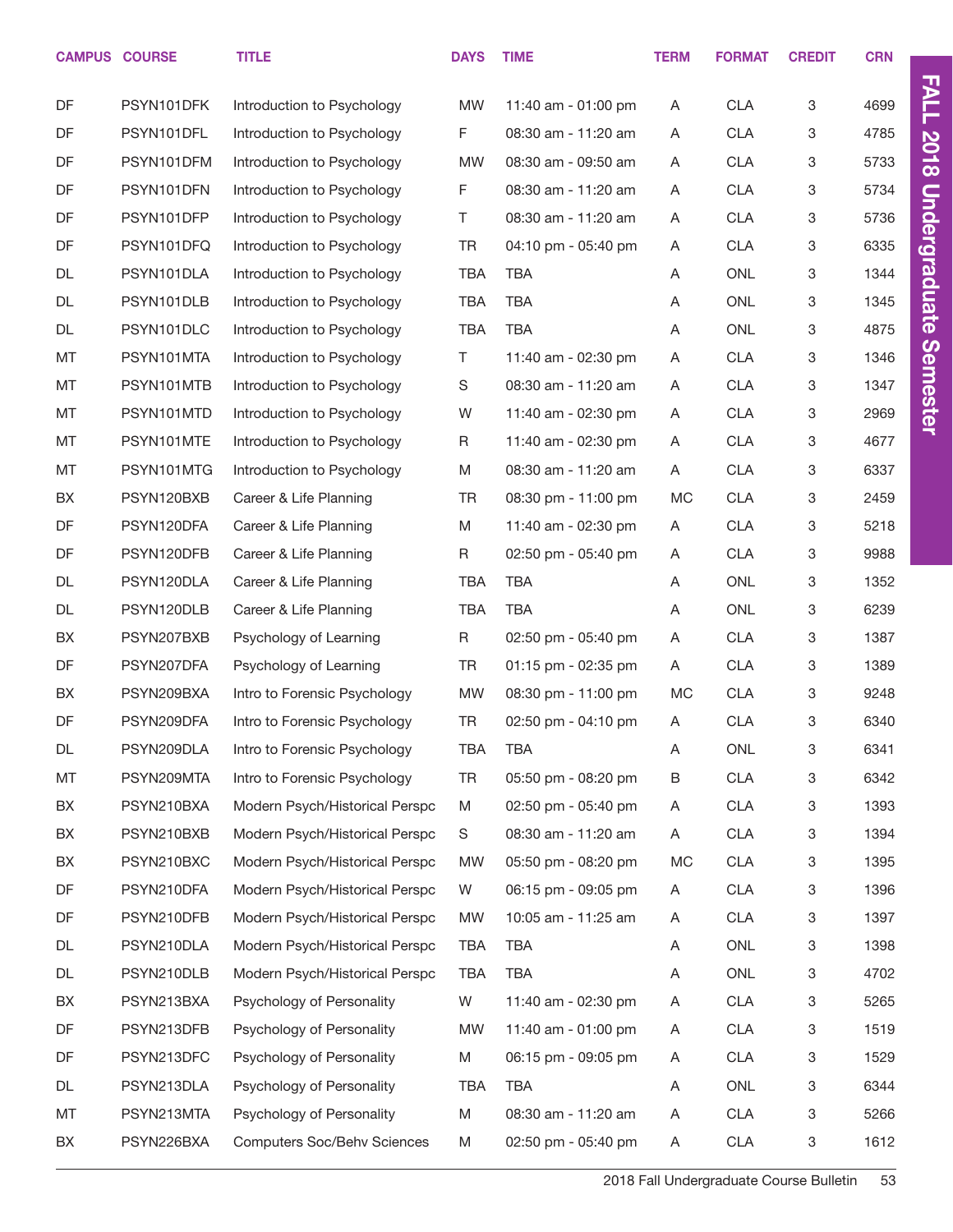| CAMPUS | COURSE | TITLE | DAYS | TIME | TERM | FORMAT | CREDIT | CRN |
|---|---|---|---|---|---|---|---|---|
| DF | PSYN101DFK | Introduction to Psychology | MW | 11:40 am - 01:00 pm | A | CLA | 3 | 4699 |
| DF | PSYN101DFL | Introduction to Psychology | F | 08:30 am - 11:20 am | A | CLA | 3 | 4785 |
| DF | PSYN101DFM | Introduction to Psychology | MW | 08:30 am - 09:50 am | A | CLA | 3 | 5733 |
| DF | PSYN101DFN | Introduction to Psychology | F | 08:30 am - 11:20 am | A | CLA | 3 | 5734 |
| DF | PSYN101DFP | Introduction to Psychology | T | 08:30 am - 11:20 am | A | CLA | 3 | 5736 |
| DF | PSYN101DFQ | Introduction to Psychology | TR | 04:10 pm - 05:40 pm | A | CLA | 3 | 6335 |
| DL | PSYN101DLA | Introduction to Psychology | TBA | TBA | A | ONL | 3 | 1344 |
| DL | PSYN101DLB | Introduction to Psychology | TBA | TBA | A | ONL | 3 | 1345 |
| DL | PSYN101DLC | Introduction to Psychology | TBA | TBA | A | ONL | 3 | 4875 |
| MT | PSYN101MTA | Introduction to Psychology | T | 11:40 am - 02:30 pm | A | CLA | 3 | 1346 |
| MT | PSYN101MTB | Introduction to Psychology | S | 08:30 am - 11:20 am | A | CLA | 3 | 1347 |
| MT | PSYN101MTD | Introduction to Psychology | W | 11:40 am - 02:30 pm | A | CLA | 3 | 2969 |
| MT | PSYN101MTE | Introduction to Psychology | R | 11:40 am - 02:30 pm | A | CLA | 3 | 4677 |
| MT | PSYN101MTG | Introduction to Psychology | M | 08:30 am - 11:20 am | A | CLA | 3 | 6337 |
| BX | PSYN120BXB | Career & Life Planning | TR | 08:30 pm - 11:00 pm | MC | CLA | 3 | 2459 |
| DF | PSYN120DFA | Career & Life Planning | M | 11:40 am - 02:30 pm | A | CLA | 3 | 5218 |
| DF | PSYN120DFB | Career & Life Planning | R | 02:50 pm - 05:40 pm | A | CLA | 3 | 9988 |
| DL | PSYN120DLA | Career & Life Planning | TBA | TBA | A | ONL | 3 | 1352 |
| DL | PSYN120DLB | Career & Life Planning | TBA | TBA | A | ONL | 3 | 6239 |
| BX | PSYN207BXB | Psychology of Learning | R | 02:50 pm - 05:40 pm | A | CLA | 3 | 1387 |
| DF | PSYN207DFA | Psychology of Learning | TR | 01:15 pm - 02:35 pm | A | CLA | 3 | 1389 |
| BX | PSYN209BXA | Intro to Forensic Psychology | MW | 08:30 pm - 11:00 pm | MC | CLA | 3 | 9248 |
| DF | PSYN209DFA | Intro to Forensic Psychology | TR | 02:50 pm - 04:10 pm | A | CLA | 3 | 6340 |
| DL | PSYN209DLA | Intro to Forensic Psychology | TBA | TBA | A | ONL | 3 | 6341 |
| MT | PSYN209MTA | Intro to Forensic Psychology | TR | 05:50 pm - 08:20 pm | B | CLA | 3 | 6342 |
| BX | PSYN210BXA | Modern Psych/Historical Perspc | M | 02:50 pm - 05:40 pm | A | CLA | 3 | 1393 |
| BX | PSYN210BXB | Modern Psych/Historical Perspc | S | 08:30 am - 11:20 am | A | CLA | 3 | 1394 |
| BX | PSYN210BXC | Modern Psych/Historical Perspc | MW | 05:50 pm - 08:20 pm | MC | CLA | 3 | 1395 |
| DF | PSYN210DFA | Modern Psych/Historical Perspc | W | 06:15 pm - 09:05 pm | A | CLA | 3 | 1396 |
| DF | PSYN210DFB | Modern Psych/Historical Perspc | MW | 10:05 am - 11:25 am | A | CLA | 3 | 1397 |
| DL | PSYN210DLA | Modern Psych/Historical Perspc | TBA | TBA | A | ONL | 3 | 1398 |
| DL | PSYN210DLB | Modern Psych/Historical Perspc | TBA | TBA | A | ONL | 3 | 4702 |
| BX | PSYN213BXA | Psychology of Personality | W | 11:40 am - 02:30 pm | A | CLA | 3 | 5265 |
| DF | PSYN213DFB | Psychology of Personality | MW | 11:40 am - 01:00 pm | A | CLA | 3 | 1519 |
| DF | PSYN213DFC | Psychology of Personality | M | 06:15 pm - 09:05 pm | A | CLA | 3 | 1529 |
| DL | PSYN213DLA | Psychology of Personality | TBA | TBA | A | ONL | 3 | 6344 |
| MT | PSYN213MTA | Psychology of Personality | M | 08:30 am - 11:20 am | A | CLA | 3 | 5266 |
| BX | PSYN226BXA | Computers Soc/Behv Sciences | M | 02:50 pm - 05:40 pm | A | CLA | 3 | 1612 |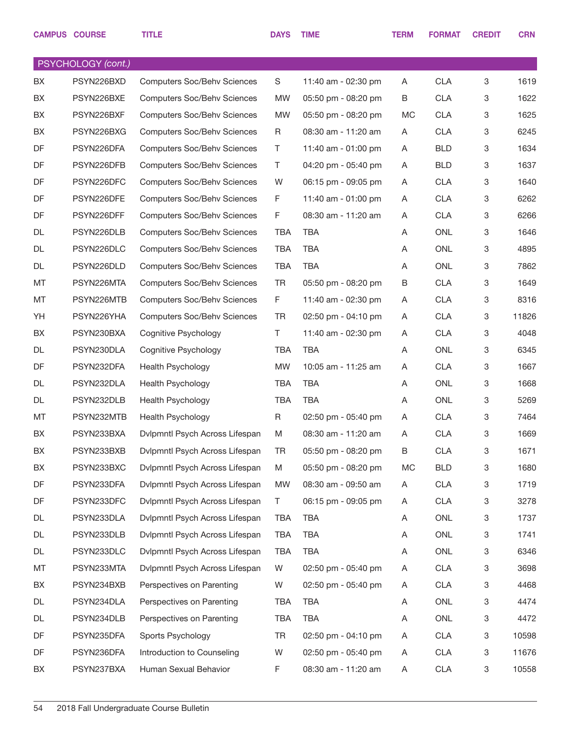| CAMPUS | COURSE | TITLE | DAYS | TIME | TERM | FORMAT | CREDIT | CRN |
|---|---|---|---|---|---|---|---|---|
| **PSYCHOLOGY *(cont.)*** | | | | | | | | |
| BX | PSYN226BXD | Computers Soc/Behv Sciences | S | 11:40 am - 02:30 pm | A | CLA | 3 | 1619 |
| BX | PSYN226BXE | Computers Soc/Behv Sciences | MW | 05:50 pm - 08:20 pm | B | CLA | 3 | 1622 |
| BX | PSYN226BXF | Computers Soc/Behv Sciences | MW | 05:50 pm - 08:20 pm | MC | CLA | 3 | 1625 |
| BX | PSYN226BXG | Computers Soc/Behv Sciences | R | 08:30 am - 11:20 am | A | CLA | 3 | 6245 |
| DF | PSYN226DFA | Computers Soc/Behv Sciences | T | 11:40 am - 01:00 pm | A | BLD | 3 | 1634 |
| DF | PSYN226DFB | Computers Soc/Behv Sciences | T | 04:20 pm - 05:40 pm | A | BLD | 3 | 1637 |
| DF | PSYN226DFC | Computers Soc/Behv Sciences | W | 06:15 pm - 09:05 pm | A | CLA | 3 | 1640 |
| DF | PSYN226DFE | Computers Soc/Behv Sciences | F | 11:40 am - 01:00 pm | A | CLA | 3 | 6262 |
| DF | PSYN226DFF | Computers Soc/Behv Sciences | F | 08:30 am - 11:20 am | A | CLA | 3 | 6266 |
| DL | PSYN226DLB | Computers Soc/Behv Sciences | TBA | TBA | A | ONL | 3 | 1646 |
| DL | PSYN226DLC | Computers Soc/Behv Sciences | TBA | TBA | A | ONL | 3 | 4895 |
| DL | PSYN226DLD | Computers Soc/Behv Sciences | TBA | TBA | A | ONL | 3 | 7862 |
| MT | PSYN226MTA | Computers Soc/Behv Sciences | TR | 05:50 pm - 08:20 pm | B | CLA | 3 | 1649 |
| MT | PSYN226MTB | Computers Soc/Behv Sciences | F | 11:40 am - 02:30 pm | A | CLA | 3 | 8316 |
| YH | PSYN226YHA | Computers Soc/Behv Sciences | TR | 02:50 pm - 04:10 pm | A | CLA | 3 | 11826 |
| BX | PSYN230BXA | Cognitive Psychology | T | 11:40 am - 02:30 pm | A | CLA | 3 | 4048 |
| DL | PSYN230DLA | Cognitive Psychology | TBA | TBA | A | ONL | 3 | 6345 |
| DF | PSYN232DFA | Health Psychology | MW | 10:05 am - 11:25 am | A | CLA | 3 | 1667 |
| DL | PSYN232DLA | Health Psychology | TBA | TBA | A | ONL | 3 | 1668 |
| DL | PSYN232DLB | Health Psychology | TBA | TBA | A | ONL | 3 | 5269 |
| MT | PSYN232MTB | Health Psychology | R | 02:50 pm - 05:40 pm | A | CLA | 3 | 7464 |
| BX | PSYN233BXA | Dvlpmntl Psych Across Lifespan | M | 08:30 am - 11:20 am | A | CLA | 3 | 1669 |
| BX | PSYN233BXB | Dvlpmntl Psych Across Lifespan | TR | 05:50 pm - 08:20 pm | B | CLA | 3 | 1671 |
| BX | PSYN233BXC | Dvlpmntl Psych Across Lifespan | M | 05:50 pm - 08:20 pm | MC | BLD | 3 | 1680 |
| DF | PSYN233DFA | Dvlpmntl Psych Across Lifespan | MW | 08:30 am - 09:50 am | A | CLA | 3 | 1719 |
| DF | PSYN233DFC | Dvlpmntl Psych Across Lifespan | T | 06:15 pm - 09:05 pm | A | CLA | 3 | 3278 |
| DL | PSYN233DLA | Dvlpmntl Psych Across Lifespan | TBA | TBA | A | ONL | 3 | 1737 |
| DL | PSYN233DLB | Dvlpmntl Psych Across Lifespan | TBA | TBA | A | ONL | 3 | 1741 |
| DL | PSYN233DLC | Dvlpmntl Psych Across Lifespan | TBA | TBA | A | ONL | 3 | 6346 |
| MT | PSYN233MTA | Dvlpmntl Psych Across Lifespan | W | 02:50 pm - 05:40 pm | A | CLA | 3 | 3698 |
| BX | PSYN234BXB | Perspectives on Parenting | W | 02:50 pm - 05:40 pm | A | CLA | 3 | 4468 |
| DL | PSYN234DLA | Perspectives on Parenting | TBA | TBA | A | ONL | 3 | 4474 |
| DL | PSYN234DLB | Perspectives on Parenting | TBA | TBA | A | ONL | 3 | 4472 |
| DF | PSYN235DFA | Sports Psychology | TR | 02:50 pm - 04:10 pm | A | CLA | 3 | 10598 |
| DF | PSYN236DFA | Introduction to Counseling | W | 02:50 pm - 05:40 pm | A | CLA | 3 | 11676 |
| BX | PSYN237BXA | Human Sexual Behavior | F | 08:30 am - 11:20 am | A | CLA | 3 | 10558 |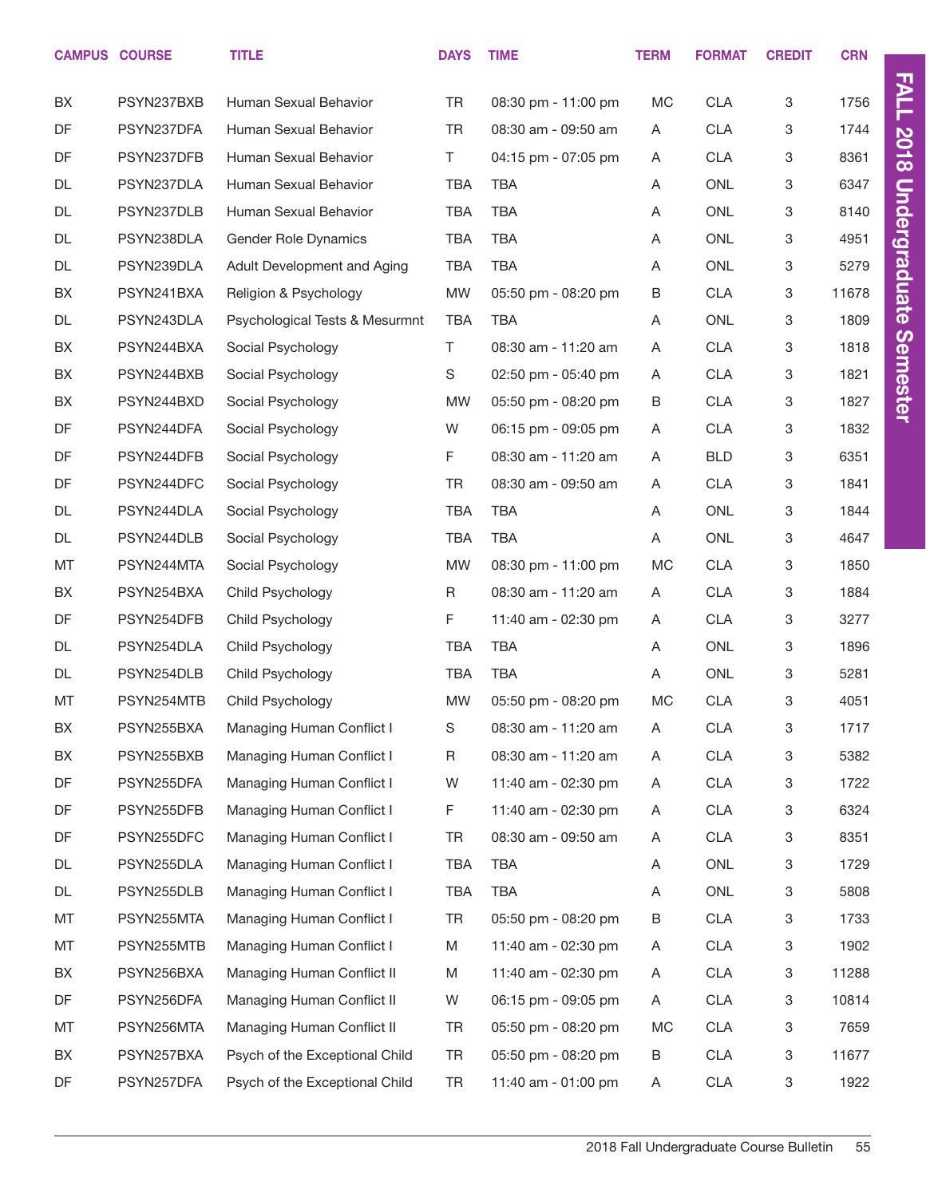| CAMPUS | COURSE | TITLE | DAYS | TIME | TERM | FORMAT | CREDIT | CRN |
|---|---|---|---|---|---|---|---|---|
| BX | PSYN237BXB | Human Sexual Behavior | TR | 08:30 pm - 11:00 pm | MC | CLA | 3 | 1756 |
| DF | PSYN237DFA | Human Sexual Behavior | TR | 08:30 am - 09:50 am | A | CLA | 3 | 1744 |
| DF | PSYN237DFB | Human Sexual Behavior | T | 04:15 pm - 07:05 pm | A | CLA | 3 | 8361 |
| DL | PSYN237DLA | Human Sexual Behavior | TBA | TBA | A | ONL | 3 | 6347 |
| DL | PSYN237DLB | Human Sexual Behavior | TBA | TBA | A | ONL | 3 | 8140 |
| DL | PSYN238DLA | Gender Role Dynamics | TBA | TBA | A | ONL | 3 | 4951 |
| DL | PSYN239DLA | Adult Development and Aging | TBA | TBA | A | ONL | 3 | 5279 |
| BX | PSYN241BXA | Religion & Psychology | MW | 05:50 pm - 08:20 pm | B | CLA | 3 | 11678 |
| DL | PSYN243DLA | Psychological Tests & Mesurmnt | TBA | TBA | A | ONL | 3 | 1809 |
| BX | PSYN244BXA | Social Psychology | T | 08:30 am - 11:20 am | A | CLA | 3 | 1818 |
| BX | PSYN244BXB | Social Psychology | S | 02:50 pm - 05:40 pm | A | CLA | 3 | 1821 |
| BX | PSYN244BXD | Social Psychology | MW | 05:50 pm - 08:20 pm | B | CLA | 3 | 1827 |
| DF | PSYN244DFA | Social Psychology | W | 06:15 pm - 09:05 pm | A | CLA | 3 | 1832 |
| DF | PSYN244DFB | Social Psychology | F | 08:30 am - 11:20 am | A | BLD | 3 | 6351 |
| DF | PSYN244DFC | Social Psychology | TR | 08:30 am - 09:50 am | A | CLA | 3 | 1841 |
| DL | PSYN244DLA | Social Psychology | TBA | TBA | A | ONL | 3 | 1844 |
| DL | PSYN244DLB | Social Psychology | TBA | TBA | A | ONL | 3 | 4647 |
| MT | PSYN244MTA | Social Psychology | MW | 08:30 pm - 11:00 pm | MC | CLA | 3 | 1850 |
| BX | PSYN254BXA | Child Psychology | R | 08:30 am - 11:20 am | A | CLA | 3 | 1884 |
| DF | PSYN254DFB | Child Psychology | F | 11:40 am - 02:30 pm | A | CLA | 3 | 3277 |
| DL | PSYN254DLA | Child Psychology | TBA | TBA | A | ONL | 3 | 1896 |
| DL | PSYN254DLB | Child Psychology | TBA | TBA | A | ONL | 3 | 5281 |
| MT | PSYN254MTB | Child Psychology | MW | 05:50 pm - 08:20 pm | MC | CLA | 3 | 4051 |
| BX | PSYN255BXA | Managing Human Conflict I | S | 08:30 am - 11:20 am | A | CLA | 3 | 1717 |
| BX | PSYN255BXB | Managing Human Conflict I | R | 08:30 am - 11:20 am | A | CLA | 3 | 5382 |
| DF | PSYN255DFA | Managing Human Conflict I | W | 11:40 am - 02:30 pm | A | CLA | 3 | 1722 |
| DF | PSYN255DFB | Managing Human Conflict I | F | 11:40 am - 02:30 pm | A | CLA | 3 | 6324 |
| DF | PSYN255DFC | Managing Human Conflict I | TR | 08:30 am - 09:50 am | A | CLA | 3 | 8351 |
| DL | PSYN255DLA | Managing Human Conflict I | TBA | TBA | A | ONL | 3 | 1729 |
| DL | PSYN255DLB | Managing Human Conflict I | TBA | TBA | A | ONL | 3 | 5808 |
| MT | PSYN255MTA | Managing Human Conflict I | TR | 05:50 pm - 08:20 pm | B | CLA | 3 | 1733 |
| MT | PSYN255MTB | Managing Human Conflict I | M | 11:40 am - 02:30 pm | A | CLA | 3 | 1902 |
| BX | PSYN256BXA | Managing Human Conflict II | M | 11:40 am - 02:30 pm | A | CLA | 3 | 11288 |
| DF | PSYN256DFA | Managing Human Conflict II | W | 06:15 pm - 09:05 pm | A | CLA | 3 | 10814 |
| MT | PSYN256MTA | Managing Human Conflict II | TR | 05:50 pm - 08:20 pm | MC | CLA | 3 | 7659 |
| BX | PSYN257BXA | Psych of the Exceptional Child | TR | 05:50 pm - 08:20 pm | B | CLA | 3 | 11677 |
| DF | PSYN257DFA | Psych of the Exceptional Child | TR | 11:40 am - 01:00 pm | A | CLA | 3 | 1922 |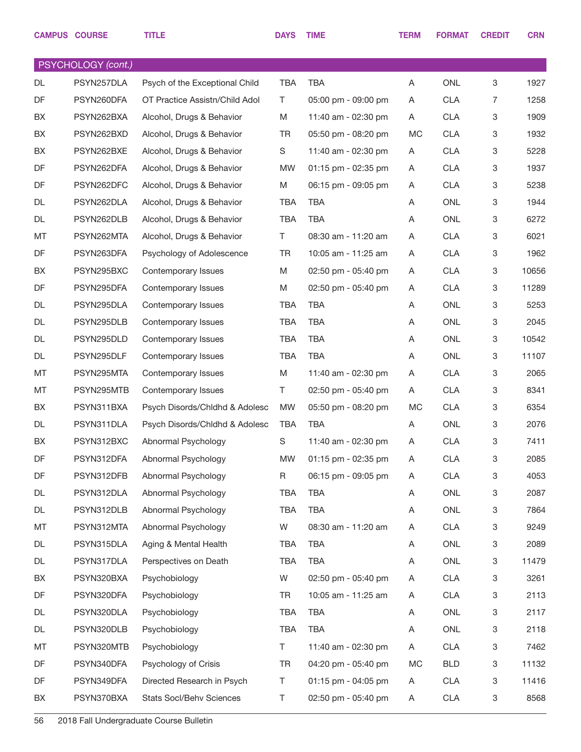| CAMPUS | COURSE | TITLE | DAYS | TIME | TERM | FORMAT | CREDIT | CRN |
|---|---|---|---|---|---|---|---|---|
| **PSYCHOLOGY *(cont.)*** | | | | | | | | |
| DL | PSYN257DLA | Psych of the Exceptional Child | TBA | TBA | A | ONL | 3 | 1927 |
| DF | PSYN260DFA | OT Practice Assistn/Child Adol | T | 05:00 pm - 09:00 pm | A | CLA | 7 | 1258 |
| BX | PSYN262BXA | Alcohol, Drugs & Behavior | M | 11:40 am - 02:30 pm | A | CLA | 3 | 1909 |
| BX | PSYN262BXD | Alcohol, Drugs & Behavior | TR | 05:50 pm - 08:20 pm | MC | CLA | 3 | 1932 |
| BX | PSYN262BXE | Alcohol, Drugs & Behavior | S | 11:40 am - 02:30 pm | A | CLA | 3 | 5228 |
| DF | PSYN262DFA | Alcohol, Drugs & Behavior | MW | 01:15 pm - 02:35 pm | A | CLA | 3 | 1937 |
| DF | PSYN262DFC | Alcohol, Drugs & Behavior | M | 06:15 pm - 09:05 pm | A | CLA | 3 | 5238 |
| DL | PSYN262DLA | Alcohol, Drugs & Behavior | TBA | TBA | A | ONL | 3 | 1944 |
| DL | PSYN262DLB | Alcohol, Drugs & Behavior | TBA | TBA | A | ONL | 3 | 6272 |
| MT | PSYN262MTA | Alcohol, Drugs & Behavior | T | 08:30 am - 11:20 am | A | CLA | 3 | 6021 |
| DF | PSYN263DFA | Psychology of Adolescence | TR | 10:05 am - 11:25 am | A | CLA | 3 | 1962 |
| BX | PSYN295BXC | Contemporary Issues | M | 02:50 pm - 05:40 pm | A | CLA | 3 | 10656 |
| DF | PSYN295DFA | Contemporary Issues | M | 02:50 pm - 05:40 pm | A | CLA | 3 | 11289 |
| DL | PSYN295DLA | Contemporary Issues | TBA | TBA | A | ONL | 3 | 5253 |
| DL | PSYN295DLB | Contemporary Issues | TBA | TBA | A | ONL | 3 | 2045 |
| DL | PSYN295DLD | Contemporary Issues | TBA | TBA | A | ONL | 3 | 10542 |
| DL | PSYN295DLF | Contemporary Issues | TBA | TBA | A | ONL | 3 | 11107 |
| MT | PSYN295MTA | Contemporary Issues | M | 11:40 am - 02:30 pm | A | CLA | 3 | 2065 |
| MT | PSYN295MTB | Contemporary Issues | T | 02:50 pm - 05:40 pm | A | CLA | 3 | 8341 |
| BX | PSYN311BXA | Psych Disords/Chldhd & Adolesc | MW | 05:50 pm - 08:20 pm | MC | CLA | 3 | 6354 |
| DL | PSYN311DLA | Psych Disords/Chldhd & Adolesc | TBA | TBA | A | ONL | 3 | 2076 |
| BX | PSYN312BXC | Abnormal Psychology | S | 11:40 am - 02:30 pm | A | CLA | 3 | 7411 |
| DF | PSYN312DFA | Abnormal Psychology | MW | 01:15 pm - 02:35 pm | A | CLA | 3 | 2085 |
| DF | PSYN312DFB | Abnormal Psychology | R | 06:15 pm - 09:05 pm | A | CLA | 3 | 4053 |
| DL | PSYN312DLA | Abnormal Psychology | TBA | TBA | A | ONL | 3 | 2087 |
| DL | PSYN312DLB | Abnormal Psychology | TBA | TBA | A | ONL | 3 | 7864 |
| MT | PSYN312MTA | Abnormal Psychology | W | 08:30 am - 11:20 am | A | CLA | 3 | 9249 |
| DL | PSYN315DLA | Aging & Mental Health | TBA | TBA | A | ONL | 3 | 2089 |
| DL | PSYN317DLA | Perspectives on Death | TBA | TBA | A | ONL | 3 | 11479 |
| BX | PSYN320BXA | Psychobiology | W | 02:50 pm - 05:40 pm | A | CLA | 3 | 3261 |
| DF | PSYN320DFA | Psychobiology | TR | 10:05 am - 11:25 am | A | CLA | 3 | 2113 |
| DL | PSYN320DLA | Psychobiology | TBA | TBA | A | ONL | 3 | 2117 |
| DL | PSYN320DLB | Psychobiology | TBA | TBA | A | ONL | 3 | 2118 |
| MT | PSYN320MTB | Psychobiology | T | 11:40 am - 02:30 pm | A | CLA | 3 | 7462 |
| DF | PSYN340DFA | Psychology of Crisis | TR | 04:20 pm - 05:40 pm | MC | BLD | 3 | 11132 |
| DF | PSYN349DFA | Directed Research in Psych | T | 01:15 pm - 04:05 pm | A | CLA | 3 | 11416 |
| BX | PSYN370BXA | Stats Socl/Behv Sciences | T | 02:50 pm - 05:40 pm | A | CLA | 3 | 8568 |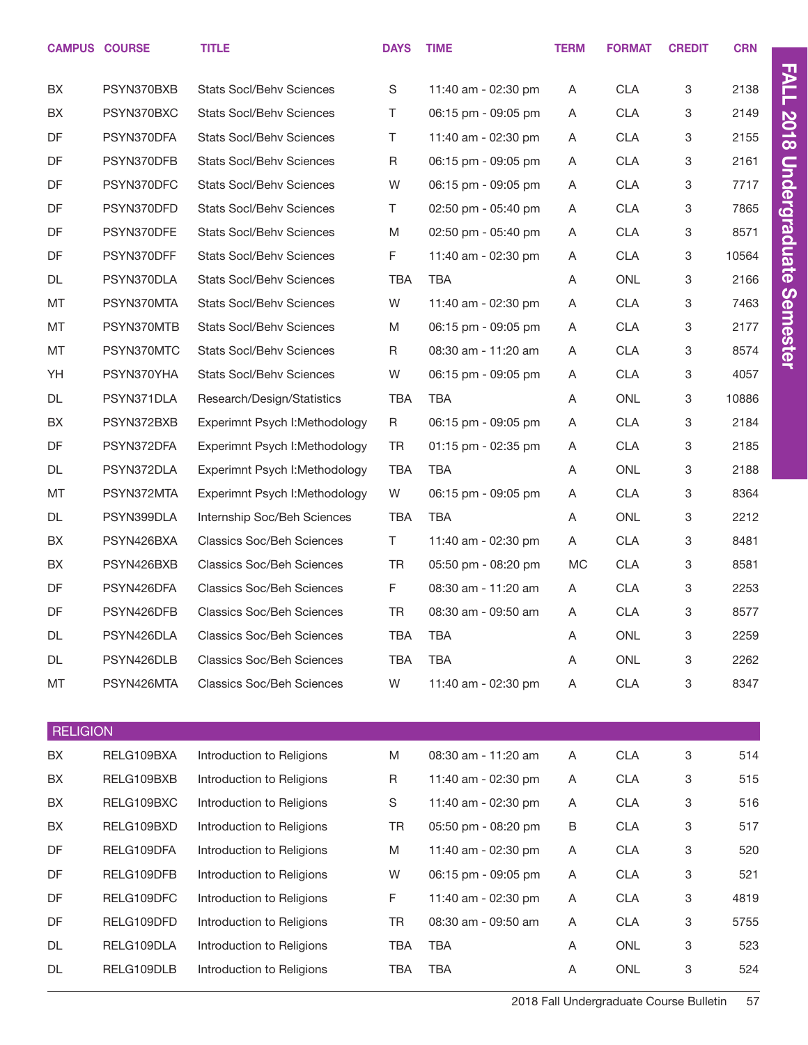| CAMPUS | COURSE | TITLE | DAYS | TIME | TERM | FORMAT | CREDIT | CRN |
|---|---|---|---|---|---|---|---|---|
| BX | PSYN370BXB | Stats Socl/Behv Sciences | S | 11:40 am - 02:30 pm | A | CLA | 3 | 2138 |
| BX | PSYN370BXC | Stats Socl/Behv Sciences | T | 06:15 pm - 09:05 pm | A | CLA | 3 | 2149 |
| DF | PSYN370DFA | Stats Socl/Behv Sciences | T | 11:40 am - 02:30 pm | A | CLA | 3 | 2155 |
| DF | PSYN370DFB | Stats Socl/Behv Sciences | R | 06:15 pm - 09:05 pm | A | CLA | 3 | 2161 |
| DF | PSYN370DFC | Stats Socl/Behv Sciences | W | 06:15 pm - 09:05 pm | A | CLA | 3 | 7717 |
| DF | PSYN370DFD | Stats Socl/Behv Sciences | T | 02:50 pm - 05:40 pm | A | CLA | 3 | 7865 |
| DF | PSYN370DFE | Stats Socl/Behv Sciences | M | 02:50 pm - 05:40 pm | A | CLA | 3 | 8571 |
| DF | PSYN370DFF | Stats Socl/Behv Sciences | F | 11:40 am - 02:30 pm | A | CLA | 3 | 10564 |
| DL | PSYN370DLA | Stats Socl/Behv Sciences | TBA | TBA | A | ONL | 3 | 2166 |
| MT | PSYN370MTA | Stats Socl/Behv Sciences | W | 11:40 am - 02:30 pm | A | CLA | 3 | 7463 |
| MT | PSYN370MTB | Stats Socl/Behv Sciences | M | 06:15 pm - 09:05 pm | A | CLA | 3 | 2177 |
| MT | PSYN370MTC | Stats Socl/Behv Sciences | R | 08:30 am - 11:20 am | A | CLA | 3 | 8574 |
| YH | PSYN370YHA | Stats Socl/Behv Sciences | W | 06:15 pm - 09:05 pm | A | CLA | 3 | 4057 |
| DL | PSYN371DLA | Research/Design/Statistics | TBA | TBA | A | ONL | 3 | 10886 |
| BX | PSYN372BXB | Experimnt Psych I:Methodology | R | 06:15 pm - 09:05 pm | A | CLA | 3 | 2184 |
| DF | PSYN372DFA | Experimnt Psych I:Methodology | TR | 01:15 pm - 02:35 pm | A | CLA | 3 | 2185 |
| DL | PSYN372DLA | Experimnt Psych I:Methodology | TBA | TBA | A | ONL | 3 | 2188 |
| MT | PSYN372MTA | Experimnt Psych I:Methodology | W | 06:15 pm - 09:05 pm | A | CLA | 3 | 8364 |
| DL | PSYN399DLA | Internship Soc/Beh Sciences | TBA | TBA | A | ONL | 3 | 2212 |
| BX | PSYN426BXA | Classics Soc/Beh Sciences | T | 11:40 am - 02:30 pm | A | CLA | 3 | 8481 |
| BX | PSYN426BXB | Classics Soc/Beh Sciences | TR | 05:50 pm - 08:20 pm | MC | CLA | 3 | 8581 |
| DF | PSYN426DFA | Classics Soc/Beh Sciences | F | 08:30 am - 11:20 am | A | CLA | 3 | 2253 |
| DF | PSYN426DFB | Classics Soc/Beh Sciences | TR | 08:30 am - 09:50 am | A | CLA | 3 | 8577 |
| DL | PSYN426DLA | Classics Soc/Beh Sciences | TBA | TBA | A | ONL | 3 | 2259 |
| DL | PSYN426DLB | Classics Soc/Beh Sciences | TBA | TBA | A | ONL | 3 | 2262 |
| MT | PSYN426MTA | Classics Soc/Beh Sciences | W | 11:40 am - 02:30 pm | A | CLA | 3 | 8347 |

## RELIGION

| CAMPUS | COURSE | TITLE | DAYS | TIME | TERM | FORMAT | CREDIT | CRN |
|---|---|---|---|---|---|---|---|---|
| BX | RELG109BXA | Introduction to Religions | M | 08:30 am - 11:20 am | A | CLA | 3 | 514 |
| BX | RELG109BXB | Introduction to Religions | R | 11:40 am - 02:30 pm | A | CLA | 3 | 515 |
| BX | RELG109BXC | Introduction to Religions | S | 11:40 am - 02:30 pm | A | CLA | 3 | 516 |
| BX | RELG109BXD | Introduction to Religions | TR | 05:50 pm - 08:20 pm | B | CLA | 3 | 517 |
| DF | RELG109DFA | Introduction to Religions | M | 11:40 am - 02:30 pm | A | CLA | 3 | 520 |
| DF | RELG109DFB | Introduction to Religions | W | 06:15 pm - 09:05 pm | A | CLA | 3 | 521 |
| DF | RELG109DFC | Introduction to Religions | F | 11:40 am - 02:30 pm | A | CLA | 3 | 4819 |
| DF | RELG109DFD | Introduction to Religions | TR | 08:30 am - 09:50 am | A | CLA | 3 | 5755 |
| DL | RELG109DLA | Introduction to Religions | TBA | TBA | A | ONL | 3 | 523 |
| DL | RELG109DLB | Introduction to Religions | TBA | TBA | A | ONL | 3 | 524 |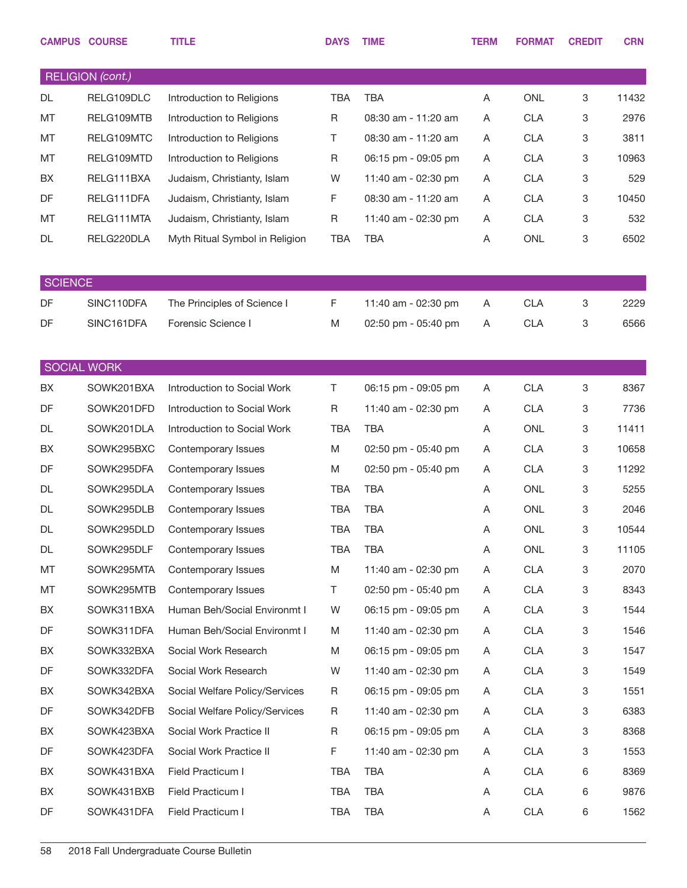| CAMPUS | COURSE | TITLE | DAYS | TIME | TERM | FORMAT | CREDIT | CRN |
|---|---|---|---|---|---|---|---|---|
| **RELIGION** *(cont.)* | | | | | | | | |
| DL | RELG109DLC | Introduction to Religions | TBA | TBA | A | ONL | 3 | 11432 |
| MT | RELG109MTB | Introduction to Religions | R | 08:30 am - 11:20 am | A | CLA | 3 | 2976 |
| MT | RELG109MTC | Introduction to Religions | T | 08:30 am - 11:20 am | A | CLA | 3 | 3811 |
| MT | RELG109MTD | Introduction to Religions | R | 06:15 pm - 09:05 pm | A | CLA | 3 | 10963 |
| BX | RELG111BXA | Judaism, Christianity, Islam | W | 11:40 am - 02:30 pm | A | CLA | 3 | 529 |
| DF | RELG111DFA | Judaism, Christianity, Islam | F | 08:30 am - 11:20 am | A | CLA | 3 | 10450 |
| MT | RELG111MTA | Judaism, Christianity, Islam | R | 11:40 am - 02:30 pm | A | CLA | 3 | 532 |
| DL | RELG220DLA | Myth Ritual Symbol in Religion | TBA | TBA | A | ONL | 3 | 6502 |
| **SCIENCE** | | | | | | | | |
| DF | SINC110DFA | The Principles of Science I | F | 11:40 am - 02:30 pm | A | CLA | 3 | 2229 |
| DF | SINC161DFA | Forensic Science I | M | 02:50 pm - 05:40 pm | A | CLA | 3 | 6566 |
| **SOCIAL WORK** | | | | | | | | |
| BX | SOWK201BXA | Introduction to Social Work | T | 06:15 pm - 09:05 pm | A | CLA | 3 | 8367 |
| DF | SOWK201DFD | Introduction to Social Work | R | 11:40 am - 02:30 pm | A | CLA | 3 | 7736 |
| DL | SOWK201DLA | Introduction to Social Work | TBA | TBA | A | ONL | 3 | 11411 |
| BX | SOWK295BXC | Contemporary Issues | M | 02:50 pm - 05:40 pm | A | CLA | 3 | 10658 |
| DF | SOWK295DFA | Contemporary Issues | M | 02:50 pm - 05:40 pm | A | CLA | 3 | 11292 |
| DL | SOWK295DLA | Contemporary Issues | TBA | TBA | A | ONL | 3 | 5255 |
| DL | SOWK295DLB | Contemporary Issues | TBA | TBA | A | ONL | 3 | 2046 |
| DL | SOWK295DLD | Contemporary Issues | TBA | TBA | A | ONL | 3 | 10544 |
| DL | SOWK295DLF | Contemporary Issues | TBA | TBA | A | ONL | 3 | 11105 |
| MT | SOWK295MTA | Contemporary Issues | M | 11:40 am - 02:30 pm | A | CLA | 3 | 2070 |
| MT | SOWK295MTB | Contemporary Issues | T | 02:50 pm - 05:40 pm | A | CLA | 3 | 8343 |
| BX | SOWK311BXA | Human Beh/Social Environmt I | W | 06:15 pm - 09:05 pm | A | CLA | 3 | 1544 |
| DF | SOWK311DFA | Human Beh/Social Environmt I | M | 11:40 am - 02:30 pm | A | CLA | 3 | 1546 |
| BX | SOWK332BXA | Social Work Research | M | 06:15 pm - 09:05 pm | A | CLA | 3 | 1547 |
| DF | SOWK332DFA | Social Work Research | W | 11:40 am - 02:30 pm | A | CLA | 3 | 1549 |
| BX | SOWK342BXA | Social Welfare Policy/Services | R | 06:15 pm - 09:05 pm | A | CLA | 3 | 1551 |
| DF | SOWK342DFB | Social Welfare Policy/Services | R | 11:40 am - 02:30 pm | A | CLA | 3 | 6383 |
| BX | SOWK423BXA | Social Work Practice II | R | 06:15 pm - 09:05 pm | A | CLA | 3 | 8368 |
| DF | SOWK423DFA | Social Work Practice II | F | 11:40 am - 02:30 pm | A | CLA | 3 | 1553 |
| BX | SOWK431BXA | Field Practicum I | TBA | TBA | A | CLA | 6 | 8369 |
| BX | SOWK431BXB | Field Practicum I | TBA | TBA | A | CLA | 6 | 9876 |
| DF | SOWK431DFA | Field Practicum I | TBA | TBA | A | CLA | 6 | 1562 |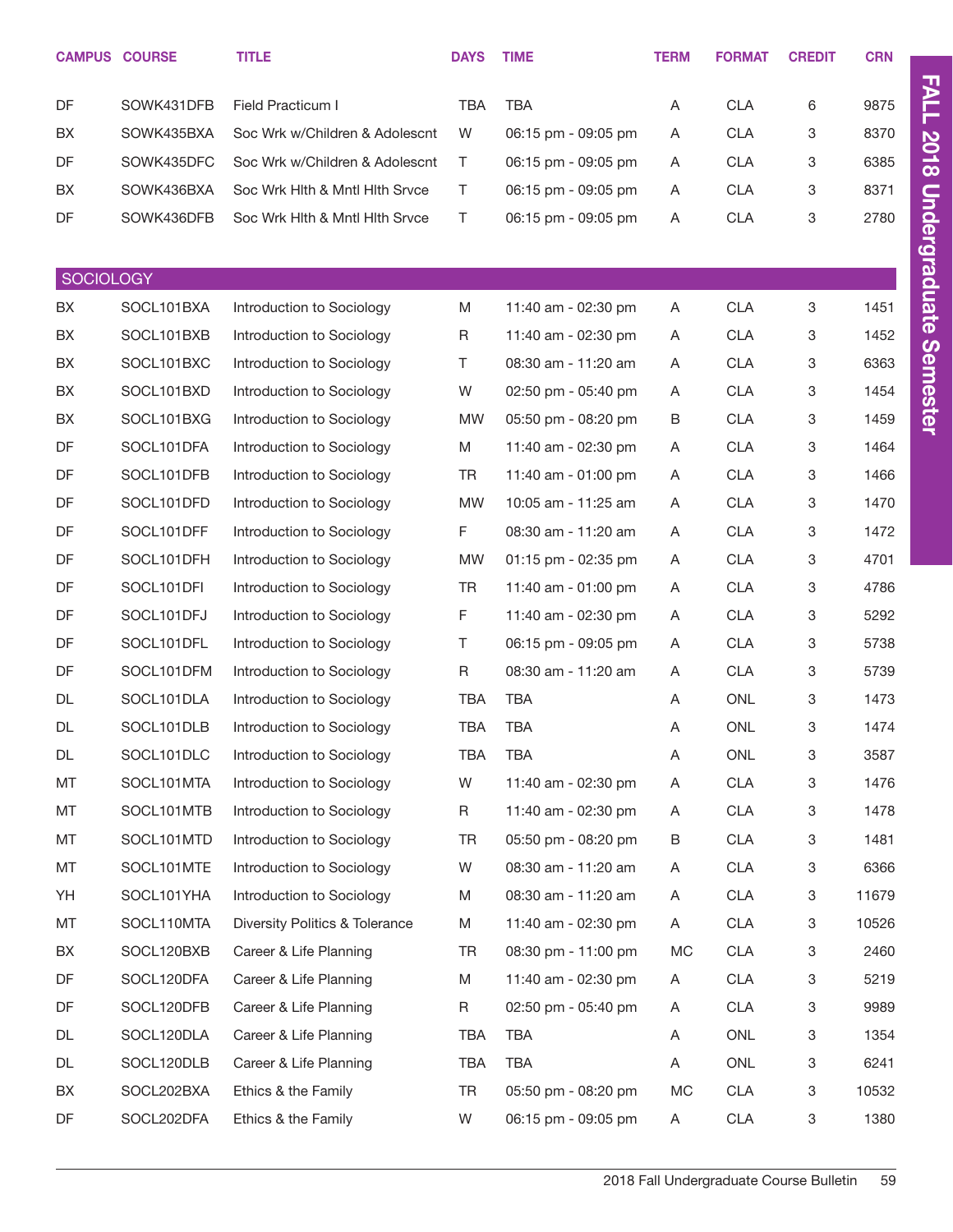| CAMPUS | COURSE | TITLE | DAYS | TIME | TERM | FORMAT | CREDIT | CRN |
|---|---|---|---|---|---|---|---|---|
| DF | SOWK431DFB | Field Practicum I | TBA | TBA | A | CLA | 6 | 9875 |
| BX | SOWK435BXA | Soc Wrk w/Children & Adolescnt | W | 06:15 pm - 09:05 pm | A | CLA | 3 | 8370 |
| DF | SOWK435DFC | Soc Wrk w/Children & Adolescnt | T | 06:15 pm - 09:05 pm | A | CLA | 3 | 6385 |
| BX | SOWK436BXA | Soc Wrk Hlth & Mntl Hlth Srvce | T | 06:15 pm - 09:05 pm | A | CLA | 3 | 8371 |
| DF | SOWK436DFB | Soc Wrk Hlth & Mntl Hlth Srvce | T | 06:15 pm - 09:05 pm | A | CLA | 3 | 2780 |

## SOCIOLOGY

| CAMPUS | COURSE | TITLE | DAYS | TIME | TERM | FORMAT | CREDIT | CRN |
|---|---|---|---|---|---|---|---|---|
| BX | SOCL101BXA | Introduction to Sociology | M | 11:40 am - 02:30 pm | A | CLA | 3 | 1451 |
| BX | SOCL101BXB | Introduction to Sociology | R | 11:40 am - 02:30 pm | A | CLA | 3 | 1452 |
| BX | SOCL101BXC | Introduction to Sociology | T | 08:30 am - 11:20 am | A | CLA | 3 | 6363 |
| BX | SOCL101BXD | Introduction to Sociology | W | 02:50 pm - 05:40 pm | A | CLA | 3 | 1454 |
| BX | SOCL101BXG | Introduction to Sociology | MW | 05:50 pm - 08:20 pm | B | CLA | 3 | 1459 |
| DF | SOCL101DFA | Introduction to Sociology | M | 11:40 am - 02:30 pm | A | CLA | 3 | 1464 |
| DF | SOCL101DFB | Introduction to Sociology | TR | 11:40 am - 01:00 pm | A | CLA | 3 | 1466 |
| DF | SOCL101DFD | Introduction to Sociology | MW | 10:05 am - 11:25 am | A | CLA | 3 | 1470 |
| DF | SOCL101DFF | Introduction to Sociology | F | 08:30 am - 11:20 am | A | CLA | 3 | 1472 |
| DF | SOCL101DFH | Introduction to Sociology | MW | 01:15 pm - 02:35 pm | A | CLA | 3 | 4701 |
| DF | SOCL101DFI | Introduction to Sociology | TR | 11:40 am - 01:00 pm | A | CLA | 3 | 4786 |
| DF | SOCL101DFJ | Introduction to Sociology | F | 11:40 am - 02:30 pm | A | CLA | 3 | 5292 |
| DF | SOCL101DFL | Introduction to Sociology | T | 06:15 pm - 09:05 pm | A | CLA | 3 | 5738 |
| DF | SOCL101DFM | Introduction to Sociology | R | 08:30 am - 11:20 am | A | CLA | 3 | 5739 |
| DL | SOCL101DLA | Introduction to Sociology | TBA | TBA | A | ONL | 3 | 1473 |
| DL | SOCL101DLB | Introduction to Sociology | TBA | TBA | A | ONL | 3 | 1474 |
| DL | SOCL101DLC | Introduction to Sociology | TBA | TBA | A | ONL | 3 | 3587 |
| MT | SOCL101MTA | Introduction to Sociology | W | 11:40 am - 02:30 pm | A | CLA | 3 | 1476 |
| MT | SOCL101MTB | Introduction to Sociology | R | 11:40 am - 02:30 pm | A | CLA | 3 | 1478 |
| MT | SOCL101MTD | Introduction to Sociology | TR | 05:50 pm - 08:20 pm | B | CLA | 3 | 1481 |
| MT | SOCL101MTE | Introduction to Sociology | W | 08:30 am - 11:20 am | A | CLA | 3 | 6366 |
| YH | SOCL101YHA | Introduction to Sociology | M | 08:30 am - 11:20 am | A | CLA | 3 | 11679 |
| MT | SOCL110MTA | Diversity Politics & Tolerance | M | 11:40 am - 02:30 pm | A | CLA | 3 | 10526 |
| BX | SOCL120BXB | Career & Life Planning | TR | 08:30 pm - 11:00 pm | MC | CLA | 3 | 2460 |
| DF | SOCL120DFA | Career & Life Planning | M | 11:40 am - 02:30 pm | A | CLA | 3 | 5219 |
| DF | SOCL120DFB | Career & Life Planning | R | 02:50 pm - 05:40 pm | A | CLA | 3 | 9989 |
| DL | SOCL120DLA | Career & Life Planning | TBA | TBA | A | ONL | 3 | 1354 |
| DL | SOCL120DLB | Career & Life Planning | TBA | TBA | A | ONL | 3 | 6241 |
| BX | SOCL202BXA | Ethics & the Family | TR | 05:50 pm - 08:20 pm | MC | CLA | 3 | 10532 |
| DF | SOCL202DFA | Ethics & the Family | W | 06:15 pm - 09:05 pm | A | CLA | 3 | 1380 |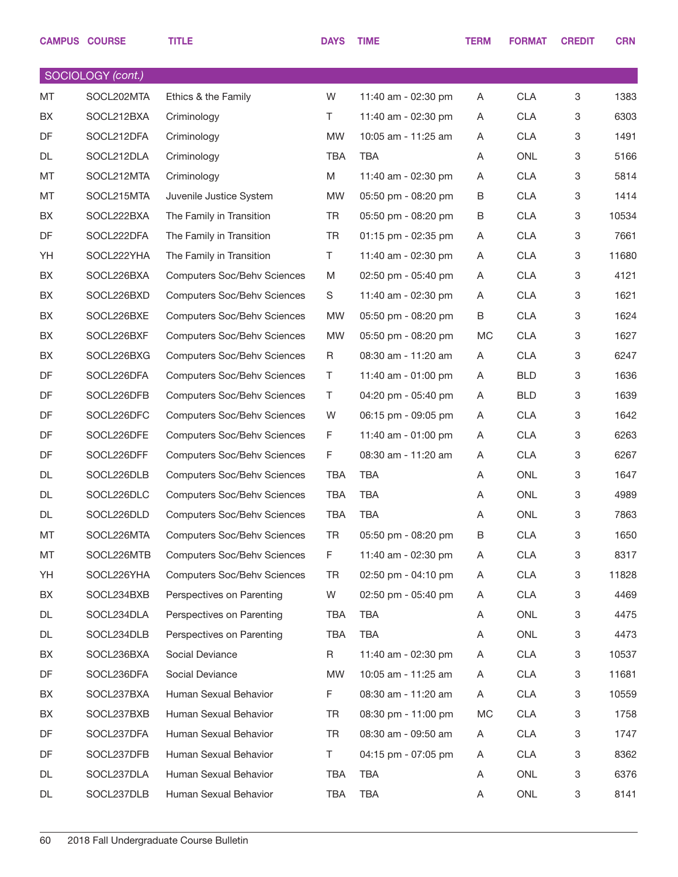| CAMPUS | COURSE | TITLE | DAYS | TIME | TERM | FORMAT | CREDIT | CRN |
|---|---|---|---|---|---|---|---|---|
| SOCIOLOGY *(cont.)* | | | | | | | | |
| MT | SOCL202MTA | Ethics & the Family | W | 11:40 am - 02:30 pm | A | CLA | 3 | 1383 |
| BX | SOCL212BXA | Criminology | T | 11:40 am - 02:30 pm | A | CLA | 3 | 6303 |
| DF | SOCL212DFA | Criminology | MW | 10:05 am - 11:25 am | A | CLA | 3 | 1491 |
| DL | SOCL212DLA | Criminology | TBA | TBA | A | ONL | 3 | 5166 |
| MT | SOCL212MTA | Criminology | M | 11:40 am - 02:30 pm | A | CLA | 3 | 5814 |
| MT | SOCL215MTA | Juvenile Justice System | MW | 05:50 pm - 08:20 pm | B | CLA | 3 | 1414 |
| BX | SOCL222BXA | The Family in Transition | TR | 05:50 pm - 08:20 pm | B | CLA | 3 | 10534 |
| DF | SOCL222DFA | The Family in Transition | TR | 01:15 pm - 02:35 pm | A | CLA | 3 | 7661 |
| YH | SOCL222YHA | The Family in Transition | T | 11:40 am - 02:30 pm | A | CLA | 3 | 11680 |
| BX | SOCL226BXA | Computers Soc/Behv Sciences | M | 02:50 pm - 05:40 pm | A | CLA | 3 | 4121 |
| BX | SOCL226BXD | Computers Soc/Behv Sciences | S | 11:40 am - 02:30 pm | A | CLA | 3 | 1621 |
| BX | SOCL226BXE | Computers Soc/Behv Sciences | MW | 05:50 pm - 08:20 pm | B | CLA | 3 | 1624 |
| BX | SOCL226BXF | Computers Soc/Behv Sciences | MW | 05:50 pm - 08:20 pm | MC | CLA | 3 | 1627 |
| BX | SOCL226BXG | Computers Soc/Behv Sciences | R | 08:30 am - 11:20 am | A | CLA | 3 | 6247 |
| DF | SOCL226DFA | Computers Soc/Behv Sciences | T | 11:40 am - 01:00 pm | A | BLD | 3 | 1636 |
| DF | SOCL226DFB | Computers Soc/Behv Sciences | T | 04:20 pm - 05:40 pm | A | BLD | 3 | 1639 |
| DF | SOCL226DFC | Computers Soc/Behv Sciences | W | 06:15 pm - 09:05 pm | A | CLA | 3 | 1642 |
| DF | SOCL226DFE | Computers Soc/Behv Sciences | F | 11:40 am - 01:00 pm | A | CLA | 3 | 6263 |
| DF | SOCL226DFF | Computers Soc/Behv Sciences | F | 08:30 am - 11:20 am | A | CLA | 3 | 6267 |
| DL | SOCL226DLB | Computers Soc/Behv Sciences | TBA | TBA | A | ONL | 3 | 1647 |
| DL | SOCL226DLC | Computers Soc/Behv Sciences | TBA | TBA | A | ONL | 3 | 4989 |
| DL | SOCL226DLD | Computers Soc/Behv Sciences | TBA | TBA | A | ONL | 3 | 7863 |
| MT | SOCL226MTA | Computers Soc/Behv Sciences | TR | 05:50 pm - 08:20 pm | B | CLA | 3 | 1650 |
| MT | SOCL226MTB | Computers Soc/Behv Sciences | F | 11:40 am - 02:30 pm | A | CLA | 3 | 8317 |
| YH | SOCL226YHA | Computers Soc/Behv Sciences | TR | 02:50 pm - 04:10 pm | A | CLA | 3 | 11828 |
| BX | SOCL234BXB | Perspectives on Parenting | W | 02:50 pm - 05:40 pm | A | CLA | 3 | 4469 |
| DL | SOCL234DLA | Perspectives on Parenting | TBA | TBA | A | ONL | 3 | 4475 |
| DL | SOCL234DLB | Perspectives on Parenting | TBA | TBA | A | ONL | 3 | 4473 |
| BX | SOCL236BXA | Social Deviance | R | 11:40 am - 02:30 pm | A | CLA | 3 | 10537 |
| DF | SOCL236DFA | Social Deviance | MW | 10:05 am - 11:25 am | A | CLA | 3 | 11681 |
| BX | SOCL237BXA | Human Sexual Behavior | F | 08:30 am - 11:20 am | A | CLA | 3 | 10559 |
| BX | SOCL237BXB | Human Sexual Behavior | TR | 08:30 pm - 11:00 pm | MC | CLA | 3 | 1758 |
| DF | SOCL237DFA | Human Sexual Behavior | TR | 08:30 am - 09:50 am | A | CLA | 3 | 1747 |
| DF | SOCL237DFB | Human Sexual Behavior | T | 04:15 pm - 07:05 pm | A | CLA | 3 | 8362 |
| DL | SOCL237DLA | Human Sexual Behavior | TBA | TBA | A | ONL | 3 | 6376 |
| DL | SOCL237DLB | Human Sexual Behavior | TBA | TBA | A | ONL | 3 | 8141 |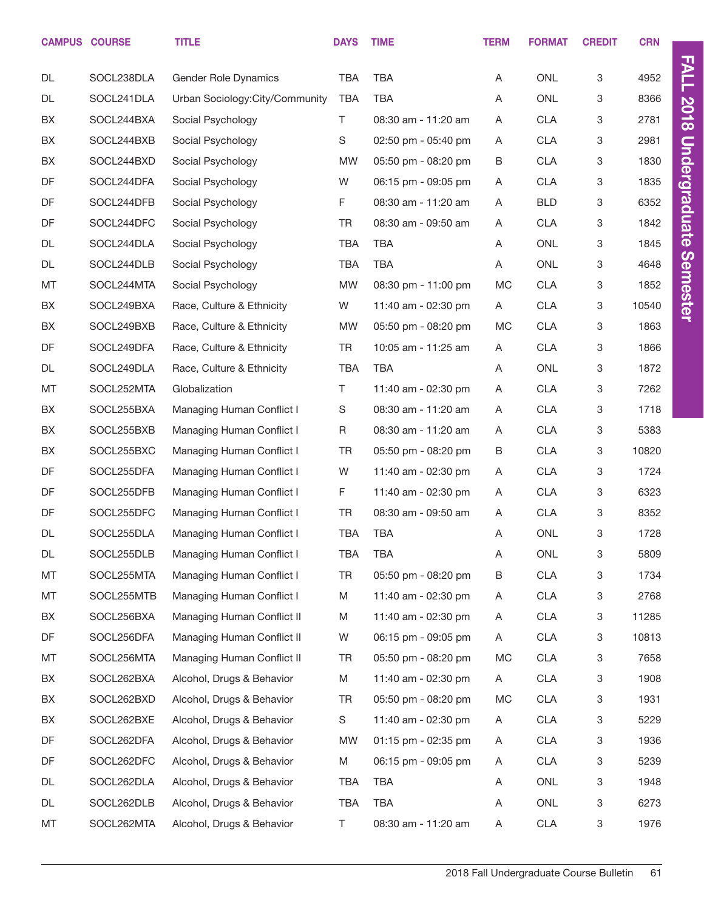| CAMPUS | COURSE | TITLE | DAYS | TIME | TERM | FORMAT | CREDIT | CRN |
|---|---|---|---|---|---|---|---|---|
| DL | SOCL238DLA | Gender Role Dynamics | TBA | TBA | A | ONL | 3 | 4952 |
| DL | SOCL241DLA | Urban Sociology:City/Community | TBA | TBA | A | ONL | 3 | 8366 |
| BX | SOCL244BXA | Social Psychology | T | 08:30 am - 11:20 am | A | CLA | 3 | 2781 |
| BX | SOCL244BXB | Social Psychology | S | 02:50 pm - 05:40 pm | A | CLA | 3 | 2981 |
| BX | SOCL244BXD | Social Psychology | MW | 05:50 pm - 08:20 pm | B | CLA | 3 | 1830 |
| DF | SOCL244DFA | Social Psychology | W | 06:15 pm - 09:05 pm | A | CLA | 3 | 1835 |
| DF | SOCL244DFB | Social Psychology | F | 08:30 am - 11:20 am | A | BLD | 3 | 6352 |
| DF | SOCL244DFC | Social Psychology | TR | 08:30 am - 09:50 am | A | CLA | 3 | 1842 |
| DL | SOCL244DLA | Social Psychology | TBA | TBA | A | ONL | 3 | 1845 |
| DL | SOCL244DLB | Social Psychology | TBA | TBA | A | ONL | 3 | 4648 |
| MT | SOCL244MTA | Social Psychology | MW | 08:30 pm - 11:00 pm | MC | CLA | 3 | 1852 |
| BX | SOCL249BXA | Race, Culture & Ethnicity | W | 11:40 am - 02:30 pm | A | CLA | 3 | 10540 |
| BX | SOCL249BXB | Race, Culture & Ethnicity | MW | 05:50 pm - 08:20 pm | MC | CLA | 3 | 1863 |
| DF | SOCL249DFA | Race, Culture & Ethnicity | TR | 10:05 am - 11:25 am | A | CLA | 3 | 1866 |
| DL | SOCL249DLA | Race, Culture & Ethnicity | TBA | TBA | A | ONL | 3 | 1872 |
| MT | SOCL252MTA | Globalization | T | 11:40 am - 02:30 pm | A | CLA | 3 | 7262 |
| BX | SOCL255BXA | Managing Human Conflict I | S | 08:30 am - 11:20 am | A | CLA | 3 | 1718 |
| BX | SOCL255BXB | Managing Human Conflict I | R | 08:30 am - 11:20 am | A | CLA | 3 | 5383 |
| BX | SOCL255BXC | Managing Human Conflict I | TR | 05:50 pm - 08:20 pm | B | CLA | 3 | 10820 |
| DF | SOCL255DFA | Managing Human Conflict I | W | 11:40 am - 02:30 pm | A | CLA | 3 | 1724 |
| DF | SOCL255DFB | Managing Human Conflict I | F | 11:40 am - 02:30 pm | A | CLA | 3 | 6323 |
| DF | SOCL255DFC | Managing Human Conflict I | TR | 08:30 am - 09:50 am | A | CLA | 3 | 8352 |
| DL | SOCL255DLA | Managing Human Conflict I | TBA | TBA | A | ONL | 3 | 1728 |
| DL | SOCL255DLB | Managing Human Conflict I | TBA | TBA | A | ONL | 3 | 5809 |
| MT | SOCL255MTA | Managing Human Conflict I | TR | 05:50 pm - 08:20 pm | B | CLA | 3 | 1734 |
| MT | SOCL255MTB | Managing Human Conflict I | M | 11:40 am - 02:30 pm | A | CLA | 3 | 2768 |
| BX | SOCL256BXA | Managing Human Conflict II | M | 11:40 am - 02:30 pm | A | CLA | 3 | 11285 |
| DF | SOCL256DFA | Managing Human Conflict II | W | 06:15 pm - 09:05 pm | A | CLA | 3 | 10813 |
| MT | SOCL256MTA | Managing Human Conflict II | TR | 05:50 pm - 08:20 pm | MC | CLA | 3 | 7658 |
| BX | SOCL262BXA | Alcohol, Drugs & Behavior | M | 11:40 am - 02:30 pm | A | CLA | 3 | 1908 |
| BX | SOCL262BXD | Alcohol, Drugs & Behavior | TR | 05:50 pm - 08:20 pm | MC | CLA | 3 | 1931 |
| BX | SOCL262BXE | Alcohol, Drugs & Behavior | S | 11:40 am - 02:30 pm | A | CLA | 3 | 5229 |
| DF | SOCL262DFA | Alcohol, Drugs & Behavior | MW | 01:15 pm - 02:35 pm | A | CLA | 3 | 1936 |
| DF | SOCL262DFC | Alcohol, Drugs & Behavior | M | 06:15 pm - 09:05 pm | A | CLA | 3 | 5239 |
| DL | SOCL262DLA | Alcohol, Drugs & Behavior | TBA | TBA | A | ONL | 3 | 1948 |
| DL | SOCL262DLB | Alcohol, Drugs & Behavior | TBA | TBA | A | ONL | 3 | 6273 |
| MT | SOCL262MTA | Alcohol, Drugs & Behavior | T | 08:30 am - 11:20 am | A | CLA | 3 | 1976 |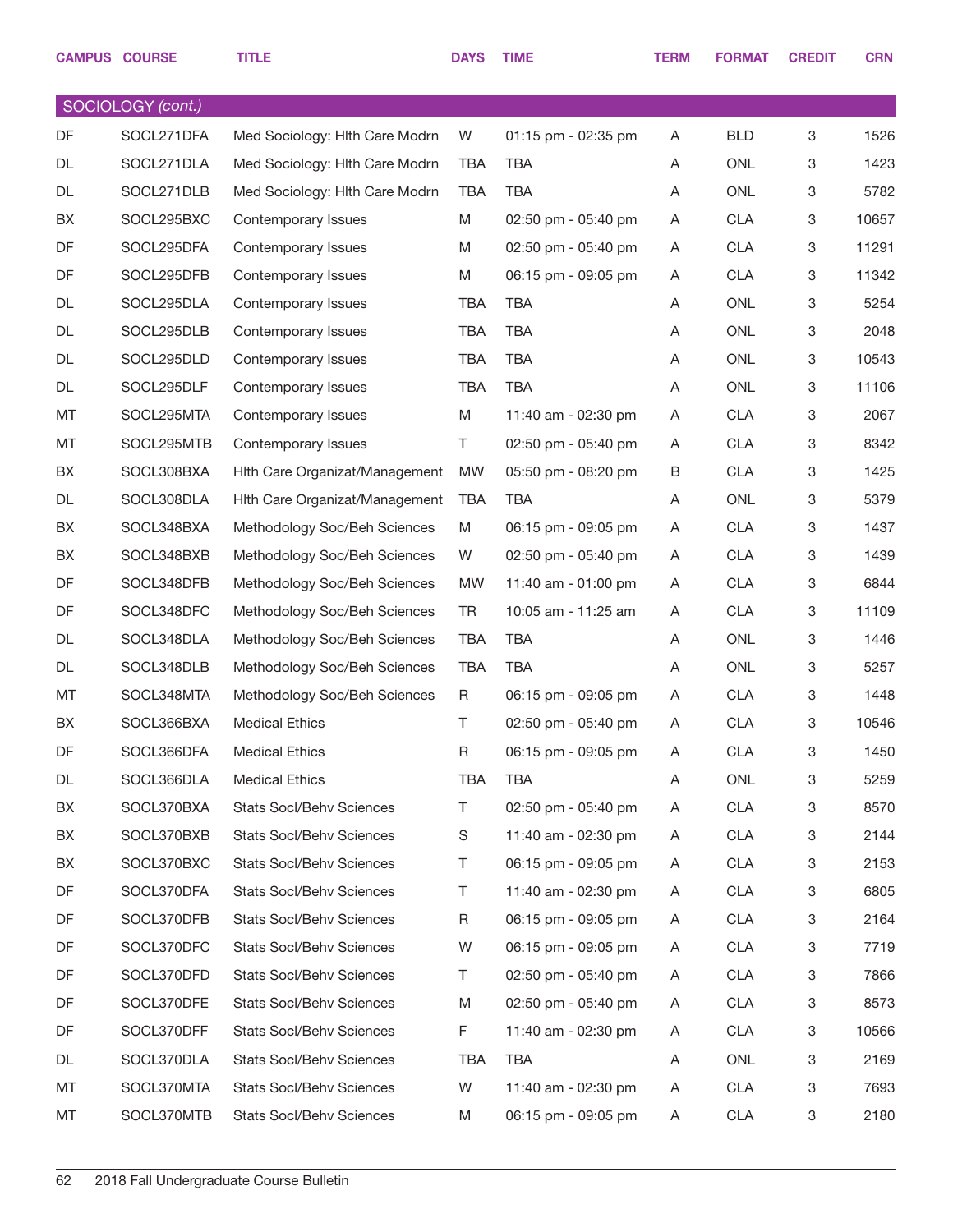| CAMPUS | COURSE | TITLE | DAYS | TIME | TERM | FORMAT | CREDIT | CRN |
|---|---|---|---|---|---|---|---|---|
| **SOCIOLOGY** *(cont.)* | | | | | | | | |
| DF | SOCL271DFA | Med Sociology: Hlth Care Modrn | W | 01:15 pm - 02:35 pm | A | BLD | 3 | 1526 |
| DL | SOCL271DLA | Med Sociology: Hlth Care Modrn | TBA | TBA | A | ONL | 3 | 1423 |
| DL | SOCL271DLB | Med Sociology: Hlth Care Modrn | TBA | TBA | A | ONL | 3 | 5782 |
| BX | SOCL295BXC | Contemporary Issues | M | 02:50 pm - 05:40 pm | A | CLA | 3 | 10657 |
| DF | SOCL295DFA | Contemporary Issues | M | 02:50 pm - 05:40 pm | A | CLA | 3 | 11291 |
| DF | SOCL295DFB | Contemporary Issues | M | 06:15 pm - 09:05 pm | A | CLA | 3 | 11342 |
| DL | SOCL295DLA | Contemporary Issues | TBA | TBA | A | ONL | 3 | 5254 |
| DL | SOCL295DLB | Contemporary Issues | TBA | TBA | A | ONL | 3 | 2048 |
| DL | SOCL295DLD | Contemporary Issues | TBA | TBA | A | ONL | 3 | 10543 |
| DL | SOCL295DLF | Contemporary Issues | TBA | TBA | A | ONL | 3 | 11106 |
| MT | SOCL295MTA | Contemporary Issues | M | 11:40 am - 02:30 pm | A | CLA | 3 | 2067 |
| MT | SOCL295MTB | Contemporary Issues | T | 02:50 pm - 05:40 pm | A | CLA | 3 | 8342 |
| BX | SOCL308BXA | Hlth Care Organizat/Management | MW | 05:50 pm - 08:20 pm | B | CLA | 3 | 1425 |
| DL | SOCL308DLA | Hlth Care Organizat/Management | TBA | TBA | A | ONL | 3 | 5379 |
| BX | SOCL348BXA | Methodology Soc/Beh Sciences | M | 06:15 pm - 09:05 pm | A | CLA | 3 | 1437 |
| BX | SOCL348BXB | Methodology Soc/Beh Sciences | W | 02:50 pm - 05:40 pm | A | CLA | 3 | 1439 |
| DF | SOCL348DFB | Methodology Soc/Beh Sciences | MW | 11:40 am - 01:00 pm | A | CLA | 3 | 6844 |
| DF | SOCL348DFC | Methodology Soc/Beh Sciences | TR | 10:05 am - 11:25 am | A | CLA | 3 | 11109 |
| DL | SOCL348DLA | Methodology Soc/Beh Sciences | TBA | TBA | A | ONL | 3 | 1446 |
| DL | SOCL348DLB | Methodology Soc/Beh Sciences | TBA | TBA | A | ONL | 3 | 5257 |
| MT | SOCL348MTA | Methodology Soc/Beh Sciences | R | 06:15 pm - 09:05 pm | A | CLA | 3 | 1448 |
| BX | SOCL366BXA | Medical Ethics | T | 02:50 pm - 05:40 pm | A | CLA | 3 | 10546 |
| DF | SOCL366DFA | Medical Ethics | R | 06:15 pm - 09:05 pm | A | CLA | 3 | 1450 |
| DL | SOCL366DLA | Medical Ethics | TBA | TBA | A | ONL | 3 | 5259 |
| BX | SOCL370BXA | Stats Socl/Behv Sciences | T | 02:50 pm - 05:40 pm | A | CLA | 3 | 8570 |
| BX | SOCL370BXB | Stats Socl/Behv Sciences | S | 11:40 am - 02:30 pm | A | CLA | 3 | 2144 |
| BX | SOCL370BXC | Stats Socl/Behv Sciences | T | 06:15 pm - 09:05 pm | A | CLA | 3 | 2153 |
| DF | SOCL370DFA | Stats Socl/Behv Sciences | T | 11:40 am - 02:30 pm | A | CLA | 3 | 6805 |
| DF | SOCL370DFB | Stats Socl/Behv Sciences | R | 06:15 pm - 09:05 pm | A | CLA | 3 | 2164 |
| DF | SOCL370DFC | Stats Socl/Behv Sciences | W | 06:15 pm - 09:05 pm | A | CLA | 3 | 7719 |
| DF | SOCL370DFD | Stats Socl/Behv Sciences | T | 02:50 pm - 05:40 pm | A | CLA | 3 | 7866 |
| DF | SOCL370DFE | Stats Socl/Behv Sciences | M | 02:50 pm - 05:40 pm | A | CLA | 3 | 8573 |
| DF | SOCL370DFF | Stats Socl/Behv Sciences | F | 11:40 am - 02:30 pm | A | CLA | 3 | 10566 |
| DL | SOCL370DLA | Stats Socl/Behv Sciences | TBA | TBA | A | ONL | 3 | 2169 |
| MT | SOCL370MTA | Stats Socl/Behv Sciences | W | 11:40 am - 02:30 pm | A | CLA | 3 | 7693 |
| MT | SOCL370MTB | Stats Socl/Behv Sciences | M | 06:15 pm - 09:05 pm | A | CLA | 3 | 2180 |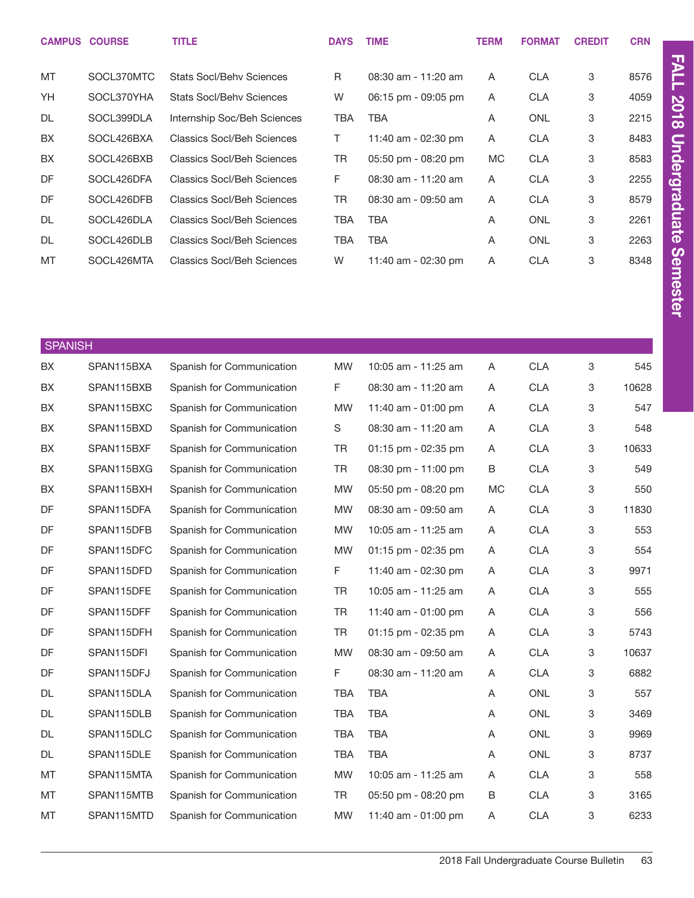| CAMPUS | COURSE | TITLE | DAYS | TIME | TERM | FORMAT | CREDIT | CRN |
|---|---|---|---|---|---|---|---|---|
| MT | SOCL370MTC | Stats Socl/Behv Sciences | R | 08:30 am - 11:20 am | A | CLA | 3 | 8576 |
| YH | SOCL370YHA | Stats Socl/Behv Sciences | W | 06:15 pm - 09:05 pm | A | CLA | 3 | 4059 |
| DL | SOCL399DLA | Internship Soc/Beh Sciences | TBA | TBA | A | ONL | 3 | 2215 |
| BX | SOCL426BXA | Classics Socl/Beh Sciences | T | 11:40 am - 02:30 pm | A | CLA | 3 | 8483 |
| BX | SOCL426BXB | Classics Socl/Beh Sciences | TR | 05:50 pm - 08:20 pm | MC | CLA | 3 | 8583 |
| DF | SOCL426DFA | Classics Socl/Beh Sciences | F | 08:30 am - 11:20 am | A | CLA | 3 | 2255 |
| DF | SOCL426DFB | Classics Socl/Beh Sciences | TR | 08:30 am - 09:50 am | A | CLA | 3 | 8579 |
| DL | SOCL426DLA | Classics Socl/Beh Sciences | TBA | TBA | A | ONL | 3 | 2261 |
| DL | SOCL426DLB | Classics Socl/Beh Sciences | TBA | TBA | A | ONL | 3 | 2263 |
| MT | SOCL426MTA | Classics Socl/Beh Sciences | W | 11:40 am - 02:30 pm | A | CLA | 3 | 8348 |

## SPANISH

| CAMPUS | COURSE | TITLE | DAYS | TIME | TERM | FORMAT | CREDIT | CRN |
|---|---|---|---|---|---|---|---|---|
| BX | SPAN115BXA | Spanish for Communication | MW | 10:05 am - 11:25 am | A | CLA | 3 | 545 |
| BX | SPAN115BXB | Spanish for Communication | F | 08:30 am - 11:20 am | A | CLA | 3 | 10628 |
| BX | SPAN115BXC | Spanish for Communication | MW | 11:40 am - 01:00 pm | A | CLA | 3 | 547 |
| BX | SPAN115BXD | Spanish for Communication | S | 08:30 am - 11:20 am | A | CLA | 3 | 548 |
| BX | SPAN115BXF | Spanish for Communication | TR | 01:15 pm - 02:35 pm | A | CLA | 3 | 10633 |
| BX | SPAN115BXG | Spanish for Communication | TR | 08:30 pm - 11:00 pm | B | CLA | 3 | 549 |
| BX | SPAN115BXH | Spanish for Communication | MW | 05:50 pm - 08:20 pm | MC | CLA | 3 | 550 |
| DF | SPAN115DFA | Spanish for Communication | MW | 08:30 am - 09:50 am | A | CLA | 3 | 11830 |
| DF | SPAN115DFB | Spanish for Communication | MW | 10:05 am - 11:25 am | A | CLA | 3 | 553 |
| DF | SPAN115DFC | Spanish for Communication | MW | 01:15 pm - 02:35 pm | A | CLA | 3 | 554 |
| DF | SPAN115DFD | Spanish for Communication | F | 11:40 am - 02:30 pm | A | CLA | 3 | 9971 |
| DF | SPAN115DFE | Spanish for Communication | TR | 10:05 am - 11:25 am | A | CLA | 3 | 555 |
| DF | SPAN115DFF | Spanish for Communication | TR | 11:40 am - 01:00 pm | A | CLA | 3 | 556 |
| DF | SPAN115DFH | Spanish for Communication | TR | 01:15 pm - 02:35 pm | A | CLA | 3 | 5743 |
| DF | SPAN115DFI | Spanish for Communication | MW | 08:30 am - 09:50 am | A | CLA | 3 | 10637 |
| DF | SPAN115DFJ | Spanish for Communication | F | 08:30 am - 11:20 am | A | CLA | 3 | 6882 |
| DL | SPAN115DLA | Spanish for Communication | TBA | TBA | A | ONL | 3 | 557 |
| DL | SPAN115DLB | Spanish for Communication | TBA | TBA | A | ONL | 3 | 3469 |
| DL | SPAN115DLC | Spanish for Communication | TBA | TBA | A | ONL | 3 | 9969 |
| DL | SPAN115DLE | Spanish for Communication | TBA | TBA | A | ONL | 3 | 8737 |
| MT | SPAN115MTA | Spanish for Communication | MW | 10:05 am - 11:25 am | A | CLA | 3 | 558 |
| MT | SPAN115MTB | Spanish for Communication | TR | 05:50 pm - 08:20 pm | B | CLA | 3 | 3165 |
| MT | SPAN115MTD | Spanish for Communication | MW | 11:40 am - 01:00 pm | A | CLA | 3 | 6233 |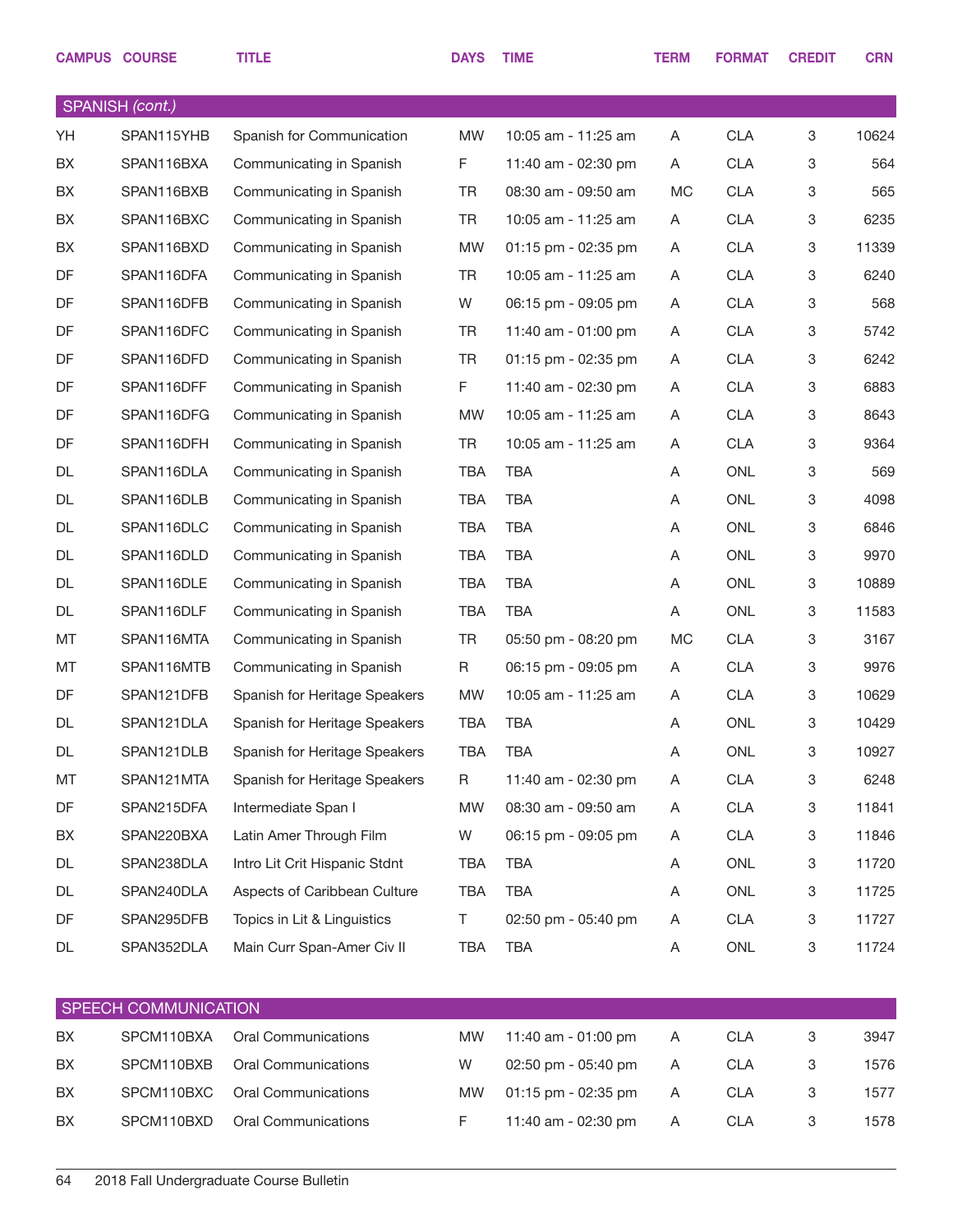| CAMPUS | COURSE | TITLE | DAYS | TIME | TERM | FORMAT | CREDIT | CRN |
|---|---|---|---|---|---|---|---|---|
| **SPANISH *(cont.)*** | | | | | | | | |
| YH | SPAN115YHB | Spanish for Communication | MW | 10:05 am - 11:25 am | A | CLA | 3 | 10624 |
| BX | SPAN116BXA | Communicating in Spanish | F | 11:40 am - 02:30 pm | A | CLA | 3 | 564 |
| BX | SPAN116BXB | Communicating in Spanish | TR | 08:30 am - 09:50 am | MC | CLA | 3 | 565 |
| BX | SPAN116BXC | Communicating in Spanish | TR | 10:05 am - 11:25 am | A | CLA | 3 | 6235 |
| BX | SPAN116BXD | Communicating in Spanish | MW | 01:15 pm - 02:35 pm | A | CLA | 3 | 11339 |
| DF | SPAN116DFA | Communicating in Spanish | TR | 10:05 am - 11:25 am | A | CLA | 3 | 6240 |
| DF | SPAN116DFB | Communicating in Spanish | W | 06:15 pm - 09:05 pm | A | CLA | 3 | 568 |
| DF | SPAN116DFC | Communicating in Spanish | TR | 11:40 am - 01:00 pm | A | CLA | 3 | 5742 |
| DF | SPAN116DFD | Communicating in Spanish | TR | 01:15 pm - 02:35 pm | A | CLA | 3 | 6242 |
| DF | SPAN116DFF | Communicating in Spanish | F | 11:40 am - 02:30 pm | A | CLA | 3 | 6883 |
| DF | SPAN116DFG | Communicating in Spanish | MW | 10:05 am - 11:25 am | A | CLA | 3 | 8643 |
| DF | SPAN116DFH | Communicating in Spanish | TR | 10:05 am - 11:25 am | A | CLA | 3 | 9364 |
| DL | SPAN116DLA | Communicating in Spanish | TBA | TBA | A | ONL | 3 | 569 |
| DL | SPAN116DLB | Communicating in Spanish | TBA | TBA | A | ONL | 3 | 4098 |
| DL | SPAN116DLC | Communicating in Spanish | TBA | TBA | A | ONL | 3 | 6846 |
| DL | SPAN116DLD | Communicating in Spanish | TBA | TBA | A | ONL | 3 | 9970 |
| DL | SPAN116DLE | Communicating in Spanish | TBA | TBA | A | ONL | 3 | 10889 |
| DL | SPAN116DLF | Communicating in Spanish | TBA | TBA | A | ONL | 3 | 11583 |
| MT | SPAN116MTA | Communicating in Spanish | TR | 05:50 pm - 08:20 pm | MC | CLA | 3 | 3167 |
| MT | SPAN116MTB | Communicating in Spanish | R | 06:15 pm - 09:05 pm | A | CLA | 3 | 9976 |
| DF | SPAN121DFB | Spanish for Heritage Speakers | MW | 10:05 am - 11:25 am | A | CLA | 3 | 10629 |
| DL | SPAN121DLA | Spanish for Heritage Speakers | TBA | TBA | A | ONL | 3 | 10429 |
| DL | SPAN121DLB | Spanish for Heritage Speakers | TBA | TBA | A | ONL | 3 | 10927 |
| MT | SPAN121MTA | Spanish for Heritage Speakers | R | 11:40 am - 02:30 pm | A | CLA | 3 | 6248 |
| DF | SPAN215DFA | Intermediate Span I | MW | 08:30 am - 09:50 am | A | CLA | 3 | 11841 |
| BX | SPAN220BXA | Latin Amer Through Film | W | 06:15 pm - 09:05 pm | A | CLA | 3 | 11846 |
| DL | SPAN238DLA | Intro Lit Crit Hispanic Stdnt | TBA | TBA | A | ONL | 3 | 11720 |
| DL | SPAN240DLA | Aspects of Caribbean Culture | TBA | TBA | A | ONL | 3 | 11725 |
| DF | SPAN295DFB | Topics in Lit & Linguistics | T | 02:50 pm - 05:40 pm | A | CLA | 3 | 11727 |
| DL | SPAN352DLA | Main Curr Span-Amer Civ II | TBA | TBA | A | ONL | 3 | 11724 |
| **SPEECH COMMUNICATION** | | | | | | | | |
| BX | SPCM110BXA | Oral Communications | MW | 11:40 am - 01:00 pm | A | CLA | 3 | 3947 |
| BX | SPCM110BXB | Oral Communications | W | 02:50 pm - 05:40 pm | A | CLA | 3 | 1576 |
| BX | SPCM110BXC | Oral Communications | MW | 01:15 pm - 02:35 pm | A | CLA | 3 | 1577 |
| BX | SPCM110BXD | Oral Communications | F | 11:40 am - 02:30 pm | A | CLA | 3 | 1578 |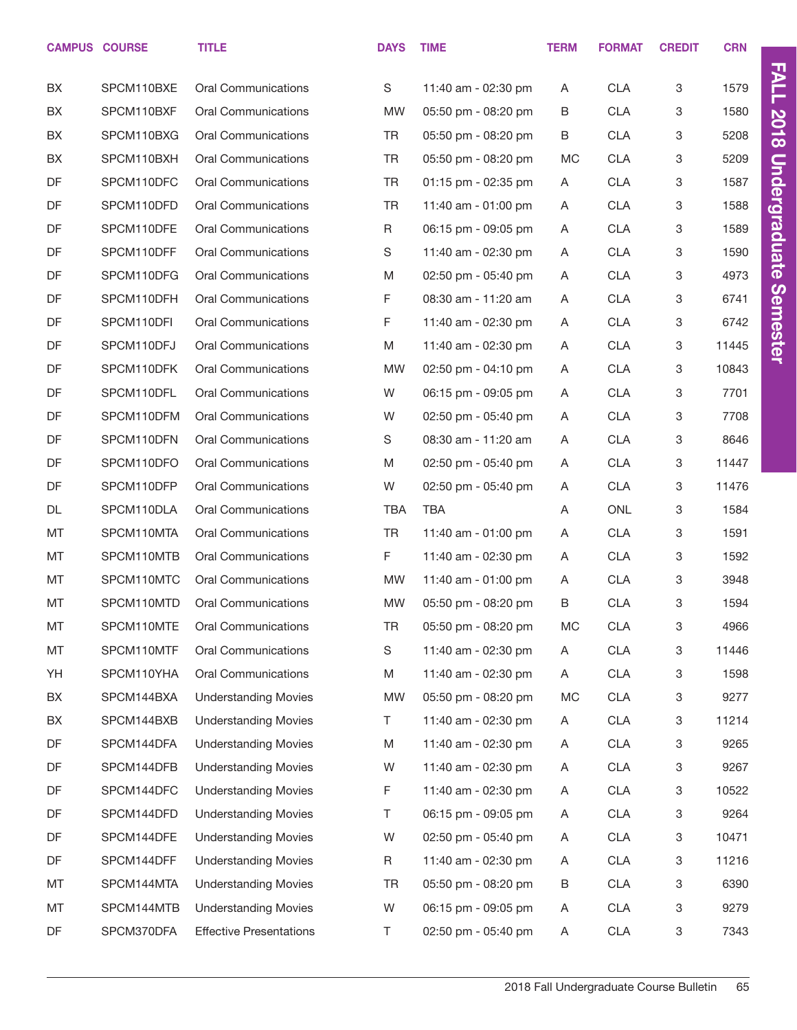| CAMPUS | COURSE | TITLE | DAYS | TIME | TERM | FORMAT | CREDIT | CRN |
|---|---|---|---|---|---|---|---|---|
| BX | SPCM110BXE | Oral Communications | S | 11:40 am - 02:30 pm | A | CLA | 3 | 1579 |
| BX | SPCM110BXF | Oral Communications | MW | 05:50 pm - 08:20 pm | B | CLA | 3 | 1580 |
| BX | SPCM110BXG | Oral Communications | TR | 05:50 pm - 08:20 pm | B | CLA | 3 | 5208 |
| BX | SPCM110BXH | Oral Communications | TR | 05:50 pm - 08:20 pm | MC | CLA | 3 | 5209 |
| DF | SPCM110DFC | Oral Communications | TR | 01:15 pm - 02:35 pm | A | CLA | 3 | 1587 |
| DF | SPCM110DFD | Oral Communications | TR | 11:40 am - 01:00 pm | A | CLA | 3 | 1588 |
| DF | SPCM110DFE | Oral Communications | R | 06:15 pm - 09:05 pm | A | CLA | 3 | 1589 |
| DF | SPCM110DFF | Oral Communications | S | 11:40 am - 02:30 pm | A | CLA | 3 | 1590 |
| DF | SPCM110DFG | Oral Communications | M | 02:50 pm - 05:40 pm | A | CLA | 3 | 4973 |
| DF | SPCM110DFH | Oral Communications | F | 08:30 am - 11:20 am | A | CLA | 3 | 6741 |
| DF | SPCM110DFI | Oral Communications | F | 11:40 am - 02:30 pm | A | CLA | 3 | 6742 |
| DF | SPCM110DFJ | Oral Communications | M | 11:40 am - 02:30 pm | A | CLA | 3 | 11445 |
| DF | SPCM110DFK | Oral Communications | MW | 02:50 pm - 04:10 pm | A | CLA | 3 | 10843 |
| DF | SPCM110DFL | Oral Communications | W | 06:15 pm - 09:05 pm | A | CLA | 3 | 7701 |
| DF | SPCM110DFM | Oral Communications | W | 02:50 pm - 05:40 pm | A | CLA | 3 | 7708 |
| DF | SPCM110DFN | Oral Communications | S | 08:30 am - 11:20 am | A | CLA | 3 | 8646 |
| DF | SPCM110DFO | Oral Communications | M | 02:50 pm - 05:40 pm | A | CLA | 3 | 11447 |
| DF | SPCM110DFP | Oral Communications | W | 02:50 pm - 05:40 pm | A | CLA | 3 | 11476 |
| DL | SPCM110DLA | Oral Communications | TBA | TBA | A | ONL | 3 | 1584 |
| MT | SPCM110MTA | Oral Communications | TR | 11:40 am - 01:00 pm | A | CLA | 3 | 1591 |
| MT | SPCM110MTB | Oral Communications | F | 11:40 am - 02:30 pm | A | CLA | 3 | 1592 |
| MT | SPCM110MTC | Oral Communications | MW | 11:40 am - 01:00 pm | A | CLA | 3 | 3948 |
| MT | SPCM110MTD | Oral Communications | MW | 05:50 pm - 08:20 pm | B | CLA | 3 | 1594 |
| MT | SPCM110MTE | Oral Communications | TR | 05:50 pm - 08:20 pm | MC | CLA | 3 | 4966 |
| MT | SPCM110MTF | Oral Communications | S | 11:40 am - 02:30 pm | A | CLA | 3 | 11446 |
| YH | SPCM110YHA | Oral Communications | M | 11:40 am - 02:30 pm | A | CLA | 3 | 1598 |
| BX | SPCM144BXA | Understanding Movies | MW | 05:50 pm - 08:20 pm | MC | CLA | 3 | 9277 |
| BX | SPCM144BXB | Understanding Movies | T | 11:40 am - 02:30 pm | A | CLA | 3 | 11214 |
| DF | SPCM144DFA | Understanding Movies | M | 11:40 am - 02:30 pm | A | CLA | 3 | 9265 |
| DF | SPCM144DFB | Understanding Movies | W | 11:40 am - 02:30 pm | A | CLA | 3 | 9267 |
| DF | SPCM144DFC | Understanding Movies | F | 11:40 am - 02:30 pm | A | CLA | 3 | 10522 |
| DF | SPCM144DFD | Understanding Movies | T | 06:15 pm - 09:05 pm | A | CLA | 3 | 9264 |
| DF | SPCM144DFE | Understanding Movies | W | 02:50 pm - 05:40 pm | A | CLA | 3 | 10471 |
| DF | SPCM144DFF | Understanding Movies | R | 11:40 am - 02:30 pm | A | CLA | 3 | 11216 |
| MT | SPCM144MTA | Understanding Movies | TR | 05:50 pm - 08:20 pm | B | CLA | 3 | 6390 |
| MT | SPCM144MTB | Understanding Movies | W | 06:15 pm - 09:05 pm | A | CLA | 3 | 9279 |
| DF | SPCM370DFA | Effective Presentations | T | 02:50 pm - 05:40 pm | A | CLA | 3 | 7343 |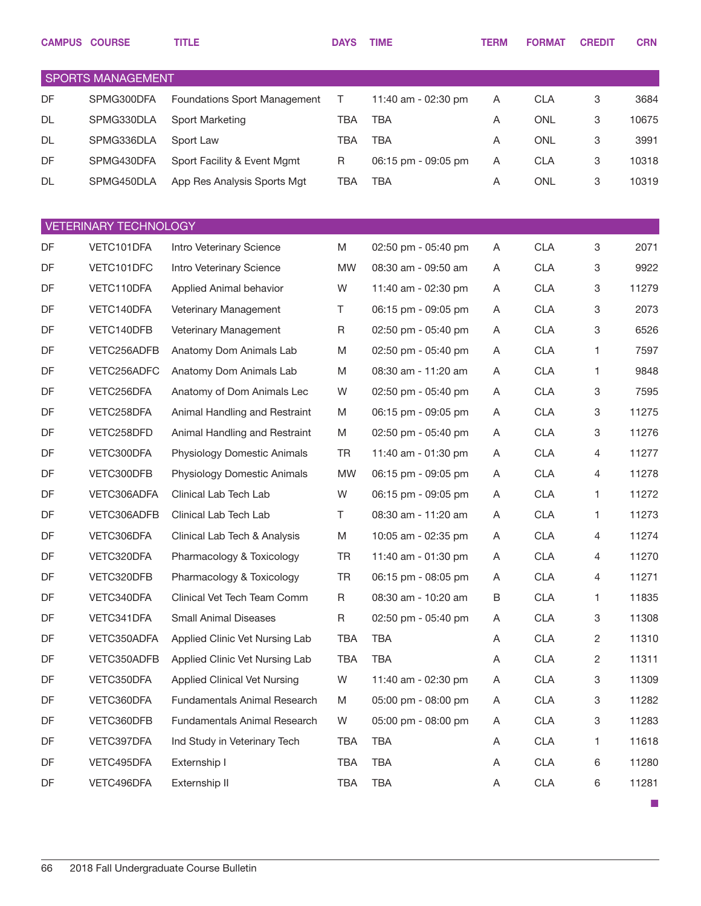| CAMPUS | COURSE | TITLE | DAYS | TIME | TERM | FORMAT | CREDIT | CRN |
|---|---|---|---|---|---|---|---|---|
| **SPORTS MANAGEMENT** | | | | | | | | |
| DF | SPMG300DFA | Foundations Sport Management | T | 11:40 am - 02:30 pm | A | CLA | 3 | 3684 |
| DL | SPMG330DLA | Sport Marketing | TBA | TBA | A | ONL | 3 | 10675 |
| DL | SPMG336DLA | Sport Law | TBA | TBA | A | ONL | 3 | 3991 |
| DF | SPMG430DFA | Sport Facility & Event Mgmt | R | 06:15 pm - 09:05 pm | A | CLA | 3 | 10318 |
| DL | SPMG450DLA | App Res Analysis Sports Mgt | TBA | TBA | A | ONL | 3 | 10319 |
| **VETERINARY TECHNOLOGY** | | | | | | | | |
| DF | VETC101DFA | Intro Veterinary Science | M | 02:50 pm - 05:40 pm | A | CLA | 3 | 2071 |
| DF | VETC101DFC | Intro Veterinary Science | MW | 08:30 am - 09:50 am | A | CLA | 3 | 9922 |
| DF | VETC110DFA | Applied Animal behavior | W | 11:40 am - 02:30 pm | A | CLA | 3 | 11279 |
| DF | VETC140DFA | Veterinary Management | T | 06:15 pm - 09:05 pm | A | CLA | 3 | 2073 |
| DF | VETC140DFB | Veterinary Management | R | 02:50 pm - 05:40 pm | A | CLA | 3 | 6526 |
| DF | VETC256ADFB | Anatomy Dom Animals Lab | M | 02:50 pm - 05:40 pm | A | CLA | 1 | 7597 |
| DF | VETC256ADFC | Anatomy Dom Animals Lab | M | 08:30 am - 11:20 am | A | CLA | 1 | 9848 |
| DF | VETC256DFA | Anatomy of Dom Animals Lec | W | 02:50 pm - 05:40 pm | A | CLA | 3 | 7595 |
| DF | VETC258DFA | Animal Handling and Restraint | M | 06:15 pm - 09:05 pm | A | CLA | 3 | 11275 |
| DF | VETC258DFD | Animal Handling and Restraint | M | 02:50 pm - 05:40 pm | A | CLA | 3 | 11276 |
| DF | VETC300DFA | Physiology Domestic Animals | TR | 11:40 am - 01:30 pm | A | CLA | 4 | 11277 |
| DF | VETC300DFB | Physiology Domestic Animals | MW | 06:15 pm - 09:05 pm | A | CLA | 4 | 11278 |
| DF | VETC306ADFA | Clinical Lab Tech Lab | W | 06:15 pm - 09:05 pm | A | CLA | 1 | 11272 |
| DF | VETC306ADFB | Clinical Lab Tech Lab | T | 08:30 am - 11:20 am | A | CLA | 1 | 11273 |
| DF | VETC306DFA | Clinical Lab Tech & Analysis | M | 10:05 am - 02:35 pm | A | CLA | 4 | 11274 |
| DF | VETC320DFA | Pharmacology & Toxicology | TR | 11:40 am - 01:30 pm | A | CLA | 4 | 11270 |
| DF | VETC320DFB | Pharmacology & Toxicology | TR | 06:15 pm - 08:05 pm | A | CLA | 4 | 11271 |
| DF | VETC340DFA | Clinical Vet Tech Team Comm | R | 08:30 am - 10:20 am | B | CLA | 1 | 11835 |
| DF | VETC341DFA | Small Animal Diseases | R | 02:50 pm - 05:40 pm | A | CLA | 3 | 11308 |
| DF | VETC350ADFA | Applied Clinic Vet Nursing Lab | TBA | TBA | A | CLA | 2 | 11310 |
| DF | VETC350ADFB | Applied Clinic Vet Nursing Lab | TBA | TBA | A | CLA | 2 | 11311 |
| DF | VETC350DFA | Applied Clinical Vet Nursing | W | 11:40 am - 02:30 pm | A | CLA | 3 | 11309 |
| DF | VETC360DFA | Fundamentals Animal Research | M | 05:00 pm - 08:00 pm | A | CLA | 3 | 11282 |
| DF | VETC360DFB | Fundamentals Animal Research | W | 05:00 pm - 08:00 pm | A | CLA | 3 | 11283 |
| DF | VETC397DFA | Ind Study in Veterinary Tech | TBA | TBA | A | CLA | 1 | 11618 |
| DF | VETC495DFA | Externship I | TBA | TBA | A | CLA | 6 | 11280 |
| DF | VETC496DFA | Externship II | TBA | TBA | A | CLA | 6 | 11281 |